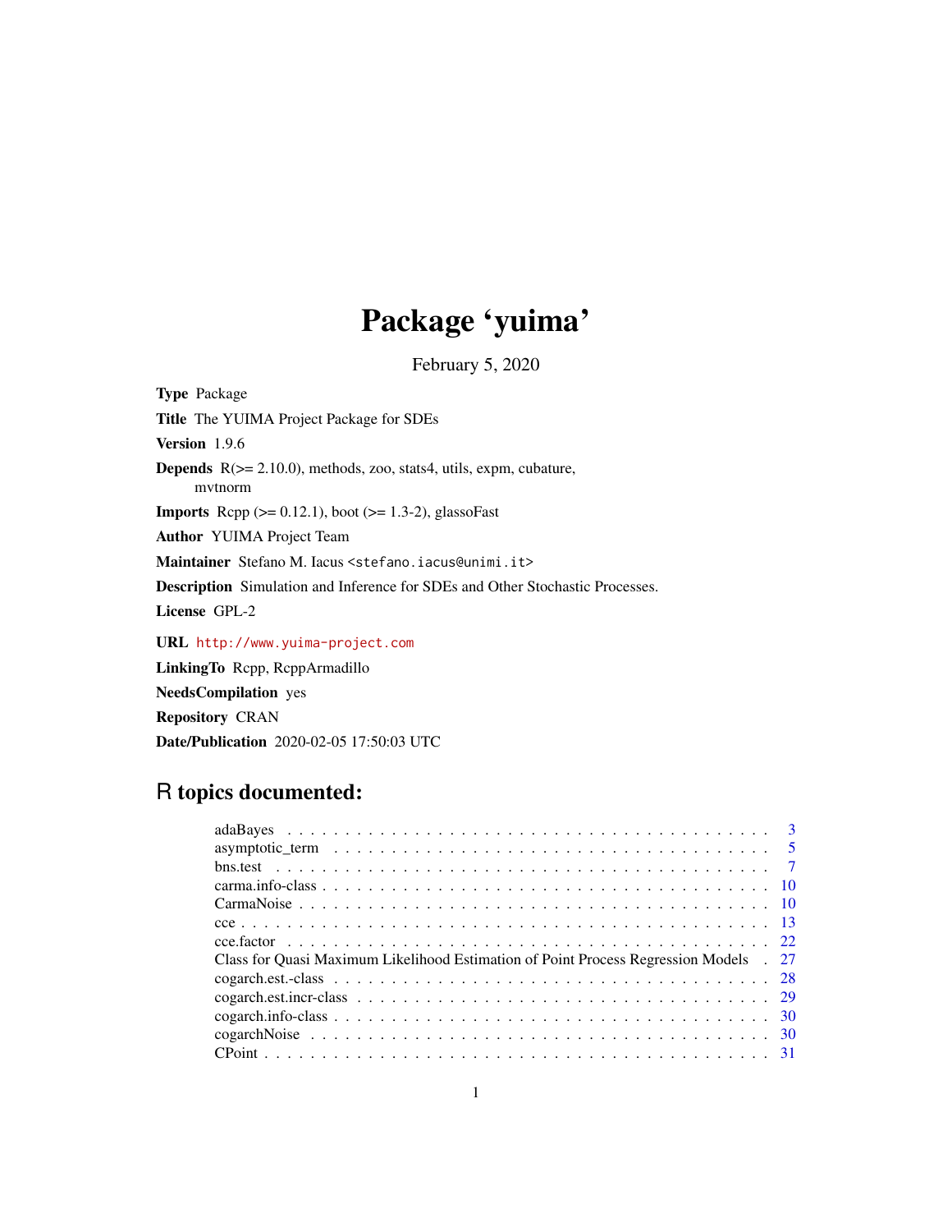# Package 'yuima'

February 5, 2020

**Type** Package

**Title** The YUIMA Project Package for SDEs

**Version** 1.9.6

**Depends** R(>= 2.10.0), methods, zoo, stats4, utils, expm, cubature, mvtnorm

**Imports** Rcpp (>= 0.12.1), boot (>= 1.3-2), glassoFast

**Author** YUIMA Project Team

**Maintainer** Stefano M. Iacus <stefano.iacus@unimi.it>

**Description** Simulation and Inference for SDEs and Other Stochastic Processes.

**License** GPL-2

**URL** http://www.yuima-project.com

**LinkingTo** Rcpp, RcppArmadillo

**NeedsCompilation** yes

**Repository** CRAN

**Date/Publication** 2020-02-05 17:50:03 UTC

## R topics documented:

| | |
|---|---|
| adaBayes | 3 |
| asymptotic_term | 5 |
| bns.test | 7 |
| carma.info-class | 10 |
| CarmaNoise | 10 |
| cce | 13 |
| cce.factor | 22 |
| Class for Quasi Maximum Likelihood Estimation of Point Process Regression Models | 27 |
| cogarch.est.-class | 28 |
| cogarch.est.incr-class | 29 |
| cogarch.info-class | 30 |
| cogarchNoise | 30 |
| CPoint | 31 |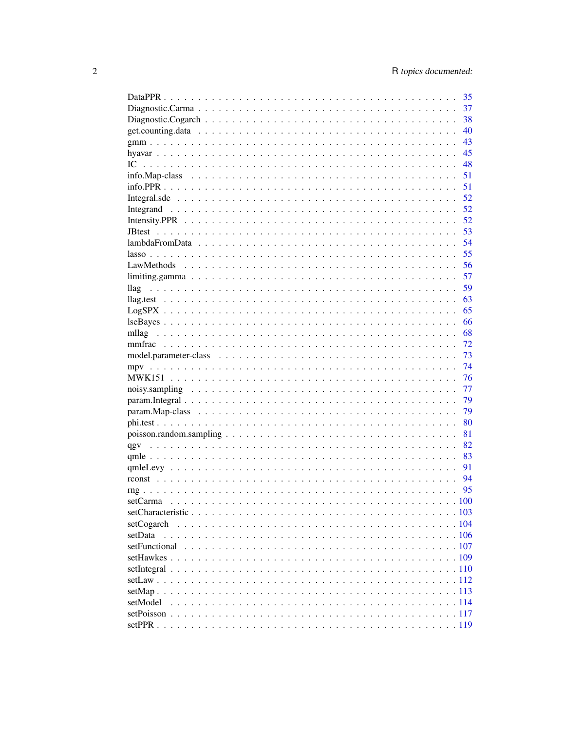| | |
|---|---|
| DataPPR | 35 |
| Diagnostic.Carma | 37 |
| Diagnostic.Cogarch | 38 |
| get.counting.data | 40 |
| gmm | 43 |
| hyavar | 45 |
| IC | 48 |
| info.Map-class | 51 |
| info.PPR | 51 |
| Integral.sde | 52 |
| Integrand | 52 |
| Intensity.PPR | 52 |
| JBtest | 53 |
| lambdaFromData | 54 |
| lasso | 55 |
| LawMethods | 56 |
| limiting.gamma | 57 |
| llag | 59 |
| llag.test | 63 |
| LogSPX | 65 |
| lseBayes | 66 |
| mllag | 68 |
| mmfrac | 72 |
| model.parameter-class | 73 |
| mpv | 74 |
| MWK151 | 76 |
| noisy.sampling | 77 |
| param.Integral | 79 |
| param.Map-class | 79 |
| phi.test | 80 |
| poisson.random.sampling | 81 |
| qgv | 82 |
| qmle | 83 |
| qmleLevy | 91 |
| rconst | 94 |
| rng | 95 |
| setCarma | 100 |
| setCharacteristic | 103 |
| setCogarch | 104 |
| setData | 106 |
| setFunctional | 107 |
| setHawkes | 109 |
| setIntegral | 110 |
| setLaw | 112 |
| setMap | 113 |
| setModel | 114 |
| setPoisson | 117 |
| setPPR | 119 |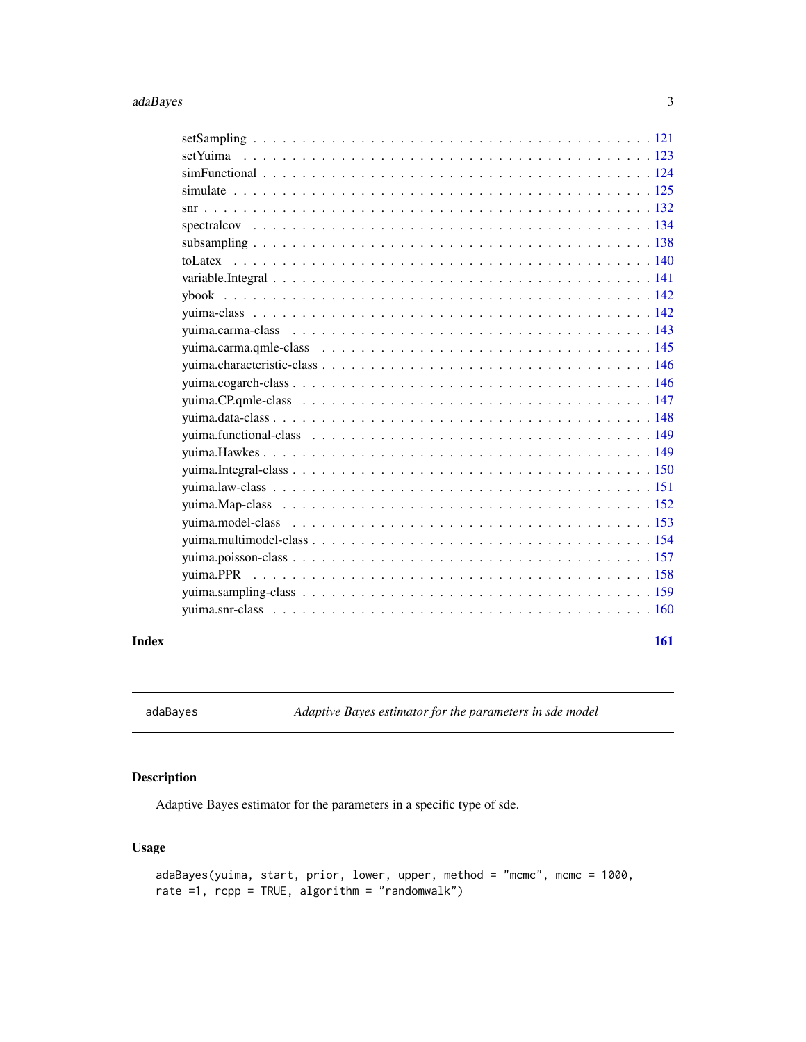setSampling . . . . . . . . . . . . . . . . . . . . . . . . . . . . . . . . . . . . . . . . . 121
setYuima . . . . . . . . . . . . . . . . . . . . . . . . . . . . . . . . . . . . . . . . . . . 123
simFunctional . . . . . . . . . . . . . . . . . . . . . . . . . . . . . . . . . . . . . . . . 124
simulate . . . . . . . . . . . . . . . . . . . . . . . . . . . . . . . . . . . . . . . . . . . 125
snr . . . . . . . . . . . . . . . . . . . . . . . . . . . . . . . . . . . . . . . . . . . . . . 132
spectralcov . . . . . . . . . . . . . . . . . . . . . . . . . . . . . . . . . . . . . . . . . 134
subsampling . . . . . . . . . . . . . . . . . . . . . . . . . . . . . . . . . . . . . . . . . 138
toLatex . . . . . . . . . . . . . . . . . . . . . . . . . . . . . . . . . . . . . . . . . . . . 140
variable.Integral . . . . . . . . . . . . . . . . . . . . . . . . . . . . . . . . . . . . . . 141
ybook . . . . . . . . . . . . . . . . . . . . . . . . . . . . . . . . . . . . . . . . . . . . . 142
yuima-class . . . . . . . . . . . . . . . . . . . . . . . . . . . . . . . . . . . . . . . . . 142
yuima.carma-class . . . . . . . . . . . . . . . . . . . . . . . . . . . . . . . . . . . . . 143
yuima.carma.qmle-class . . . . . . . . . . . . . . . . . . . . . . . . . . . . . . . . . 145
yuima.characteristic-class . . . . . . . . . . . . . . . . . . . . . . . . . . . . . . . 146
yuima.cogarch-class . . . . . . . . . . . . . . . . . . . . . . . . . . . . . . . . . . . 146
yuima.CP.qmle-class . . . . . . . . . . . . . . . . . . . . . . . . . . . . . . . . . . . 147
yuima.data-class . . . . . . . . . . . . . . . . . . . . . . . . . . . . . . . . . . . . . 148
yuima.functional-class . . . . . . . . . . . . . . . . . . . . . . . . . . . . . . . . . 149
yuima.Hawkes . . . . . . . . . . . . . . . . . . . . . . . . . . . . . . . . . . . . . . . . 149
yuima.Integral-class . . . . . . . . . . . . . . . . . . . . . . . . . . . . . . . . . . . 150
yuima.law-class . . . . . . . . . . . . . . . . . . . . . . . . . . . . . . . . . . . . . . 151
yuima.Map-class . . . . . . . . . . . . . . . . . . . . . . . . . . . . . . . . . . . . . . 152
yuima.model-class . . . . . . . . . . . . . . . . . . . . . . . . . . . . . . . . . . . . . 153
yuima.multimodel-class . . . . . . . . . . . . . . . . . . . . . . . . . . . . . . . . . 154
yuima.poisson-class . . . . . . . . . . . . . . . . . . . . . . . . . . . . . . . . . . . . 157
yuima.PPR . . . . . . . . . . . . . . . . . . . . . . . . . . . . . . . . . . . . . . . . . . 158
yuima.sampling-class . . . . . . . . . . . . . . . . . . . . . . . . . . . . . . . . . . . 159
yuima.snr-class . . . . . . . . . . . . . . . . . . . . . . . . . . . . . . . . . . . . . . 160

**Index** **161**

---

`adaBayes` *Adaptive Bayes estimator for the parameters in sde model*

---

## Description

Adaptive Bayes estimator for the parameters in a specific type of sde.

## Usage

```
adaBayes(yuima, start, prior, lower, upper, method = "mcmc", mcmc = 1000,
rate =1, rcpp = TRUE, algorithm = "randomwalk")
```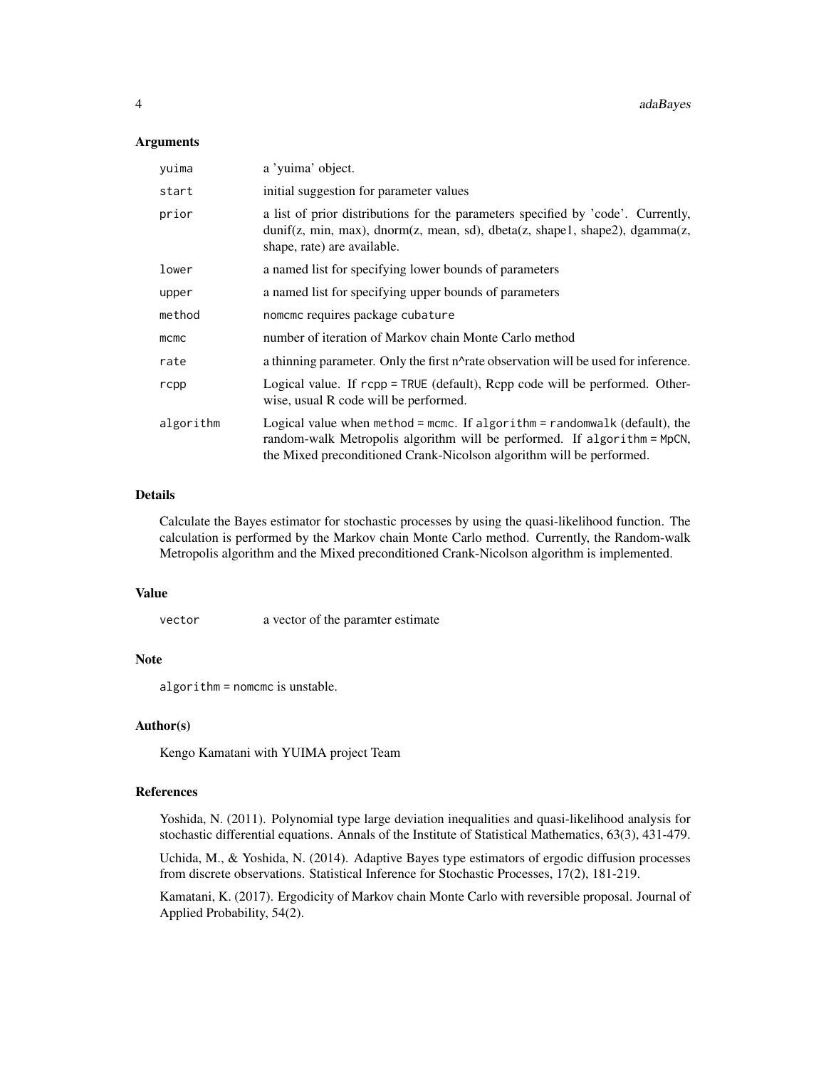### Arguments

| | |
|---|---|
| `yuima` | a 'yuima' object. |
| `start` | initial suggestion for parameter values |
| `prior` | a list of prior distributions for the parameters specified by 'code'. Currently, dunif(z, min, max), dnorm(z, mean, sd), dbeta(z, shape1, shape2), dgamma(z, shape, rate) are available. |
| `lower` | a named list for specifying lower bounds of parameters |
| `upper` | a named list for specifying upper bounds of parameters |
| `method` | `nomcmc` requires package `cubature` |
| `mcmc` | number of iteration of Markov chain Monte Carlo method |
| `rate` | a thinning parameter. Only the first n^rate observation will be used for inference. |
| `rcpp` | Logical value. If `rcpp = TRUE` (default), Rcpp code will be performed. Otherwise, usual R code will be performed. |
| `algorithm` | Logical value when `method = mcmc`. If `algorithm = randomwalk` (default), the random-walk Metropolis algorithm will be performed. If `algorithm = MpCN`, the Mixed preconditioned Crank-Nicolson algorithm will be performed. |

### Details

Calculate the Bayes estimator for stochastic processes by using the quasi-likelihood function. The calculation is performed by the Markov chain Monte Carlo method. Currently, the Random-walk Metropolis algorithm and the Mixed preconditioned Crank-Nicolson algorithm is implemented.

### Value

| | |
|---|---|
| `vector` | a vector of the paramter estimate |

### Note

`algorithm = nomcmc` is unstable.

### Author(s)

Kengo Kamatani with YUIMA project Team

### References

Yoshida, N. (2011). Polynomial type large deviation inequalities and quasi-likelihood analysis for stochastic differential equations. Annals of the Institute of Statistical Mathematics, 63(3), 431-479.

Uchida, M., & Yoshida, N. (2014). Adaptive Bayes type estimators of ergodic diffusion processes from discrete observations. Statistical Inference for Stochastic Processes, 17(2), 181-219.

Kamatani, K. (2017). Ergodicity of Markov chain Monte Carlo with reversible proposal. Journal of Applied Probability, 54(2).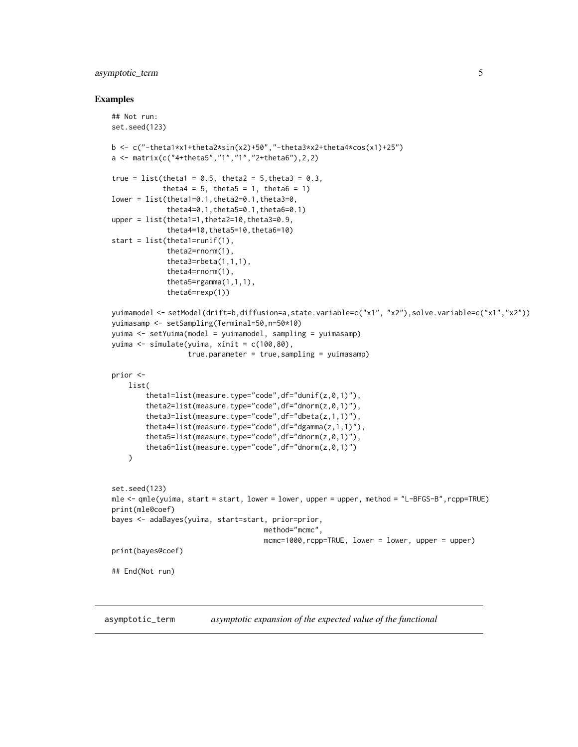## Examples

```
## Not run:
set.seed(123)

b <- c("-theta1*x1+theta2*sin(x2)+50","-theta3*x2+theta4*cos(x1)+25")
a <- matrix(c("4+theta5","1","1","2+theta6"),2,2)

true = list(theta1 = 0.5, theta2 = 5,theta3 = 0.3,
            theta4 = 5, theta5 = 1, theta6 = 1)
lower = list(theta1=0.1,theta2=0.1,theta3=0,
             theta4=0.1,theta5=0.1,theta6=0.1)
upper = list(theta1=1,theta2=10,theta3=0.9,
             theta4=10,theta5=10,theta6=10)
start = list(theta1=runif(1),
             theta2=rnorm(1),
             theta3=rbeta(1,1,1),
             theta4=rnorm(1),
             theta5=rgamma(1,1,1),
             theta6=rexp(1))

yuimamodel <- setModel(drift=b,diffusion=a,state.variable=c("x1", "x2"),solve.variable=c("x1","x2"))
yuimasamp <- setSampling(Terminal=50,n=50*10)
yuima <- setYuima(model = yuimamodel, sampling = yuimasamp)
yuima <- simulate(yuima, xinit = c(100,80),
                  true.parameter = true,sampling = yuimasamp)

prior <-
    list(
        theta1=list(measure.type="code",df="dunif(z,0,1)"),
        theta2=list(measure.type="code",df="dnorm(z,0,1)"),
        theta3=list(measure.type="code",df="dbeta(z,1,1)"),
        theta4=list(measure.type="code",df="dgamma(z,1,1)"),
        theta5=list(measure.type="code",df="dnorm(z,0,1)"),
        theta6=list(measure.type="code",df="dnorm(z,0,1)")
    )


set.seed(123)
mle <- qmle(yuima, start = start, lower = lower, upper = upper, method = "L-BFGS-B",rcpp=TRUE)
print(mle@coef)
bayes <- adaBayes(yuima, start=start, prior=prior,
                                    method="mcmc",
                                    mcmc=1000,rcpp=TRUE, lower = lower, upper = upper)
print(bayes@coef)

## End(Not run)
```

---

`asymptotic_term` *asymptotic expansion of the expected value of the functional*

---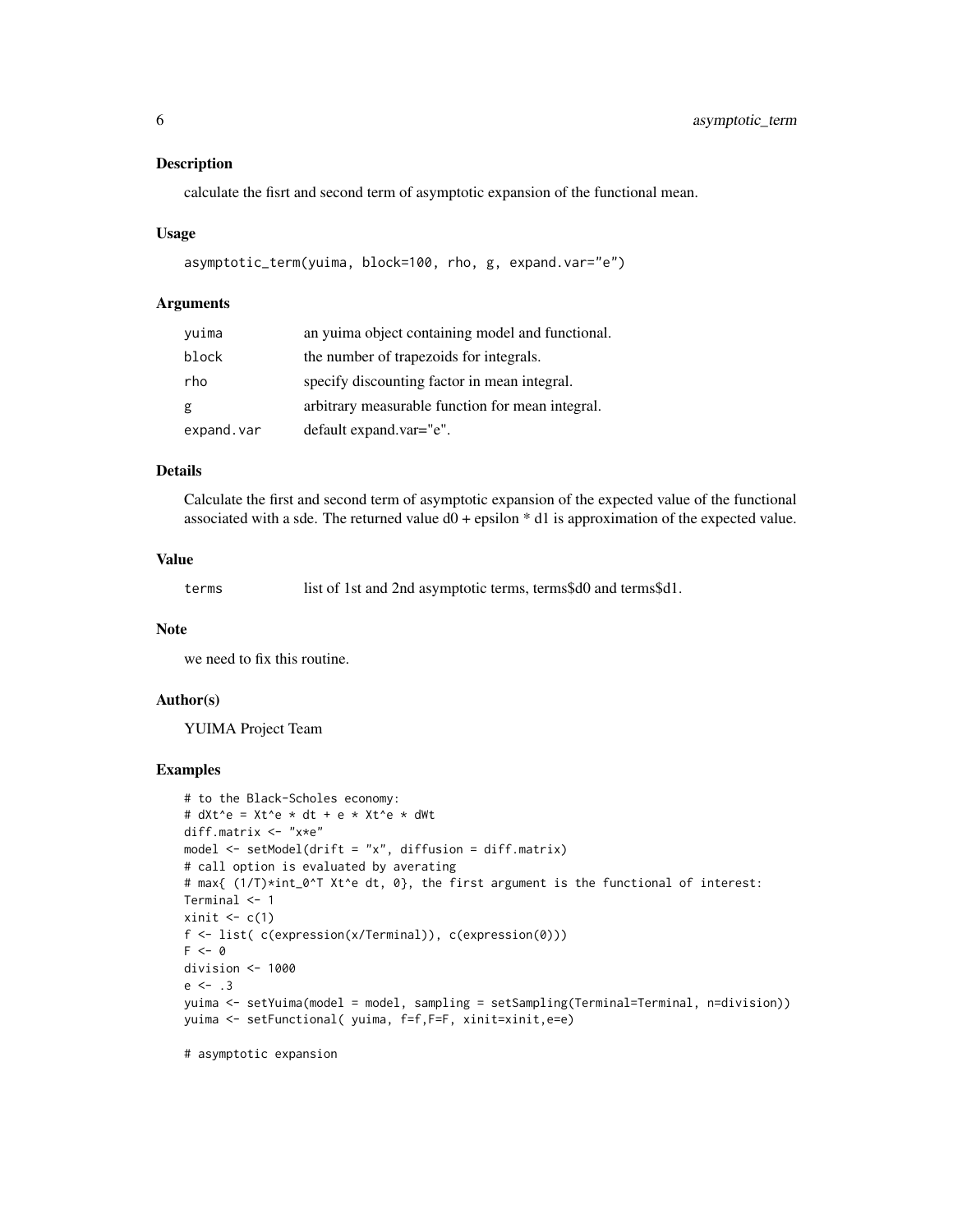## Description

calculate the fisrt and second term of asymptotic expansion of the functional mean.

## Usage

```
asymptotic_term(yuima, block=100, rho, g, expand.var="e")
```

## Arguments

| | |
|---|---|
| yuima | an yuima object containing model and functional. |
| block | the number of trapezoids for integrals. |
| rho | specify discounting factor in mean integral. |
| g | arbitrary measurable function for mean integral. |
| expand.var | default expand.var="e". |

## Details

Calculate the first and second term of asymptotic expansion of the expected value of the functional associated with a sde. The returned value d0 + epsilon * d1 is approximation of the expected value.

## Value

| | |
|---|---|
| terms | list of 1st and 2nd asymptotic terms, terms$d0 and terms$d1. |

## Note

we need to fix this routine.

## Author(s)

YUIMA Project Team

## Examples

```
# to the Black-Scholes economy:
# dXt^e = Xt^e * dt + e * Xt^e * dWt
diff.matrix <- "x*e"
model <- setModel(drift = "x", diffusion = diff.matrix)
# call option is evaluated by averating
# max{ (1/T)*int_0^T Xt^e dt, 0}, the first argument is the functional of interest:
Terminal <- 1
xinit <- c(1)
f <- list( c(expression(x/Terminal)), c(expression(0)))
F <- 0
division <- 1000
e <- .3
yuima <- setYuima(model = model, sampling = setSampling(Terminal=Terminal, n=division))
yuima <- setFunctional( yuima, f=f,F=F, xinit=xinit,e=e)

# asymptotic expansion
```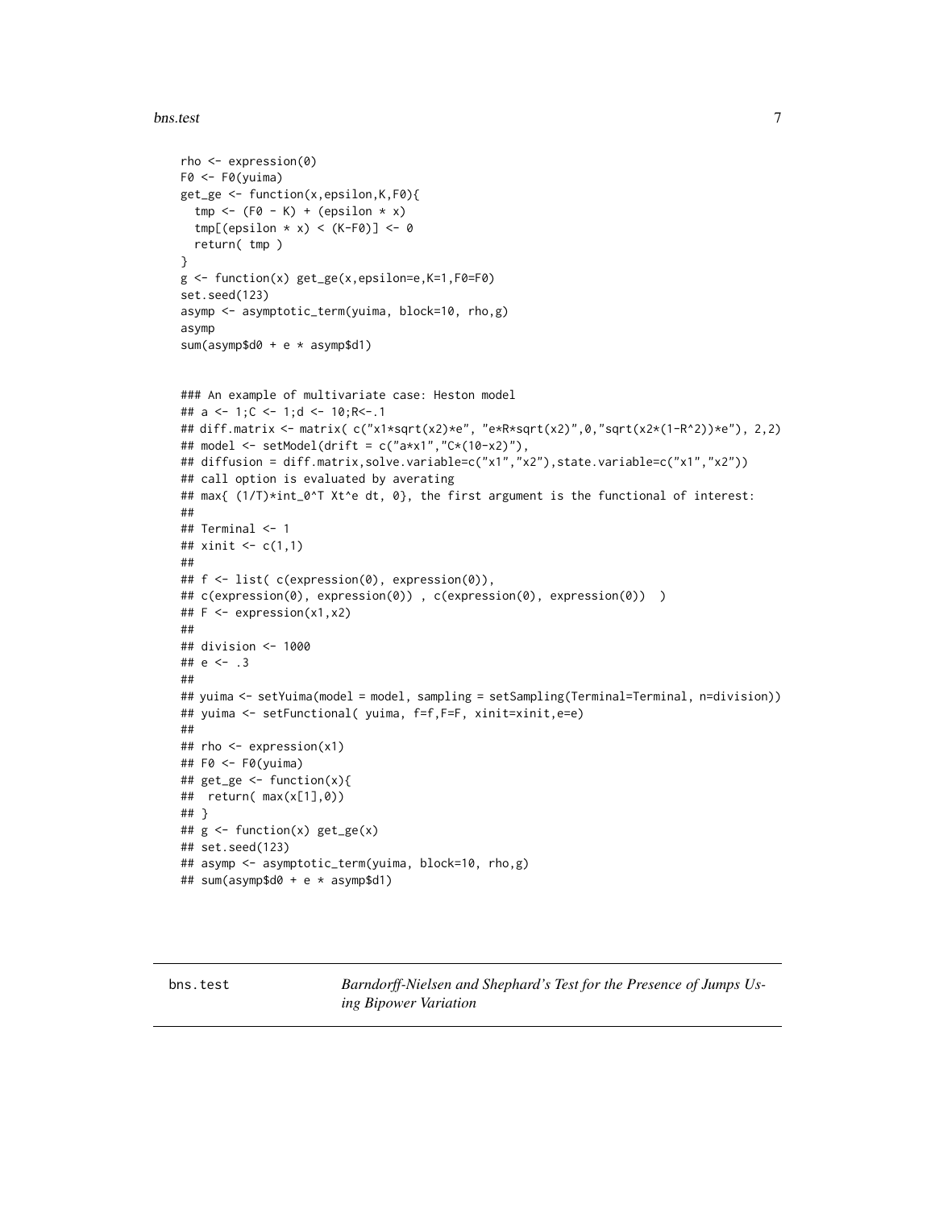```
rho <- expression(0)
F0 <- F0(yuima)
get_ge <- function(x,epsilon,K,F0){
  tmp <- (F0 - K) + (epsilon * x)
  tmp[(epsilon * x) < (K-F0)] <- 0
  return( tmp )
}
g <- function(x) get_ge(x,epsilon=e,K=1,F0=F0)
set.seed(123)
asymp <- asymptotic_term(yuima, block=10, rho,g)
asymp
sum(asymp$d0 + e * asymp$d1)


### An example of multivariate case: Heston model
## a <- 1;C <- 1;d <- 10;R<-.1
## diff.matrix <- matrix( c("x1*sqrt(x2)*e", "e*R*sqrt(x2)",0,"sqrt(x2*(1-R^2))*e"), 2,2)
## model <- setModel(drift = c("a*x1","C*(10-x2)"),
## diffusion = diff.matrix,solve.variable=c("x1","x2"),state.variable=c("x1","x2"))
## call option is evaluated by averating
## max{ (1/T)*int_0^T Xt^e dt, 0}, the first argument is the functional of interest:
##
## Terminal <- 1
## xinit <- c(1,1)
##
## f <- list( c(expression(0), expression(0)),
## c(expression(0), expression(0)) , c(expression(0), expression(0))  )
## F <- expression(x1,x2)
##
## division <- 1000
## e <- .3
##
## yuima <- setYuima(model = model, sampling = setSampling(Terminal=Terminal, n=division))
## yuima <- setFunctional( yuima, f=f,F=F, xinit=xinit,e=e)
##
## rho <- expression(x1)
## F0 <- F0(yuima)
## get_ge <- function(x){
##  return( max(x[1],0))
## }
## g <- function(x) get_ge(x)
## set.seed(123)
## asymp <- asymptotic_term(yuima, block=10, rho,g)
## sum(asymp$d0 + e * asymp$d1)
```

---

bns.test *Barndorff-Nielsen and Shephard's Test for the Presence of Jumps Using Bipower Variation*

---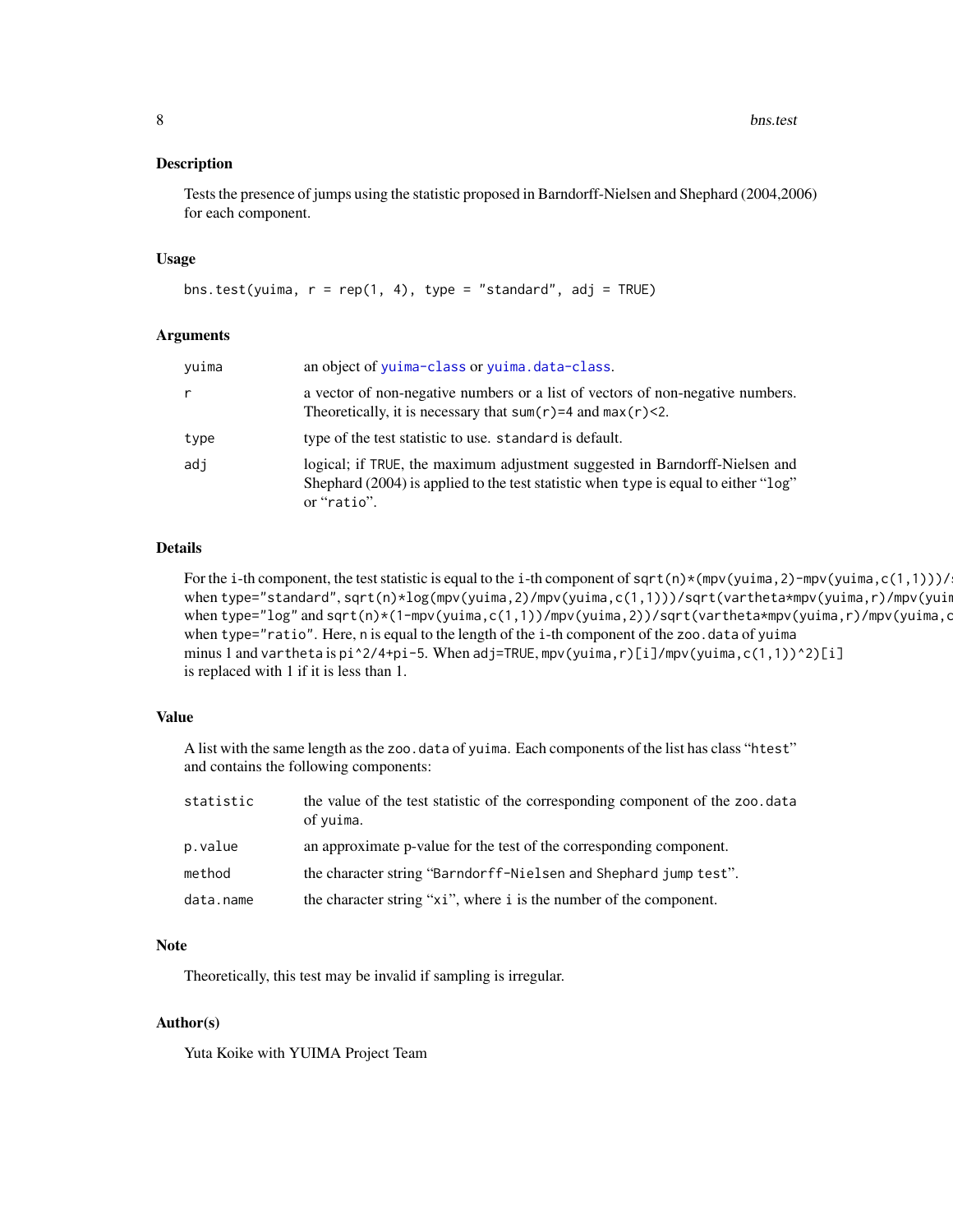### Description

Tests the presence of jumps using the statistic proposed in Barndorff-Nielsen and Shephard (2004,2006) for each component.

### Usage

```
bns.test(yuima, r = rep(1, 4), type = "standard", adj = TRUE)
```

### Arguments

| | |
|---|---|
| yuima | an object of yuima-class or yuima.data-class. |
| r | a vector of non-negative numbers or a list of vectors of non-negative numbers. Theoretically, it is necessary that sum(r)=4 and max(r)<2. |
| type | type of the test statistic to use. standard is default. |
| adj | logical; if TRUE, the maximum adjustment suggested in Barndorff-Nielsen and Shephard (2004) is applied to the test statistic when type is equal to either "log" or "ratio". |

### Details

For the i-th component, the test statistic is equal to the i-th component of sqrt(n)*(mpv(yuima,2)-mpv(yuima,c(1,1)))/s when type="standard", sqrt(n)*log(mpv(yuima,2)/mpv(yuima,c(1,1)))/sqrt(vartheta*mpv(yuima,r)/mpv(yuim when type="log" and sqrt(n)*(1-mpv(yuima,c(1,1))/mpv(yuima,2))/sqrt(vartheta*mpv(yuima,r)/mpv(yuima,c when type="ratio". Here, n is equal to the length of the i-th component of the zoo.data of yuima minus 1 and vartheta is pi^2/4+pi-5. When adj=TRUE, mpv(yuima,r)[i]/mpv(yuima,c(1,1))^2)[i] is replaced with 1 if it is less than 1.

### Value

A list with the same length as the zoo.data of yuima. Each components of the list has class "htest" and contains the following components:

| | |
|---|---|
| statistic | the value of the test statistic of the corresponding component of the zoo.data of yuima. |
| p.value | an approximate p-value for the test of the corresponding component. |
| method | the character string "Barndorff-Nielsen and Shephard jump test". |
| data.name | the character string "xi", where i is the number of the component. |

### Note

Theoretically, this test may be invalid if sampling is irregular.

### Author(s)

Yuta Koike with YUIMA Project Team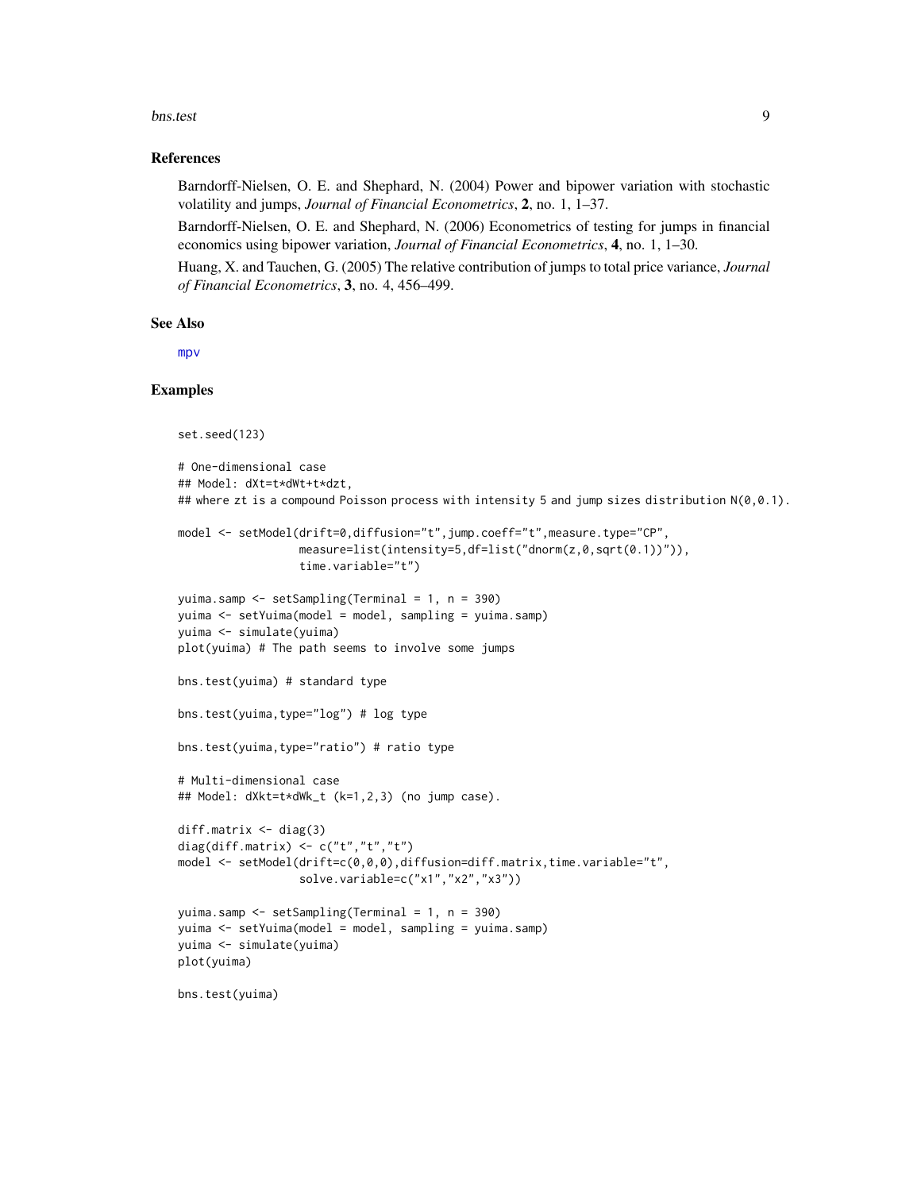### References

Barndorff-Nielsen, O. E. and Shephard, N. (2004) Power and bipower variation with stochastic volatility and jumps, *Journal of Financial Econometrics*, **2**, no. 1, 1–37.

Barndorff-Nielsen, O. E. and Shephard, N. (2006) Econometrics of testing for jumps in financial economics using bipower variation, *Journal of Financial Econometrics*, **4**, no. 1, 1–30.

Huang, X. and Tauchen, G. (2005) The relative contribution of jumps to total price variance, *Journal of Financial Econometrics*, **3**, no. 4, 456–499.

### See Also

mpv

### Examples

```
set.seed(123)

# One-dimensional case
## Model: dXt=t*dWt+t*dzt,
## where zt is a compound Poisson process with intensity 5 and jump sizes distribution N(0,0.1).

model <- setModel(drift=0,diffusion="t",jump.coeff="t",measure.type="CP",
                  measure=list(intensity=5,df=list("dnorm(z,0,sqrt(0.1))")),
                  time.variable="t")

yuima.samp <- setSampling(Terminal = 1, n = 390)
yuima <- setYuima(model = model, sampling = yuima.samp)
yuima <- simulate(yuima)
plot(yuima) # The path seems to involve some jumps

bns.test(yuima) # standard type

bns.test(yuima,type="log") # log type

bns.test(yuima,type="ratio") # ratio type

# Multi-dimensional case
## Model: dXkt=t*dWk_t (k=1,2,3) (no jump case).

diff.matrix <- diag(3)
diag(diff.matrix) <- c("t","t","t")
model <- setModel(drift=c(0,0,0),diffusion=diff.matrix,time.variable="t",
                  solve.variable=c("x1","x2","x3"))

yuima.samp <- setSampling(Terminal = 1, n = 390)
yuima <- setYuima(model = model, sampling = yuima.samp)
yuima <- simulate(yuima)
plot(yuima)

bns.test(yuima)
```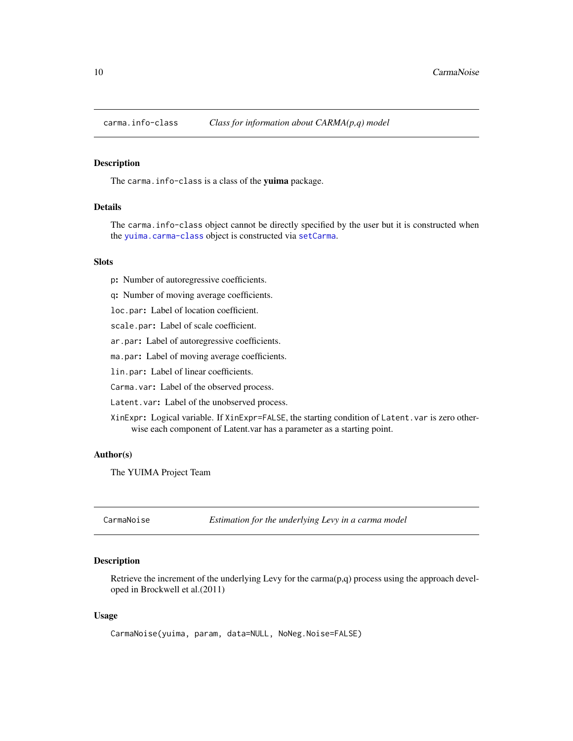## carma.info-class — *Class for information about CARMA(p,q) model*

### Description

The `carma.info-class` is a class of the **yuima** package.

### Details

The `carma.info-class` object cannot be directly specified by the user but it is constructed when the `yuima.carma-class` object is constructed via `setCarma`.

### Slots

- `p`: Number of autoregressive coefficients.
- `q`: Number of moving average coefficients.
- `loc.par`: Label of location coefficient.
- `scale.par`: Label of scale coefficient.
- `ar.par`: Label of autoregressive coefficients.
- `ma.par`: Label of moving average coefficients.
- `lin.par`: Label of linear coefficients.
- `Carma.var`: Label of the observed process.
- `Latent.var`: Label of the unobserved process.
- `XinExpr`: Logical variable. If `XinExpr=FALSE`, the starting condition of `Latent.var` is zero otherwise each component of Latent.var has a parameter as a starting point.

### Author(s)

The YUIMA Project Team

## CarmaNoise — *Estimation for the underlying Levy in a carma model*

### Description

Retrieve the increment of the underlying Levy for the carma(p,q) process using the approach developed in Brockwell et al.(2011)

### Usage

```
CarmaNoise(yuima, param, data=NULL, NoNeg.Noise=FALSE)
```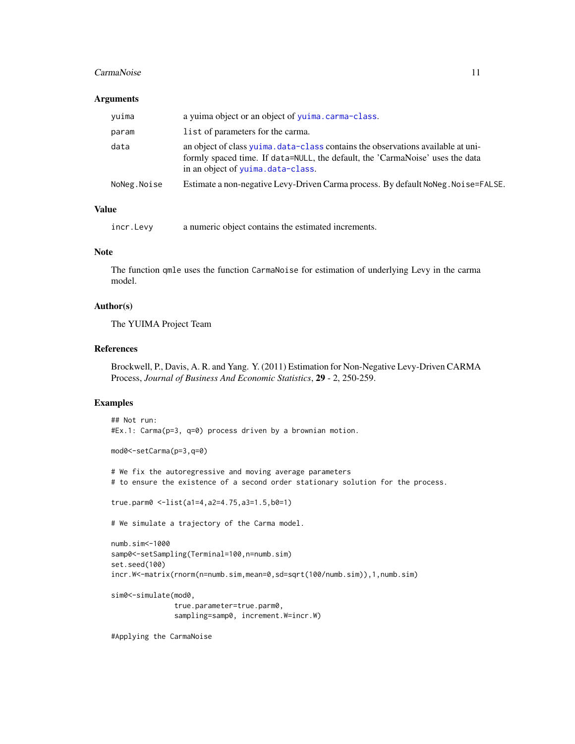### Arguments

| | |
|---|---|
| `yuima` | a yuima object or an object of `yuima.carma-class`. |
| `param` | `list` of parameters for the carma. |
| `data` | an object of class `yuima.data-class` contains the observations available at uniformly spaced time. If `data=NULL`, the default, the 'CarmaNoise' uses the data in an object of `yuima.data-class`. |
| `NoNeg.Noise` | Estimate a non-negative Levy-Driven Carma process. By default `NoNeg.Noise=FALSE`. |

### Value

| | |
|---|---|
| `incr.Levy` | a numeric object contains the estimated increments. |

### Note

The function `qmle` uses the function `CarmaNoise` for estimation of underlying Levy in the carma model.

### Author(s)

The YUIMA Project Team

### References

Brockwell, P., Davis, A. R. and Yang. Y. (2011) Estimation for Non-Negative Levy-Driven CARMA Process, *Journal of Business And Economic Statistics*, **29** - 2, 250-259.

### Examples

```
## Not run:
#Ex.1: Carma(p=3, q=0) process driven by a brownian motion.

mod0<-setCarma(p=3,q=0)

# We fix the autoregressive and moving average parameters
# to ensure the existence of a second order stationary solution for the process.

true.parm0 <-list(a1=4,a2=4.75,a3=1.5,b0=1)

# We simulate a trajectory of the Carma model.

numb.sim<-1000
samp0<-setSampling(Terminal=100,n=numb.sim)
set.seed(100)
incr.W<-matrix(rnorm(n=numb.sim,mean=0,sd=sqrt(100/numb.sim)),1,numb.sim)

sim0<-simulate(mod0,
               true.parameter=true.parm0,
               sampling=samp0, increment.W=incr.W)

#Applying the CarmaNoise
```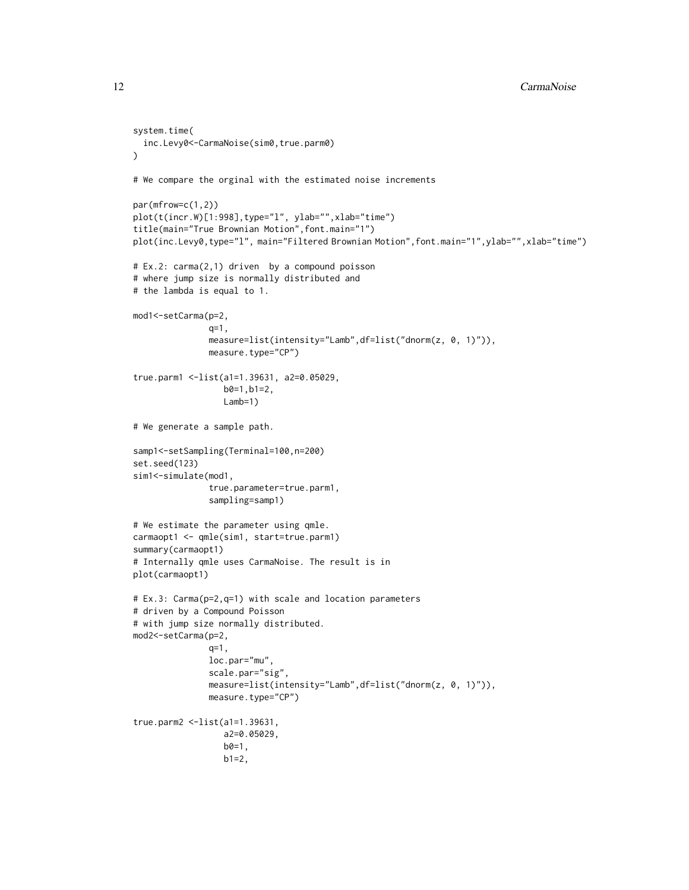```
system.time(
  inc.Levy0<-CarmaNoise(sim0,true.parm0)
)

# We compare the orginal with the estimated noise increments

par(mfrow=c(1,2))
plot(t(incr.W)[1:998],type="l", ylab="",xlab="time")
title(main="True Brownian Motion",font.main="1")
plot(inc.Levy0,type="l", main="Filtered Brownian Motion",font.main="1",ylab="",xlab="time")

# Ex.2: carma(2,1) driven  by a compound poisson
# where jump size is normally distributed and
# the lambda is equal to 1.

mod1<-setCarma(p=2,
               q=1,
               measure=list(intensity="Lamb",df=list("dnorm(z, 0, 1)")),
               measure.type="CP")

true.parm1 <-list(a1=1.39631, a2=0.05029,
                  b0=1,b1=2,
                  Lamb=1)

# We generate a sample path.

samp1<-setSampling(Terminal=100,n=200)
set.seed(123)
sim1<-simulate(mod1,
               true.parameter=true.parm1,
               sampling=samp1)

# We estimate the parameter using qmle.
carmaopt1 <- qmle(sim1, start=true.parm1)
summary(carmaopt1)
# Internally qmle uses CarmaNoise. The result is in
plot(carmaopt1)

# Ex.3: Carma(p=2,q=1) with scale and location parameters
# driven by a Compound Poisson
# with jump size normally distributed.
mod2<-setCarma(p=2,
               q=1,
               loc.par="mu",
               scale.par="sig",
               measure=list(intensity="Lamb",df=list("dnorm(z, 0, 1)")),
               measure.type="CP")

true.parm2 <-list(a1=1.39631,
                  a2=0.05029,
                  b0=1,
                  b1=2,
```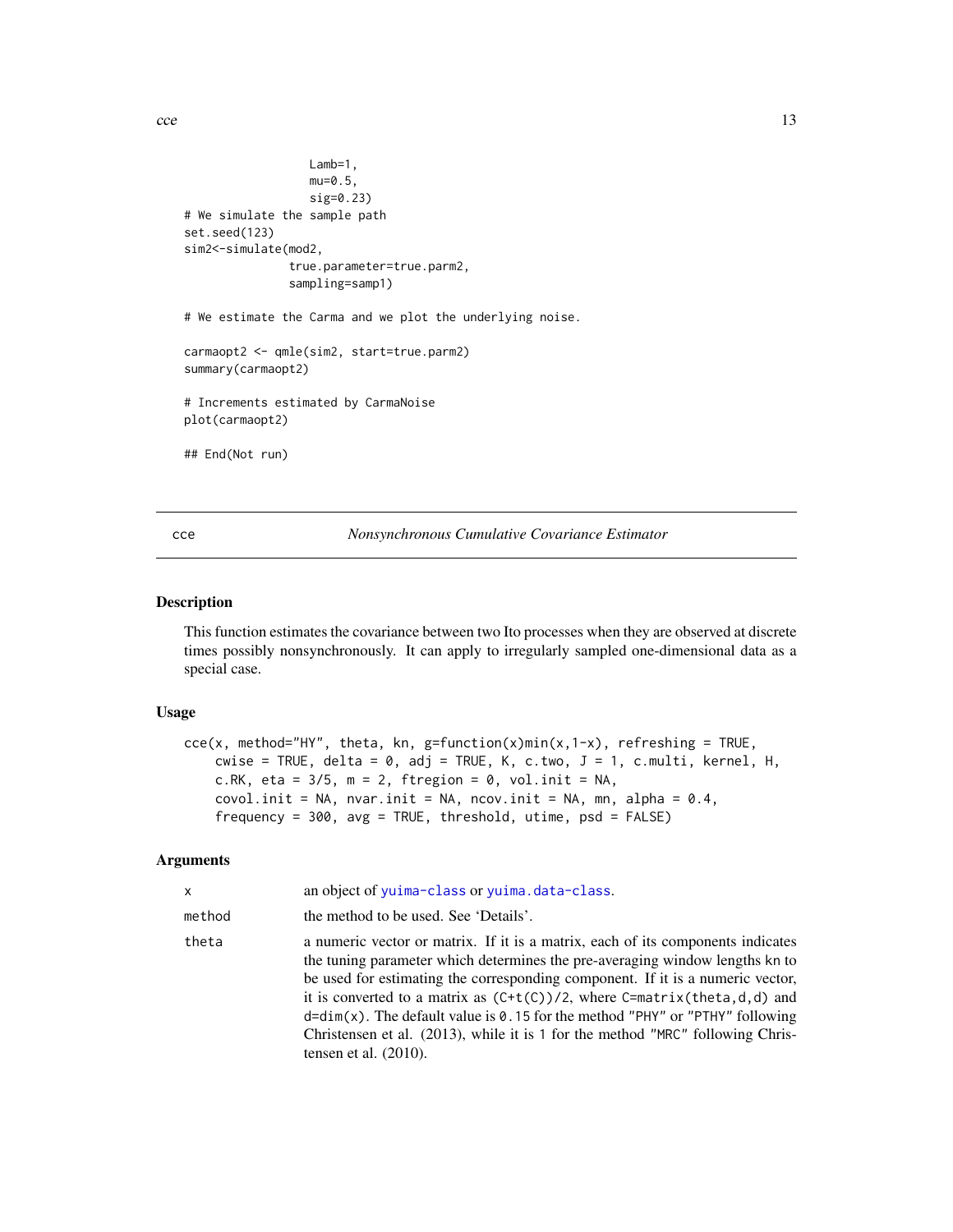```
                  Lamb=1,
                  mu=0.5,
                  sig=0.23)
# We simulate the sample path
set.seed(123)
sim2<-simulate(mod2,
               true.parameter=true.parm2,
               sampling=samp1)

# We estimate the Carma and we plot the underlying noise.

carmaopt2 <- qmle(sim2, start=true.parm2)
summary(carmaopt2)

# Increments estimated by CarmaNoise
plot(carmaopt2)

## End(Not run)
```

## cce — *Nonsynchronous Cumulative Covariance Estimator*

### Description

This function estimates the covariance between two Ito processes when they are observed at discrete times possibly nonsynchronously. It can apply to irregularly sampled one-dimensional data as a special case.

### Usage

```
cce(x, method="HY", theta, kn, g=function(x)min(x,1-x), refreshing = TRUE,
    cwise = TRUE, delta = 0, adj = TRUE, K, c.two, J = 1, c.multi, kernel, H,
    c.RK, eta = 3/5, m = 2, ftregion = 0, vol.init = NA,
    covol.init = NA, nvar.init = NA, ncov.init = NA, mn, alpha = 0.4,
    frequency = 300, avg = TRUE, threshold, utime, psd = FALSE)
```

### Arguments

| | |
|---|---|
| `x` | an object of `yuima-class` or `yuima.data-class`. |
| `method` | the method to be used. See 'Details'. |
| `theta` | a numeric vector or matrix. If it is a matrix, each of its components indicates the tuning parameter which determines the pre-averaging window lengths `kn` to be used for estimating the corresponding component. If it is a numeric vector, it is converted to a matrix as `(C+t(C))/2`, where `C=matrix(theta,d,d)` and `d=dim(x)`. The default value is `0.15` for the method `"PHY"` or `"PTHY"` following Christensen et al. (2013), while it is `1` for the method `"MRC"` following Christensen et al. (2010). |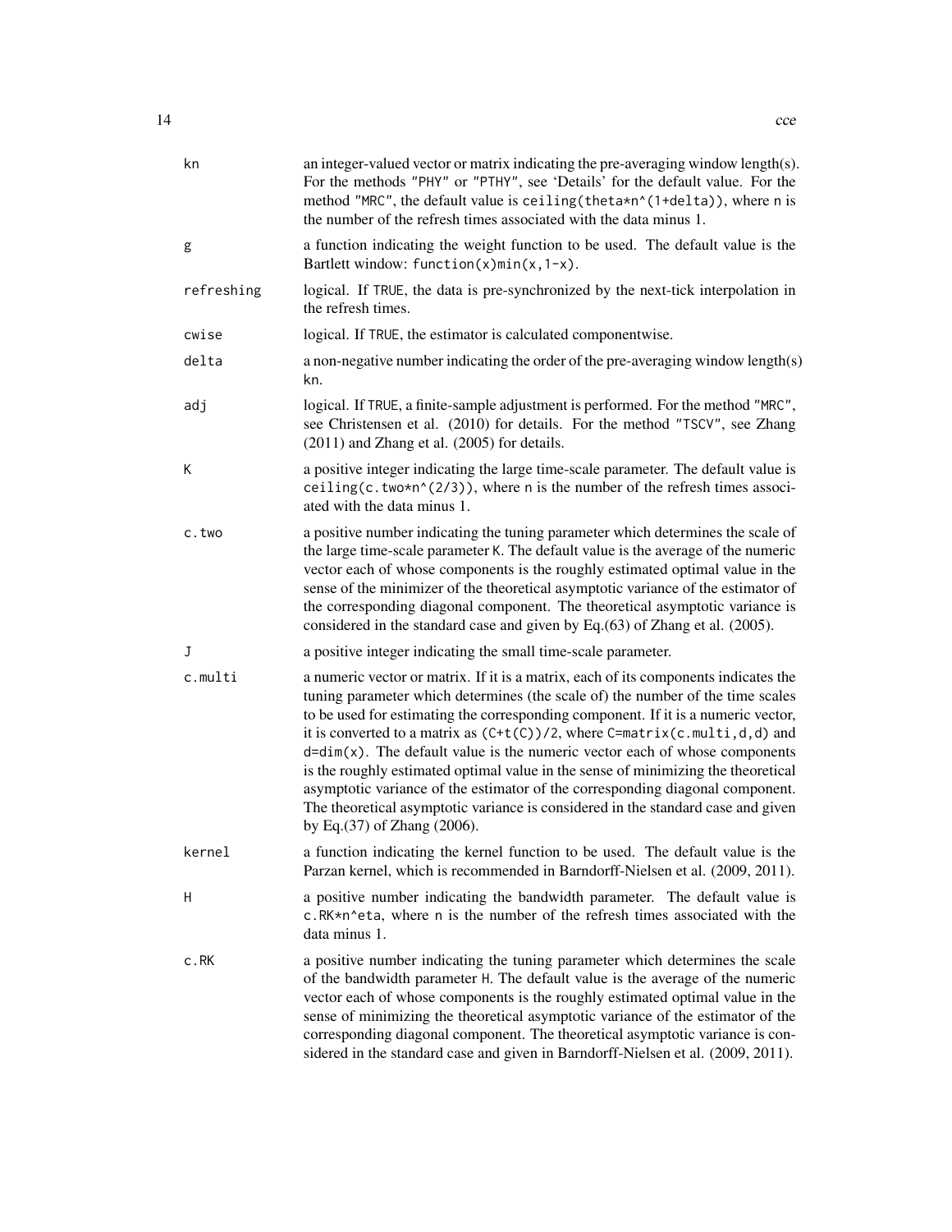| | |
|---|---|
| `kn` | an integer-valued vector or matrix indicating the pre-averaging window length(s). For the methods "PHY" or "PTHY", see 'Details' for the default value. For the method "MRC", the default value is `ceiling(theta*n^(1+delta))`, where `n` is the number of the refresh times associated with the data minus 1. |
| `g` | a function indicating the weight function to be used. The default value is the Bartlett window: `function(x)min(x,1-x)`. |
| `refreshing` | logical. If `TRUE`, the data is pre-synchronized by the next-tick interpolation in the refresh times. |
| `cwise` | logical. If `TRUE`, the estimator is calculated componentwise. |
| `delta` | a non-negative number indicating the order of the pre-averaging window length(s) `kn`. |
| `adj` | logical. If `TRUE`, a finite-sample adjustment is performed. For the method "MRC", see Christensen et al. (2010) for details. For the method "TSCV", see Zhang (2011) and Zhang et al. (2005) for details. |
| `K` | a positive integer indicating the large time-scale parameter. The default value is `ceiling(c.two*n^(2/3))`, where `n` is the number of the refresh times associated with the data minus 1. |
| `c.two` | a positive number indicating the tuning parameter which determines the scale of the large time-scale parameter `K`. The default value is the average of the numeric vector each of whose components is the roughly estimated optimal value in the sense of the minimizer of the theoretical asymptotic variance of the estimator of the corresponding diagonal component. The theoretical asymptotic variance is considered in the standard case and given by Eq.(63) of Zhang et al. (2005). |
| `J` | a positive integer indicating the small time-scale parameter. |
| `c.multi` | a numeric vector or matrix. If it is a matrix, each of its components indicates the tuning parameter which determines (the scale of) the number of the time scales to be used for estimating the corresponding component. If it is a numeric vector, it is converted to a matrix as `(C+t(C))/2`, where `C=matrix(c.multi,d,d)` and `d=dim(x)`. The default value is the numeric vector each of whose components is the roughly estimated optimal value in the sense of minimizing the theoretical asymptotic variance of the estimator of the corresponding diagonal component. The theoretical asymptotic variance is considered in the standard case and given by Eq.(37) of Zhang (2006). |
| `kernel` | a function indicating the kernel function to be used. The default value is the Parzan kernel, which is recommended in Barndorff-Nielsen et al. (2009, 2011). |
| `H` | a positive number indicating the bandwidth parameter. The default value is `c.RK*n^eta`, where `n` is the number of the refresh times associated with the data minus 1. |
| `c.RK` | a positive number indicating the tuning parameter which determines the scale of the bandwidth parameter `H`. The default value is the average of the numeric vector each of whose components is the roughly estimated optimal value in the sense of minimizing the theoretical asymptotic variance of the estimator of the corresponding diagonal component. The theoretical asymptotic variance is considered in the standard case and given in Barndorff-Nielsen et al. (2009, 2011). |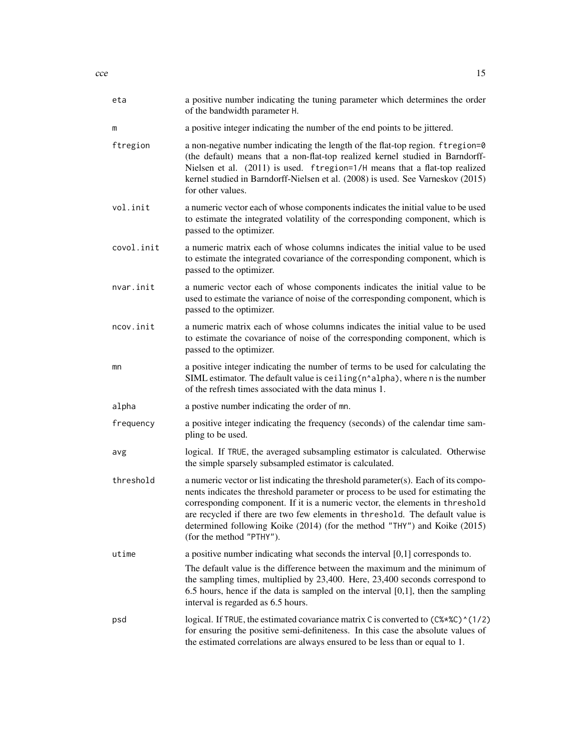| | |
|---|---|
| `eta` | a positive number indicating the tuning parameter which determines the order of the bandwidth parameter `H`. |
| `m` | a positive integer indicating the number of the end points to be jittered. |
| `ftregion` | a non-negative number indicating the length of the flat-top region. `ftregion=0` (the default) means that a non-flat-top realized kernel studied in Barndorff-Nielsen et al. (2011) is used. `ftregion=1/H` means that a flat-top realized kernel studied in Barndorff-Nielsen et al. (2008) is used. See Varneskov (2015) for other values. |
| `vol.init` | a numeric vector each of whose components indicates the initial value to be used to estimate the integrated volatility of the corresponding component, which is passed to the optimizer. |
| `covol.init` | a numeric matrix each of whose columns indicates the initial value to be used to estimate the integrated covariance of the corresponding component, which is passed to the optimizer. |
| `nvar.init` | a numeric vector each of whose components indicates the initial value to be used to estimate the variance of noise of the corresponding component, which is passed to the optimizer. |
| `ncov.init` | a numeric matrix each of whose columns indicates the initial value to be used to estimate the covariance of noise of the corresponding component, which is passed to the optimizer. |
| `mn` | a positive integer indicating the number of terms to be used for calculating the SIML estimator. The default value is `ceiling(n^alpha)`, where `n` is the number of the refresh times associated with the data minus 1. |
| `alpha` | a postive number indicating the order of `mn`. |
| `frequency` | a positive integer indicating the frequency (seconds) of the calendar time sampling to be used. |
| `avg` | logical. If `TRUE`, the averaged subsampling estimator is calculated. Otherwise the simple sparsely subsampled estimator is calculated. |
| `threshold` | a numeric vector or list indicating the threshold parameter(s). Each of its components indicates the threshold parameter or process to be used for estimating the corresponding component. If it is a numeric vector, the elements in `threshold` are recycled if there are two few elements in `threshold`. The default value is determined following Koike (2014) (for the method `"THY"`) and Koike (2015) (for the method `"PTHY"`). |
| `utime` | a positive number indicating what seconds the interval [0,1] corresponds to. The default value is the difference between the maximum and the minimum of the sampling times, multiplied by 23,400. Here, 23,400 seconds correspond to 6.5 hours, hence if the data is sampled on the interval [0,1], then the sampling interval is regarded as 6.5 hours. |
| `psd` | logical. If `TRUE`, the estimated covariance matrix `C` is converted to `(C%*%C)^(1/2)` for ensuring the positive semi-definiteness. In this case the absolute values of the estimated correlations are always ensured to be less than or equal to 1. |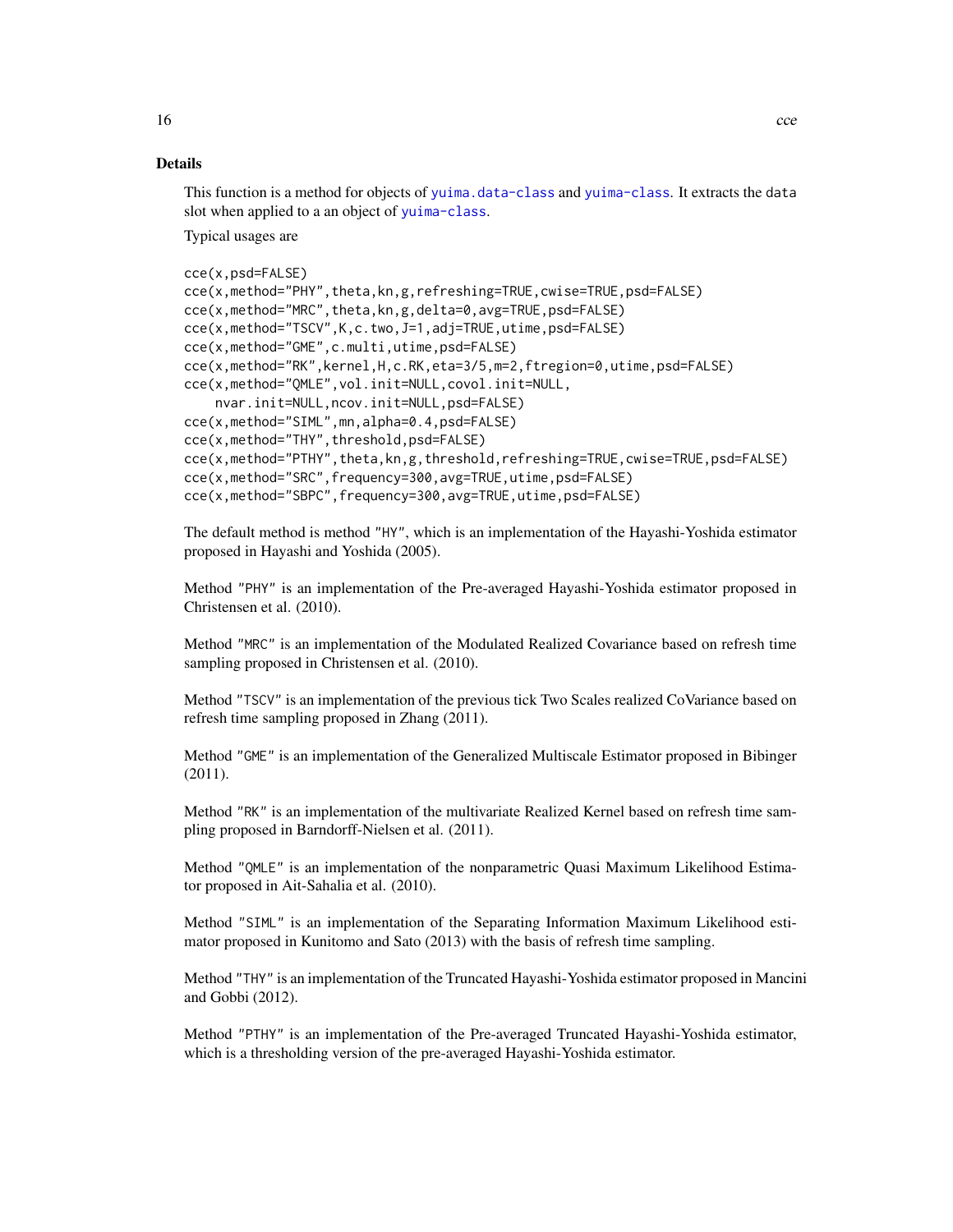### Details

This function is a method for objects of `yuima.data-class` and `yuima-class`. It extracts the data slot when applied to a an object of `yuima-class`.

Typical usages are

```
cce(x,psd=FALSE)
cce(x,method="PHY",theta,kn,g,refreshing=TRUE,cwise=TRUE,psd=FALSE)
cce(x,method="MRC",theta,kn,g,delta=0,avg=TRUE,psd=FALSE)
cce(x,method="TSCV",K,c.two,J=1,adj=TRUE,utime,psd=FALSE)
cce(x,method="GME",c.multi,utime,psd=FALSE)
cce(x,method="RK",kernel,H,c.RK,eta=3/5,m=2,ftregion=0,utime,psd=FALSE)
cce(x,method="QMLE",vol.init=NULL,covol.init=NULL,
    nvar.init=NULL,ncov.init=NULL,psd=FALSE)
cce(x,method="SIML",mn,alpha=0.4,psd=FALSE)
cce(x,method="THY",threshold,psd=FALSE)
cce(x,method="PTHY",theta,kn,g,threshold,refreshing=TRUE,cwise=TRUE,psd=FALSE)
cce(x,method="SRC",frequency=300,avg=TRUE,utime,psd=FALSE)
cce(x,method="SBPC",frequency=300,avg=TRUE,utime,psd=FALSE)
```

The default method is method "HY", which is an implementation of the Hayashi-Yoshida estimator proposed in Hayashi and Yoshida (2005).

Method "PHY" is an implementation of the Pre-averaged Hayashi-Yoshida estimator proposed in Christensen et al. (2010).

Method "MRC" is an implementation of the Modulated Realized Covariance based on refresh time sampling proposed in Christensen et al. (2010).

Method "TSCV" is an implementation of the previous tick Two Scales realized CoVariance based on refresh time sampling proposed in Zhang (2011).

Method "GME" is an implementation of the Generalized Multiscale Estimator proposed in Bibinger (2011).

Method "RK" is an implementation of the multivariate Realized Kernel based on refresh time sampling proposed in Barndorff-Nielsen et al. (2011).

Method "QMLE" is an implementation of the nonparametric Quasi Maximum Likelihood Estimator proposed in Ait-Sahalia et al. (2010).

Method "SIML" is an implementation of the Separating Information Maximum Likelihood estimator proposed in Kunitomo and Sato (2013) with the basis of refresh time sampling.

Method "THY" is an implementation of the Truncated Hayashi-Yoshida estimator proposed in Mancini and Gobbi (2012).

Method "PTHY" is an implementation of the Pre-averaged Truncated Hayashi-Yoshida estimator, which is a thresholding version of the pre-averaged Hayashi-Yoshida estimator.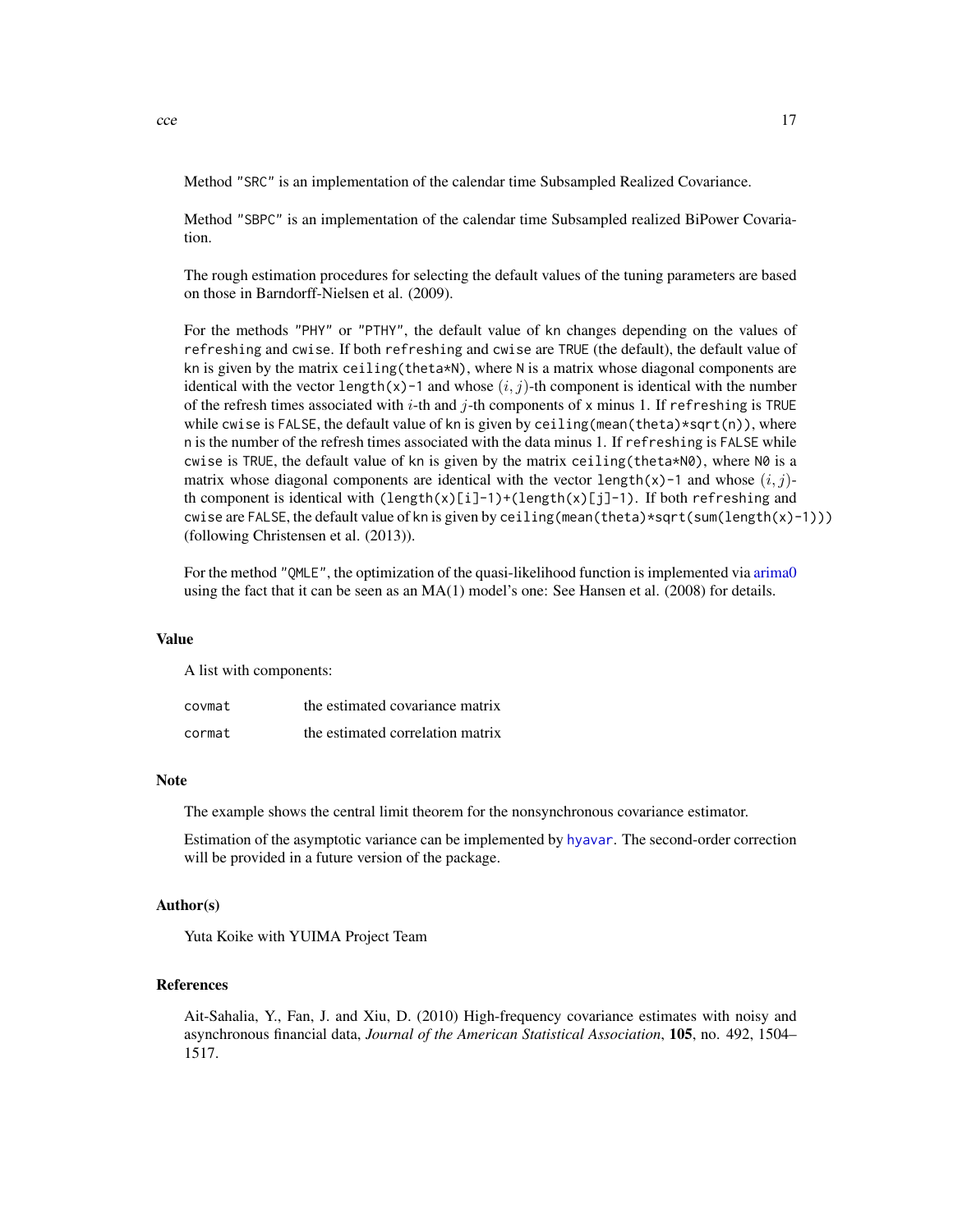Method "SRC" is an implementation of the calendar time Subsampled Realized Covariance.

Method "SBPC" is an implementation of the calendar time Subsampled realized BiPower Covariation.

The rough estimation procedures for selecting the default values of the tuning parameters are based on those in Barndorff-Nielsen et al. (2009).

For the methods "PHY" or "PTHY", the default value of kn changes depending on the values of refreshing and cwise. If both refreshing and cwise are TRUE (the default), the default value of kn is given by the matrix ceiling(theta*N), where N is a matrix whose diagonal components are identical with the vector length(x)-1 and whose $(i, j)$-th component is identical with the number of the refresh times associated with $i$-th and $j$-th components of x minus 1. If refreshing is TRUE while cwise is FALSE, the default value of kn is given by ceiling(mean(theta)*sqrt(n)), where n is the number of the refresh times associated with the data minus 1. If refreshing is FALSE while cwise is TRUE, the default value of kn is given by the matrix ceiling(theta*N0), where N0 is a matrix whose diagonal components are identical with the vector length(x)-1 and whose $(i, j)$-th component is identical with (length(x)[i]-1)+(length(x)[j]-1). If both refreshing and cwise are FALSE, the default value of kn is given by ceiling(mean(theta)*sqrt(sum(length(x)-1))) (following Christensen et al. (2013)).

For the method "QMLE", the optimization of the quasi-likelihood function is implemented via arima0 using the fact that it can be seen as an MA(1) model's one: See Hansen et al. (2008) for details.

## Value

A list with components:

| | |
|---|---|
| covmat | the estimated covariance matrix |
| cormat | the estimated correlation matrix |

## Note

The example shows the central limit theorem for the nonsynchronous covariance estimator.

Estimation of the asymptotic variance can be implemented by hyavar. The second-order correction will be provided in a future version of the package.

## Author(s)

Yuta Koike with YUIMA Project Team

## References

Ait-Sahalia, Y., Fan, J. and Xiu, D. (2010) High-frequency covariance estimates with noisy and asynchronous financial data, *Journal of the American Statistical Association*, **105**, no. 492, 1504–1517.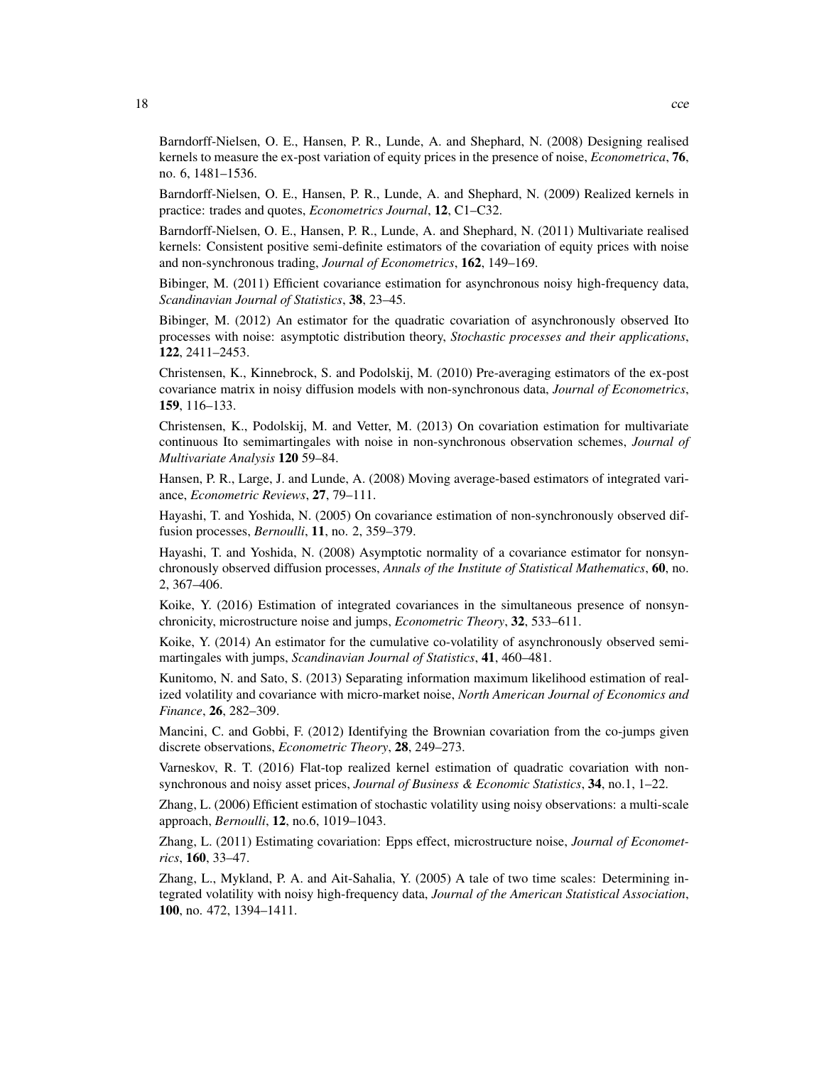Barndorff-Nielsen, O. E., Hansen, P. R., Lunde, A. and Shephard, N. (2008) Designing realised kernels to measure the ex-post variation of equity prices in the presence of noise, *Econometrica*, **76**, no. 6, 1481–1536.

Barndorff-Nielsen, O. E., Hansen, P. R., Lunde, A. and Shephard, N. (2009) Realized kernels in practice: trades and quotes, *Econometrics Journal*, **12**, C1–C32.

Barndorff-Nielsen, O. E., Hansen, P. R., Lunde, A. and Shephard, N. (2011) Multivariate realised kernels: Consistent positive semi-definite estimators of the covariation of equity prices with noise and non-synchronous trading, *Journal of Econometrics*, **162**, 149–169.

Bibinger, M. (2011) Efficient covariance estimation for asynchronous noisy high-frequency data, *Scandinavian Journal of Statistics*, **38**, 23–45.

Bibinger, M. (2012) An estimator for the quadratic covariation of asynchronously observed Ito processes with noise: asymptotic distribution theory, *Stochastic processes and their applications*, **122**, 2411–2453.

Christensen, K., Kinnebrock, S. and Podolskij, M. (2010) Pre-averaging estimators of the ex-post covariance matrix in noisy diffusion models with non-synchronous data, *Journal of Econometrics*, **159**, 116–133.

Christensen, K., Podolskij, M. and Vetter, M. (2013) On covariation estimation for multivariate continuous Ito semimartingales with noise in non-synchronous observation schemes, *Journal of Multivariate Analysis* **120** 59–84.

Hansen, P. R., Large, J. and Lunde, A. (2008) Moving average-based estimators of integrated variance, *Econometric Reviews*, **27**, 79–111.

Hayashi, T. and Yoshida, N. (2005) On covariance estimation of non-synchronously observed diffusion processes, *Bernoulli*, **11**, no. 2, 359–379.

Hayashi, T. and Yoshida, N. (2008) Asymptotic normality of a covariance estimator for nonsynchronously observed diffusion processes, *Annals of the Institute of Statistical Mathematics*, **60**, no. 2, 367–406.

Koike, Y. (2016) Estimation of integrated covariances in the simultaneous presence of nonsynchronicity, microstructure noise and jumps, *Econometric Theory*, **32**, 533–611.

Koike, Y. (2014) An estimator for the cumulative co-volatility of asynchronously observed semimartingales with jumps, *Scandinavian Journal of Statistics*, **41**, 460–481.

Kunitomo, N. and Sato, S. (2013) Separating information maximum likelihood estimation of realized volatility and covariance with micro-market noise, *North American Journal of Economics and Finance*, **26**, 282–309.

Mancini, C. and Gobbi, F. (2012) Identifying the Brownian covariation from the co-jumps given discrete observations, *Econometric Theory*, **28**, 249–273.

Varneskov, R. T. (2016) Flat-top realized kernel estimation of quadratic covariation with nonsynchronous and noisy asset prices, *Journal of Business & Economic Statistics*, **34**, no.1, 1–22.

Zhang, L. (2006) Efficient estimation of stochastic volatility using noisy observations: a multi-scale approach, *Bernoulli*, **12**, no.6, 1019–1043.

Zhang, L. (2011) Estimating covariation: Epps effect, microstructure noise, *Journal of Econometrics*, **160**, 33–47.

Zhang, L., Mykland, P. A. and Ait-Sahalia, Y. (2005) A tale of two time scales: Determining integrated volatility with noisy high-frequency data, *Journal of the American Statistical Association*, **100**, no. 472, 1394–1411.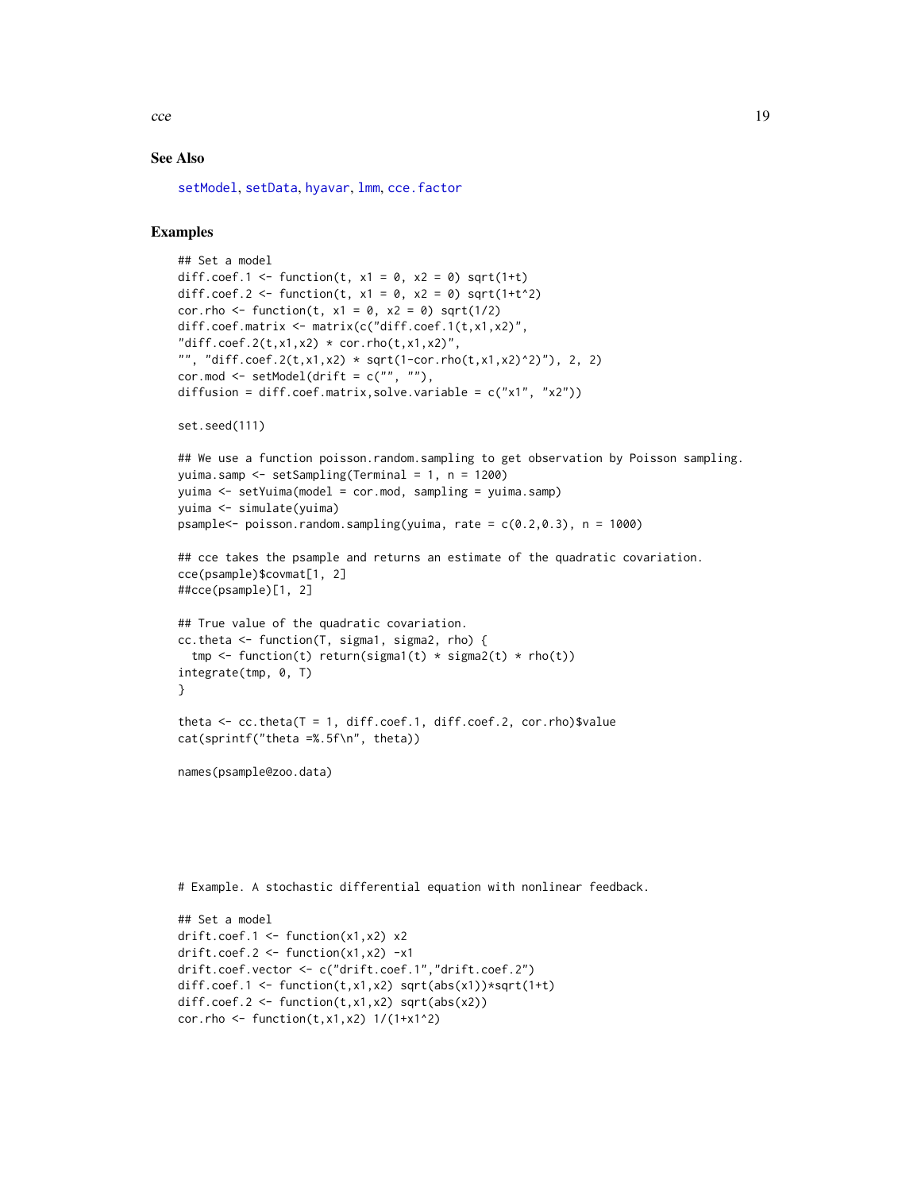## See Also

setModel, setData, hyavar, lmm, cce.factor

## Examples

```
## Set a model
diff.coef.1 <- function(t, x1 = 0, x2 = 0) sqrt(1+t)
diff.coef.2 <- function(t, x1 = 0, x2 = 0) sqrt(1+t^2)
cor.rho <- function(t, x1 = 0, x2 = 0) sqrt(1/2)
diff.coef.matrix <- matrix(c("diff.coef.1(t,x1,x2)",
"diff.coef.2(t,x1,x2) * cor.rho(t,x1,x2)",
"", "diff.coef.2(t,x1,x2) * sqrt(1-cor.rho(t,x1,x2)^2)"), 2, 2)
cor.mod <- setModel(drift = c("", ""),
diffusion = diff.coef.matrix,solve.variable = c("x1", "x2"))

set.seed(111)

## We use a function poisson.random.sampling to get observation by Poisson sampling.
yuima.samp <- setSampling(Terminal = 1, n = 1200)
yuima <- setYuima(model = cor.mod, sampling = yuima.samp)
yuima <- simulate(yuima)
psample<- poisson.random.sampling(yuima, rate = c(0.2,0.3), n = 1000)

## cce takes the psample and returns an estimate of the quadratic covariation.
cce(psample)$covmat[1, 2]
##cce(psample)[1, 2]

## True value of the quadratic covariation.
cc.theta <- function(T, sigma1, sigma2, rho) {
  tmp <- function(t) return(sigma1(t) * sigma2(t) * rho(t))
integrate(tmp, 0, T)
}

theta <- cc.theta(T = 1, diff.coef.1, diff.coef.2, cor.rho)$value
cat(sprintf("theta =%.5f\n", theta))

names(psample@zoo.data)





# Example. A stochastic differential equation with nonlinear feedback.

## Set a model
drift.coef.1 <- function(x1,x2) x2
drift.coef.2 <- function(x1,x2) -x1
drift.coef.vector <- c("drift.coef.1","drift.coef.2")
diff.coef.1 <- function(t,x1,x2) sqrt(abs(x1))*sqrt(1+t)
diff.coef.2 <- function(t,x1,x2) sqrt(abs(x2))
cor.rho <- function(t,x1,x2) 1/(1+x1^2)
```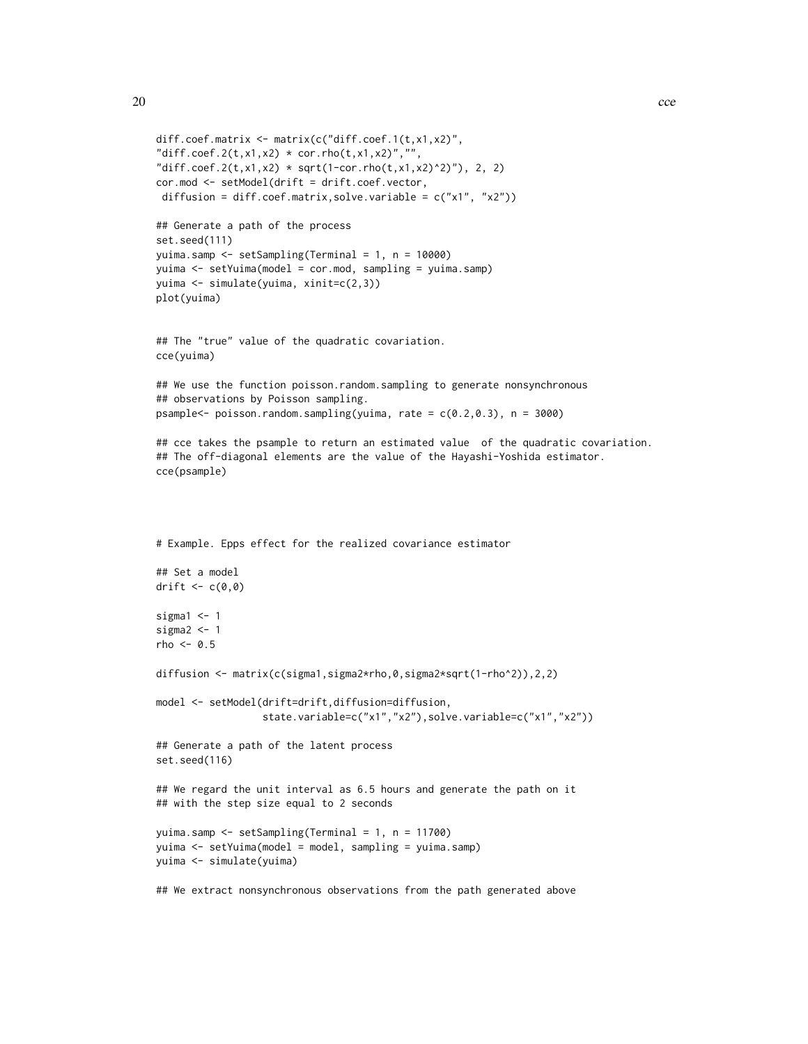```
diff.coef.matrix <- matrix(c("diff.coef.1(t,x1,x2)",
"diff.coef.2(t,x1,x2) * cor.rho(t,x1,x2)","",
"diff.coef.2(t,x1,x2) * sqrt(1-cor.rho(t,x1,x2)^2)"), 2, 2)
cor.mod <- setModel(drift = drift.coef.vector,
 diffusion = diff.coef.matrix,solve.variable = c("x1", "x2"))

## Generate a path of the process
set.seed(111)
yuima.samp <- setSampling(Terminal = 1, n = 10000)
yuima <- setYuima(model = cor.mod, sampling = yuima.samp)
yuima <- simulate(yuima, xinit=c(2,3))
plot(yuima)


## The "true" value of the quadratic covariation.
cce(yuima)

## We use the function poisson.random.sampling to generate nonsynchronous
## observations by Poisson sampling.
psample<- poisson.random.sampling(yuima, rate = c(0.2,0.3), n = 3000)

## cce takes the psample to return an estimated value  of the quadratic covariation.
## The off-diagonal elements are the value of the Hayashi-Yoshida estimator.
cce(psample)




# Example. Epps effect for the realized covariance estimator

## Set a model
drift <- c(0,0)

sigma1 <- 1
sigma2 <- 1
rho <- 0.5

diffusion <- matrix(c(sigma1,sigma2*rho,0,sigma2*sqrt(1-rho^2)),2,2)

model <- setModel(drift=drift,diffusion=diffusion,
                  state.variable=c("x1","x2"),solve.variable=c("x1","x2"))

## Generate a path of the latent process
set.seed(116)

## We regard the unit interval as 6.5 hours and generate the path on it
## with the step size equal to 2 seconds

yuima.samp <- setSampling(Terminal = 1, n = 11700)
yuima <- setYuima(model = model, sampling = yuima.samp)
yuima <- simulate(yuima)

## We extract nonsynchronous observations from the path generated above
```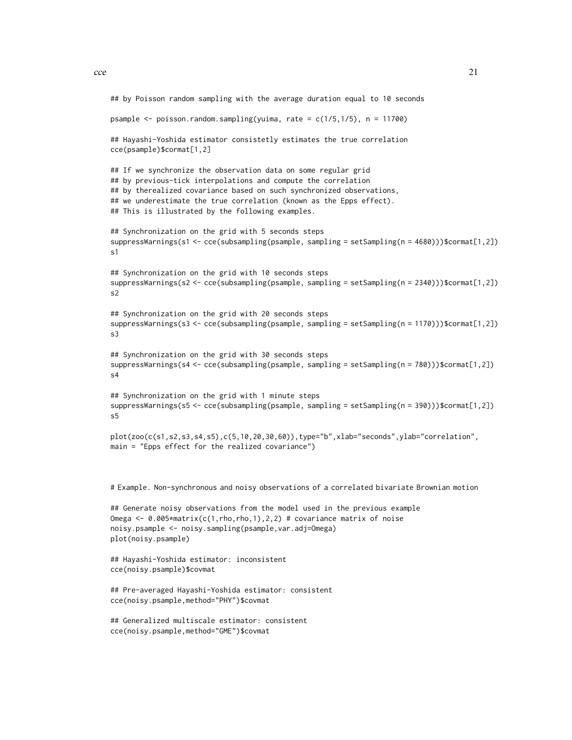```
## by Poisson random sampling with the average duration equal to 10 seconds

psample <- poisson.random.sampling(yuima, rate = c(1/5,1/5), n = 11700)

## Hayashi-Yoshida estimator consistetly estimates the true correlation
cce(psample)$cormat[1,2]

## If we synchronize the observation data on some regular grid
## by previous-tick interpolations and compute the correlation
## by therealized covariance based on such synchronized observations,
## we underestimate the true correlation (known as the Epps effect).
## This is illustrated by the following examples.

## Synchronization on the grid with 5 seconds steps
suppressWarnings(s1 <- cce(subsampling(psample, sampling = setSampling(n = 4680)))$cormat[1,2])
s1

## Synchronization on the grid with 10 seconds steps
suppressWarnings(s2 <- cce(subsampling(psample, sampling = setSampling(n = 2340)))$cormat[1,2])
s2

## Synchronization on the grid with 20 seconds steps
suppressWarnings(s3 <- cce(subsampling(psample, sampling = setSampling(n = 1170)))$cormat[1,2])
s3

## Synchronization on the grid with 30 seconds steps
suppressWarnings(s4 <- cce(subsampling(psample, sampling = setSampling(n = 780)))$cormat[1,2])
s4

## Synchronization on the grid with 1 minute steps
suppressWarnings(s5 <- cce(subsampling(psample, sampling = setSampling(n = 390)))$cormat[1,2])
s5

plot(zoo(c(s1,s2,s3,s4,s5),c(5,10,20,30,60)),type="b",xlab="seconds",ylab="correlation",
main = "Epps effect for the realized covariance")



# Example. Non-synchronous and noisy observations of a correlated bivariate Brownian motion

## Generate noisy observations from the model used in the previous example
Omega <- 0.005*matrix(c(1,rho,rho,1),2,2) # covariance matrix of noise
noisy.psample <- noisy.sampling(psample,var.adj=Omega)
plot(noisy.psample)

## Hayashi-Yoshida estimator: inconsistent
cce(noisy.psample)$covmat

## Pre-averaged Hayashi-Yoshida estimator: consistent
cce(noisy.psample,method="PHY")$covmat

## Generalized multiscale estimator: consistent
cce(noisy.psample,method="GME")$covmat
```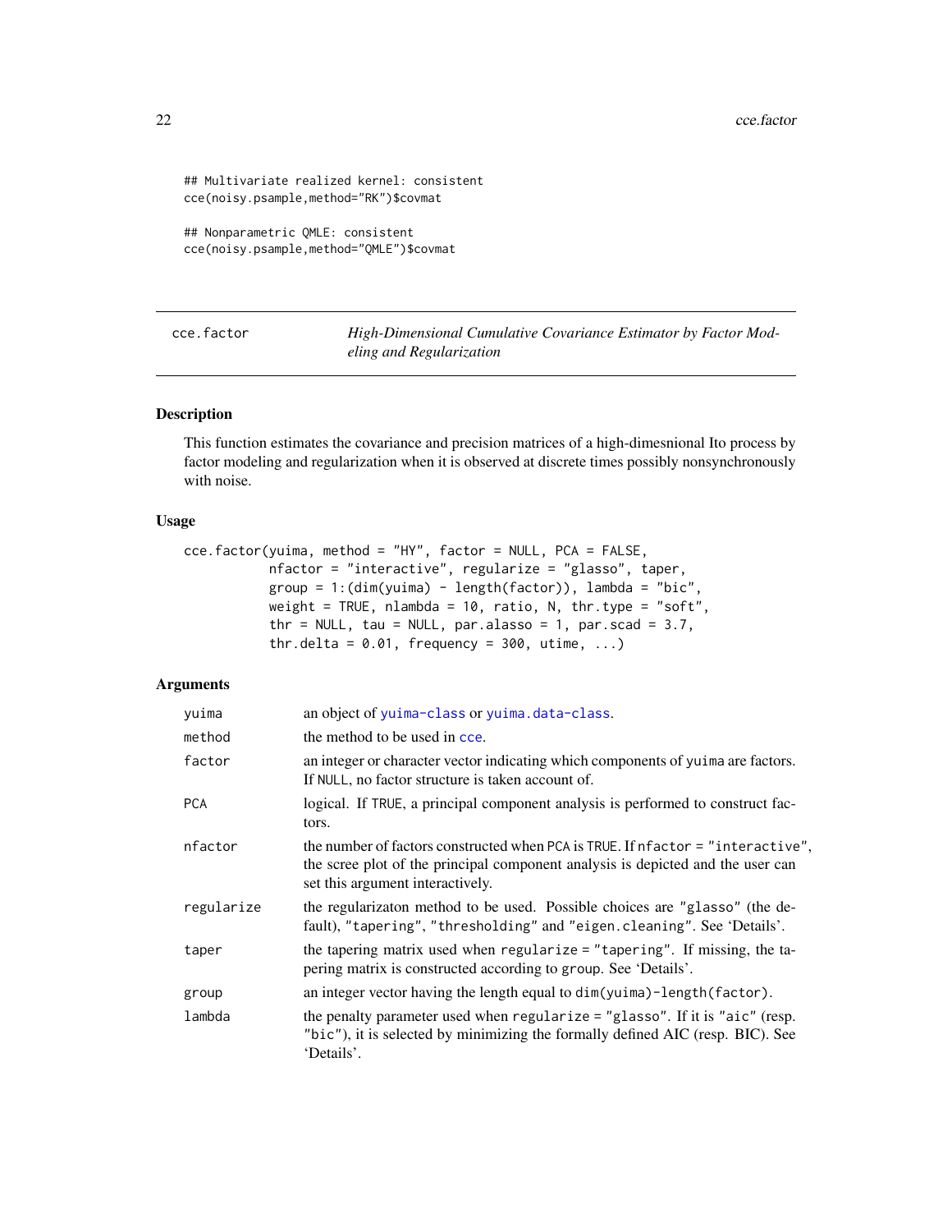```
## Multivariate realized kernel: consistent
cce(noisy.psample,method="RK")$covmat

## Nonparametric QMLE: consistent
cce(noisy.psample,method="QMLE")$covmat
```

## cce.factor — *High-Dimensional Cumulative Covariance Estimator by Factor Modeling and Regularization*

### Description

This function estimates the covariance and precision matrices of a high-dimesnional Ito process by factor modeling and regularization when it is observed at discrete times possibly nonsynchronously with noise.

### Usage

```
cce.factor(yuima, method = "HY", factor = NULL, PCA = FALSE,
           nfactor = "interactive", regularize = "glasso", taper,
           group = 1:(dim(yuima) - length(factor)), lambda = "bic",
           weight = TRUE, nlambda = 10, ratio, N, thr.type = "soft",
           thr = NULL, tau = NULL, par.alasso = 1, par.scad = 3.7,
           thr.delta = 0.01, frequency = 300, utime, ...)
```

### Arguments

| | |
|---|---|
| `yuima` | an object of `yuima-class` or `yuima.data-class`. |
| `method` | the method to be used in `cce`. |
| `factor` | an integer or character vector indicating which components of `yuima` are factors. If `NULL`, no factor structure is taken account of. |
| `PCA` | logical. If `TRUE`, a principal component analysis is performed to construct factors. |
| `nfactor` | the number of factors constructed when `PCA` is `TRUE`. If `nfactor = "interactive"`, the scree plot of the principal component analysis is depicted and the user can set this argument interactively. |
| `regularize` | the regularizaton method to be used. Possible choices are `"glasso"` (the default), `"tapering"`, `"thresholding"` and `"eigen.cleaning"`. See 'Details'. |
| `taper` | the tapering matrix used when `regularize = "tapering"`. If missing, the tapering matrix is constructed according to `group`. See 'Details'. |
| `group` | an integer vector having the length equal to `dim(yuima)-length(factor)`. |
| `lambda` | the penalty parameter used when `regularize = "glasso"`. If it is `"aic"` (resp. `"bic"`), it is selected by minimizing the formally defined AIC (resp. BIC). See 'Details'. |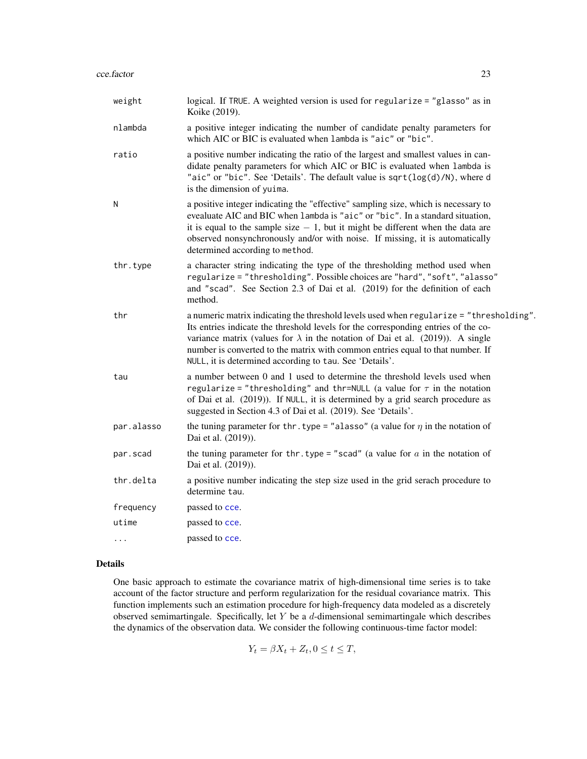| | |
|---|---|
| `weight` | logical. If `TRUE`. A weighted version is used for `regularize = "glasso"` as in Koike (2019). |
| `nlambda` | a positive integer indicating the number of candidate penalty parameters for which AIC or BIC is evaluated when `lambda` is `"aic"` or `"bic"`. |
| `ratio` | a positive number indicating the ratio of the largest and smallest values in candidate penalty parameters for which AIC or BIC is evaluated when `lambda` is `"aic"` or `"bic"`. See 'Details'. The default value is `sqrt(log(d)/N)`, where `d` is the dimension of `yuima`. |
| `N` | a positive integer indicating the "effective" sampling size, which is necessary to evealuate AIC and BIC when `lambda` is `"aic"` or `"bic"`. In a standard situation, it is equal to the sample size $-$ 1, but it might be different when the data are observed nonsynchronously and/or with noise. If missing, it is automatically determined according to `method`. |
| `thr.type` | a character string indicating the type of the thresholding method used when `regularize = "thresholding"`. Possible choices are `"hard"`, `"soft"`, `"alasso"` and `"scad"`. See Section 2.3 of Dai et al. (2019) for the definition of each method. |
| `thr` | a numeric matrix indicating the threshold levels used when `regularize = "thresholding"`. Its entries indicate the threshold levels for the corresponding entries of the covariance matrix (values for $\lambda$ in the notation of Dai et al. (2019)). A single number is converted to the matrix with common entries equal to that number. If `NULL`, it is determined according to `tau`. See 'Details'. |
| `tau` | a number between 0 and 1 used to determine the threshold levels used when `regularize = "thresholding"` and `thr=NULL` (a value for $\tau$ in the notation of Dai et al. (2019)). If `NULL`, it is determined by a grid search procedure as suggested in Section 4.3 of Dai et al. (2019). See 'Details'. |
| `par.alasso` | the tuning parameter for `thr.type = "alasso"` (a value for $\eta$ in the notation of Dai et al. (2019)). |
| `par.scad` | the tuning parameter for `thr.type = "scad"` (a value for $a$ in the notation of Dai et al. (2019)). |
| `thr.delta` | a positive number indicating the step size used in the grid serach procedure to determine `tau`. |
| `frequency` | passed to `cce`. |
| `utime` | passed to `cce`. |
| `...` | passed to `cce`. |

## Details

One basic approach to estimate the covariance matrix of high-dimensional time series is to take account of the factor structure and perform regularization for the residual covariance matrix. This function implements such an estimation procedure for high-frequency data modeled as a discretely observed semimartingale. Specifically, let $Y$ be a $d$-dimensional semimartingale which describes the dynamics of the observation data. We consider the following continuous-time factor model:

$$Y_t = \beta X_t + Z_t, 0 \le t \le T,$$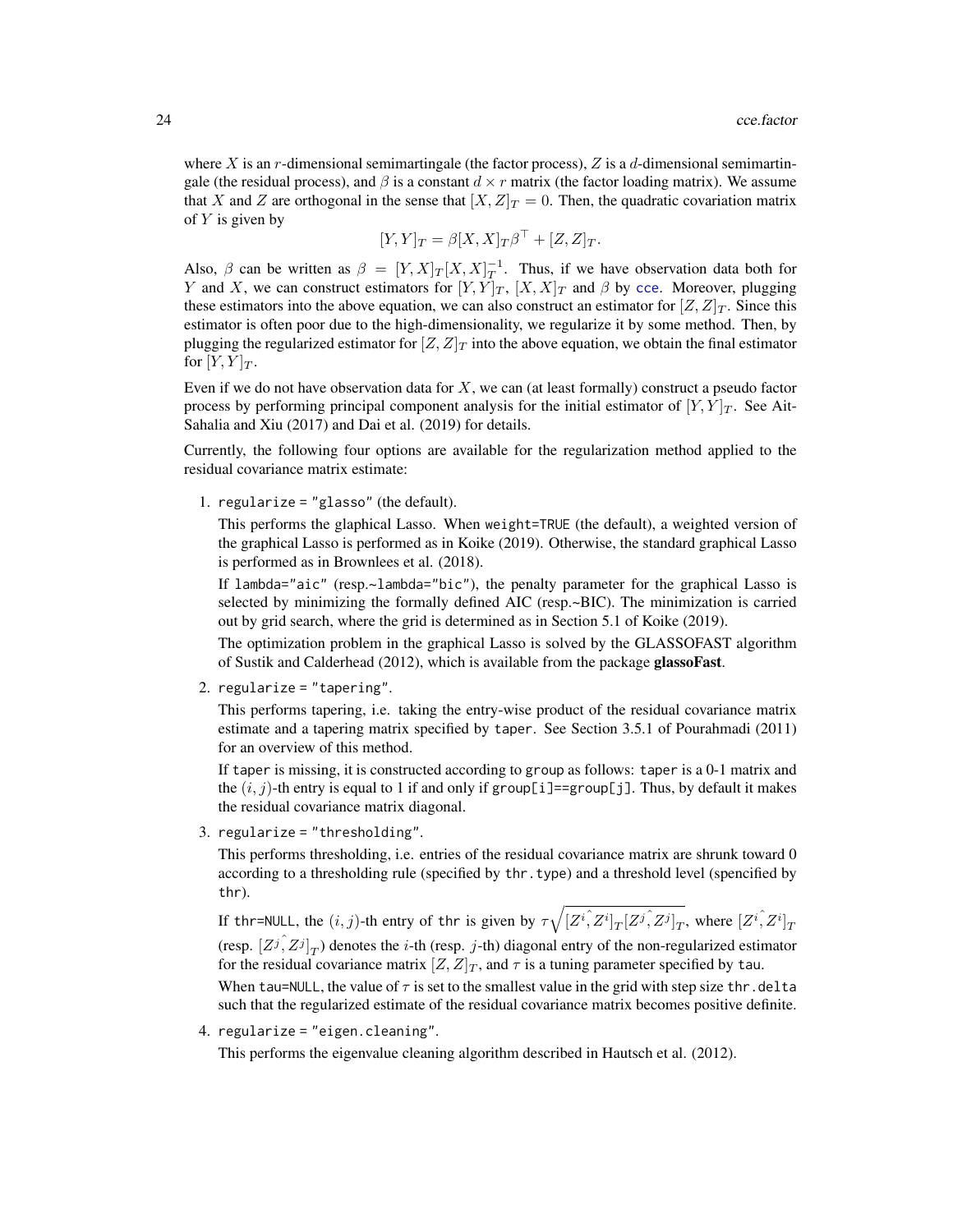where $X$ is an $r$-dimensional semimartingale (the factor process), $Z$ is a $d$-dimensional semimartingale (the residual process), and $\beta$ is a constant $d \times r$ matrix (the factor loading matrix). We assume that $X$ and $Z$ are orthogonal in the sense that $[X, Z]_T = 0$. Then, the quadratic covariation matrix of $Y$ is given by

$$[Y, Y]_T = \beta[X, X]_T \beta^\top + [Z, Z]_T.$$

Also, $\beta$ can be written as $\beta = [Y, X]_T [X, X]_T^{-1}$. Thus, if we have observation data both for $Y$ and $X$, we can construct estimators for $[Y, Y]_T$, $[X, X]_T$ and $\beta$ by `cce`. Moreover, plugging these estimators into the above equation, we can also construct an estimator for $[Z, Z]_T$. Since this estimator is often poor due to the high-dimensionality, we regularize it by some method. Then, by plugging the regularized estimator for $[Z, Z]_T$ into the above equation, we obtain the final estimator for $[Y, Y]_T$.

Even if we do not have observation data for $X$, we can (at least formally) construct a pseudo factor process by performing principal component analysis for the initial estimator of $[Y, Y]_T$. See Ait-Sahalia and Xiu (2017) and Dai et al. (2019) for details.

Currently, the following four options are available for the regularization method applied to the residual covariance matrix estimate:

1. `regularize = "glasso"` (the default).

   This performs the glaphical Lasso. When `weight=TRUE` (the default), a weighted version of the graphical Lasso is performed as in Koike (2019). Otherwise, the standard graphical Lasso is performed as in Brownlees et al. (2018).

   If `lambda="aic"` (resp.~`lambda="bic"`), the penalty parameter for the graphical Lasso is selected by minimizing the formally defined AIC (resp.~BIC). The minimization is carried out by grid search, where the grid is determined as in Section 5.1 of Koike (2019).

   The optimization problem in the graphical Lasso is solved by the GLASSOFAST algorithm of Sustik and Calderhead (2012), which is available from the package **glassoFast**.

2. `regularize = "tapering"`.

   This performs tapering, i.e. taking the entry-wise product of the residual covariance matrix estimate and a tapering matrix specified by `taper`. See Section 3.5.1 of Pourahmadi (2011) for an overview of this method.

   If `taper` is missing, it is constructed according to `group` as follows: `taper` is a 0-1 matrix and the $(i, j)$-th entry is equal to 1 if and only if `group[i]==group[j]`. Thus, by default it makes the residual covariance matrix diagonal.

3. `regularize = "thresholding"`.

   This performs thresholding, i.e. entries of the residual covariance matrix are shrunk toward 0 according to a thresholding rule (specified by `thr.type`) and a threshold level (spencified by `thr`).

   If `thr=NULL`, the $(i, j)$-th entry of `thr` is given by $\tau\sqrt{\widehat{[Z^i, Z^i]}_T \widehat{[Z^j, Z^j]}_T}$, where $\widehat{[Z^i, Z^i]}_T$ (resp. $\widehat{[Z^j, Z^j]}_T$) denotes the $i$-th (resp. $j$-th) diagonal entry of the non-regularized estimator for the residual covariance matrix $[Z, Z]_T$, and $\tau$ is a tuning parameter specified by `tau`.

   When `tau=NULL`, the value of $\tau$ is set to the smallest value in the grid with step size `thr.delta` such that the regularized estimate of the residual covariance matrix becomes positive definite.

4. `regularize = "eigen.cleaning"`.

   This performs the eigenvalue cleaning algorithm described in Hautsch et al. (2012).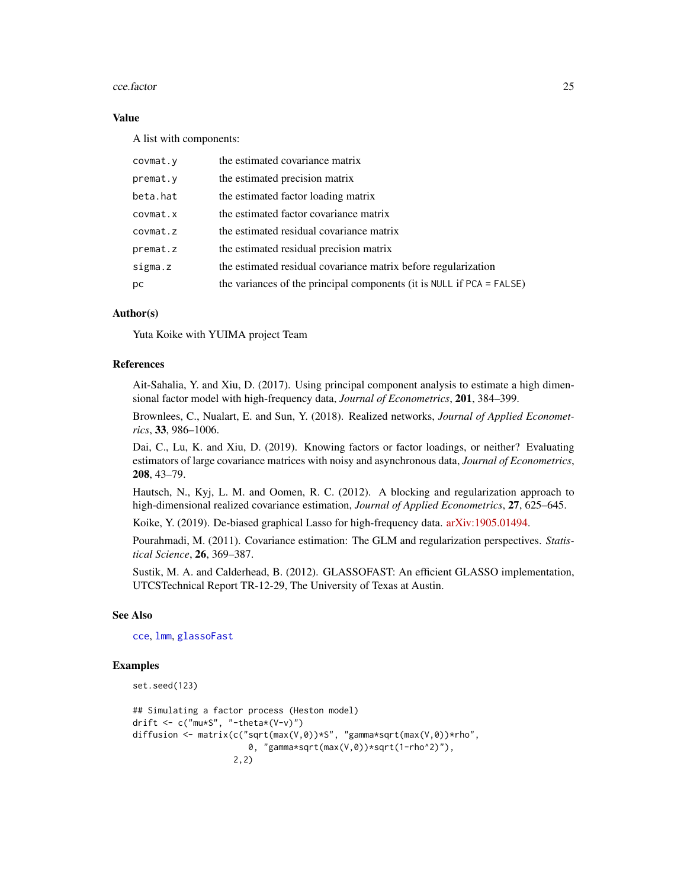### Value

A list with components:

| | |
|---|---|
| `covmat.y` | the estimated covariance matrix |
| `premat.y` | the estimated precision matrix |
| `beta.hat` | the estimated factor loading matrix |
| `covmat.x` | the estimated factor covariance matrix |
| `covmat.z` | the estimated residual covariance matrix |
| `premat.z` | the estimated residual precision matrix |
| `sigma.z` | the estimated residual covariance matrix before regularization |
| `pc` | the variances of the principal components (it is `NULL` if `PCA = FALSE`) |

### Author(s)

Yuta Koike with YUIMA project Team

### References

Ait-Sahalia, Y. and Xiu, D. (2017). Using principal component analysis to estimate a high dimensional factor model with high-frequency data, *Journal of Econometrics*, **201**, 384–399.

Brownlees, C., Nualart, E. and Sun, Y. (2018). Realized networks, *Journal of Applied Econometrics*, **33**, 986–1006.

Dai, C., Lu, K. and Xiu, D. (2019). Knowing factors or factor loadings, or neither? Evaluating estimators of large covariance matrices with noisy and asynchronous data, *Journal of Econometrics*, **208**, 43–79.

Hautsch, N., Kyj, L. M. and Oomen, R. C. (2012). A blocking and regularization approach to high-dimensional realized covariance estimation, *Journal of Applied Econometrics*, **27**, 625–645.

Koike, Y. (2019). De-biased graphical Lasso for high-frequency data. arXiv:1905.01494.

Pourahmadi, M. (2011). Covariance estimation: The GLM and regularization perspectives. *Statistical Science*, **26**, 369–387.

Sustik, M. A. and Calderhead, B. (2012). GLASSOFAST: An efficient GLASSO implementation, UTCSTechnical Report TR-12-29, The University of Texas at Austin.

### See Also

`cce`, `lmm`, `glassoFast`

### Examples

```
set.seed(123)

## Simulating a factor process (Heston model)
drift <- c("mu*S", "-theta*(V-v)")
diffusion <- matrix(c("sqrt(max(V,0))*S", "gamma*sqrt(max(V,0))*rho",
                      0, "gamma*sqrt(max(V,0))*sqrt(1-rho^2)"),
                    2,2)
```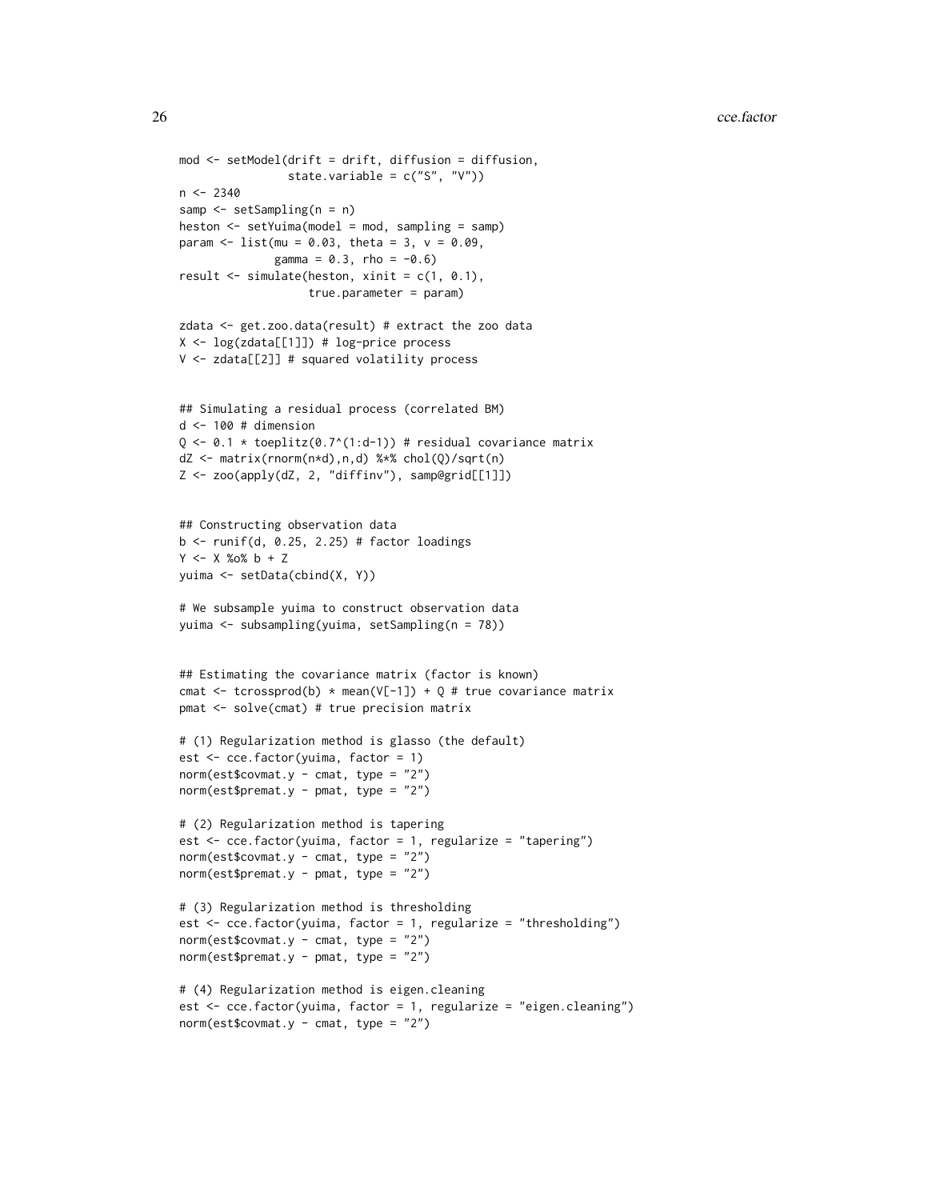```
mod <- setModel(drift = drift, diffusion = diffusion,
                state.variable = c("S", "V"))
n <- 2340
samp <- setSampling(n = n)
heston <- setYuima(model = mod, sampling = samp)
param <- list(mu = 0.03, theta = 3, v = 0.09,
              gamma = 0.3, rho = -0.6)
result <- simulate(heston, xinit = c(1, 0.1),
                   true.parameter = param)

zdata <- get.zoo.data(result) # extract the zoo data
X <- log(zdata[[1]]) # log-price process
V <- zdata[[2]] # squared volatility process


## Simulating a residual process (correlated BM)
d <- 100 # dimension
Q <- 0.1 * toeplitz(0.7^(1:d-1)) # residual covariance matrix
dZ <- matrix(rnorm(n*d),n,d) %*% chol(Q)/sqrt(n)
Z <- zoo(apply(dZ, 2, "diffinv"), samp@grid[[1]])


## Constructing observation data
b <- runif(d, 0.25, 2.25) # factor loadings
Y <- X %o% b + Z
yuima <- setData(cbind(X, Y))

# We subsample yuima to construct observation data
yuima <- subsampling(yuima, setSampling(n = 78))


## Estimating the covariance matrix (factor is known)
cmat <- tcrossprod(b) * mean(V[-1]) + Q # true covariance matrix
pmat <- solve(cmat) # true precision matrix

# (1) Regularization method is glasso (the default)
est <- cce.factor(yuima, factor = 1)
norm(est$covmat.y - cmat, type = "2")
norm(est$premat.y - pmat, type = "2")

# (2) Regularization method is tapering
est <- cce.factor(yuima, factor = 1, regularize = "tapering")
norm(est$covmat.y - cmat, type = "2")
norm(est$premat.y - pmat, type = "2")

# (3) Regularization method is thresholding
est <- cce.factor(yuima, factor = 1, regularize = "thresholding")
norm(est$covmat.y - cmat, type = "2")
norm(est$premat.y - pmat, type = "2")

# (4) Regularization method is eigen.cleaning
est <- cce.factor(yuima, factor = 1, regularize = "eigen.cleaning")
norm(est$covmat.y - cmat, type = "2")
```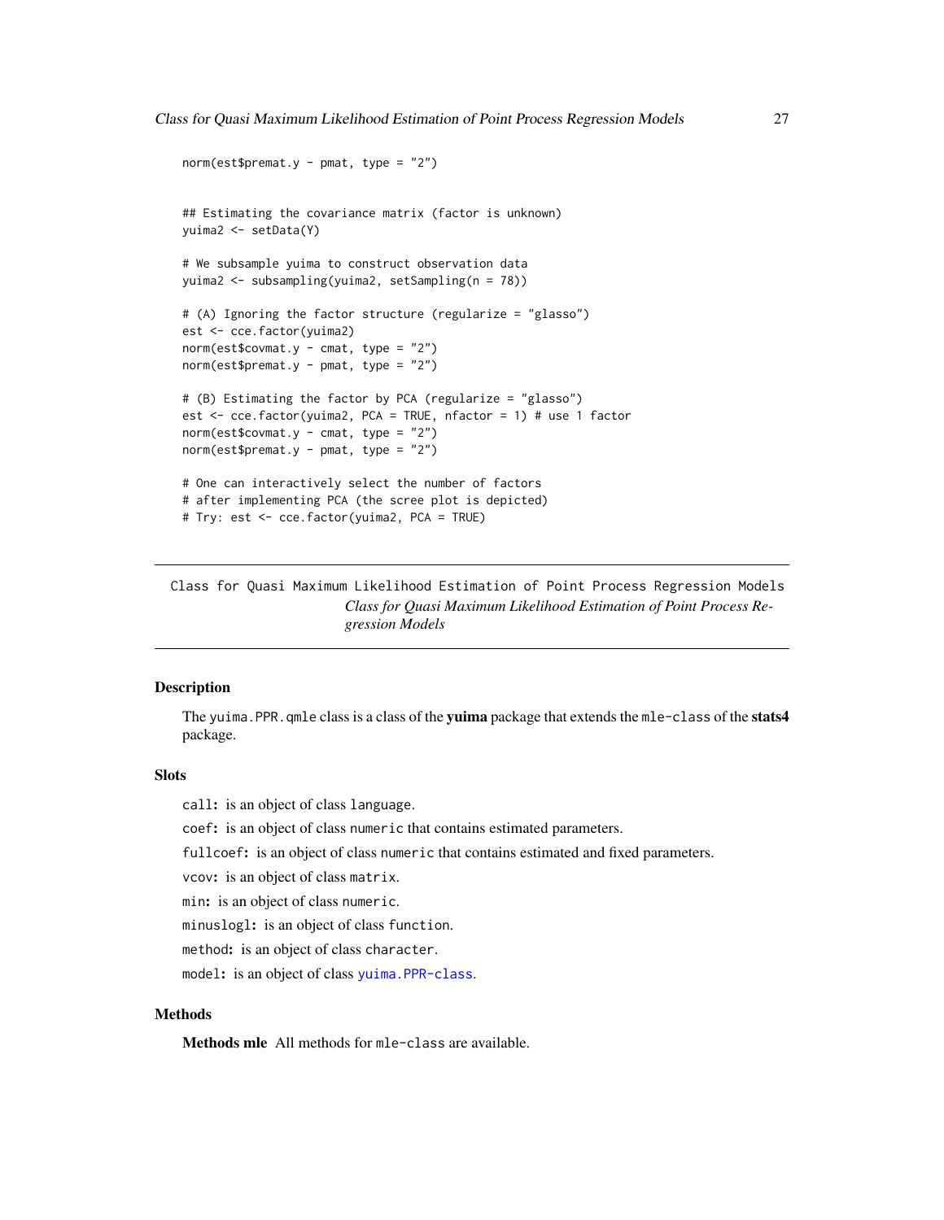```
norm(est$premat.y - pmat, type = "2")


## Estimating the covariance matrix (factor is unknown)
yuima2 <- setData(Y)

# We subsample yuima to construct observation data
yuima2 <- subsampling(yuima2, setSampling(n = 78))

# (A) Ignoring the factor structure (regularize = "glasso")
est <- cce.factor(yuima2)
norm(est$covmat.y - cmat, type = "2")
norm(est$premat.y - pmat, type = "2")

# (B) Estimating the factor by PCA (regularize = "glasso")
est <- cce.factor(yuima2, PCA = TRUE, nfactor = 1) # use 1 factor
norm(est$covmat.y - cmat, type = "2")
norm(est$premat.y - pmat, type = "2")

# One can interactively select the number of factors
# after implementing PCA (the scree plot is depicted)
# Try: est <- cce.factor(yuima2, PCA = TRUE)
```

---

Class for Quasi Maximum Likelihood Estimation of Point Process Regression Models
*Class for Quasi Maximum Likelihood Estimation of Point Process Regression Models*

---

## Description

The `yuima.PPR.qmle` class is a class of the **yuima** package that extends the `mle-class` of the **stats4** package.

## Slots

`call`**:** is an object of class `language`.

`coef`**:** is an object of class `numeric` that contains estimated parameters.

`fullcoef`**:** is an object of class `numeric` that contains estimated and fixed parameters.

`vcov`**:** is an object of class `matrix`.

`min`**:** is an object of class `numeric`.

`minuslogl`**:** is an object of class `function`.

`method`**:** is an object of class `character`.

`model`**:** is an object of class `yuima.PPR-class`.

## Methods

**Methods mle** All methods for `mle-class` are available.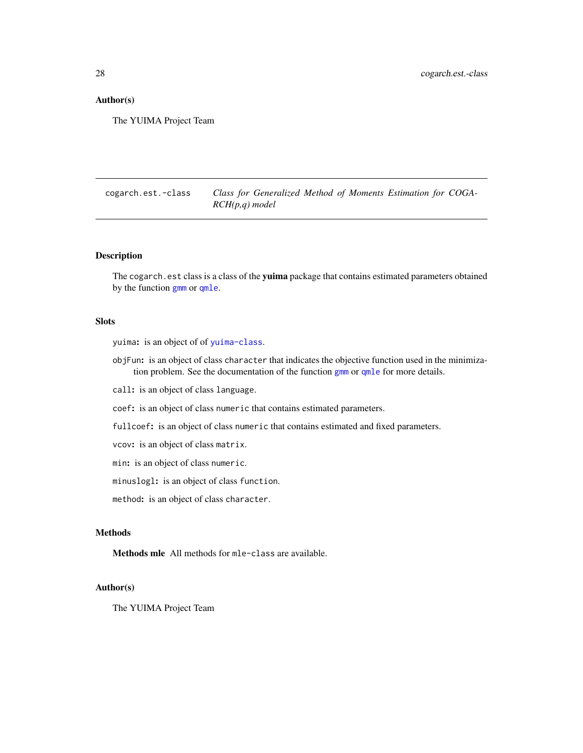## Author(s)

The YUIMA Project Team

---

## cogarch.est.-class *Class for Generalized Method of Moments Estimation for COGARCH(p,q) model*

---

### Description

The `cogarch.est` class is a class of the **yuima** package that contains estimated parameters obtained by the function `gmm` or `qmle`.

### Slots

`yuima`: is an object of of `yuima-class`.

`objFun`: is an object of class `character` that indicates the objective function used in the minimization problem. See the documentation of the function `gmm` or `qmle` for more details.

`call`: is an object of class `language`.

`coef`: is an object of class `numeric` that contains estimated parameters.

`fullcoef`: is an object of class `numeric` that contains estimated and fixed parameters.

`vcov`: is an object of class `matrix`.

`min`: is an object of class `numeric`.

`minuslogl`: is an object of class `function`.

`method`: is an object of class `character`.

### Methods

**Methods mle** All methods for `mle-class` are available.

### Author(s)

The YUIMA Project Team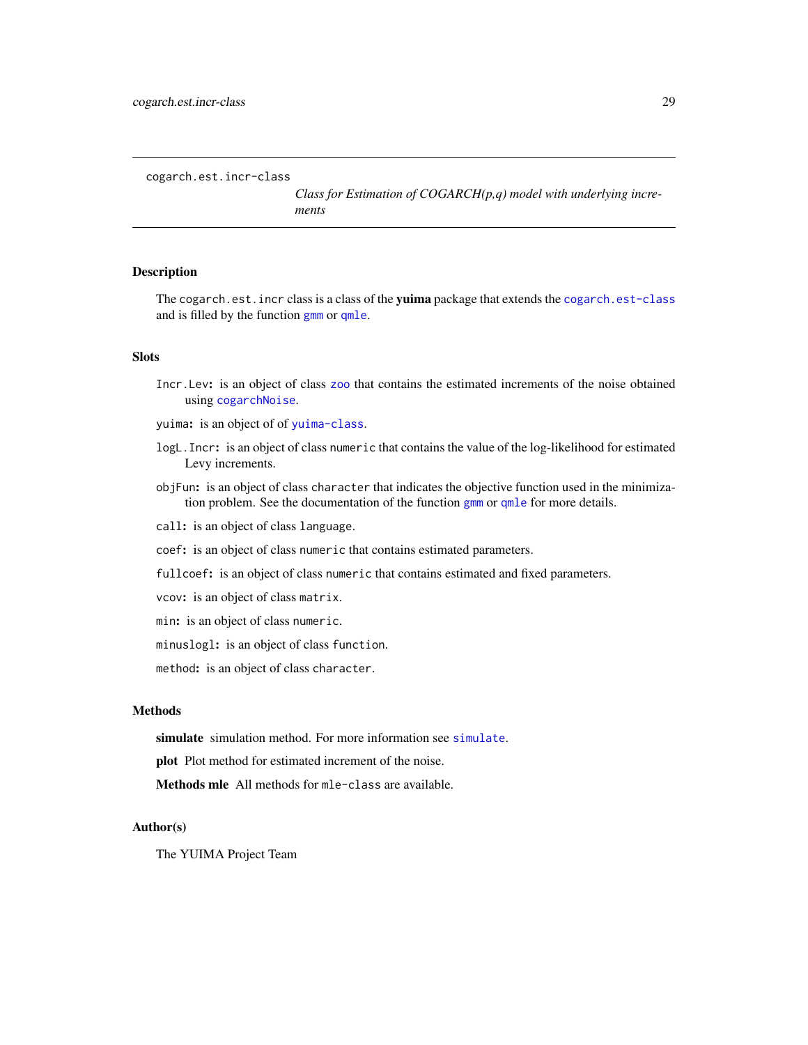cogarch.est.incr-class

*Class for Estimation of COGARCH(p,q) model with underlying increments*

## Description

The `cogarch.est.incr` class is a class of the **yuima** package that extends the `cogarch.est-class` and is filled by the function `gmm` or `qmle`.

## Slots

`Incr.Lev`: is an object of class `zoo` that contains the estimated increments of the noise obtained using `cogarchNoise`.

`yuima`: is an object of of `yuima-class`.

`logL.Incr`: is an object of class `numeric` that contains the value of the log-likelihood for estimated Levy increments.

`objFun`: is an object of class `character` that indicates the objective function used in the minimization problem. See the documentation of the function `gmm` or `qmle` for more details.

`call`: is an object of class `language`.

`coef`: is an object of class `numeric` that contains estimated parameters.

`fullcoef`: is an object of class `numeric` that contains estimated and fixed parameters.

`vcov`: is an object of class `matrix`.

`min`: is an object of class `numeric`.

`minuslogl`: is an object of class `function`.

`method`: is an object of class `character`.

## Methods

**simulate** simulation method. For more information see `simulate`.

**plot** Plot method for estimated increment of the noise.

**Methods mle** All methods for `mle-class` are available.

## Author(s)

The YUIMA Project Team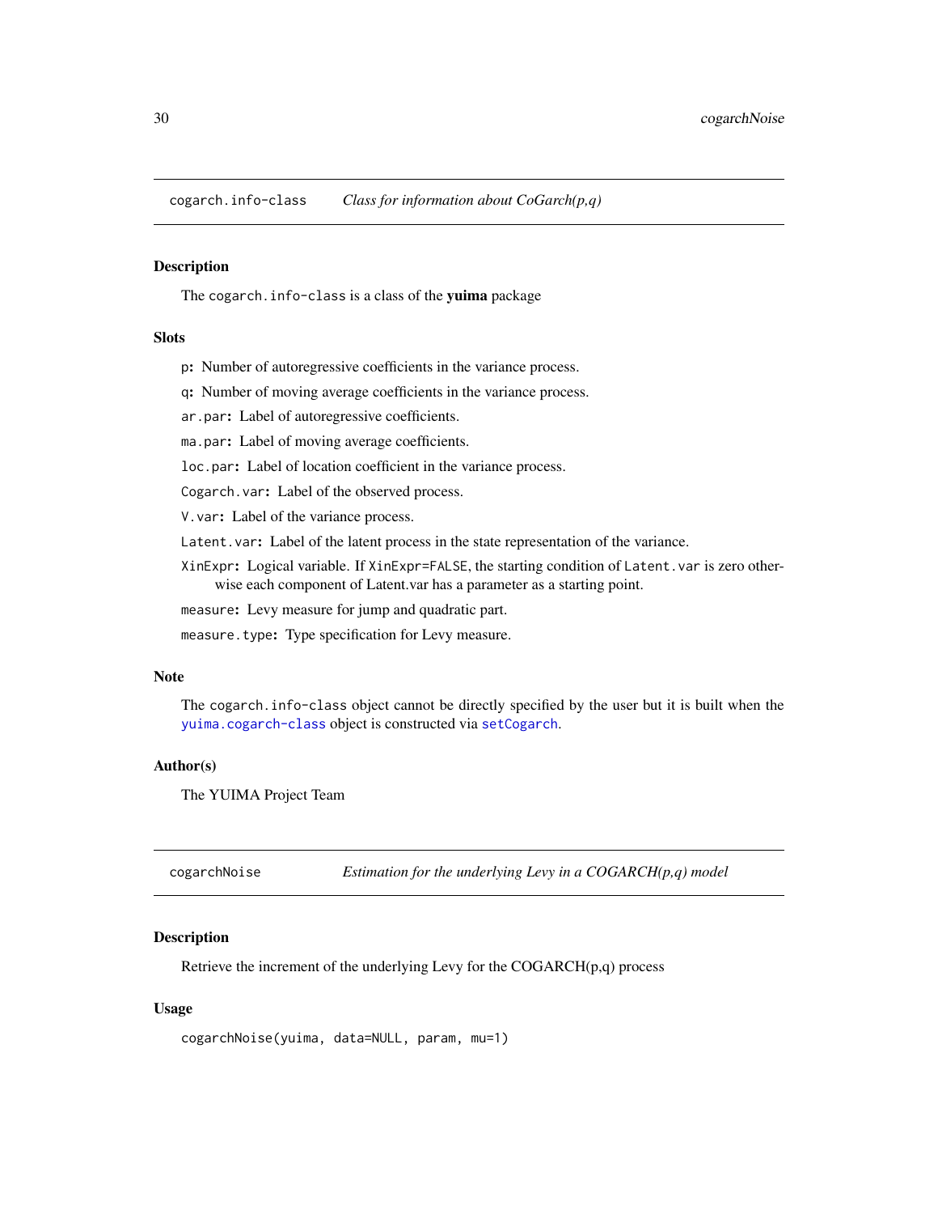## cogarch.info-class &nbsp;&nbsp;&nbsp; *Class for information about CoGarch(p,q)*

### Description

The `cogarch.info-class` is a class of the **yuima** package

### Slots

`p`: Number of autoregressive coefficients in the variance process.

`q`: Number of moving average coefficients in the variance process.

`ar.par`: Label of autoregressive coefficients.

`ma.par`: Label of moving average coefficients.

`loc.par`: Label of location coefficient in the variance process.

`Cogarch.var`: Label of the observed process.

`V.var`: Label of the variance process.

`Latent.var`: Label of the latent process in the state representation of the variance.

`XinExpr`: Logical variable. If `XinExpr=FALSE`, the starting condition of `Latent.var` is zero otherwise each component of Latent.var has a parameter as a starting point.

`measure`: Levy measure for jump and quadratic part.

`measure.type`: Type specification for Levy measure.

### Note

The `cogarch.info-class` object cannot be directly specified by the user but it is built when the `yuima.cogarch-class` object is constructed via `setCogarch`.

### Author(s)

The YUIMA Project Team

## cogarchNoise &nbsp;&nbsp;&nbsp; *Estimation for the underlying Levy in a COGARCH(p,q) model*

### Description

Retrieve the increment of the underlying Levy for the COGARCH(p,q) process

### Usage

```
cogarchNoise(yuima, data=NULL, param, mu=1)
```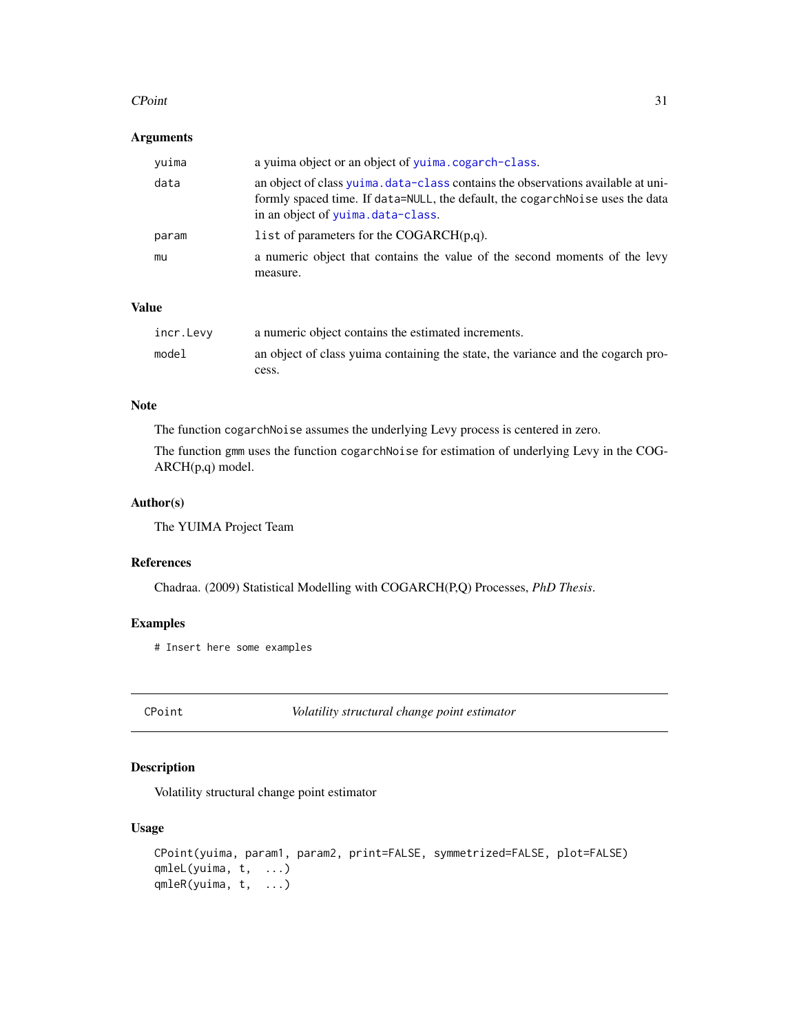### Arguments

| | |
|---|---|
| yuima | a yuima object or an object of yuima.cogarch-class. |
| data | an object of class yuima.data-class contains the observations available at uniformly spaced time. If data=NULL, the default, the cogarchNoise uses the data in an object of yuima.data-class. |
| param | list of parameters for the COGARCH(p,q). |
| mu | a numeric object that contains the value of the second moments of the levy measure. |

### Value

| | |
|---|---|
| incr.Levy | a numeric object contains the estimated increments. |
| model | an object of class yuima containing the state, the variance and the cogarch process. |

### Note

The function cogarchNoise assumes the underlying Levy process is centered in zero.

The function gmm uses the function cogarchNoise for estimation of underlying Levy in the COGARCH(p,q) model.

### Author(s)

The YUIMA Project Team

### References

Chadraa. (2009) Statistical Modelling with COGARCH(P,Q) Processes, *PhD Thesis*.

### Examples

```
# Insert here some examples
```

---

## CPoint — *Volatility structural change point estimator*

### Description

Volatility structural change point estimator

### Usage

```
CPoint(yuima, param1, param2, print=FALSE, symmetrized=FALSE, plot=FALSE)
qmleL(yuima, t,  ...)
qmleR(yuima, t,  ...)
```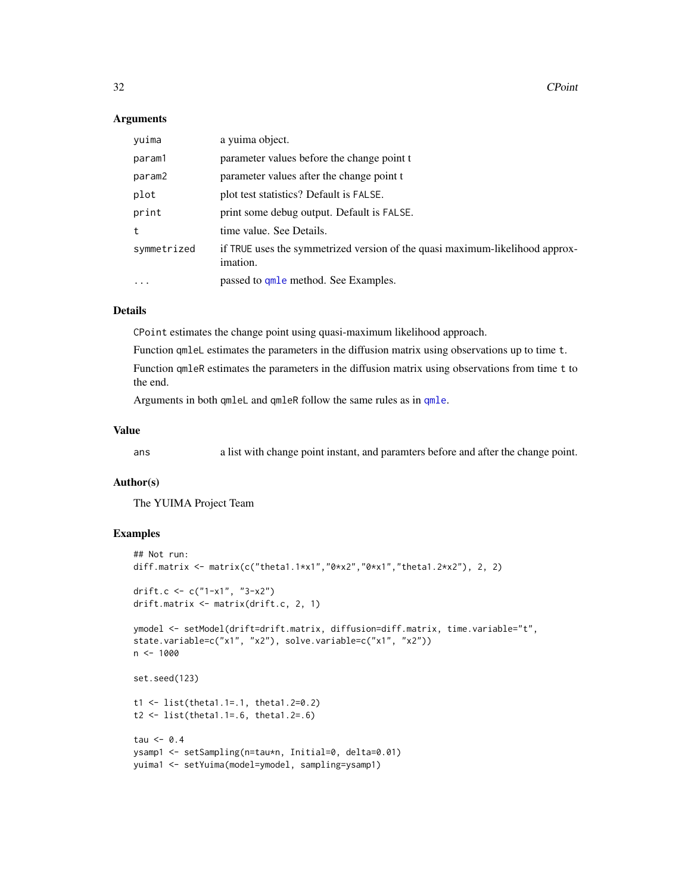### Arguments

| | |
|---|---|
| yuima | a yuima object. |
| param1 | parameter values before the change point t |
| param2 | parameter values after the change point t |
| plot | plot test statistics? Default is FALSE. |
| print | print some debug output. Default is FALSE. |
| t | time value. See Details. |
| symmetrized | if TRUE uses the symmetrized version of the quasi maximum-likelihood approximation. |
| ... | passed to qmle method. See Examples. |

### Details

CPoint estimates the change point using quasi-maximum likelihood approach.

Function qmleL estimates the parameters in the diffusion matrix using observations up to time t.

Function qmleR estimates the parameters in the diffusion matrix using observations from time t to the end.

Arguments in both qmleL and qmleR follow the same rules as in qmle.

### Value

| | |
|---|---|
| ans | a list with change point instant, and paramters before and after the change point. |

### Author(s)

The YUIMA Project Team

### Examples

```
## Not run:
diff.matrix <- matrix(c("theta1.1*x1","0*x2","0*x1","theta1.2*x2"), 2, 2)

drift.c <- c("1-x1", "3-x2")
drift.matrix <- matrix(drift.c, 2, 1)

ymodel <- setModel(drift=drift.matrix, diffusion=diff.matrix, time.variable="t",
state.variable=c("x1", "x2"), solve.variable=c("x1", "x2"))
n <- 1000

set.seed(123)

t1 <- list(theta1.1=.1, theta1.2=0.2)
t2 <- list(theta1.1=.6, theta1.2=.6)

tau <- 0.4
ysamp1 <- setSampling(n=tau*n, Initial=0, delta=0.01)
yuima1 <- setYuima(model=ymodel, sampling=ysamp1)
```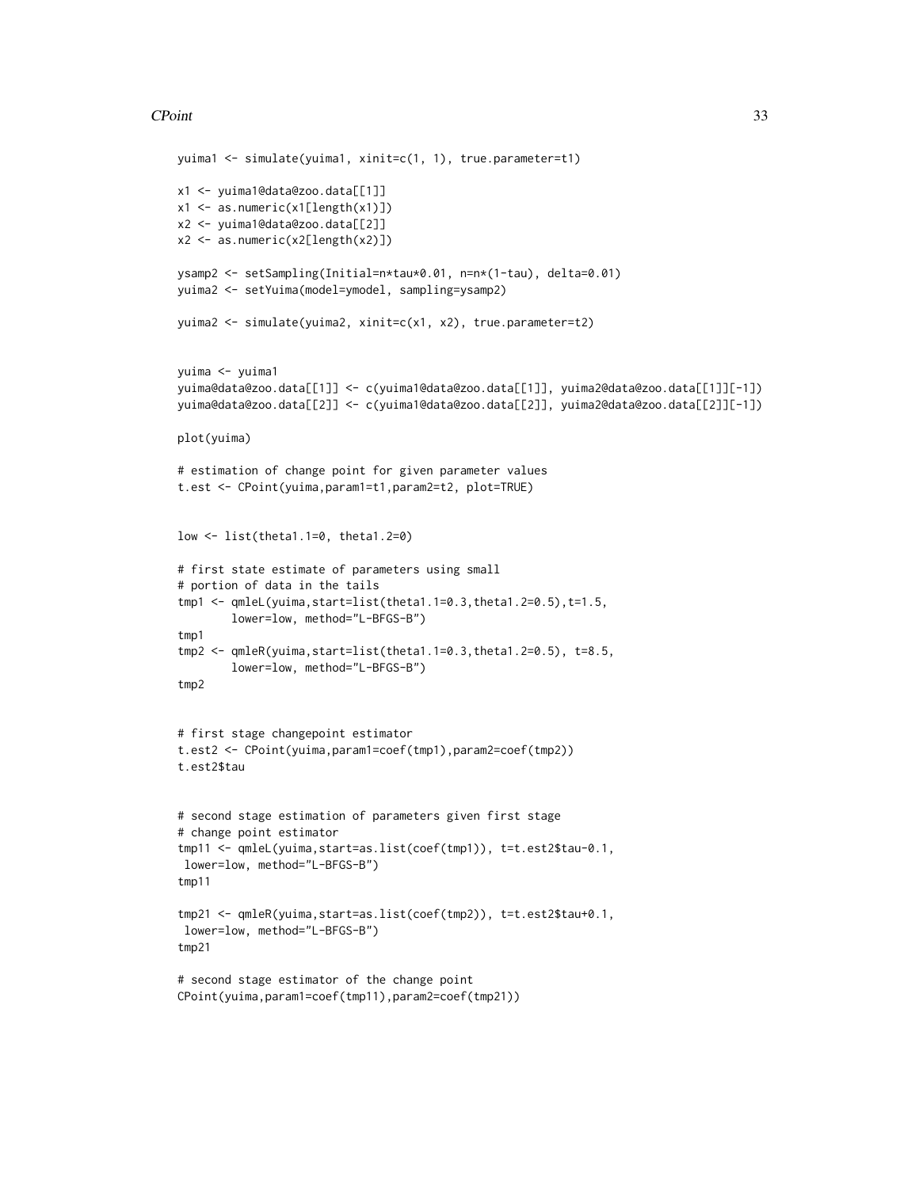```
yuima1 <- simulate(yuima1, xinit=c(1, 1), true.parameter=t1)

x1 <- yuima1@data@zoo.data[[1]]
x1 <- as.numeric(x1[length(x1)])
x2 <- yuima1@data@zoo.data[[2]]
x2 <- as.numeric(x2[length(x2)])

ysamp2 <- setSampling(Initial=n*tau*0.01, n=n*(1-tau), delta=0.01)
yuima2 <- setYuima(model=ymodel, sampling=ysamp2)

yuima2 <- simulate(yuima2, xinit=c(x1, x2), true.parameter=t2)


yuima <- yuima1
yuima@data@zoo.data[[1]] <- c(yuima1@data@zoo.data[[1]], yuima2@data@zoo.data[[1]][-1])
yuima@data@zoo.data[[2]] <- c(yuima1@data@zoo.data[[2]], yuima2@data@zoo.data[[2]][-1])

plot(yuima)

# estimation of change point for given parameter values
t.est <- CPoint(yuima,param1=t1,param2=t2, plot=TRUE)


low <- list(theta1.1=0, theta1.2=0)

# first state estimate of parameters using small
# portion of data in the tails
tmp1 <- qmleL(yuima,start=list(theta1.1=0.3,theta1.2=0.5),t=1.5,
        lower=low, method="L-BFGS-B")
tmp1
tmp2 <- qmleR(yuima,start=list(theta1.1=0.3,theta1.2=0.5), t=8.5,
        lower=low, method="L-BFGS-B")
tmp2


# first stage changepoint estimator
t.est2 <- CPoint(yuima,param1=coef(tmp1),param2=coef(tmp2))
t.est2$tau


# second stage estimation of parameters given first stage
# change point estimator
tmp11 <- qmleL(yuima,start=as.list(coef(tmp1)), t=t.est2$tau-0.1,
 lower=low, method="L-BFGS-B")
tmp11

tmp21 <- qmleR(yuima,start=as.list(coef(tmp2)), t=t.est2$tau+0.1,
 lower=low, method="L-BFGS-B")
tmp21

# second stage estimator of the change point
CPoint(yuima,param1=coef(tmp11),param2=coef(tmp21))
```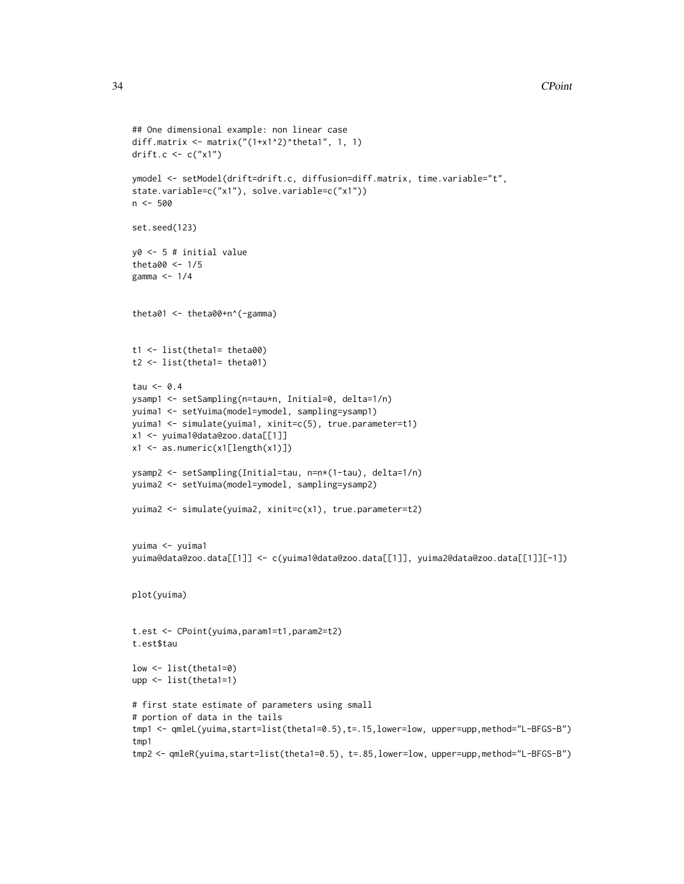```
## One dimensional example: non linear case
diff.matrix <- matrix("(1+x1^2)^theta1", 1, 1)
drift.c <- c("x1")

ymodel <- setModel(drift=drift.c, diffusion=diff.matrix, time.variable="t",
state.variable=c("x1"), solve.variable=c("x1"))
n <- 500

set.seed(123)

y0 <- 5 # initial value
theta00 <- 1/5
gamma <- 1/4


theta01 <- theta00+n^(-gamma)


t1 <- list(theta1= theta00)
t2 <- list(theta1= theta01)

tau <- 0.4
ysamp1 <- setSampling(n=tau*n, Initial=0, delta=1/n)
yuima1 <- setYuima(model=ymodel, sampling=ysamp1)
yuima1 <- simulate(yuima1, xinit=c(5), true.parameter=t1)
x1 <- yuima1@data@zoo.data[[1]]
x1 <- as.numeric(x1[length(x1)])

ysamp2 <- setSampling(Initial=tau, n=n*(1-tau), delta=1/n)
yuima2 <- setYuima(model=ymodel, sampling=ysamp2)

yuima2 <- simulate(yuima2, xinit=c(x1), true.parameter=t2)


yuima <- yuima1
yuima@data@zoo.data[[1]] <- c(yuima1@data@zoo.data[[1]], yuima2@data@zoo.data[[1]][-1])


plot(yuima)


t.est <- CPoint(yuima,param1=t1,param2=t2)
t.est$tau

low <- list(theta1=0)
upp <- list(theta1=1)

# first state estimate of parameters using small
# portion of data in the tails
tmp1 <- qmleL(yuima,start=list(theta1=0.5),t=.15,lower=low, upper=upp,method="L-BFGS-B")
tmp1
tmp2 <- qmleR(yuima,start=list(theta1=0.5), t=.85,lower=low, upper=upp,method="L-BFGS-B")
```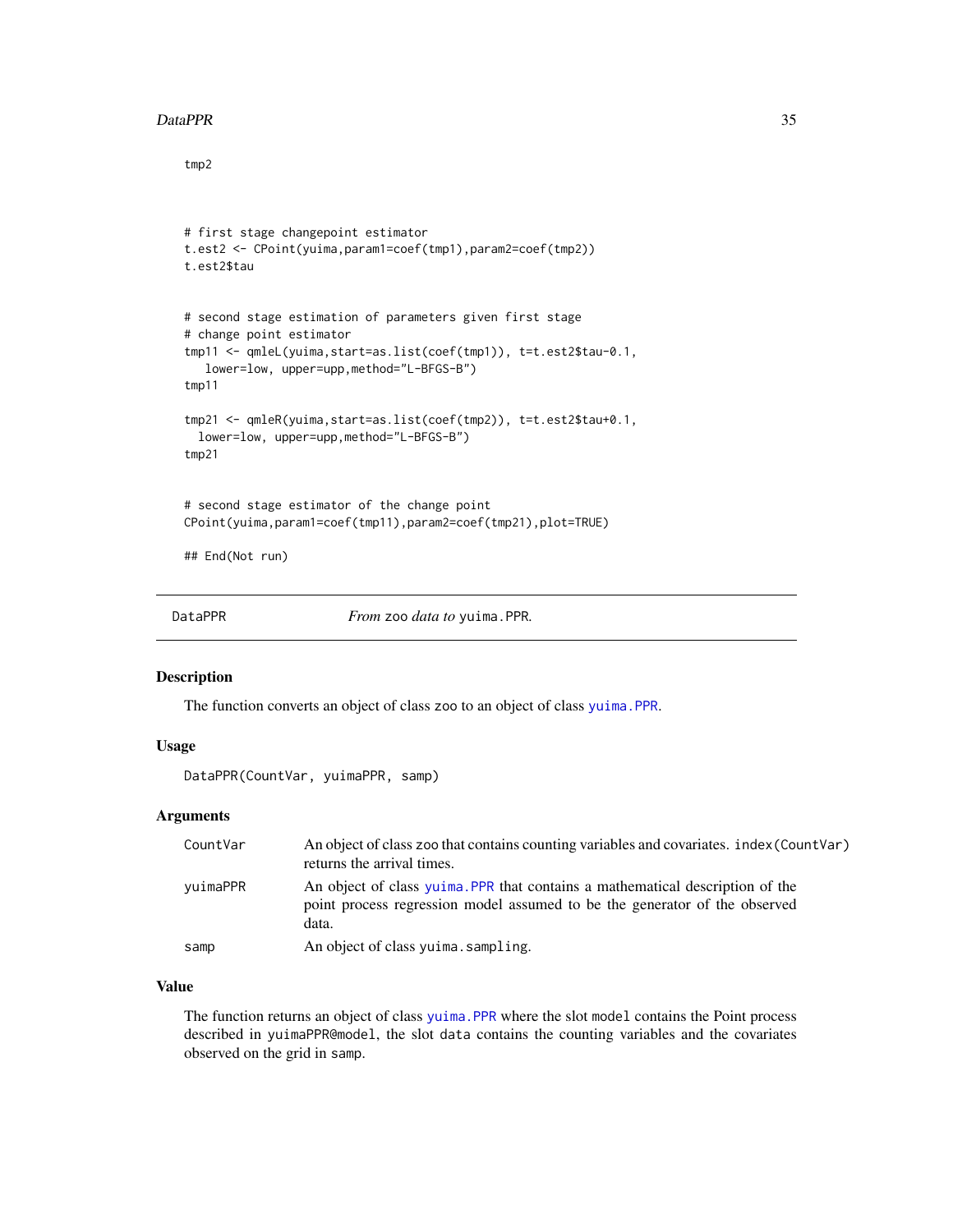```
tmp2


# first stage changepoint estimator
t.est2 <- CPoint(yuima,param1=coef(tmp1),param2=coef(tmp2))
t.est2$tau


# second stage estimation of parameters given first stage
# change point estimator
tmp11 <- qmleL(yuima,start=as.list(coef(tmp1)), t=t.est2$tau-0.1,
   lower=low, upper=upp,method="L-BFGS-B")
tmp11

tmp21 <- qmleR(yuima,start=as.list(coef(tmp2)), t=t.est2$tau+0.1,
  lower=low, upper=upp,method="L-BFGS-B")
tmp21


# second stage estimator of the change point
CPoint(yuima,param1=coef(tmp11),param2=coef(tmp21),plot=TRUE)

## End(Not run)
```

---

## DataPPR — *From* `zoo` *data to* `yuima.PPR`.

### Description

The function converts an object of class `zoo` to an object of class `yuima.PPR`.

### Usage

```
DataPPR(CountVar, yuimaPPR, samp)
```

### Arguments

| | |
|---|---|
| `CountVar` | An object of class `zoo` that contains counting variables and covariates. `index(CountVar)` returns the arrival times. |
| `yuimaPPR` | An object of class `yuima.PPR` that contains a mathematical description of the point process regression model assumed to be the generator of the observed data. |
| `samp` | An object of class `yuima.sampling`. |

### Value

The function returns an object of class `yuima.PPR` where the slot `model` contains the Point process described in `yuimaPPR@model`, the slot `data` contains the counting variables and the covariates observed on the grid in `samp`.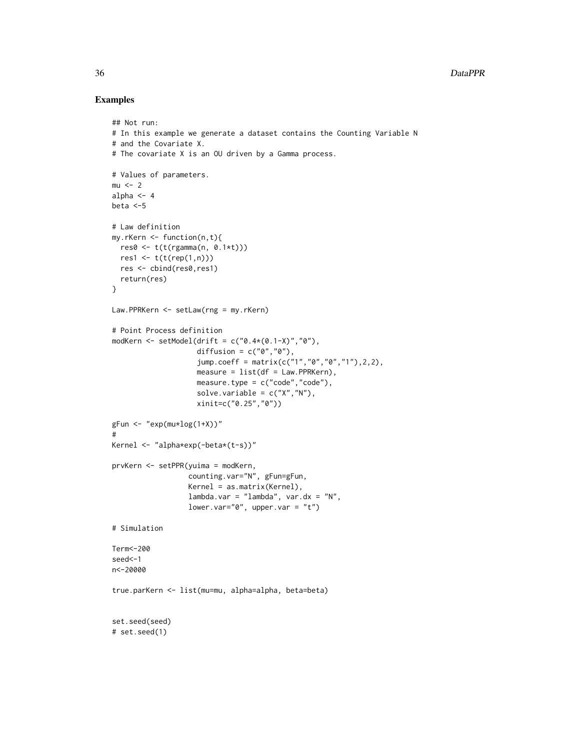## Examples

```
## Not run:
# In this example we generate a dataset contains the Counting Variable N
# and the Covariate X.
# The covariate X is an OU driven by a Gamma process.

# Values of parameters.
mu <- 2
alpha <- 4
beta <-5

# Law definition
my.rKern <- function(n,t){
  res0 <- t(t(rgamma(n, 0.1*t)))
  res1 <- t(t(rep(1,n)))
  res <- cbind(res0,res1)
  return(res)
}

Law.PPRKern <- setLaw(rng = my.rKern)

# Point Process definition
modKern <- setModel(drift = c("0.4*(0.1-X)","0"),
                    diffusion = c("0","0"),
                    jump.coeff = matrix(c("1","0","0","1"),2,2),
                    measure = list(df = Law.PPRKern),
                    measure.type = c("code","code"),
                    solve.variable = c("X","N"),
                    xinit=c("0.25","0"))

gFun <- "exp(mu*log(1+X))"
#
Kernel <- "alpha*exp(-beta*(t-s))"

prvKern <- setPPR(yuima = modKern,
                  counting.var="N", gFun=gFun,
                  Kernel = as.matrix(Kernel),
                  lambda.var = "lambda", var.dx = "N",
                  lower.var="0", upper.var = "t")

# Simulation

Term<-200
seed<-1
n<-20000

true.parKern <- list(mu=mu, alpha=alpha, beta=beta)


set.seed(seed)
# set.seed(1)
```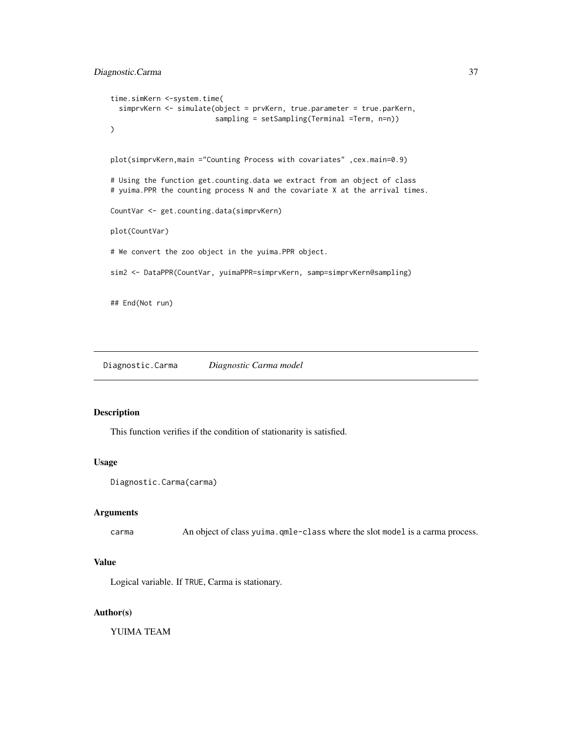```
time.simKern <-system.time(
  simprvKern <- simulate(object = prvKern, true.parameter = true.parKern,
                         sampling = setSampling(Terminal =Term, n=n))
)


plot(simprvKern,main ="Counting Process with covariates" ,cex.main=0.9)

# Using the function get.counting.data we extract from an object of class
# yuima.PPR the counting process N and the covariate X at the arrival times.

CountVar <- get.counting.data(simprvKern)

plot(CountVar)

# We convert the zoo object in the yuima.PPR object.

sim2 <- DataPPR(CountVar, yuimaPPR=simprvKern, samp=simprvKern@sampling)


## End(Not run)
```

## Diagnostic.Carma *Diagnostic Carma model*

### Description

This function verifies if the condition of stationarity is satisfied.

### Usage

```
Diagnostic.Carma(carma)
```

### Arguments

| | |
|---|---|
| carma | An object of class `yuima.qmle-class` where the slot `model` is a carma process. |

### Value

Logical variable. If `TRUE`, Carma is stationary.

### Author(s)

YUIMA TEAM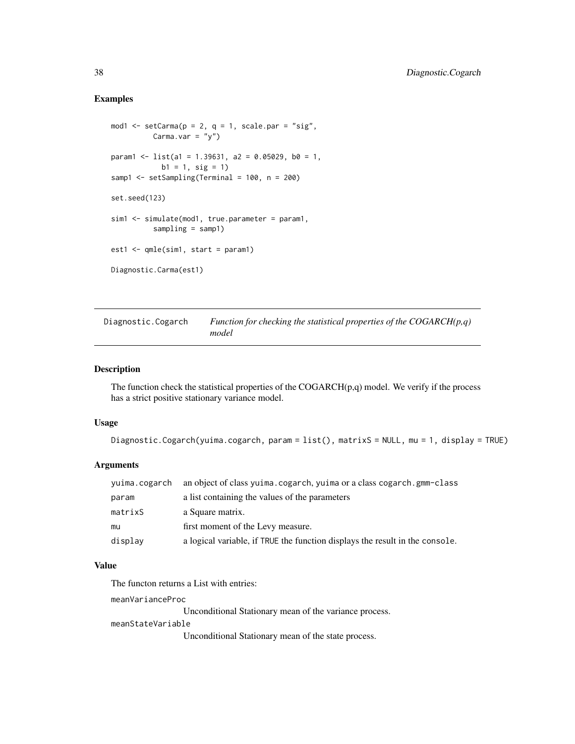## Examples

```
mod1 <- setCarma(p = 2, q = 1, scale.par = "sig",
         Carma.var = "y")

param1 <- list(a1 = 1.39631, a2 = 0.05029, b0 = 1,
          b1 = 1, sig = 1)
samp1 <- setSampling(Terminal = 100, n = 200)

set.seed(123)

sim1 <- simulate(mod1, true.parameter = param1,
         sampling = samp1)

est1 <- qmle(sim1, start = param1)

Diagnostic.Carma(est1)
```

---

# Diagnostic.Cogarch    *Function for checking the statistical properties of the COGARCH(p,q) model*

---

## Description

The function check the statistical properties of the COGARCH(p,q) model. We verify if the process has a strict positive stationary variance model.

## Usage

```
Diagnostic.Cogarch(yuima.cogarch, param = list(), matrixS = NULL, mu = 1, display = TRUE)
```

## Arguments

| | |
|---|---|
| `yuima.cogarch` | an object of class `yuima.cogarch`, `yuima` or a class `cogarch.gmm-class` |
| `param` | a list containing the values of the parameters |
| `matrixS` | a Square matrix. |
| `mu` | first moment of the Levy measure. |
| `display` | a logical variable, if `TRUE` the function displays the result in the `console`. |

## Value

The functon returns a List with entries:

`meanVarianceProc`
: Unconditional Stationary mean of the variance process.

`meanStateVariable`
: Unconditional Stationary mean of the state process.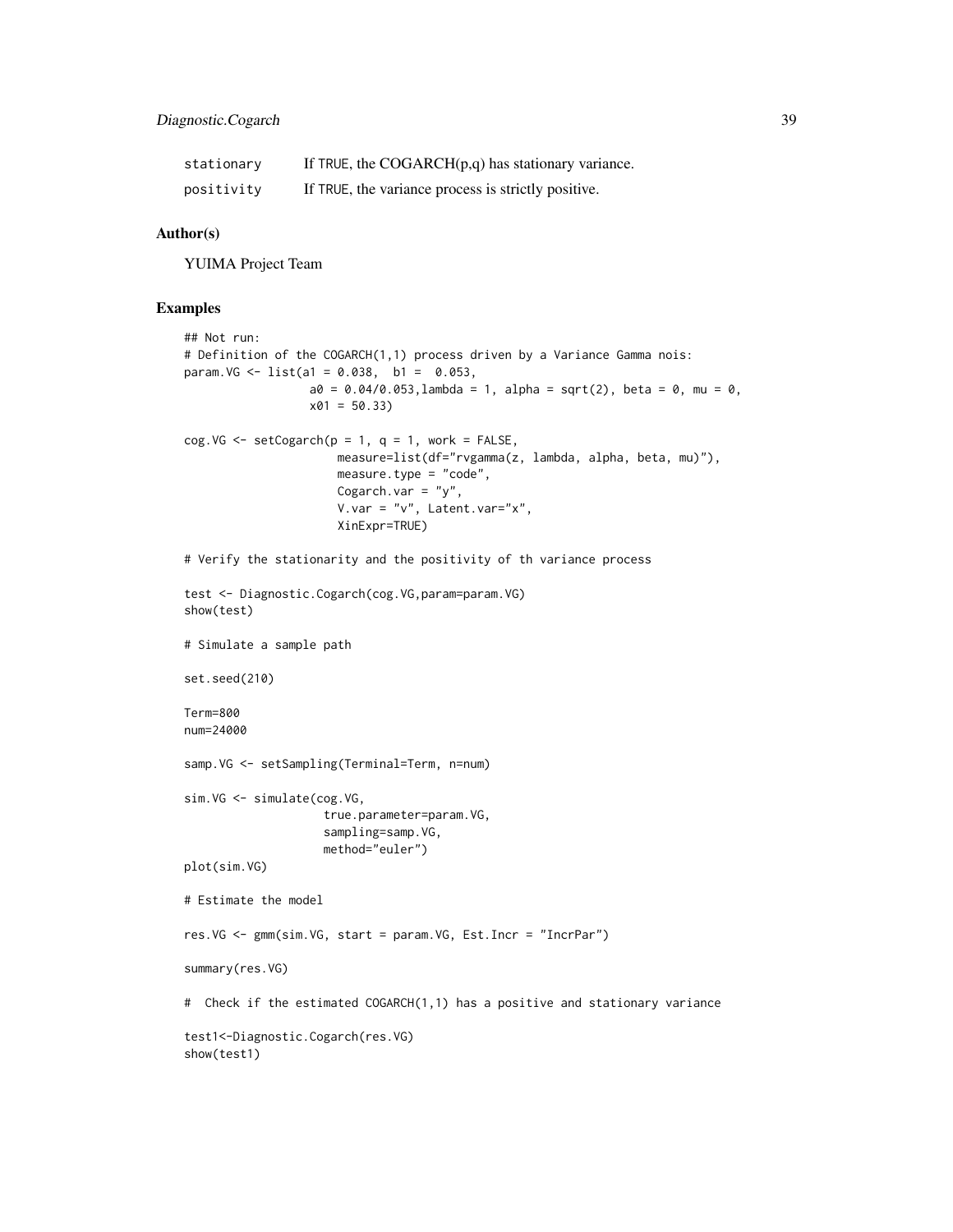| | |
|---|---|
| `stationary` | If TRUE, the COGARCH(p,q) has stationary variance. |
| `positivity` | If TRUE, the variance process is strictly positive. |

## Author(s)

YUIMA Project Team

## Examples

```
## Not run:
# Definition of the COGARCH(1,1) process driven by a Variance Gamma nois:
param.VG <- list(a1 = 0.038,  b1 =  0.053,
                 a0 = 0.04/0.053,lambda = 1, alpha = sqrt(2), beta = 0, mu = 0,
                 x01 = 50.33)

cog.VG <- setCogarch(p = 1, q = 1, work = FALSE,
                     measure=list(df="rvgamma(z, lambda, alpha, beta, mu)"),
                     measure.type = "code",
                     Cogarch.var = "y",
                     V.var = "v", Latent.var="x",
                     XinExpr=TRUE)

# Verify the stationarity and the positivity of th variance process

test <- Diagnostic.Cogarch(cog.VG,param=param.VG)
show(test)

# Simulate a sample path

set.seed(210)

Term=800
num=24000

samp.VG <- setSampling(Terminal=Term, n=num)

sim.VG <- simulate(cog.VG,
                   true.parameter=param.VG,
                   sampling=samp.VG,
                   method="euler")
plot(sim.VG)

# Estimate the model

res.VG <- gmm(sim.VG, start = param.VG, Est.Incr = "IncrPar")

summary(res.VG)

#  Check if the estimated COGARCH(1,1) has a positive and stationary variance

test1<-Diagnostic.Cogarch(res.VG)
show(test1)
```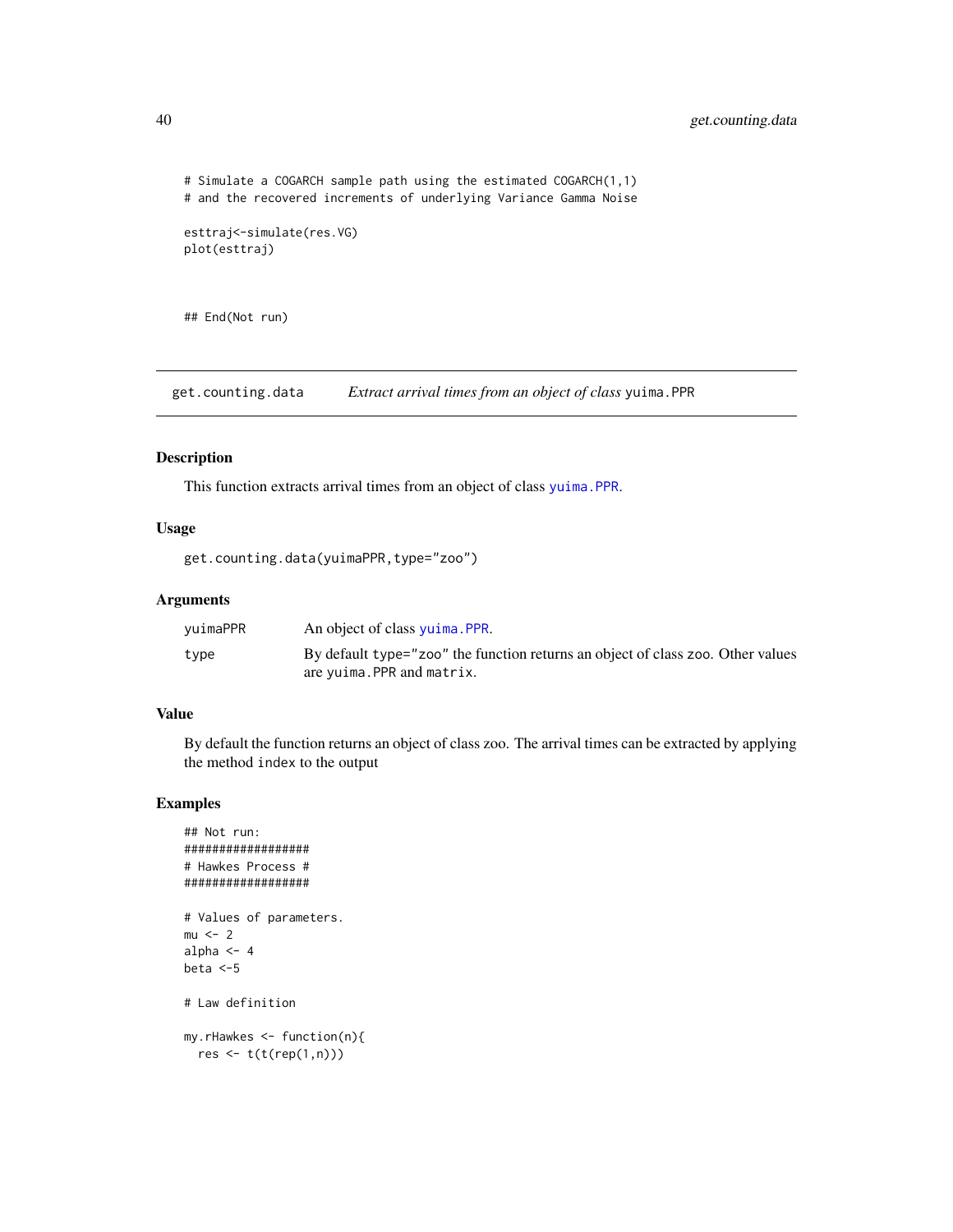```
# Simulate a COGARCH sample path using the estimated COGARCH(1,1)
# and the recovered increments of underlying Variance Gamma Noise

esttraj<-simulate(res.VG)
plot(esttraj)


## End(Not run)
```

---

## get.counting.data *Extract arrival times from an object of class* yuima.PPR

### Description

This function extracts arrival times from an object of class `yuima.PPR`.

### Usage

```
get.counting.data(yuimaPPR,type="zoo")
```

### Arguments

| | |
|---|---|
| `yuimaPPR` | An object of class `yuima.PPR`. |
| `type` | By default `type="zoo"` the function returns an object of class `zoo`. Other values are `yuima.PPR` and `matrix`. |

### Value

By default the function returns an object of class zoo. The arrival times can be extracted by applying the method `index` to the output

### Examples

```
## Not run:
##################
# Hawkes Process #
##################

# Values of parameters.
mu <- 2
alpha <- 4
beta <-5

# Law definition

my.rHawkes <- function(n){
  res <- t(t(rep(1,n)))
```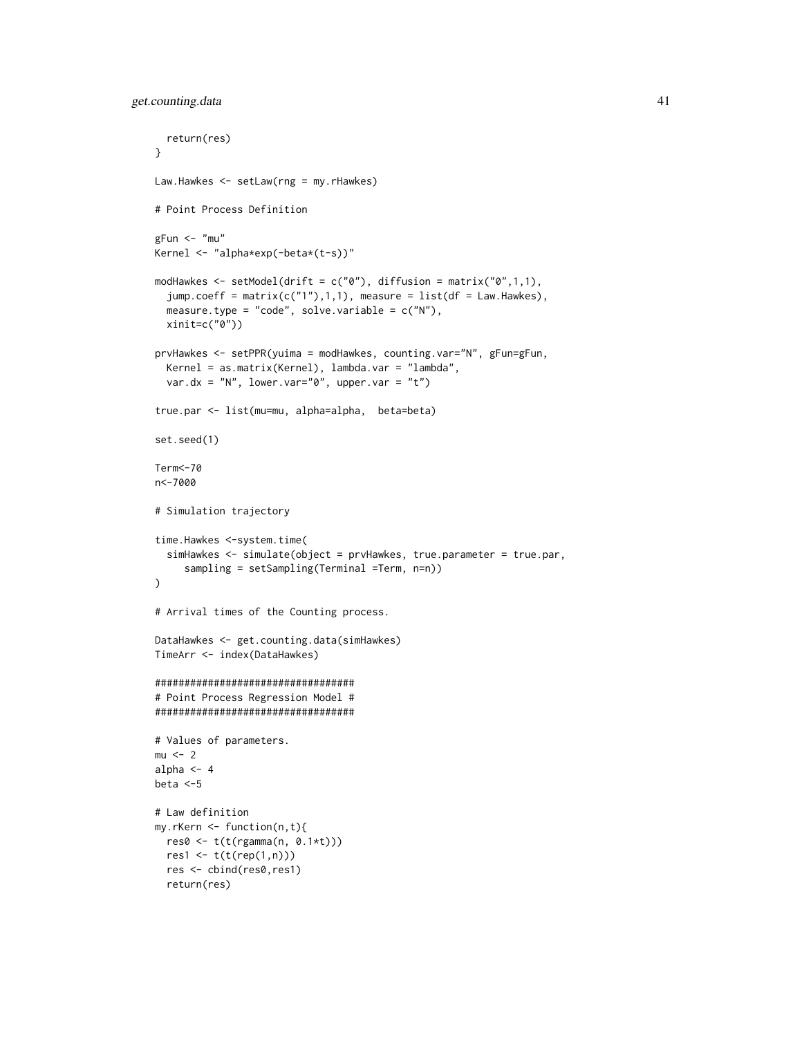```
  return(res)
}

Law.Hawkes <- setLaw(rng = my.rHawkes)

# Point Process Definition

gFun <- "mu"
Kernel <- "alpha*exp(-beta*(t-s))"

modHawkes <- setModel(drift = c("0"), diffusion = matrix("0",1,1),
  jump.coeff = matrix(c("1"),1,1), measure = list(df = Law.Hawkes),
  measure.type = "code", solve.variable = c("N"),
  xinit=c("0"))

prvHawkes <- setPPR(yuima = modHawkes, counting.var="N", gFun=gFun,
  Kernel = as.matrix(Kernel), lambda.var = "lambda",
  var.dx = "N", lower.var="0", upper.var = "t")

true.par <- list(mu=mu, alpha=alpha,  beta=beta)

set.seed(1)

Term<-70
n<-7000

# Simulation trajectory

time.Hawkes <-system.time(
  simHawkes <- simulate(object = prvHawkes, true.parameter = true.par,
     sampling = setSampling(Terminal =Term, n=n))
)

# Arrival times of the Counting process.

DataHawkes <- get.counting.data(simHawkes)
TimeArr <- index(DataHawkes)

##################################
# Point Process Regression Model #
##################################

# Values of parameters.
mu <- 2
alpha <- 4
beta <-5

# Law definition
my.rKern <- function(n,t){
  res0 <- t(t(rgamma(n, 0.1*t)))
  res1 <- t(t(rep(1,n)))
  res <- cbind(res0,res1)
  return(res)
```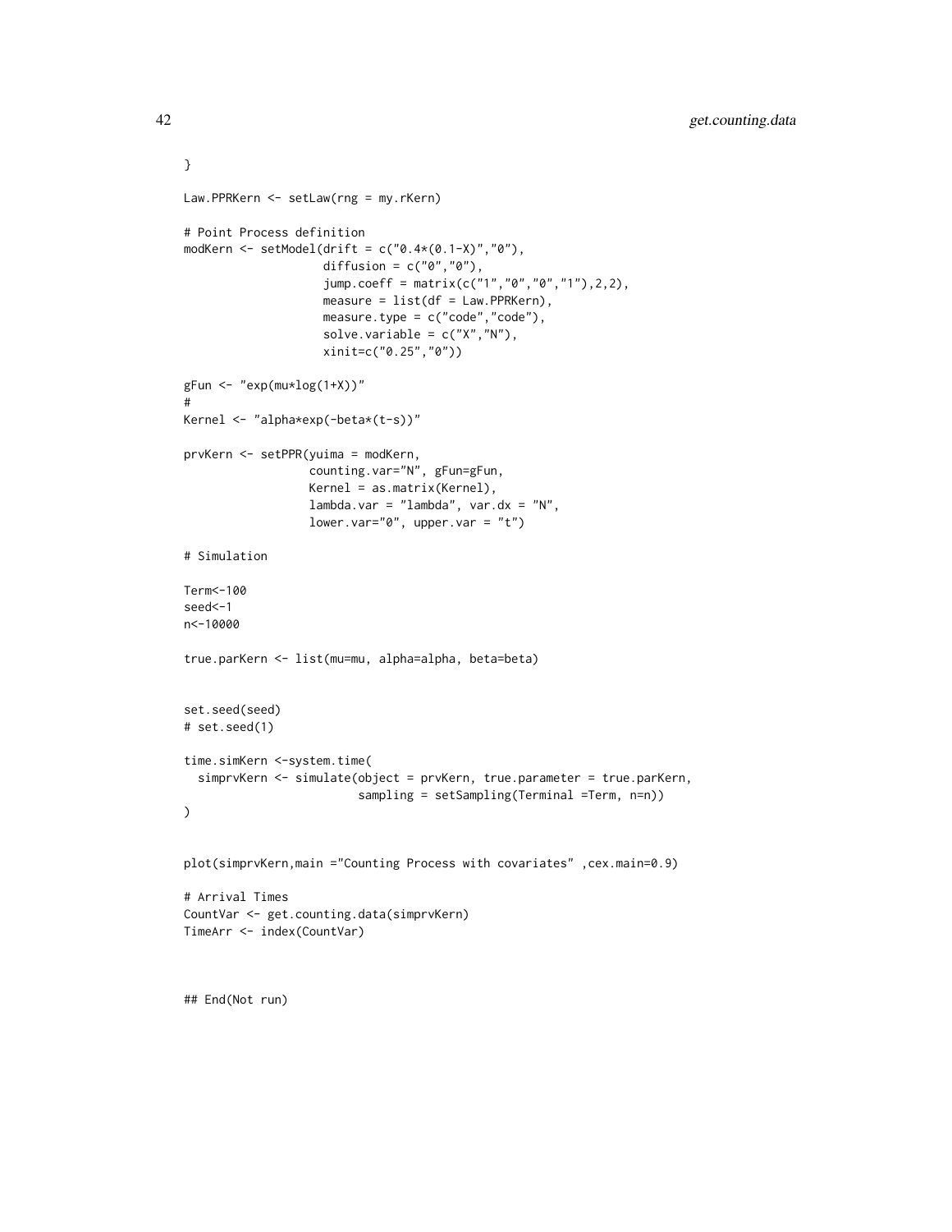```
}

Law.PPRKern <- setLaw(rng = my.rKern)

# Point Process definition
modKern <- setModel(drift = c("0.4*(0.1-X)","0"),
                    diffusion = c("0","0"),
                    jump.coeff = matrix(c("1","0","0","1"),2,2),
                    measure = list(df = Law.PPRKern),
                    measure.type = c("code","code"),
                    solve.variable = c("X","N"),
                    xinit=c("0.25","0"))

gFun <- "exp(mu*log(1+X))"
#
Kernel <- "alpha*exp(-beta*(t-s))"

prvKern <- setPPR(yuima = modKern,
                  counting.var="N", gFun=gFun,
                  Kernel = as.matrix(Kernel),
                  lambda.var = "lambda", var.dx = "N",
                  lower.var="0", upper.var = "t")

# Simulation

Term<-100
seed<-1
n<-10000

true.parKern <- list(mu=mu, alpha=alpha, beta=beta)


set.seed(seed)
# set.seed(1)

time.simKern <-system.time(
  simprvKern <- simulate(object = prvKern, true.parameter = true.parKern,
                         sampling = setSampling(Terminal =Term, n=n))
)


plot(simprvKern,main ="Counting Process with covariates" ,cex.main=0.9)

# Arrival Times
CountVar <- get.counting.data(simprvKern)
TimeArr <- index(CountVar)



## End(Not run)
```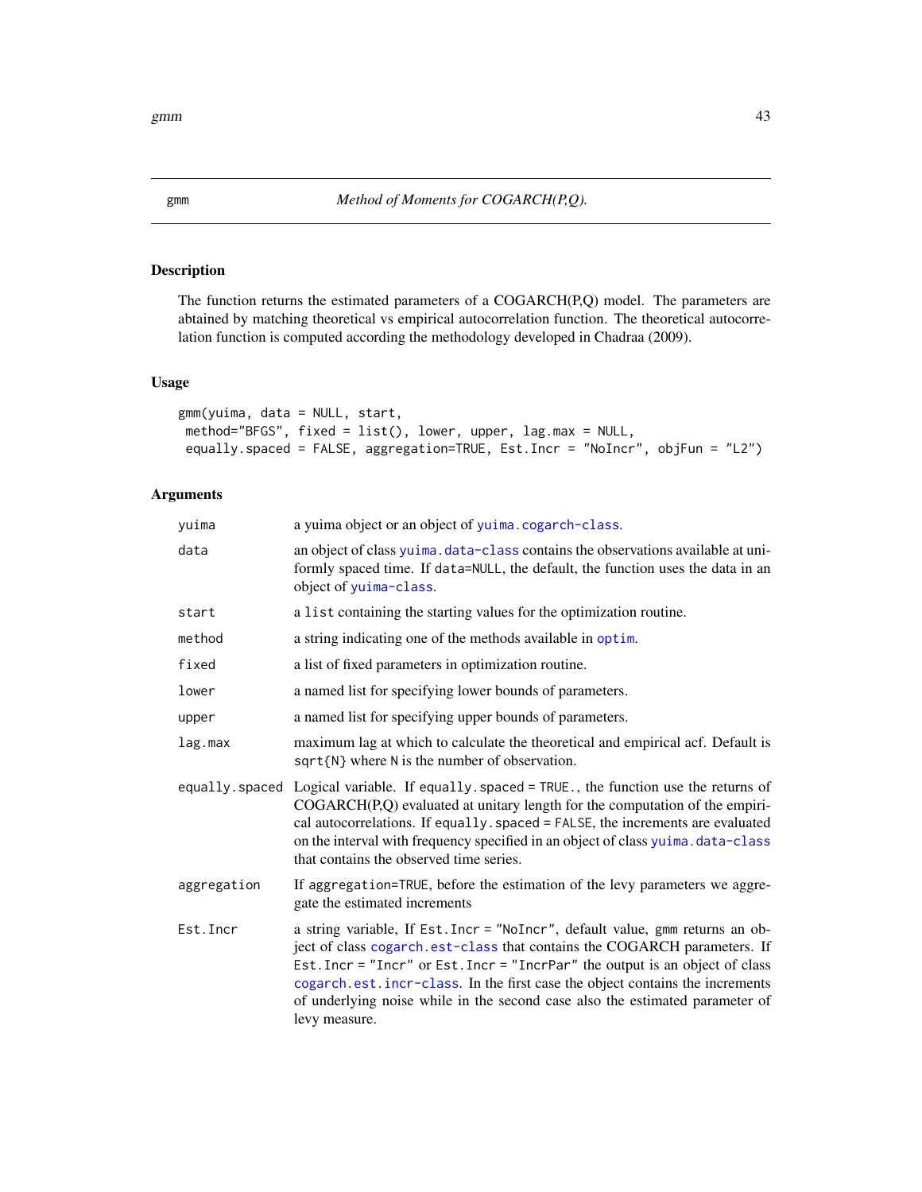# gmm — *Method of Moments for COGARCH(P,Q).*

## Description

The function returns the estimated parameters of a COGARCH(P,Q) model. The parameters are abtained by matching theoretical vs empirical autocorrelation function. The theoretical autocorrelation function is computed according the methodology developed in Chadraa (2009).

## Usage

```
gmm(yuima, data = NULL, start,
 method="BFGS", fixed = list(), lower, upper, lag.max = NULL,
 equally.spaced = FALSE, aggregation=TRUE, Est.Incr = "NoIncr", objFun = "L2")
```

## Arguments

| | |
|---|---|
| `yuima` | a yuima object or an object of `yuima.cogarch-class`. |
| `data` | an object of class `yuima.data-class` contains the observations available at uniformly spaced time. If `data=NULL`, the default, the function uses the data in an object of `yuima-class`. |
| `start` | a `list` containing the starting values for the optimization routine. |
| `method` | a string indicating one of the methods available in `optim`. |
| `fixed` | a list of fixed parameters in optimization routine. |
| `lower` | a named list for specifying lower bounds of parameters. |
| `upper` | a named list for specifying upper bounds of parameters. |
| `lag.max` | maximum lag at which to calculate the theoretical and empirical acf. Default is `sqrt{N}` where `N` is the number of observation. |
| `equally.spaced` | Logical variable. If `equally.spaced = TRUE.`, the function use the returns of COGARCH(P,Q) evaluated at unitary length for the computation of the empirical autocorrelations. If `equally.spaced = FALSE`, the increments are evaluated on the interval with frequency specified in an object of class `yuima.data-class` that contains the observed time series. |
| `aggregation` | If `aggregation=TRUE`, before the estimation of the levy parameters we aggregate the estimated increments |
| `Est.Incr` | a string variable, If `Est.Incr = "NoIncr"`, default value, `gmm` returns an object of class `cogarch.est-class` that contains the COGARCH parameters. If `Est.Incr = "Incr"` or `Est.Incr = "IncrPar"` the output is an object of class `cogarch.est.incr-class`. In the first case the object contains the increments of underlying noise while in the second case also the estimated parameter of levy measure. |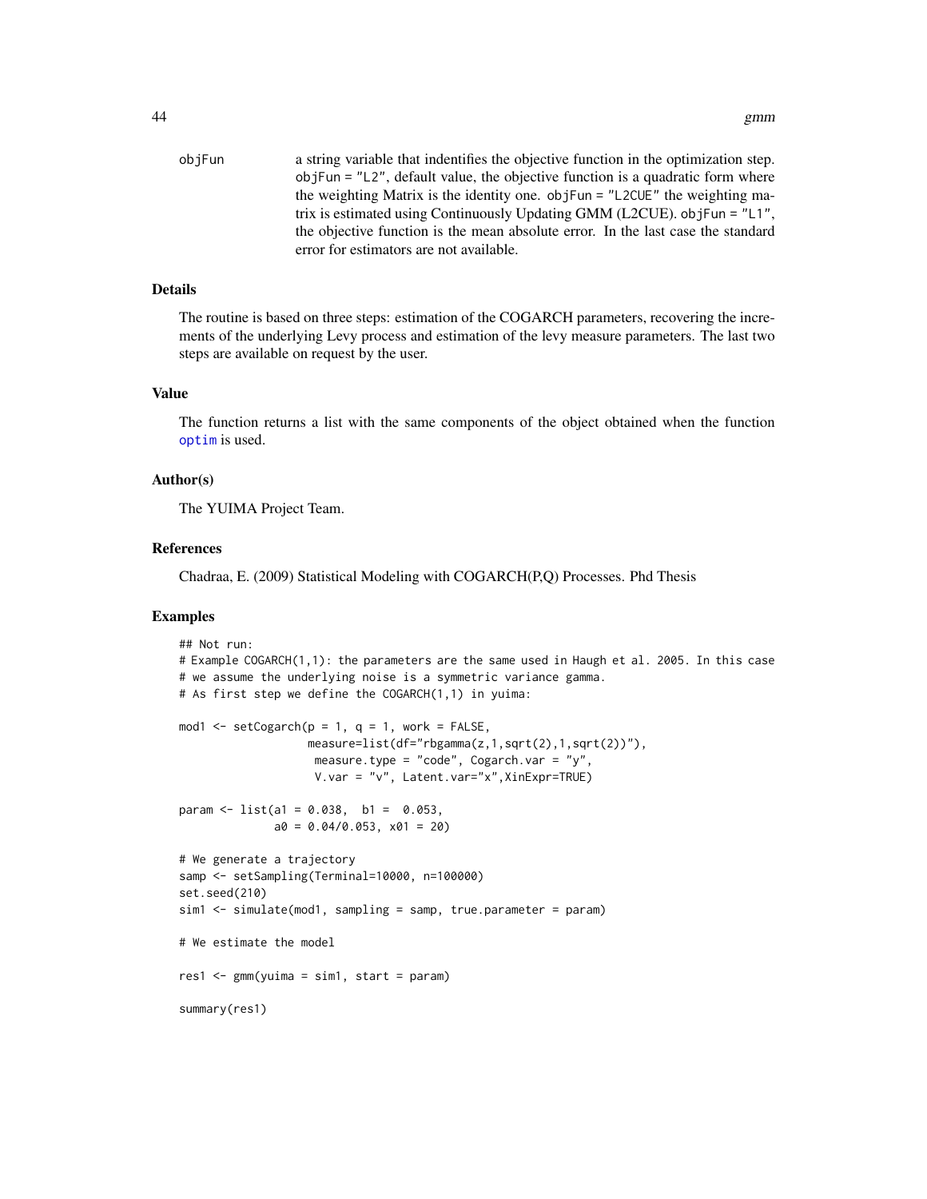objFun a string variable that indentifies the objective function in the optimization step. objFun = "L2", default value, the objective function is a quadratic form where the weighting Matrix is the identity one. objFun = "L2CUE" the weighting matrix is estimated using Continuously Updating GMM (L2CUE). objFun = "L1", the objective function is the mean absolute error. In the last case the standard error for estimators are not available.

## Details

The routine is based on three steps: estimation of the COGARCH parameters, recovering the increments of the underlying Levy process and estimation of the levy measure parameters. The last two steps are available on request by the user.

## Value

The function returns a list with the same components of the object obtained when the function optim is used.

## Author(s)

The YUIMA Project Team.

## References

Chadraa, E. (2009) Statistical Modeling with COGARCH(P,Q) Processes. Phd Thesis

## Examples

```
## Not run:
# Example COGARCH(1,1): the parameters are the same used in Haugh et al. 2005. In this case
# we assume the underlying noise is a symmetric variance gamma.
# As first step we define the COGARCH(1,1) in yuima:

mod1 <- setCogarch(p = 1, q = 1, work = FALSE,
                  measure=list(df="rbgamma(z,1,sqrt(2),1,sqrt(2))"),
                   measure.type = "code", Cogarch.var = "y",
                   V.var = "v", Latent.var="x",XinExpr=TRUE)

param <- list(a1 = 0.038,  b1 =  0.053,
              a0 = 0.04/0.053, x01 = 20)

# We generate a trajectory
samp <- setSampling(Terminal=10000, n=100000)
set.seed(210)
sim1 <- simulate(mod1, sampling = samp, true.parameter = param)

# We estimate the model

res1 <- gmm(yuima = sim1, start = param)

summary(res1)
```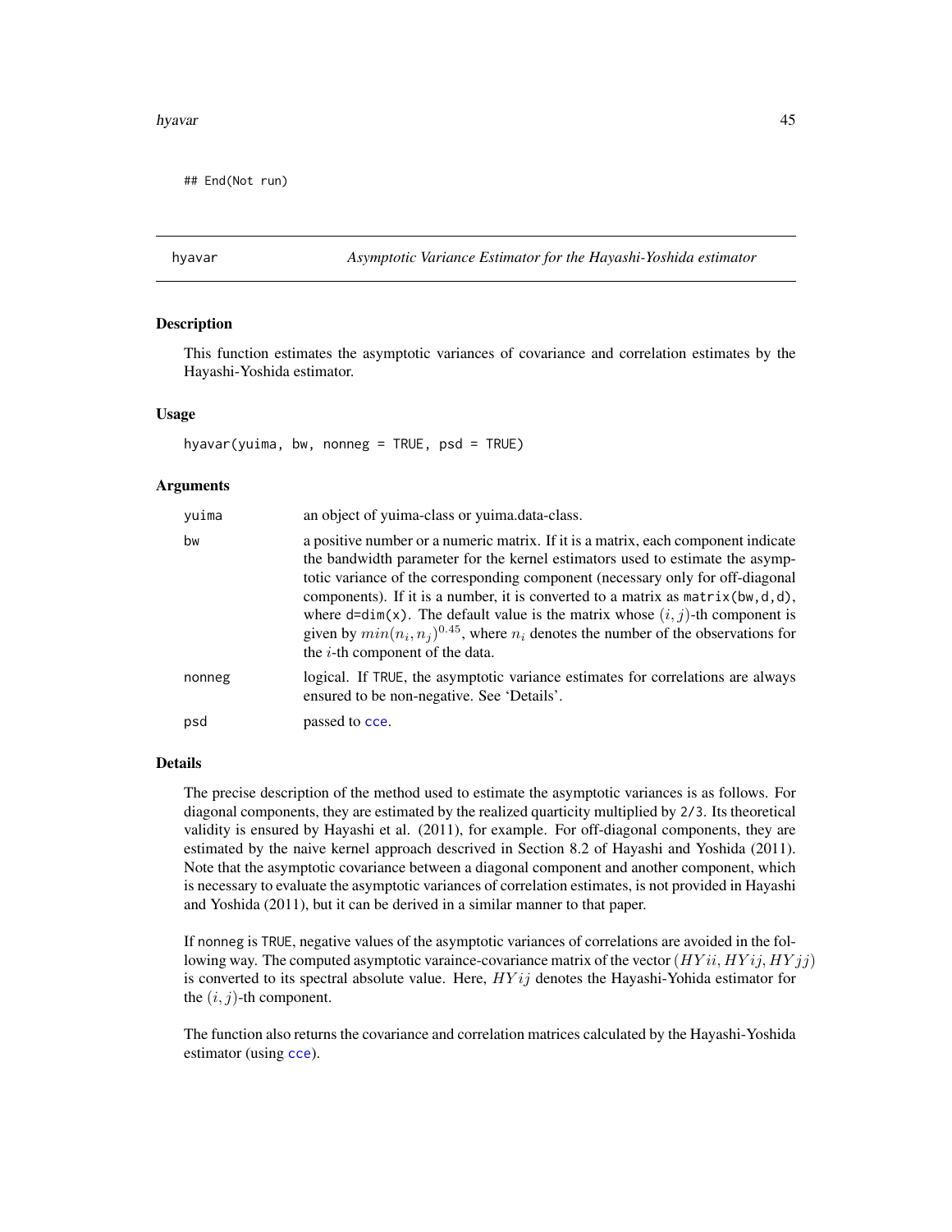```
## End(Not run)
```

## hyavar — *Asymptotic Variance Estimator for the Hayashi-Yoshida estimator*

### Description

This function estimates the asymptotic variances of covariance and correlation estimates by the Hayashi-Yoshida estimator.

### Usage

```
hyavar(yuima, bw, nonneg = TRUE, psd = TRUE)
```

### Arguments

| | |
|---|---|
| yuima | an object of yuima-class or yuima.data-class. |
| bw | a positive number or a numeric matrix. If it is a matrix, each component indicate the bandwidth parameter for the kernel estimators used to estimate the asymptotic variance of the corresponding component (necessary only for off-diagonal components). If it is a number, it is converted to a matrix as `matrix(bw,d,d)`, where `d=dim(x)`. The default value is the matrix whose $(i, j)$-th component is given by $min(n_i, n_j)^{0.45}$, where $n_i$ denotes the number of the observations for the $i$-th component of the data. |
| nonneg | logical. If `TRUE`, the asymptotic variance estimates for correlations are always ensured to be non-negative. See 'Details'. |
| psd | passed to `cce`. |

### Details

The precise description of the method used to estimate the asymptotic variances is as follows. For diagonal components, they are estimated by the realized quarticity multiplied by `2/3`. Its theoretical validity is ensured by Hayashi et al. (2011), for example. For off-diagonal components, they are estimated by the naive kernel approach descrived in Section 8.2 of Hayashi and Yoshida (2011). Note that the asymptotic covariance between a diagonal component and another component, which is necessary to evaluate the asymptotic variances of correlation estimates, is not provided in Hayashi and Yoshida (2011), but it can be derived in a similar manner to that paper.

If `nonneg` is `TRUE`, negative values of the asymptotic variances of correlations are avoided in the following way. The computed asymptotic varaince-covariance matrix of the vector $(HYii, HYij, HYjj)$ is converted to its spectral absolute value. Here, $HYij$ denotes the Hayashi-Yohida estimator for the $(i, j)$-th component.

The function also returns the covariance and correlation matrices calculated by the Hayashi-Yoshida estimator (using `cce`).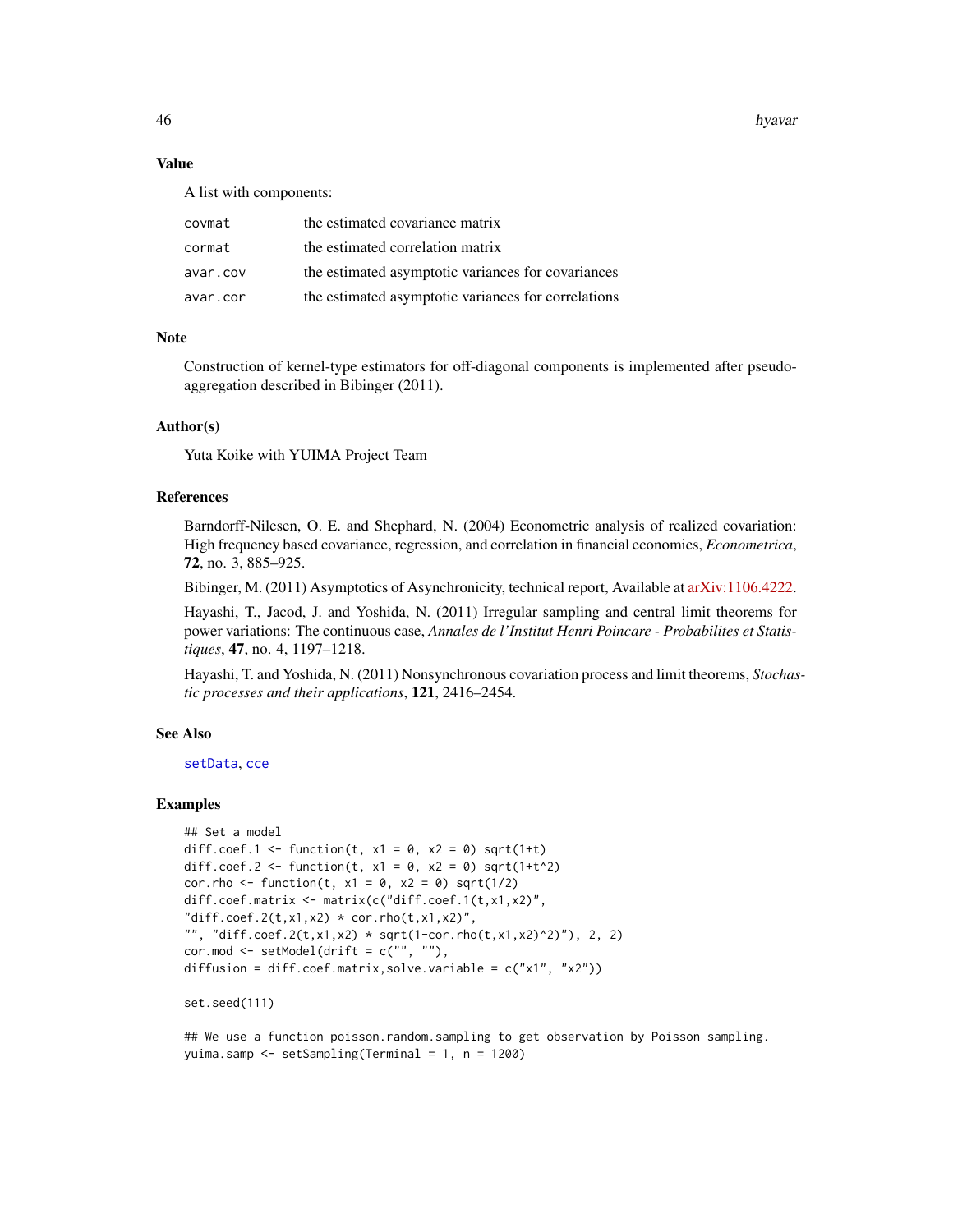## Value

A list with components:

| | |
|---|---|
| covmat | the estimated covariance matrix |
| cormat | the estimated correlation matrix |
| avar.cov | the estimated asymptotic variances for covariances |
| avar.cor | the estimated asymptotic variances for correlations |

## Note

Construction of kernel-type estimators for off-diagonal components is implemented after pseudo-aggregation described in Bibinger (2011).

## Author(s)

Yuta Koike with YUIMA Project Team

## References

Barndorff-Nilesen, O. E. and Shephard, N. (2004) Econometric analysis of realized covariation: High frequency based covariance, regression, and correlation in financial economics, *Econometrica*, **72**, no. 3, 885–925.

Bibinger, M. (2011) Asymptotics of Asynchronicity, technical report, Available at arXiv:1106.4222.

Hayashi, T., Jacod, J. and Yoshida, N. (2011) Irregular sampling and central limit theorems for power variations: The continuous case, *Annales de l'Institut Henri Poincare - Probabilites et Statistiques*, **47**, no. 4, 1197–1218.

Hayashi, T. and Yoshida, N. (2011) Nonsynchronous covariation process and limit theorems, *Stochastic processes and their applications*, **121**, 2416–2454.

## See Also

setData, cce

## Examples

```
## Set a model
diff.coef.1 <- function(t, x1 = 0, x2 = 0) sqrt(1+t)
diff.coef.2 <- function(t, x1 = 0, x2 = 0) sqrt(1+t^2)
cor.rho <- function(t, x1 = 0, x2 = 0) sqrt(1/2)
diff.coef.matrix <- matrix(c("diff.coef.1(t,x1,x2)",
"diff.coef.2(t,x1,x2) * cor.rho(t,x1,x2)",
"", "diff.coef.2(t,x1,x2) * sqrt(1-cor.rho(t,x1,x2)^2)"), 2, 2)
cor.mod <- setModel(drift = c("", ""),
diffusion = diff.coef.matrix,solve.variable = c("x1", "x2"))

set.seed(111)

## We use a function poisson.random.sampling to get observation by Poisson sampling.
yuima.samp <- setSampling(Terminal = 1, n = 1200)
```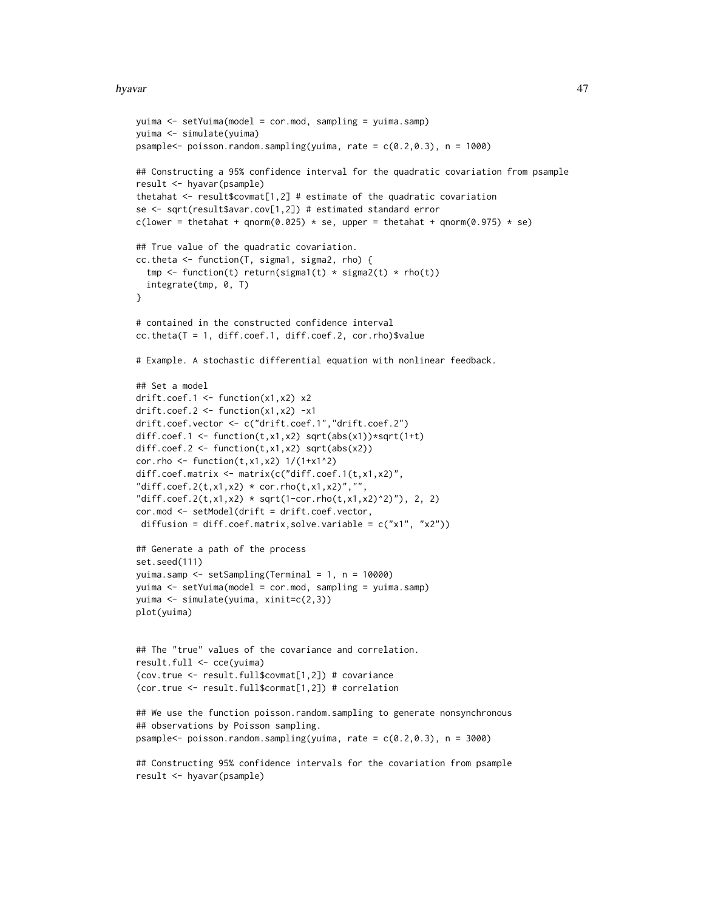```
yuima <- setYuima(model = cor.mod, sampling = yuima.samp)
yuima <- simulate(yuima)
psample<- poisson.random.sampling(yuima, rate = c(0.2,0.3), n = 1000)

## Constructing a 95% confidence interval for the quadratic covariation from psample
result <- hyavar(psample)
thetahat <- result$covmat[1,2] # estimate of the quadratic covariation
se <- sqrt(result$avar.cov[1,2]) # estimated standard error
c(lower = thetahat + qnorm(0.025) * se, upper = thetahat + qnorm(0.975) * se)

## True value of the quadratic covariation.
cc.theta <- function(T, sigma1, sigma2, rho) {
  tmp <- function(t) return(sigma1(t) * sigma2(t) * rho(t))
  integrate(tmp, 0, T)
}

# contained in the constructed confidence interval
cc.theta(T = 1, diff.coef.1, diff.coef.2, cor.rho)$value

# Example. A stochastic differential equation with nonlinear feedback.

## Set a model
drift.coef.1 <- function(x1,x2) x2
drift.coef.2 <- function(x1,x2) -x1
drift.coef.vector <- c("drift.coef.1","drift.coef.2")
diff.coef.1 <- function(t,x1,x2) sqrt(abs(x1))*sqrt(1+t)
diff.coef.2 <- function(t,x1,x2) sqrt(abs(x2))
cor.rho <- function(t,x1,x2) 1/(1+x1^2)
diff.coef.matrix <- matrix(c("diff.coef.1(t,x1,x2)",
"diff.coef.2(t,x1,x2) * cor.rho(t,x1,x2)","",
"diff.coef.2(t,x1,x2) * sqrt(1-cor.rho(t,x1,x2)^2)"), 2, 2)
cor.mod <- setModel(drift = drift.coef.vector,
 diffusion = diff.coef.matrix,solve.variable = c("x1", "x2"))

## Generate a path of the process
set.seed(111)
yuima.samp <- setSampling(Terminal = 1, n = 10000)
yuima <- setYuima(model = cor.mod, sampling = yuima.samp)
yuima <- simulate(yuima, xinit=c(2,3))
plot(yuima)


## The "true" values of the covariance and correlation.
result.full <- cce(yuima)
(cov.true <- result.full$covmat[1,2]) # covariance
(cor.true <- result.full$cormat[1,2]) # correlation

## We use the function poisson.random.sampling to generate nonsynchronous
## observations by Poisson sampling.
psample<- poisson.random.sampling(yuima, rate = c(0.2,0.3), n = 3000)

## Constructing 95% confidence intervals for the covariation from psample
result <- hyavar(psample)
```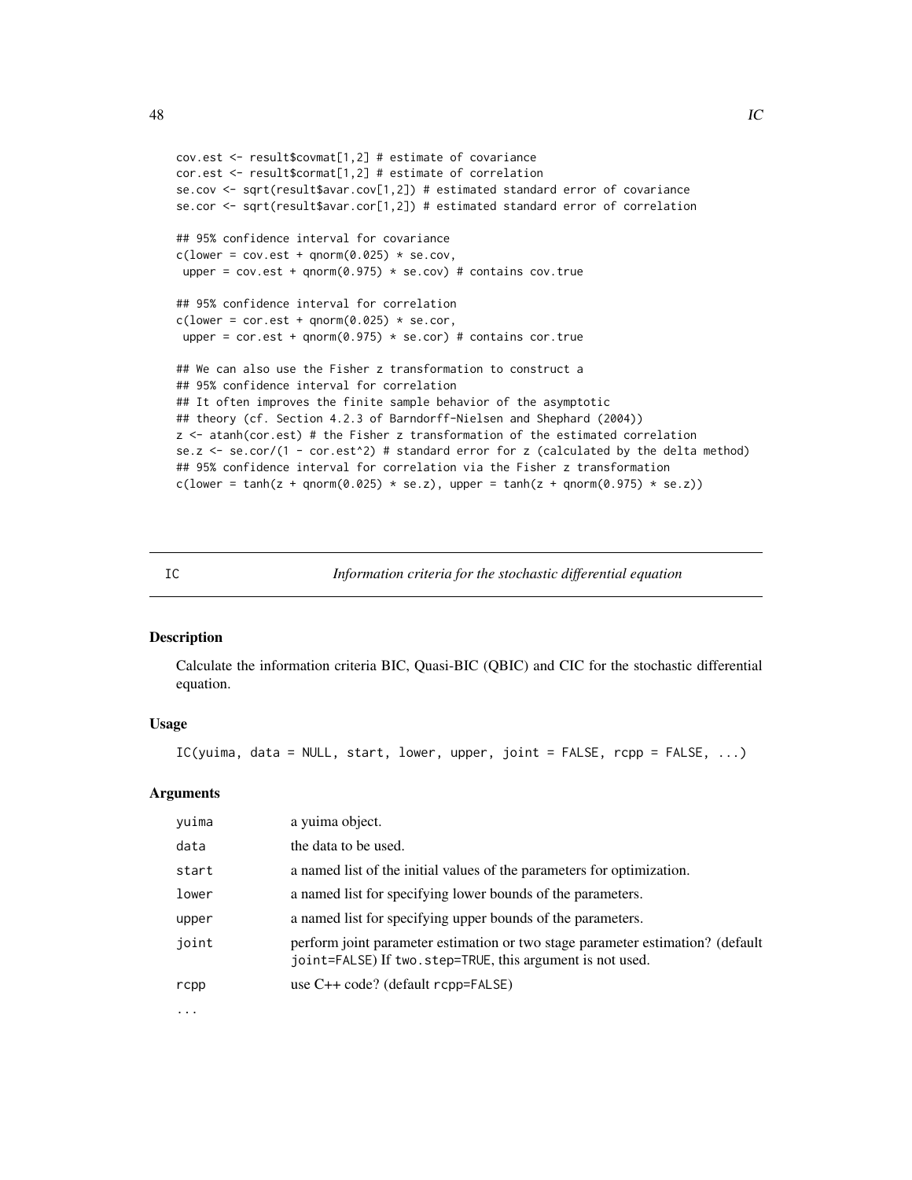```
cov.est <- result$covmat[1,2] # estimate of covariance
cor.est <- result$cormat[1,2] # estimate of correlation
se.cov <- sqrt(result$avar.cov[1,2]) # estimated standard error of covariance
se.cor <- sqrt(result$avar.cor[1,2]) # estimated standard error of correlation

## 95% confidence interval for covariance
c(lower = cov.est + qnorm(0.025) * se.cov,
 upper = cov.est + qnorm(0.975) * se.cov) # contains cov.true

## 95% confidence interval for correlation
c(lower = cor.est + qnorm(0.025) * se.cor,
 upper = cor.est + qnorm(0.975) * se.cor) # contains cor.true

## We can also use the Fisher z transformation to construct a
## 95% confidence interval for correlation
## It often improves the finite sample behavior of the asymptotic
## theory (cf. Section 4.2.3 of Barndorff-Nielsen and Shephard (2004))
z <- atanh(cor.est) # the Fisher z transformation of the estimated correlation
se.z <- se.cor/(1 - cor.est^2) # standard error for z (calculated by the delta method)
## 95% confidence interval for correlation via the Fisher z transformation
c(lower = tanh(z + qnorm(0.025) * se.z), upper = tanh(z + qnorm(0.975) * se.z))
```

## IC — *Information criteria for the stochastic differential equation*

### Description

Calculate the information criteria BIC, Quasi-BIC (QBIC) and CIC for the stochastic differential equation.

### Usage

```
IC(yuima, data = NULL, start, lower, upper, joint = FALSE, rcpp = FALSE, ...)
```

### Arguments

| | |
|---|---|
| `yuima` | a yuima object. |
| `data` | the data to be used. |
| `start` | a named list of the initial values of the parameters for optimization. |
| `lower` | a named list for specifying lower bounds of the parameters. |
| `upper` | a named list for specifying upper bounds of the parameters. |
| `joint` | perform joint parameter estimation or two stage parameter estimation? (default `joint=FALSE`) If `two.step=TRUE`, this argument is not used. |
| `rcpp` | use C++ code? (default `rcpp=FALSE`) |
| `...` | |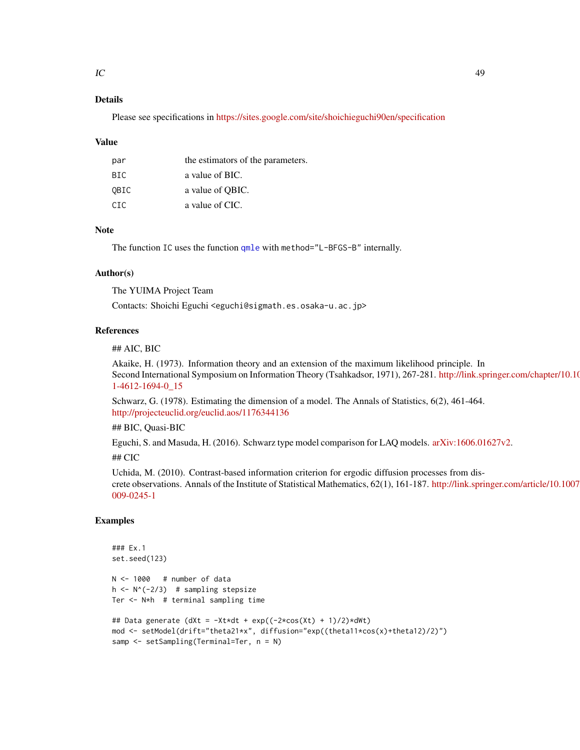## Details

Please see specifications in https://sites.google.com/site/shoichieguchi90en/specification

## Value

| | |
|---|---|
| par | the estimators of the parameters. |
| BIC | a value of BIC. |
| QBIC | a value of QBIC. |
| CIC | a value of CIC. |

## Note

The function IC uses the function qmle with method="L-BFGS-B" internally.

## Author(s)

The YUIMA Project Team

Contacts: Shoichi Eguchi <eguchi@sigmath.es.osaka-u.ac.jp>

## References

## AIC, BIC

Akaike, H. (1973). Information theory and an extension of the maximum likelihood principle. In Second International Symposium on Information Theory (Tsahkadsor, 1971), 267-281. http://link.springer.com/chapter/10.1007/978-1-4612-1694-0_15

Schwarz, G. (1978). Estimating the dimension of a model. The Annals of Statistics, 6(2), 461-464. http://projecteuclid.org/euclid.aos/1176344136

## BIC, Quasi-BIC

Eguchi, S. and Masuda, H. (2016). Schwarz type model comparison for LAQ models. arXiv:1606.01627v2.

## CIC

Uchida, M. (2010). Contrast-based information criterion for ergodic diffusion processes from discrete observations. Annals of the Institute of Statistical Mathematics, 62(1), 161-187. http://link.springer.com/article/10.1007/s10463-009-0245-1

## Examples

```
### Ex.1
set.seed(123)

N <- 1000   # number of data
h <- N^(-2/3)  # sampling stepsize
Ter <- N*h  # terminal sampling time

## Data generate (dXt = -Xt*dt + exp((-2*cos(Xt) + 1)/2)*dWt)
mod <- setModel(drift="theta21*x", diffusion="exp((theta11*cos(x)+theta12)/2)")
samp <- setSampling(Terminal=Ter, n = N)
```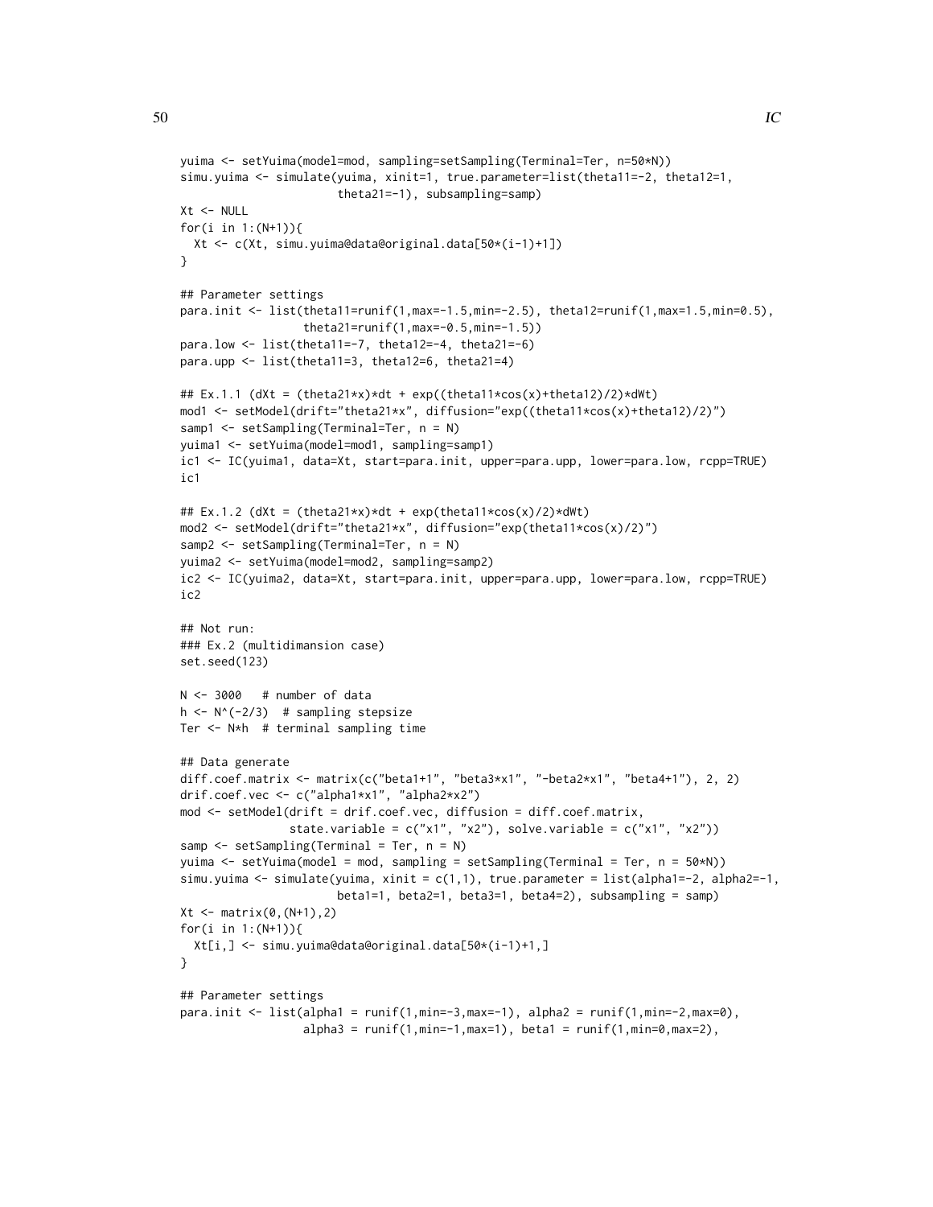```
yuima <- setYuima(model=mod, sampling=setSampling(Terminal=Ter, n=50*N))
simu.yuima <- simulate(yuima, xinit=1, true.parameter=list(theta11=-2, theta12=1,
                       theta21=-1), subsampling=samp)
Xt <- NULL
for(i in 1:(N+1)){
  Xt <- c(Xt, simu.yuima@data@original.data[50*(i-1)+1])
}

## Parameter settings
para.init <- list(theta11=runif(1,max=-1.5,min=-2.5), theta12=runif(1,max=1.5,min=0.5),
                  theta21=runif(1,max=-0.5,min=-1.5))
para.low <- list(theta11=-7, theta12=-4, theta21=-6)
para.upp <- list(theta11=3, theta12=6, theta21=4)

## Ex.1.1 (dXt = (theta21*x)*dt + exp((theta11*cos(x)+theta12)/2)*dWt)
mod1 <- setModel(drift="theta21*x", diffusion="exp((theta11*cos(x)+theta12)/2)")
samp1 <- setSampling(Terminal=Ter, n = N)
yuima1 <- setYuima(model=mod1, sampling=samp1)
ic1 <- IC(yuima1, data=Xt, start=para.init, upper=para.upp, lower=para.low, rcpp=TRUE)
ic1

## Ex.1.2 (dXt = (theta21*x)*dt + exp(theta11*cos(x)/2)*dWt)
mod2 <- setModel(drift="theta21*x", diffusion="exp(theta11*cos(x)/2)")
samp2 <- setSampling(Terminal=Ter, n = N)
yuima2 <- setYuima(model=mod2, sampling=samp2)
ic2 <- IC(yuima2, data=Xt, start=para.init, upper=para.upp, lower=para.low, rcpp=TRUE)
ic2

## Not run: 
### Ex.2 (multidimansion case)
set.seed(123)

N <- 3000   # number of data
h <- N^(-2/3)  # sampling stepsize
Ter <- N*h  # terminal sampling time

## Data generate
diff.coef.matrix <- matrix(c("beta1+1", "beta3*x1", "-beta2*x1", "beta4+1"), 2, 2)
drif.coef.vec <- c("alpha1*x1", "alpha2*x2")
mod <- setModel(drift = drif.coef.vec, diffusion = diff.coef.matrix,
                state.variable = c("x1", "x2"), solve.variable = c("x1", "x2"))
samp <- setSampling(Terminal = Ter, n = N)
yuima <- setYuima(model = mod, sampling = setSampling(Terminal = Ter, n = 50*N))
simu.yuima <- simulate(yuima, xinit = c(1,1), true.parameter = list(alpha1=-2, alpha2=-1,
                       beta1=1, beta2=1, beta3=1, beta4=2), subsampling = samp)
Xt <- matrix(0,(N+1),2)
for(i in 1:(N+1)){
  Xt[i,] <- simu.yuima@data@original.data[50*(i-1)+1,]
}

## Parameter settings
para.init <- list(alpha1 = runif(1,min=-3,max=-1), alpha2 = runif(1,min=-2,max=0),
                  alpha3 = runif(1,min=-1,max=1), beta1 = runif(1,min=0,max=2),
```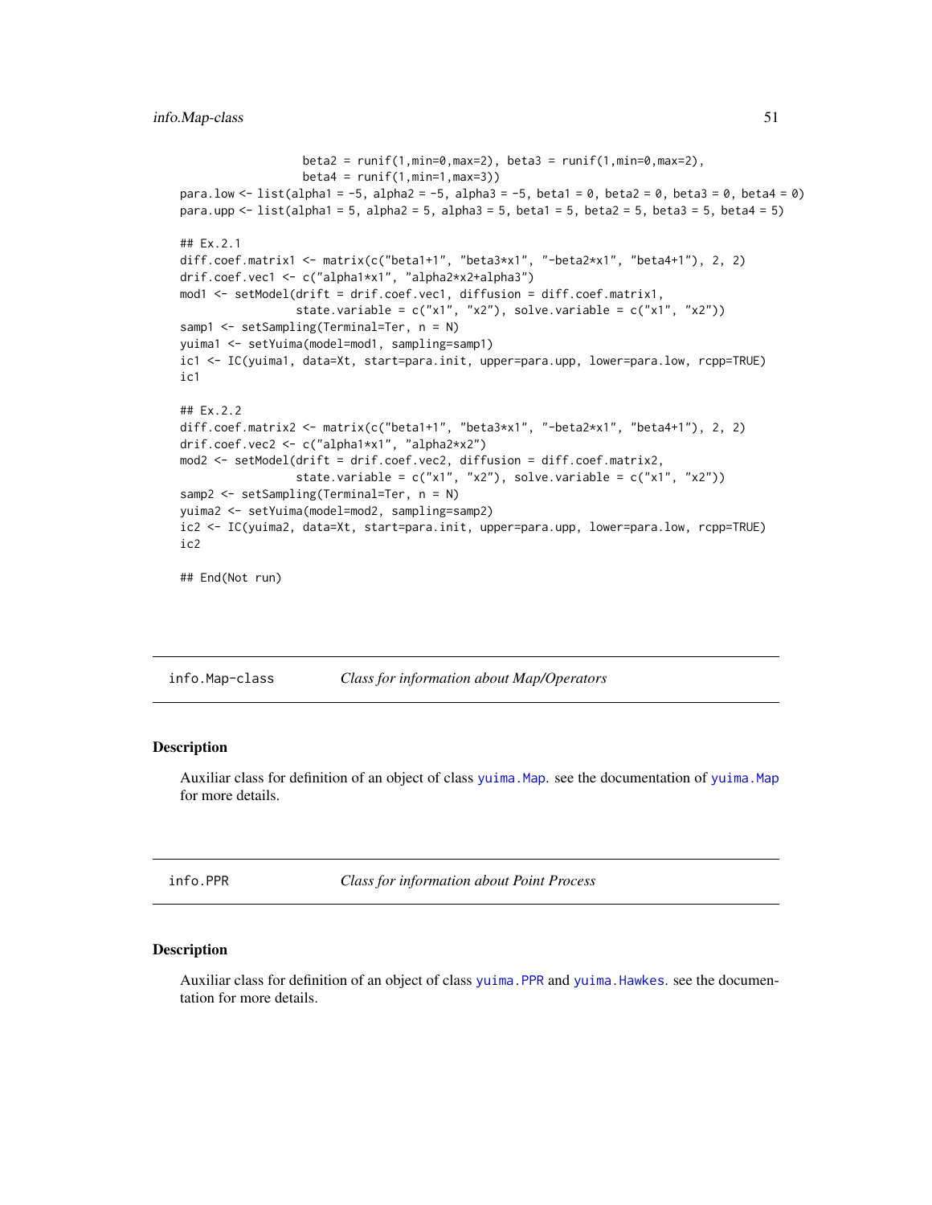```
                 beta2 = runif(1,min=0,max=2), beta3 = runif(1,min=0,max=2),
                 beta4 = runif(1,min=1,max=3))
para.low <- list(alpha1 = -5, alpha2 = -5, alpha3 = -5, beta1 = 0, beta2 = 0, beta3 = 0, beta4 = 0)
para.upp <- list(alpha1 = 5, alpha2 = 5, alpha3 = 5, beta1 = 5, beta2 = 5, beta3 = 5, beta4 = 5)

## Ex.2.1
diff.coef.matrix1 <- matrix(c("beta1+1", "beta3*x1", "-beta2*x1", "beta4+1"), 2, 2)
drif.coef.vec1 <- c("alpha1*x1", "alpha2*x2+alpha3")
mod1 <- setModel(drift = drif.coef.vec1, diffusion = diff.coef.matrix1,
                state.variable = c("x1", "x2"), solve.variable = c("x1", "x2"))
samp1 <- setSampling(Terminal=Ter, n = N)
yuima1 <- setYuima(model=mod1, sampling=samp1)
ic1 <- IC(yuima1, data=Xt, start=para.init, upper=para.upp, lower=para.low, rcpp=TRUE)
ic1

## Ex.2.2
diff.coef.matrix2 <- matrix(c("beta1+1", "beta3*x1", "-beta2*x1", "beta4+1"), 2, 2)
drif.coef.vec2 <- c("alpha1*x1", "alpha2*x2")
mod2 <- setModel(drift = drif.coef.vec2, diffusion = diff.coef.matrix2,
                state.variable = c("x1", "x2"), solve.variable = c("x1", "x2"))
samp2 <- setSampling(Terminal=Ter, n = N)
yuima2 <- setYuima(model=mod2, sampling=samp2)
ic2 <- IC(yuima2, data=Xt, start=para.init, upper=para.upp, lower=para.low, rcpp=TRUE)
ic2

## End(Not run)
```

## info.Map-class *Class for information about Map/Operators*

### Description

Auxiliar class for definition of an object of class yuima.Map. see the documentation of yuima.Map for more details.

## info.PPR *Class for information about Point Process*

### Description

Auxiliar class for definition of an object of class yuima.PPR and yuima.Hawkes. see the documentation for more details.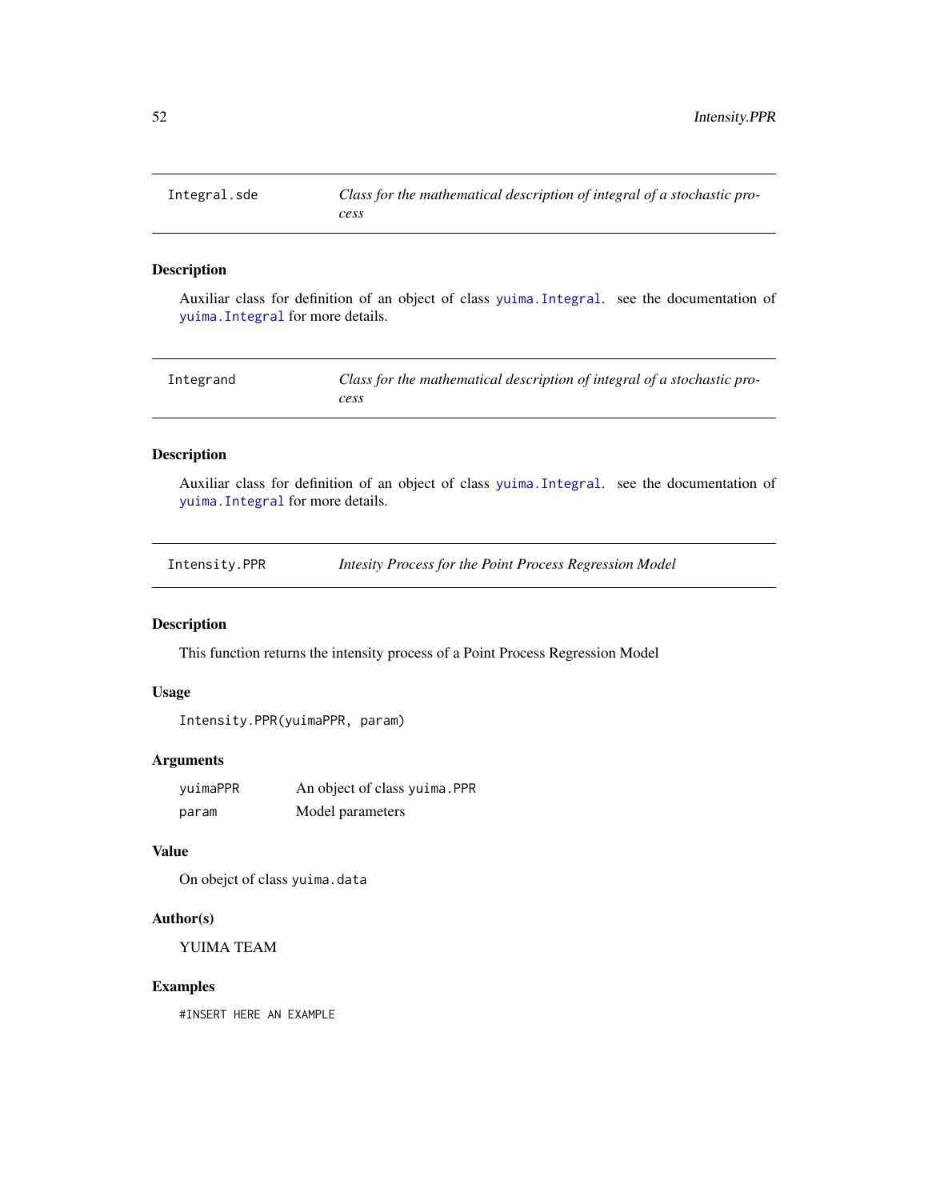## Integral.sde — *Class for the mathematical description of integral of a stochastic process*

### Description

Auxiliar class for definition of an object of class `yuima.Integral`. see the documentation of `yuima.Integral` for more details.

## Integrand — *Class for the mathematical description of integral of a stochastic process*

### Description

Auxiliar class for definition of an object of class `yuima.Integral`. see the documentation of `yuima.Integral` for more details.

## Intensity.PPR — *Intesity Process for the Point Process Regression Model*

### Description

This function returns the intensity process of a Point Process Regression Model

### Usage

```
Intensity.PPR(yuimaPPR, param)
```

### Arguments

| | |
|---|---|
| `yuimaPPR` | An object of class `yuima.PPR` |
| `param` | Model parameters |

### Value

On obejct of class `yuima.data`

### Author(s)

YUIMA TEAM

### Examples

```
#INSERT HERE AN EXAMPLE
```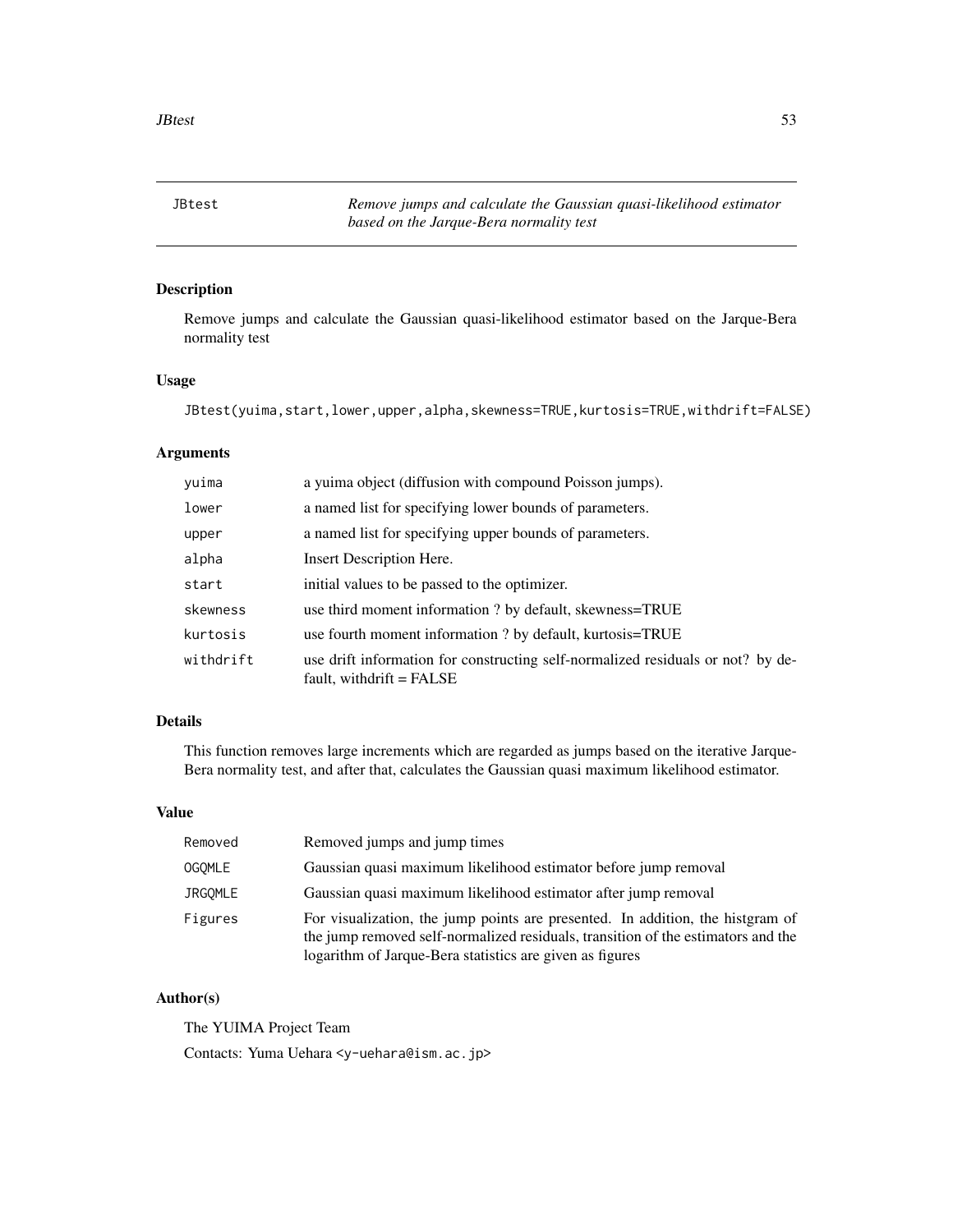# JBtest

*Remove jumps and calculate the Gaussian quasi-likelihood estimator based on the Jarque-Bera normality test*

## Description

Remove jumps and calculate the Gaussian quasi-likelihood estimator based on the Jarque-Bera normality test

## Usage

```
JBtest(yuima,start,lower,upper,alpha,skewness=TRUE,kurtosis=TRUE,withdrift=FALSE)
```

## Arguments

| | |
|---|---|
| yuima | a yuima object (diffusion with compound Poisson jumps). |
| lower | a named list for specifying lower bounds of parameters. |
| upper | a named list for specifying upper bounds of parameters. |
| alpha | Insert Description Here. |
| start | initial values to be passed to the optimizer. |
| skewness | use third moment information ? by default, skewness=TRUE |
| kurtosis | use fourth moment information ? by default, kurtosis=TRUE |
| withdrift | use drift information for constructing self-normalized residuals or not? by default, withdrift = FALSE |

## Details

This function removes large increments which are regarded as jumps based on the iterative Jarque-Bera normality test, and after that, calculates the Gaussian quasi maximum likelihood estimator.

## Value

| | |
|---|---|
| Removed | Removed jumps and jump times |
| OGQMLE | Gaussian quasi maximum likelihood estimator before jump removal |
| JRGQMLE | Gaussian quasi maximum likelihood estimator after jump removal |
| Figures | For visualization, the jump points are presented. In addition, the histgram of the jump removed self-normalized residuals, transition of the estimators and the logarithm of Jarque-Bera statistics are given as figures |

## Author(s)

The YUIMA Project Team

Contacts: Yuma Uehara <y-uehara@ism.ac.jp>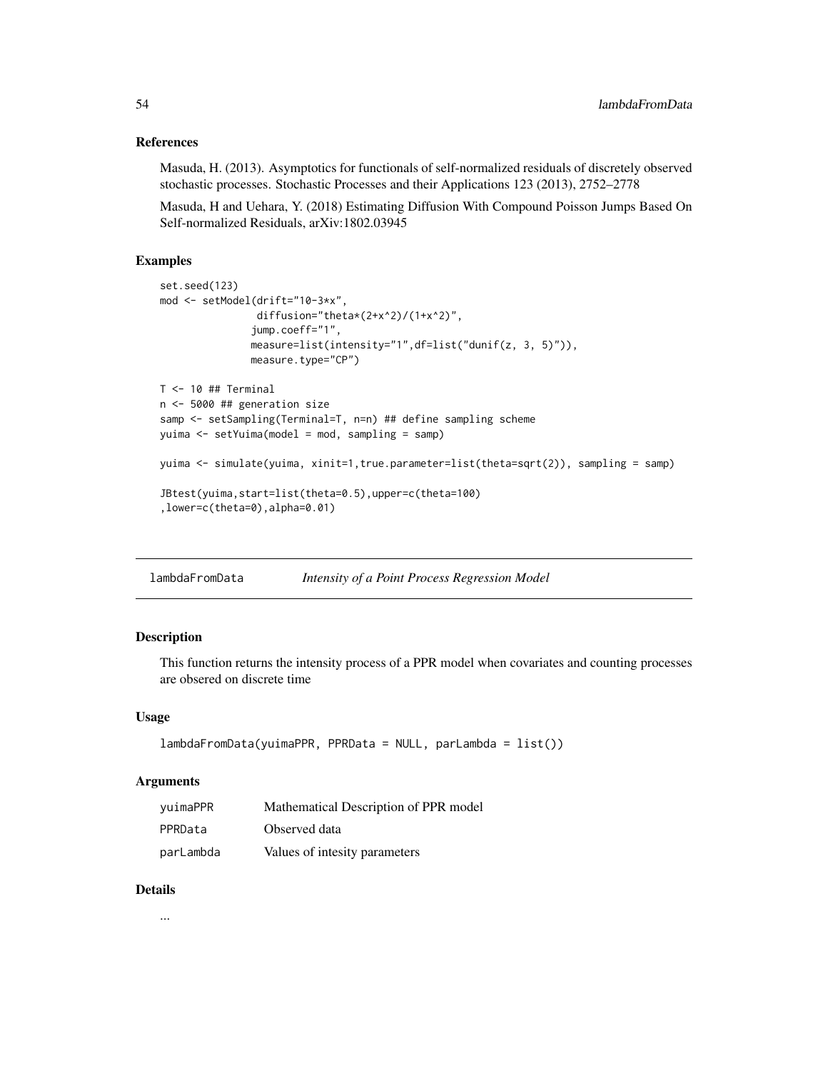### References

Masuda, H. (2013). Asymptotics for functionals of self-normalized residuals of discretely observed stochastic processes. Stochastic Processes and their Applications 123 (2013), 2752–2778

Masuda, H and Uehara, Y. (2018) Estimating Diffusion With Compound Poisson Jumps Based On Self-normalized Residuals, arXiv:1802.03945

### Examples

```
set.seed(123)
mod <- setModel(drift="10-3*x",
                 diffusion="theta*(2+x^2)/(1+x^2)",
                jump.coeff="1",
                measure=list(intensity="1",df=list("dunif(z, 3, 5)")),
                measure.type="CP")

T <- 10 ## Terminal
n <- 5000 ## generation size
samp <- setSampling(Terminal=T, n=n) ## define sampling scheme
yuima <- setYuima(model = mod, sampling = samp)

yuima <- simulate(yuima, xinit=1,true.parameter=list(theta=sqrt(2)), sampling = samp)

JBtest(yuima,start=list(theta=0.5),upper=c(theta=100)
,lower=c(theta=0),alpha=0.01)
```

---

## lambdaFromData — *Intensity of a Point Process Regression Model*

### Description

This function returns the intensity process of a PPR model when covariates and counting processes are obsered on discrete time

### Usage

```
lambdaFromData(yuimaPPR, PPRData = NULL, parLambda = list())
```

### Arguments

| | |
|---|---|
| yuimaPPR | Mathematical Description of PPR model |
| PPRData | Observed data |
| parLambda | Values of intesity parameters |

### Details

...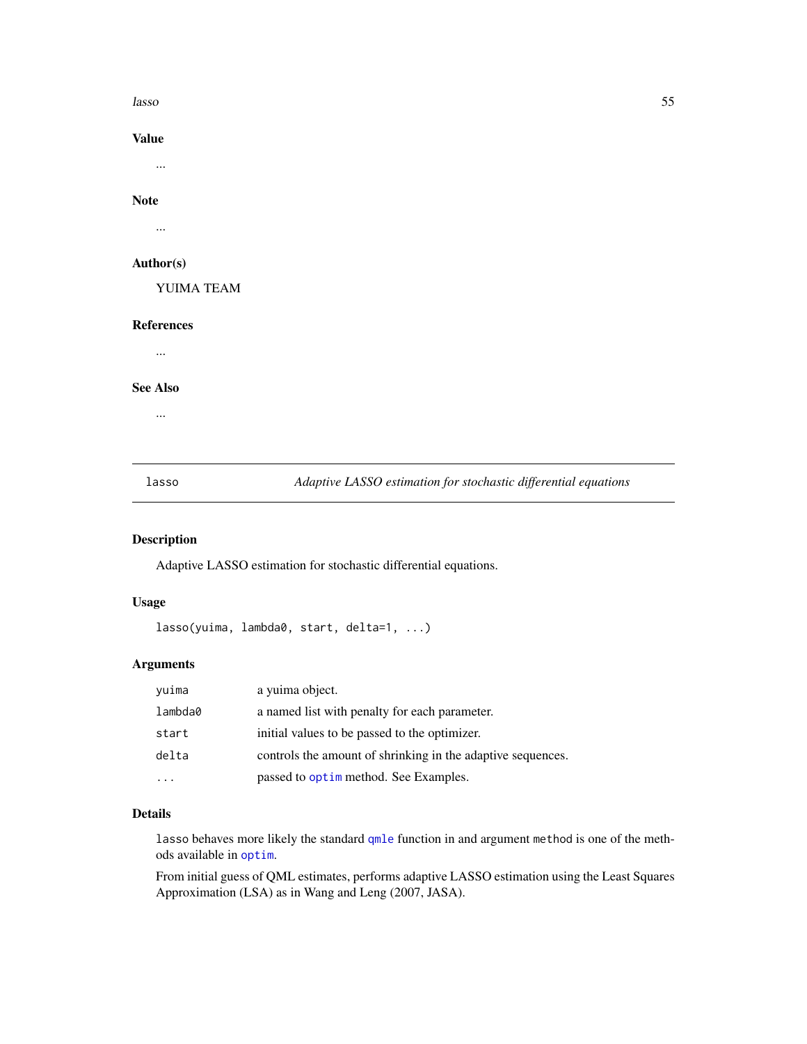## Value

...

## Note

...

## Author(s)

YUIMA TEAM

## References

...

## See Also

...

---

# lasso — *Adaptive LASSO estimation for stochastic differential equations*

## Description

Adaptive LASSO estimation for stochastic differential equations.

## Usage

```
lasso(yuima, lambda0, start, delta=1, ...)
```

## Arguments

| | |
|---|---|
| `yuima` | a yuima object. |
| `lambda0` | a named list with penalty for each parameter. |
| `start` | initial values to be passed to the optimizer. |
| `delta` | controls the amount of shrinking in the adaptive sequences. |
| `...` | passed to `optim` method. See Examples. |

## Details

`lasso` behaves more likely the standard `qmle` function in and argument `method` is one of the methods available in `optim`.

From initial guess of QML estimates, performs adaptive LASSO estimation using the Least Squares Approximation (LSA) as in Wang and Leng (2007, JASA).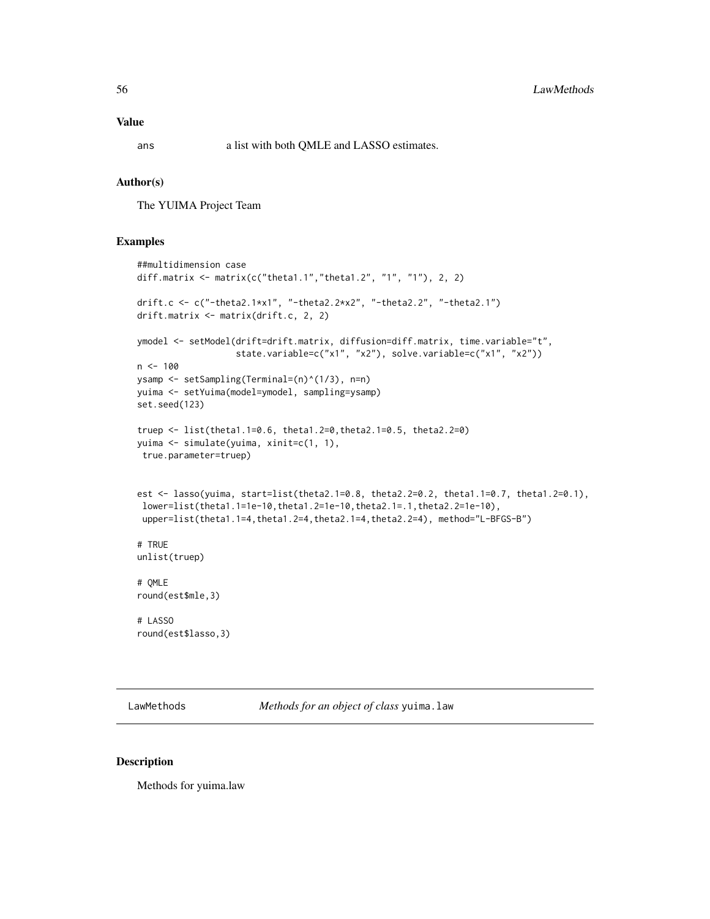## Value

ans a list with both QMLE and LASSO estimates.

## Author(s)

The YUIMA Project Team

## Examples

```
##multidimension case
diff.matrix <- matrix(c("theta1.1","theta1.2", "1", "1"), 2, 2)

drift.c <- c("-theta2.1*x1", "-theta2.2*x2", "-theta2.2", "-theta2.1")
drift.matrix <- matrix(drift.c, 2, 2)

ymodel <- setModel(drift=drift.matrix, diffusion=diff.matrix, time.variable="t",
                   state.variable=c("x1", "x2"), solve.variable=c("x1", "x2"))
n <- 100
ysamp <- setSampling(Terminal=(n)^(1/3), n=n)
yuima <- setYuima(model=ymodel, sampling=ysamp)
set.seed(123)

truep <- list(theta1.1=0.6, theta1.2=0,theta2.1=0.5, theta2.2=0)
yuima <- simulate(yuima, xinit=c(1, 1),
 true.parameter=truep)


est <- lasso(yuima, start=list(theta2.1=0.8, theta2.2=0.2, theta1.1=0.7, theta1.2=0.1),
 lower=list(theta1.1=1e-10,theta1.2=1e-10,theta2.1=.1,theta2.2=1e-10),
 upper=list(theta1.1=4,theta1.2=4,theta2.1=4,theta2.2=4), method="L-BFGS-B")

# TRUE
unlist(truep)

# QMLE
round(est$mle,3)

# LASSO
round(est$lasso,3)
```

---

# LawMethods *Methods for an object of class* yuima.law

## Description

Methods for yuima.law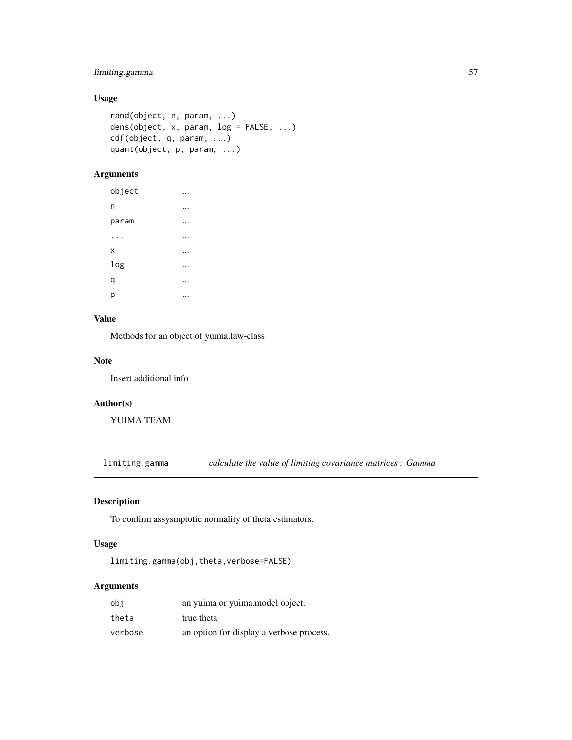## Usage

```
rand(object, n, param, ...)
dens(object, x, param, log = FALSE, ...)
cdf(object, q, param, ...)
quant(object, p, param, ...)
```

## Arguments

| | |
|---|---|
| object | ... |
| n | ... |
| param | ... |
| ... | ... |
| x | ... |
| log | ... |
| q | ... |
| p | ... |

## Value

Methods for an object of yuima.law-class

## Note

Insert additional info

## Author(s)

YUIMA TEAM

---

# limiting.gamma &nbsp;&nbsp;&nbsp; *calculate the value of limiting covariance matrices : Gamma*

## Description

To confirm assysmptotic normality of theta estimators.

## Usage

```
limiting.gamma(obj,theta,verbose=FALSE)
```

## Arguments

| | |
|---|---|
| obj | an yuima or yuima.model object. |
| theta | true theta |
| verbose | an option for display a verbose process. |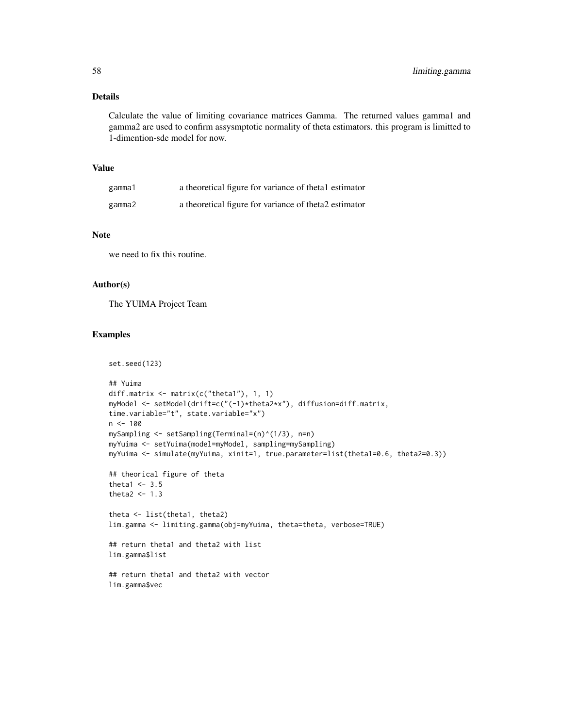## Details

Calculate the value of limiting covariance matrices Gamma. The returned values gamma1 and gamma2 are used to confirm assysmptotic normality of theta estimators. this program is limitted to 1-dimention-sde model for now.

## Value

| | |
|---|---|
| gamma1 | a theoretical figure for variance of theta1 estimator |
| gamma2 | a theoretical figure for variance of theta2 estimator |

## Note

we need to fix this routine.

## Author(s)

The YUIMA Project Team

## Examples

```
set.seed(123)

## Yuima
diff.matrix <- matrix(c("theta1"), 1, 1)
myModel <- setModel(drift=c("(-1)*theta2*x"), diffusion=diff.matrix,
time.variable="t", state.variable="x")
n <- 100
mySampling <- setSampling(Terminal=(n)^(1/3), n=n)
myYuima <- setYuima(model=myModel, sampling=mySampling)
myYuima <- simulate(myYuima, xinit=1, true.parameter=list(theta1=0.6, theta2=0.3))

## theorical figure of theta
theta1 <- 3.5
theta2 <- 1.3

theta <- list(theta1, theta2)
lim.gamma <- limiting.gamma(obj=myYuima, theta=theta, verbose=TRUE)

## return theta1 and theta2 with list
lim.gamma$list

## return theta1 and theta2 with vector
lim.gamma$vec
```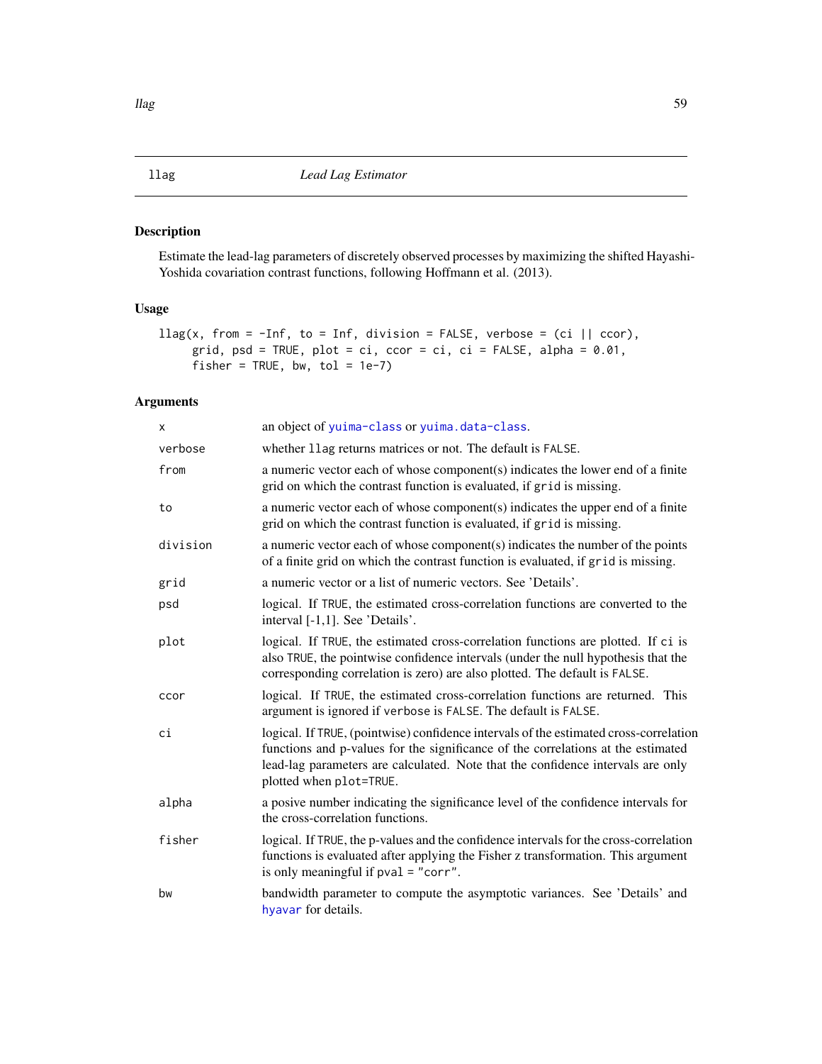## llag — *Lead Lag Estimator*

### Description

Estimate the lead-lag parameters of discretely observed processes by maximizing the shifted Hayashi-Yoshida covariation contrast functions, following Hoffmann et al. (2013).

### Usage

```
llag(x, from = -Inf, to = Inf, division = FALSE, verbose = (ci || ccor),
     grid, psd = TRUE, plot = ci, ccor = ci, ci = FALSE, alpha = 0.01,
     fisher = TRUE, bw, tol = 1e-7)
```

### Arguments

| | |
|---|---|
| `x` | an object of `yuima-class` or `yuima.data-class`. |
| `verbose` | whether `llag` returns matrices or not. The default is `FALSE`. |
| `from` | a numeric vector each of whose component(s) indicates the lower end of a finite grid on which the contrast function is evaluated, if `grid` is missing. |
| `to` | a numeric vector each of whose component(s) indicates the upper end of a finite grid on which the contrast function is evaluated, if `grid` is missing. |
| `division` | a numeric vector each of whose component(s) indicates the number of the points of a finite grid on which the contrast function is evaluated, if `grid` is missing. |
| `grid` | a numeric vector or a list of numeric vectors. See 'Details'. |
| `psd` | logical. If `TRUE`, the estimated cross-correlation functions are converted to the interval [-1,1]. See 'Details'. |
| `plot` | logical. If `TRUE`, the estimated cross-correlation functions are plotted. If `ci` is also `TRUE`, the pointwise confidence intervals (under the null hypothesis that the corresponding correlation is zero) are also plotted. The default is `FALSE`. |
| `ccor` | logical. If `TRUE`, the estimated cross-correlation functions are returned. This argument is ignored if `verbose` is `FALSE`. The default is `FALSE`. |
| `ci` | logical. If `TRUE`, (pointwise) confidence intervals of the estimated cross-correlation functions and p-values for the significance of the correlations at the estimated lead-lag parameters are calculated. Note that the confidence intervals are only plotted when `plot=TRUE`. |
| `alpha` | a posive number indicating the significance level of the confidence intervals for the cross-correlation functions. |
| `fisher` | logical. If `TRUE`, the p-values and the confidence intervals for the cross-correlation functions is evaluated after applying the Fisher z transformation. This argument is only meaningful if `pval = "corr"`. |
| `bw` | bandwidth parameter to compute the asymptotic variances. See 'Details' and `hyavar` for details. |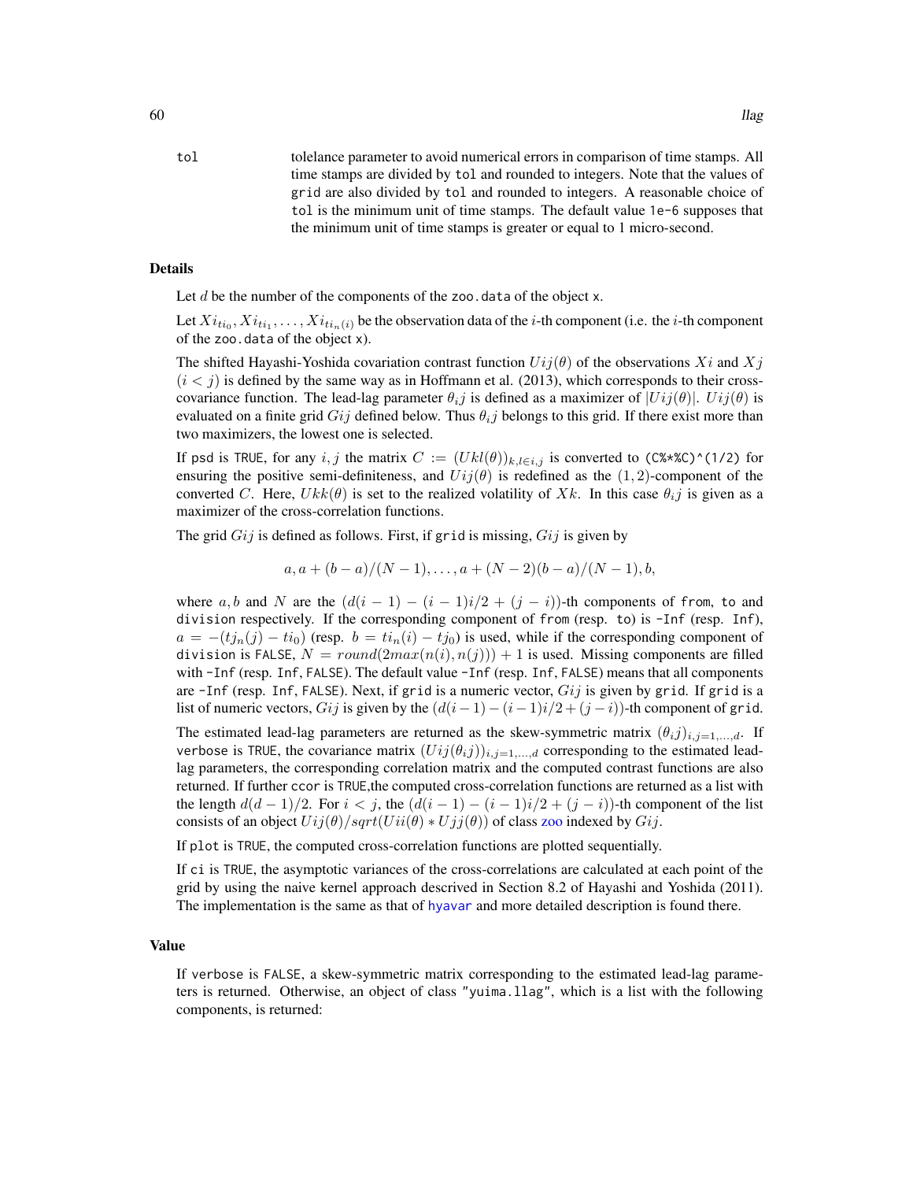`tol` tolelance parameter to avoid numerical errors in comparison of time stamps. All time stamps are divided by `tol` and rounded to integers. Note that the values of `grid` are also divided by `tol` and rounded to integers. A reasonable choice of `tol` is the minimum unit of time stamps. The default value `1e-6` supposes that the minimum unit of time stamps is greater or equal to 1 micro-second.

## Details

Let $d$ be the number of the components of the `zoo.data` of the object `x`.

Let $Xi_{ti_0}, Xi_{ti_1}, \ldots, Xi_{ti_n(i)}$ be the observation data of the $i$-th component (i.e. the $i$-th component of the `zoo.data` of the object `x`).

The shifted Hayashi-Yoshida covariation contrast function $Uij(\theta)$ of the observations $Xi$ and $Xj$ $(i < j)$ is defined by the same way as in Hoffmann et al. (2013), which corresponds to their cross-covariance function. The lead-lag parameter $\theta_i j$ is defined as a maximizer of $|Uij(\theta)|$. $Uij(\theta)$ is evaluated on a finite grid $Gij$ defined below. Thus $\theta_i j$ belongs to this grid. If there exist more than two maximizers, the lowest one is selected.

If `psd` is `TRUE`, for any $i, j$ the matrix $C := (Ukl(\theta))_{k,l \in i,j}$ is converted to `(C%*%C)^(1/2)` for ensuring the positive semi-definiteness, and $Uij(\theta)$ is redefined as the $(1, 2)$-component of the converted $C$. Here, $Ukk(\theta)$ is set to the realized volatility of $Xk$. In this case $\theta_i j$ is given as a maximizer of the cross-correlation functions.

The grid $Gij$ is defined as follows. First, if `grid` is missing, $Gij$ is given by

$$a, a + (b - a)/(N - 1), \ldots, a + (N - 2)(b - a)/(N - 1), b,$$

where $a, b$ and $N$ are the $(d(i - 1) - (i - 1)i/2 + (j - i))$-th components of `from`, `to` and `division` respectively. If the corresponding component of `from` (resp. `to`) is `-Inf` (resp. `Inf`), $a = -(tj_n(j) - ti_0)$ (resp. $b = ti_n(i) - tj_0$) is used, while if the corresponding component of `division` is `FALSE`, $N = round(2max(n(i), n(j))) + 1$ is used. Missing components are filled with `-Inf` (resp. `Inf`, `FALSE`). The default value `-Inf` (resp. `Inf`, `FALSE`) means that all components are `-Inf` (resp. `Inf`, `FALSE`). Next, if `grid` is a numeric vector, $Gij$ is given by `grid`. If `grid` is a list of numeric vectors, $Gij$ is given by the $(d(i-1)-(i-1)i/2+(j-i))$-th component of `grid`.

The estimated lead-lag parameters are returned as the skew-symmetric matrix $(\theta_i j)_{i,j=1,\ldots,d}$. If `verbose` is `TRUE`, the covariance matrix $(Uij(\theta_i j))_{i,j=1,\ldots,d}$ corresponding to the estimated lead-lag parameters, the corresponding correlation matrix and the computed contrast functions are also returned. If further `ccor` is `TRUE`,the computed cross-correlation functions are returned as a list with the length $d(d - 1)/2$. For $i < j$, the $(d(i - 1) - (i - 1)i/2 + (j - i))$-th component of the list consists of an object $Uij(\theta)/sqrt(Uii(\theta) * Ujj(\theta))$ of class `zoo` indexed by $Gij$.

If `plot` is `TRUE`, the computed cross-correlation functions are plotted sequentially.

If `ci` is `TRUE`, the asymptotic variances of the cross-correlations are calculated at each point of the grid by using the naive kernel approach descrived in Section 8.2 of Hayashi and Yoshida (2011). The implementation is the same as that of `hyavar` and more detailed description is found there.

## Value

If `verbose` is `FALSE`, a skew-symmetric matrix corresponding to the estimated lead-lag parameters is returned. Otherwise, an object of class `"yuima.llag"`, which is a list with the following components, is returned: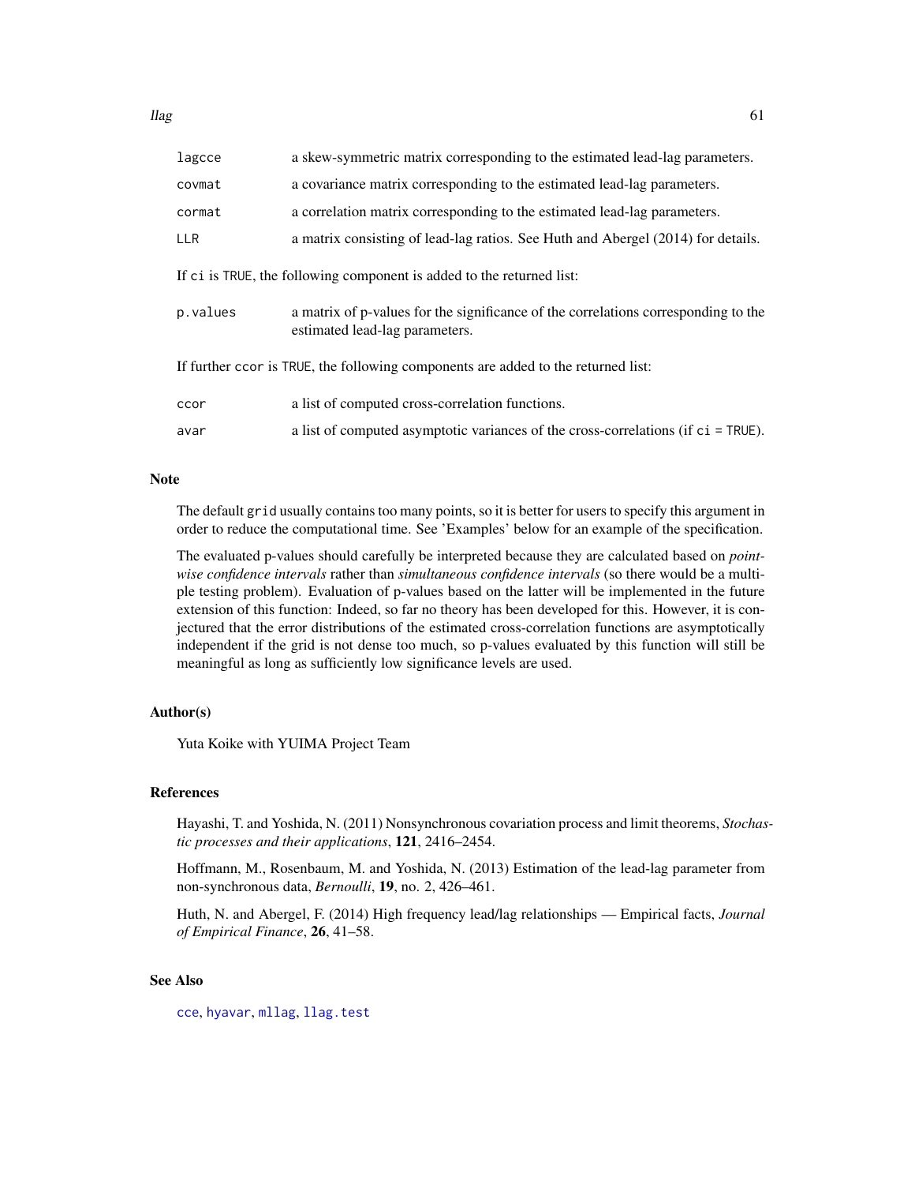| | |
|---|---|
| `lagcce` | a skew-symmetric matrix corresponding to the estimated lead-lag parameters. |
| `covmat` | a covariance matrix corresponding to the estimated lead-lag parameters. |
| `cormat` | a correlation matrix corresponding to the estimated lead-lag parameters. |
| `LLR` | a matrix consisting of lead-lag ratios. See Huth and Abergel (2014) for details. |

If `ci` is `TRUE`, the following component is added to the returned list:

| | |
|---|---|
| `p.values` | a matrix of p-values for the significance of the correlations corresponding to the estimated lead-lag parameters. |

If further `ccor` is `TRUE`, the following components are added to the returned list:

| | |
|---|---|
| `ccor` | a list of computed cross-correlation functions. |
| `avar` | a list of computed asymptotic variances of the cross-correlations (if `ci = TRUE`). |

## Note

The default `grid` usually contains too many points, so it is better for users to specify this argument in order to reduce the computational time. See 'Examples' below for an example of the specification.

The evaluated p-values should carefully be interpreted because they are calculated based on *pointwise confidence intervals* rather than *simultaneous confidence intervals* (so there would be a multiple testing problem). Evaluation of p-values based on the latter will be implemented in the future extension of this function: Indeed, so far no theory has been developed for this. However, it is conjectured that the error distributions of the estimated cross-correlation functions are asymptotically independent if the grid is not dense too much, so p-values evaluated by this function will still be meaningful as long as sufficiently low significance levels are used.

## Author(s)

Yuta Koike with YUIMA Project Team

## References

Hayashi, T. and Yoshida, N. (2011) Nonsynchronous covariation process and limit theorems, *Stochastic processes and their applications*, **121**, 2416–2454.

Hoffmann, M., Rosenbaum, M. and Yoshida, N. (2013) Estimation of the lead-lag parameter from non-synchronous data, *Bernoulli*, **19**, no. 2, 426–461.

Huth, N. and Abergel, F. (2014) High frequency lead/lag relationships — Empirical facts, *Journal of Empirical Finance*, **26**, 41–58.

## See Also

`cce`, `hyavar`, `mllag`, `llag.test`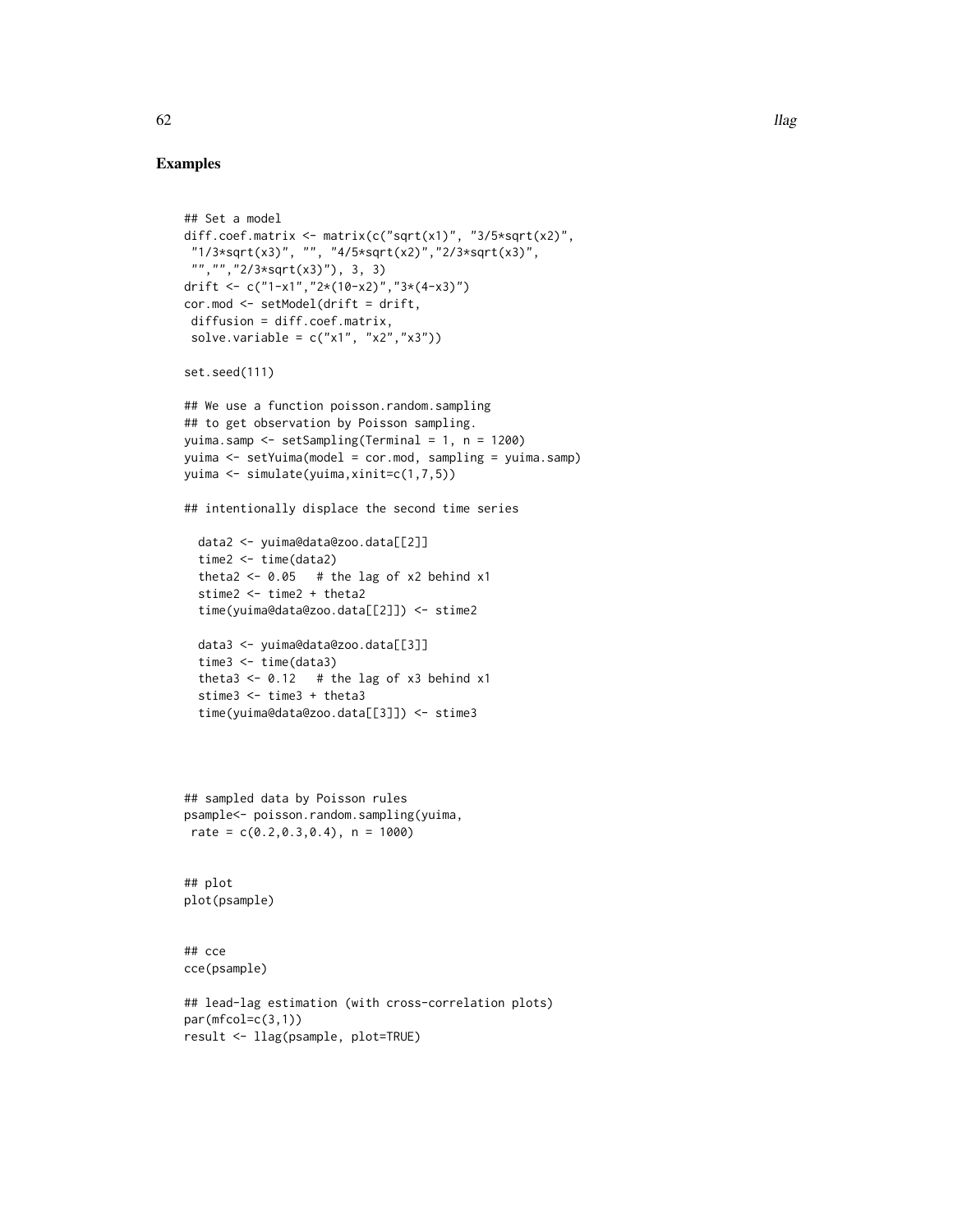## Examples

```
## Set a model
diff.coef.matrix <- matrix(c("sqrt(x1)", "3/5*sqrt(x2)",
 "1/3*sqrt(x3)", "", "4/5*sqrt(x2)","2/3*sqrt(x3)",
 "","","2/3*sqrt(x3)"), 3, 3)
drift <- c("1-x1","2*(10-x2)","3*(4-x3)")
cor.mod <- setModel(drift = drift,
 diffusion = diff.coef.matrix,
 solve.variable = c("x1", "x2","x3"))

set.seed(111)

## We use a function poisson.random.sampling
## to get observation by Poisson sampling.
yuima.samp <- setSampling(Terminal = 1, n = 1200)
yuima <- setYuima(model = cor.mod, sampling = yuima.samp)
yuima <- simulate(yuima,xinit=c(1,7,5))

## intentionally displace the second time series

  data2 <- yuima@data@zoo.data[[2]]
  time2 <- time(data2)
  theta2 <- 0.05   # the lag of x2 behind x1
  stime2 <- time2 + theta2
  time(yuima@data@zoo.data[[2]]) <- stime2

  data3 <- yuima@data@zoo.data[[3]]
  time3 <- time(data3)
  theta3 <- 0.12   # the lag of x3 behind x1
  stime3 <- time3 + theta3
  time(yuima@data@zoo.data[[3]]) <- stime3



## sampled data by Poisson rules
psample<- poisson.random.sampling(yuima,
 rate = c(0.2,0.3,0.4), n = 1000)


## plot
plot(psample)


## cce
cce(psample)

## lead-lag estimation (with cross-correlation plots)
par(mfcol=c(3,1))
result <- llag(psample, plot=TRUE)
```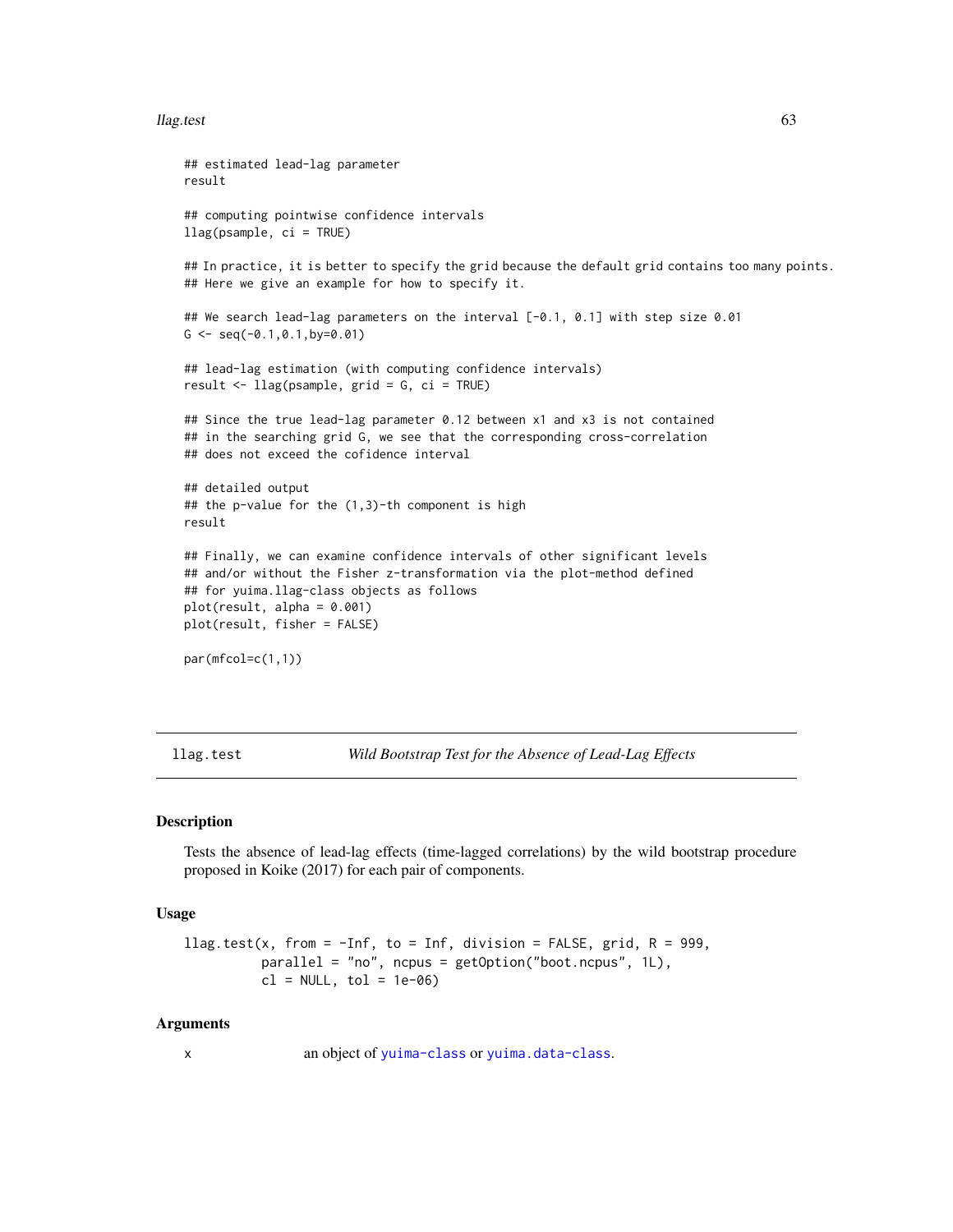```
## estimated lead-lag parameter
result

## computing pointwise confidence intervals
llag(psample, ci = TRUE)

## In practice, it is better to specify the grid because the default grid contains too many points.
## Here we give an example for how to specify it.

## We search lead-lag parameters on the interval [-0.1, 0.1] with step size 0.01
G <- seq(-0.1,0.1,by=0.01)

## lead-lag estimation (with computing confidence intervals)
result <- llag(psample, grid = G, ci = TRUE)

## Since the true lead-lag parameter 0.12 between x1 and x3 is not contained
## in the searching grid G, we see that the corresponding cross-correlation
## does not exceed the cofidence interval

## detailed output
## the p-value for the (1,3)-th component is high
result

## Finally, we can examine confidence intervals of other significant levels
## and/or without the Fisher z-transformation via the plot-method defined
## for yuima.llag-class objects as follows
plot(result, alpha = 0.001)
plot(result, fisher = FALSE)

par(mfcol=c(1,1))
```

---

## llag.test — *Wild Bootstrap Test for the Absence of Lead-Lag Effects*

### Description

Tests the absence of lead-lag effects (time-lagged correlations) by the wild bootstrap procedure proposed in Koike (2017) for each pair of components.

### Usage

```
llag.test(x, from = -Inf, to = Inf, division = FALSE, grid, R = 999,
          parallel = "no", ncpus = getOption("boot.ncpus", 1L),
          cl = NULL, tol = 1e-06)
```

### Arguments

x — an object of yuima-class or yuima.data-class.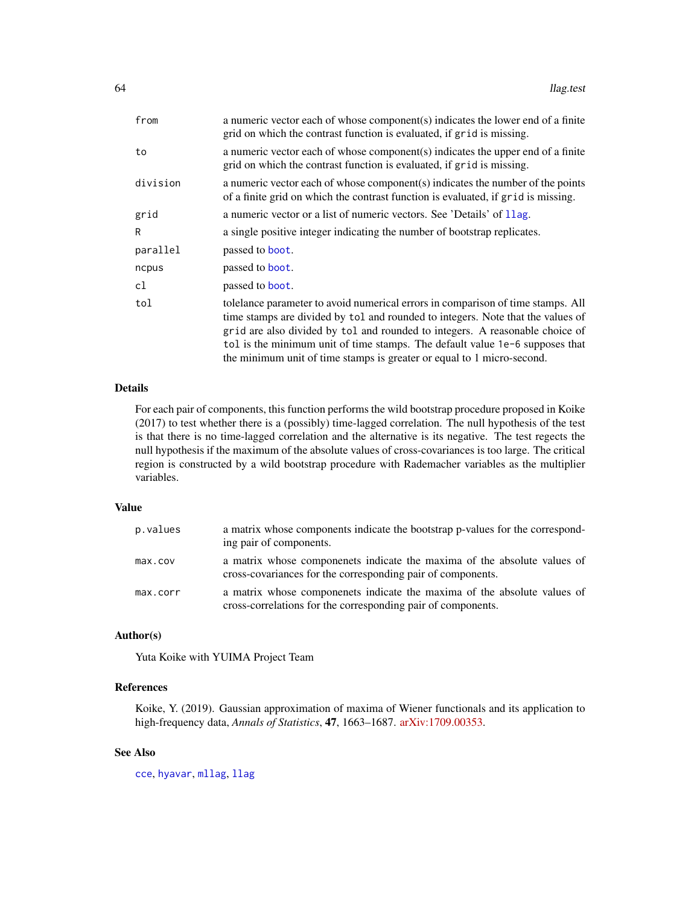| | |
|---|---|
| `from` | a numeric vector each of whose component(s) indicates the lower end of a finite grid on which the contrast function is evaluated, if `grid` is missing. |
| `to` | a numeric vector each of whose component(s) indicates the upper end of a finite grid on which the contrast function is evaluated, if `grid` is missing. |
| `division` | a numeric vector each of whose component(s) indicates the number of the points of a finite grid on which the contrast function is evaluated, if `grid` is missing. |
| `grid` | a numeric vector or a list of numeric vectors. See 'Details' of `llag`. |
| `R` | a single positive integer indicating the number of bootstrap replicates. |
| `parallel` | passed to `boot`. |
| `ncpus` | passed to `boot`. |
| `cl` | passed to `boot`. |
| `tol` | tolelance parameter to avoid numerical errors in comparison of time stamps. All time stamps are divided by `tol` and rounded to integers. Note that the values of `grid` are also divided by `tol` and rounded to integers. A reasonable choice of `tol` is the minimum unit of time stamps. The default value `1e-6` supposes that the minimum unit of time stamps is greater or equal to 1 micro-second. |

## Details

For each pair of components, this function performs the wild bootstrap procedure proposed in Koike (2017) to test whether there is a (possibly) time-lagged correlation. The null hypothesis of the test is that there is no time-lagged correlation and the alternative is its negative. The test regects the null hypothesis if the maximum of the absolute values of cross-covariances is too large. The critical region is constructed by a wild bootstrap procedure with Rademacher variables as the multiplier variables.

## Value

| | |
|---|---|
| `p.values` | a matrix whose components indicate the bootstrap p-values for the corresponding pair of components. |
| `max.cov` | a matrix whose componenets indicate the maxima of the absolute values of cross-covariances for the corresponding pair of components. |
| `max.corr` | a matrix whose componenets indicate the maxima of the absolute values of cross-correlations for the corresponding pair of components. |

## Author(s)

Yuta Koike with YUIMA Project Team

## References

Koike, Y. (2019). Gaussian approximation of maxima of Wiener functionals and its application to high-frequency data, *Annals of Statistics*, **47**, 1663–1687. arXiv:1709.00353.

## See Also

`cce`, `hyavar`, `mllag`, `llag`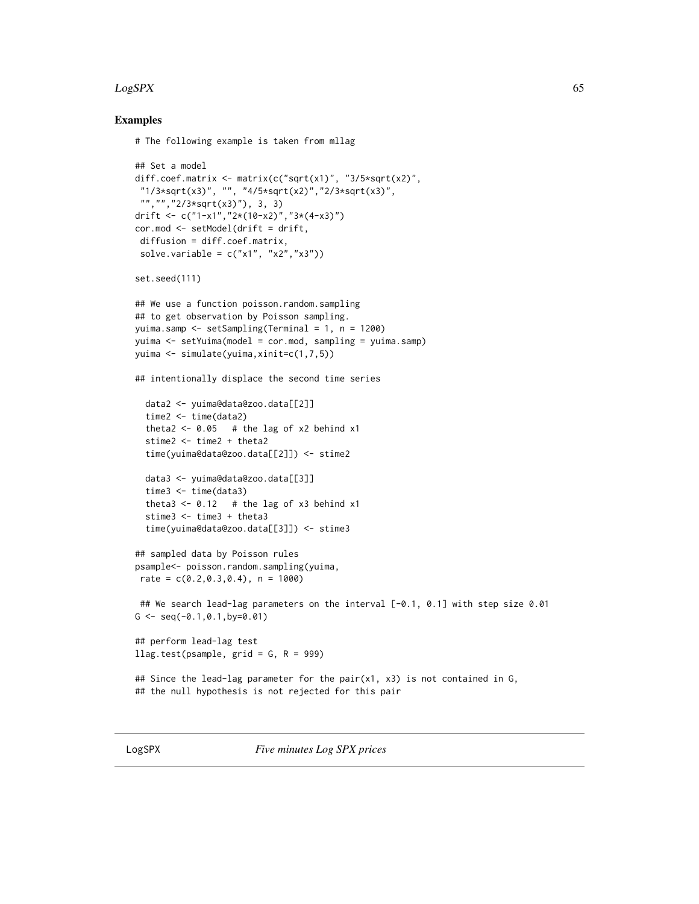## Examples

```
# The following example is taken from mllag

## Set a model
diff.coef.matrix <- matrix(c("sqrt(x1)", "3/5*sqrt(x2)",
 "1/3*sqrt(x3)", "", "4/5*sqrt(x2)","2/3*sqrt(x3)",
 "","","2/3*sqrt(x3)"), 3, 3)
drift <- c("1-x1","2*(10-x2)","3*(4-x3)")
cor.mod <- setModel(drift = drift,
 diffusion = diff.coef.matrix,
 solve.variable = c("x1", "x2","x3"))

set.seed(111)

## We use a function poisson.random.sampling
## to get observation by Poisson sampling.
yuima.samp <- setSampling(Terminal = 1, n = 1200)
yuima <- setYuima(model = cor.mod, sampling = yuima.samp)
yuima <- simulate(yuima,xinit=c(1,7,5))

## intentionally displace the second time series

  data2 <- yuima@data@zoo.data[[2]]
  time2 <- time(data2)
  theta2 <- 0.05   # the lag of x2 behind x1
  stime2 <- time2 + theta2
  time(yuima@data@zoo.data[[2]]) <- stime2

  data3 <- yuima@data@zoo.data[[3]]
  time3 <- time(data3)
  theta3 <- 0.12   # the lag of x3 behind x1
  stime3 <- time3 + theta3
  time(yuima@data@zoo.data[[3]]) <- stime3

## sampled data by Poisson rules
psample<- poisson.random.sampling(yuima,
 rate = c(0.2,0.3,0.4), n = 1000)

 ## We search lead-lag parameters on the interval [-0.1, 0.1] with step size 0.01
G <- seq(-0.1,0.1,by=0.01)

## perform lead-lag test
llag.test(psample, grid = G, R = 999)

## Since the lead-lag parameter for the pair(x1, x3) is not contained in G,
## the null hypothesis is not rejected for this pair
```

---

LogSPX *Five minutes Log SPX prices*

---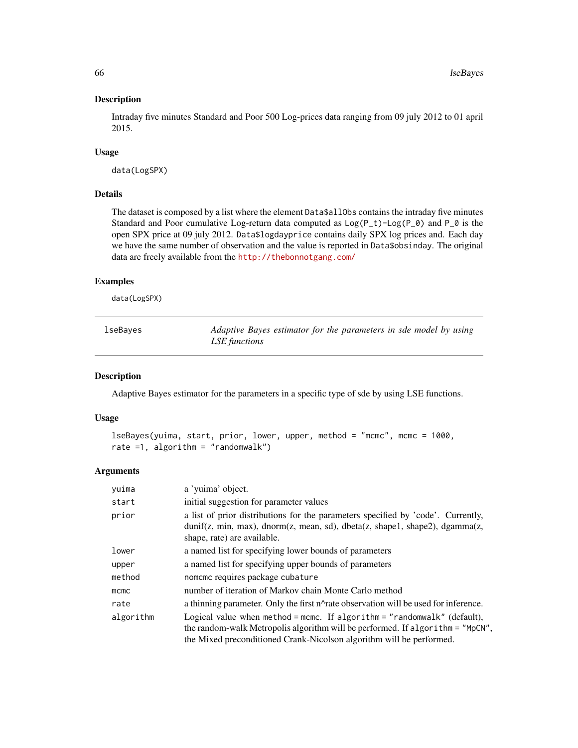### Description

Intraday five minutes Standard and Poor 500 Log-prices data ranging from 09 july 2012 to 01 april 2015.

### Usage

```
data(LogSPX)
```

### Details

The dataset is composed by a list where the element `Data$allObs` contains the intraday five minutes Standard and Poor cumulative Log-return data computed as `Log(P_t)-Log(P_0)` and `P_0` is the open SPX price at 09 july 2012. `Data$logdayprice` contains daily SPX log prices and. Each day we have the same number of observation and the value is reported in `Data$obsinday`. The original data are freely available from the http://thebonnotgang.com/

### Examples

```
data(LogSPX)
```

---

## lseBayes — *Adaptive Bayes estimator for the parameters in sde model by using LSE functions*

---

### Description

Adaptive Bayes estimator for the parameters in a specific type of sde by using LSE functions.

### Usage

```
lseBayes(yuima, start, prior, lower, upper, method = "mcmc", mcmc = 1000,
rate =1, algorithm = "randomwalk")
```

### Arguments

| | |
|---|---|
| `yuima` | a 'yuima' object. |
| `start` | initial suggestion for parameter values |
| `prior` | a list of prior distributions for the parameters specified by 'code'. Currently, dunif(z, min, max), dnorm(z, mean, sd), dbeta(z, shape1, shape2), dgamma(z, shape, rate) are available. |
| `lower` | a named list for specifying lower bounds of parameters |
| `upper` | a named list for specifying upper bounds of parameters |
| `method` | `nomcmc` requires package `cubature` |
| `mcmc` | number of iteration of Markov chain Monte Carlo method |
| `rate` | a thinning parameter. Only the first n^rate observation will be used for inference. |
| `algorithm` | Logical value when `method = mcmc`. If `algorithm = "randomwalk"` (default), the random-walk Metropolis algorithm will be performed. If `algorithm = "MpCN"`, the Mixed preconditioned Crank-Nicolson algorithm will be performed. |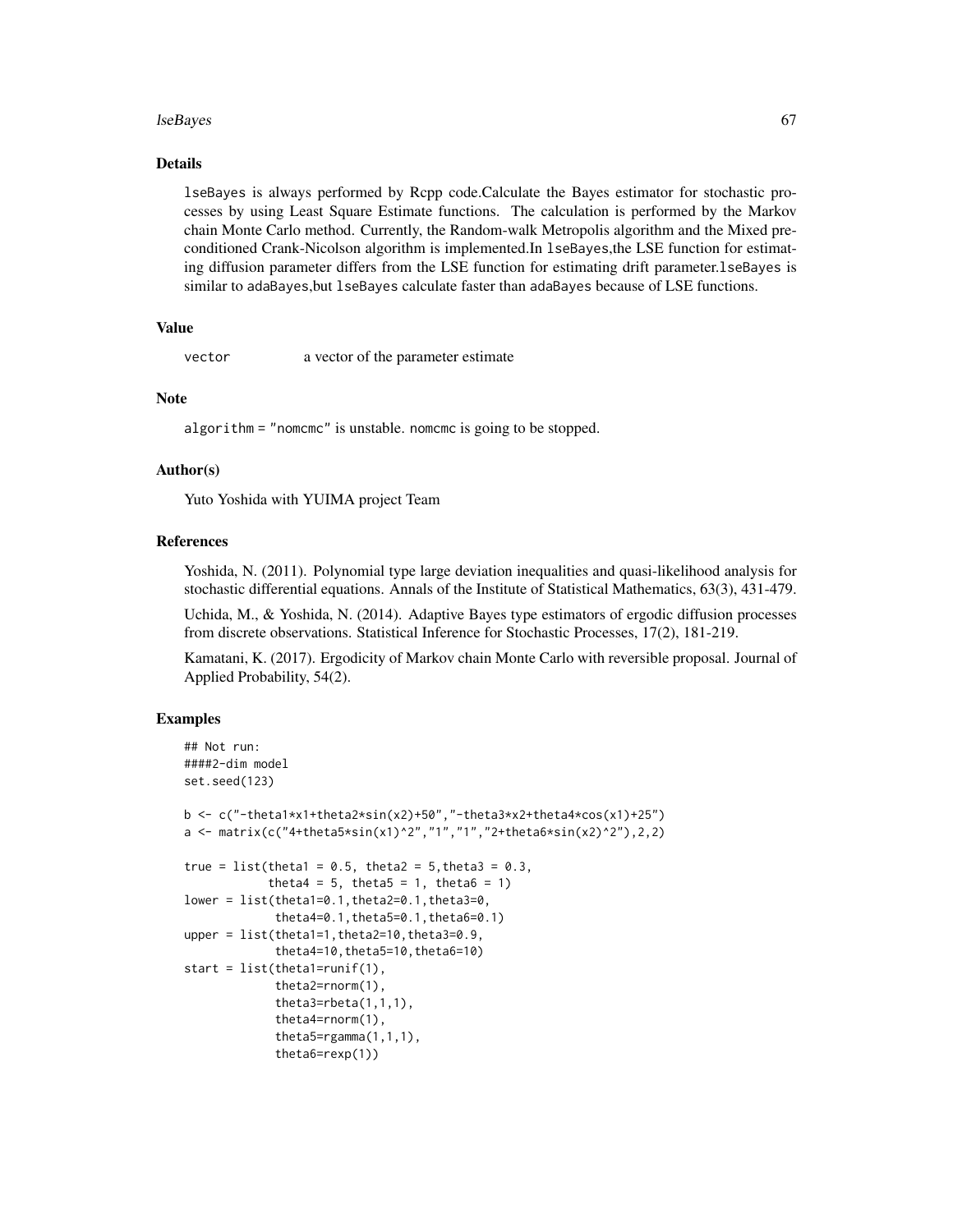## Details

`lseBayes` is always performed by Rcpp code.Calculate the Bayes estimator for stochastic processes by using Least Square Estimate functions. The calculation is performed by the Markov chain Monte Carlo method. Currently, the Random-walk Metropolis algorithm and the Mixed preconditioned Crank-Nicolson algorithm is implemented.In `lseBayes`,the LSE function for estimating diffusion parameter differs from the LSE function for estimating drift parameter.`lseBayes` is similar to `adaBayes`,but `lseBayes` calculate faster than `adaBayes` because of LSE functions.

## Value

| | |
|---|---|
| `vector` | a vector of the parameter estimate |

## Note

`algorithm = "nomcmc"` is unstable. `nomcmc` is going to be stopped.

## Author(s)

Yuto Yoshida with YUIMA project Team

## References

Yoshida, N. (2011). Polynomial type large deviation inequalities and quasi-likelihood analysis for stochastic differential equations. Annals of the Institute of Statistical Mathematics, 63(3), 431-479.

Uchida, M., & Yoshida, N. (2014). Adaptive Bayes type estimators of ergodic diffusion processes from discrete observations. Statistical Inference for Stochastic Processes, 17(2), 181-219.

Kamatani, K. (2017). Ergodicity of Markov chain Monte Carlo with reversible proposal. Journal of Applied Probability, 54(2).

## Examples

```
## Not run:
####2-dim model
set.seed(123)

b <- c("-theta1*x1+theta2*sin(x2)+50","-theta3*x2+theta4*cos(x1)+25")
a <- matrix(c("4+theta5*sin(x1)^2","1","1","2+theta6*sin(x2)^2"),2,2)

true = list(theta1 = 0.5, theta2 = 5,theta3 = 0.3,
            theta4 = 5, theta5 = 1, theta6 = 1)
lower = list(theta1=0.1,theta2=0.1,theta3=0,
             theta4=0.1,theta5=0.1,theta6=0.1)
upper = list(theta1=1,theta2=10,theta3=0.9,
             theta4=10,theta5=10,theta6=10)
start = list(theta1=runif(1),
             theta2=rnorm(1),
             theta3=rbeta(1,1,1),
             theta4=rnorm(1),
             theta5=rgamma(1,1,1),
             theta6=rexp(1))
```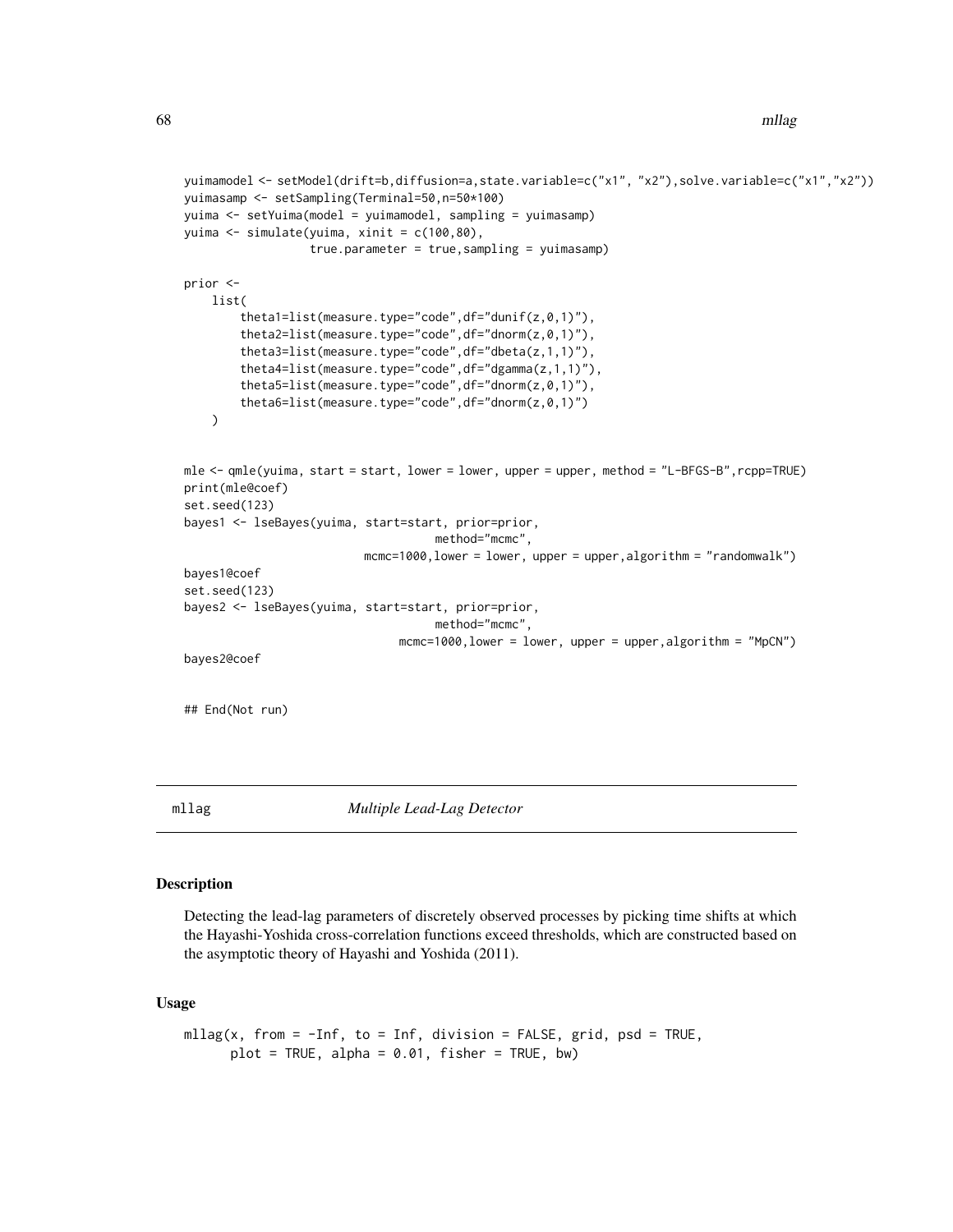```
yuimamodel <- setModel(drift=b,diffusion=a,state.variable=c("x1", "x2"),solve.variable=c("x1","x2"))
yuimasamp <- setSampling(Terminal=50,n=50*100)
yuima <- setYuima(model = yuimamodel, sampling = yuimasamp)
yuima <- simulate(yuima, xinit = c(100,80),
                  true.parameter = true,sampling = yuimasamp)

prior <-
    list(
        theta1=list(measure.type="code",df="dunif(z,0,1)"),
        theta2=list(measure.type="code",df="dnorm(z,0,1)"),
        theta3=list(measure.type="code",df="dbeta(z,1,1)"),
        theta4=list(measure.type="code",df="dgamma(z,1,1)"),
        theta5=list(measure.type="code",df="dnorm(z,0,1)"),
        theta6=list(measure.type="code",df="dnorm(z,0,1)")
    )


mle <- qmle(yuima, start = start, lower = lower, upper = upper, method = "L-BFGS-B",rcpp=TRUE)
print(mle@coef)
set.seed(123)
bayes1 <- lseBayes(yuima, start=start, prior=prior,
                                    method="mcmc",
                          mcmc=1000,lower = lower, upper = upper,algorithm = "randomwalk")
bayes1@coef
set.seed(123)
bayes2 <- lseBayes(yuima, start=start, prior=prior,
                                    method="mcmc",
                               mcmc=1000,lower = lower, upper = upper,algorithm = "MpCN")
bayes2@coef


## End(Not run)
```

## mllag    *Multiple Lead-Lag Detector*

### Description

Detecting the lead-lag parameters of discretely observed processes by picking time shifts at which the Hayashi-Yoshida cross-correlation functions exceed thresholds, which are constructed based on the asymptotic theory of Hayashi and Yoshida (2011).

### Usage

```
mllag(x, from = -Inf, to = Inf, division = FALSE, grid, psd = TRUE,
      plot = TRUE, alpha = 0.01, fisher = TRUE, bw)
```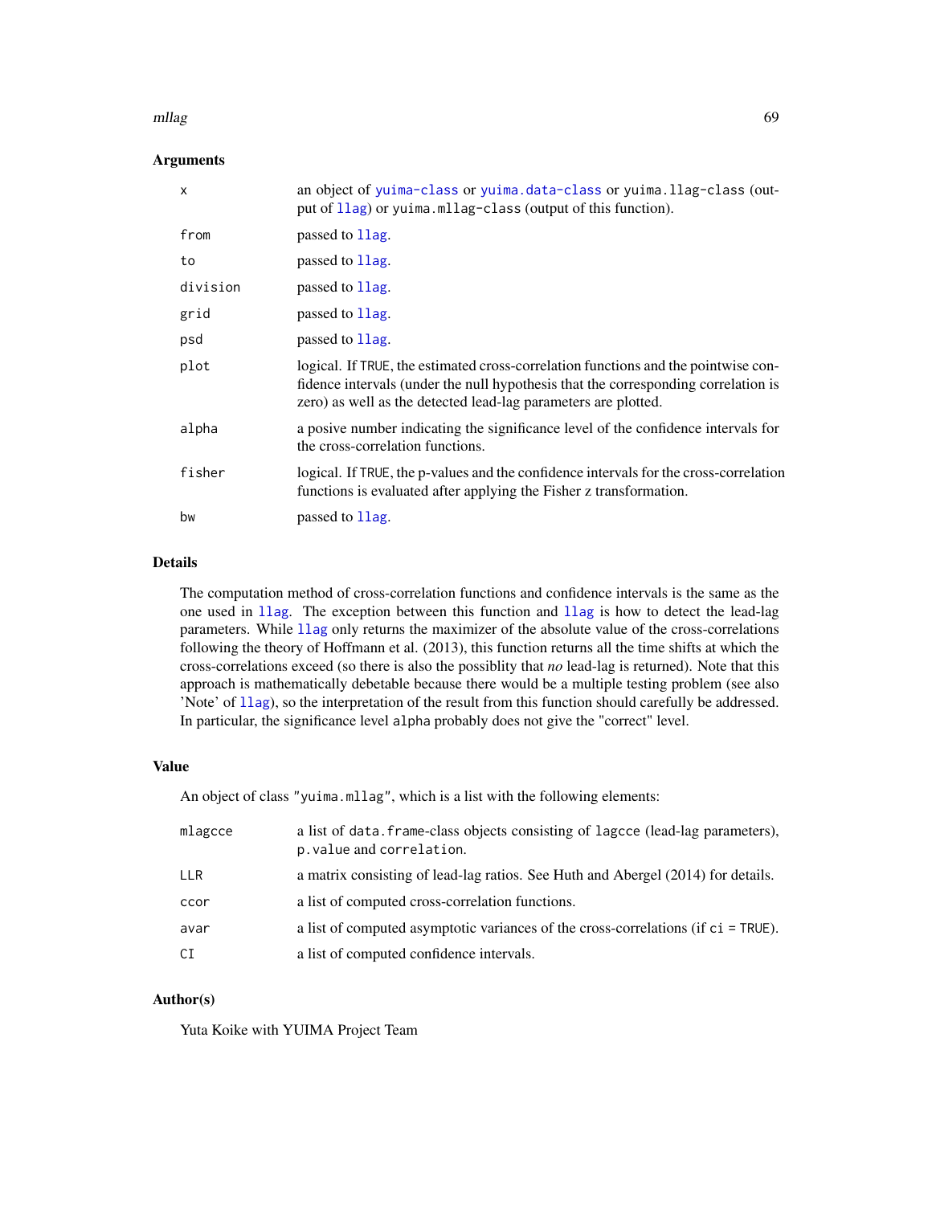## Arguments

| | |
|---|---|
| `x` | an object of `yuima-class` or `yuima.data-class` or `yuima.llag-class` (output of `llag`) or `yuima.mllag-class` (output of this function). |
| `from` | passed to `llag`. |
| `to` | passed to `llag`. |
| `division` | passed to `llag`. |
| `grid` | passed to `llag`. |
| `psd` | passed to `llag`. |
| `plot` | logical. If `TRUE`, the estimated cross-correlation functions and the pointwise confidence intervals (under the null hypothesis that the corresponding correlation is zero) as well as the detected lead-lag parameters are plotted. |
| `alpha` | a posive number indicating the significance level of the confidence intervals for the cross-correlation functions. |
| `fisher` | logical. If `TRUE`, the p-values and the confidence intervals for the cross-correlation functions is evaluated after applying the Fisher z transformation. |
| `bw` | passed to `llag`. |

## Details

The computation method of cross-correlation functions and confidence intervals is the same as the one used in `llag`. The exception between this function and `llag` is how to detect the lead-lag parameters. While `llag` only returns the maximizer of the absolute value of the cross-correlations following the theory of Hoffmann et al. (2013), this function returns all the time shifts at which the cross-correlations exceed (so there is also the possiblity that *no* lead-lag is returned). Note that this approach is mathematically debetable because there would be a multiple testing problem (see also 'Note' of `llag`), so the interpretation of the result from this function should carefully be addressed. In particular, the significance level `alpha` probably does not give the "correct" level.

## Value

An object of class `"yuima.mllag"`, which is a list with the following elements:

| | |
|---|---|
| `mlagcce` | a list of `data.frame`-class objects consisting of `lagcce` (lead-lag parameters), `p.value` and `correlation`. |
| `LLR` | a matrix consisting of lead-lag ratios. See Huth and Abergel (2014) for details. |
| `ccor` | a list of computed cross-correlation functions. |
| `avar` | a list of computed asymptotic variances of the cross-correlations (if `ci = TRUE`). |
| `CI` | a list of computed confidence intervals. |

## Author(s)

Yuta Koike with YUIMA Project Team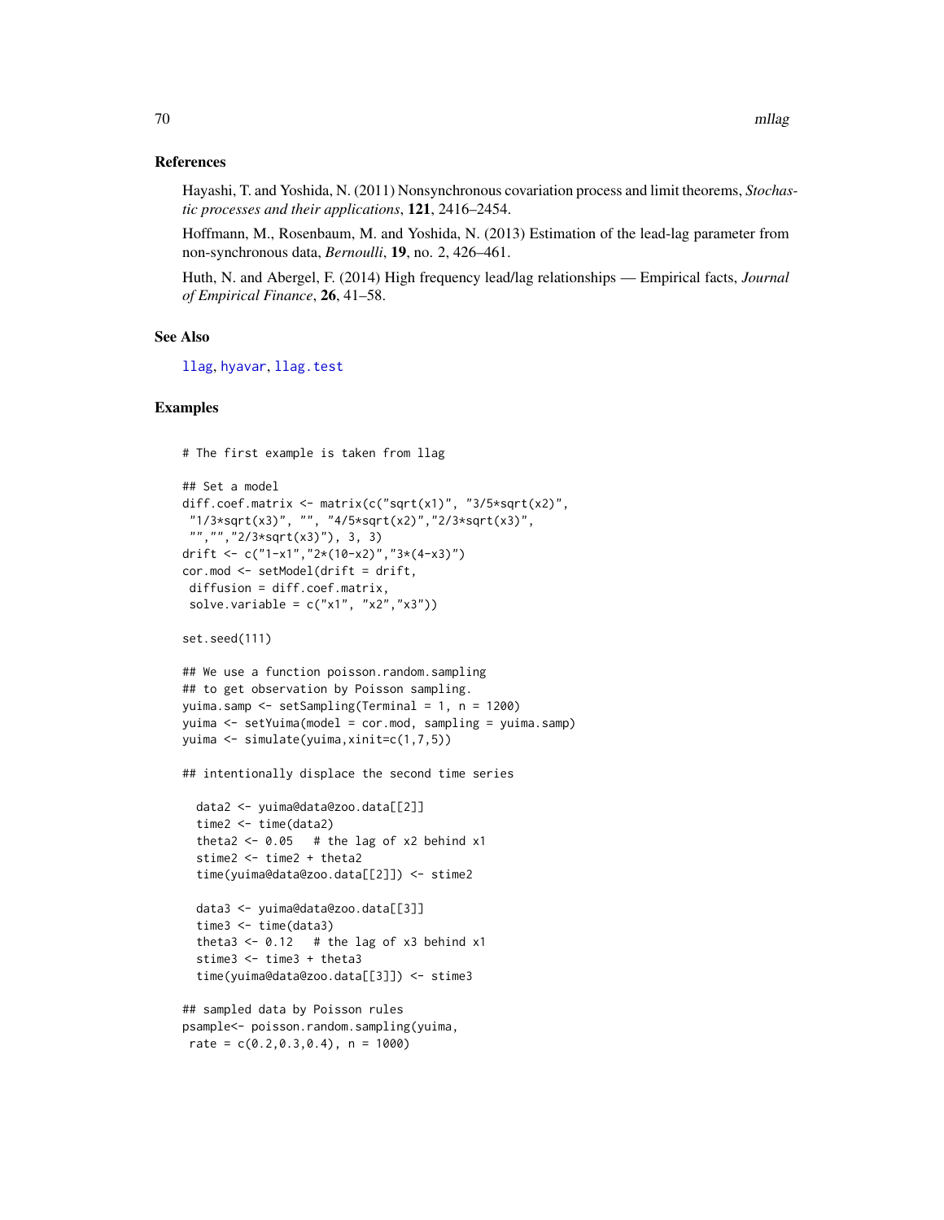### References

Hayashi, T. and Yoshida, N. (2011) Nonsynchronous covariation process and limit theorems, *Stochastic processes and their applications*, **121**, 2416–2454.

Hoffmann, M., Rosenbaum, M. and Yoshida, N. (2013) Estimation of the lead-lag parameter from non-synchronous data, *Bernoulli*, **19**, no. 2, 426–461.

Huth, N. and Abergel, F. (2014) High frequency lead/lag relationships — Empirical facts, *Journal of Empirical Finance*, **26**, 41–58.

### See Also

llag, hyavar, llag.test

### Examples

```
# The first example is taken from llag

## Set a model
diff.coef.matrix <- matrix(c("sqrt(x1)", "3/5*sqrt(x2)",
 "1/3*sqrt(x3)", "", "4/5*sqrt(x2)","2/3*sqrt(x3)",
 "","","2/3*sqrt(x3)"), 3, 3)
drift <- c("1-x1","2*(10-x2)","3*(4-x3)")
cor.mod <- setModel(drift = drift,
 diffusion = diff.coef.matrix,
 solve.variable = c("x1", "x2","x3"))

set.seed(111)

## We use a function poisson.random.sampling
## to get observation by Poisson sampling.
yuima.samp <- setSampling(Terminal = 1, n = 1200)
yuima <- setYuima(model = cor.mod, sampling = yuima.samp)
yuima <- simulate(yuima,xinit=c(1,7,5))

## intentionally displace the second time series

  data2 <- yuima@data@zoo.data[[2]]
  time2 <- time(data2)
  theta2 <- 0.05   # the lag of x2 behind x1
  stime2 <- time2 + theta2
  time(yuima@data@zoo.data[[2]]) <- stime2

  data3 <- yuima@data@zoo.data[[3]]
  time3 <- time(data3)
  theta3 <- 0.12   # the lag of x3 behind x1
  stime3 <- time3 + theta3
  time(yuima@data@zoo.data[[3]]) <- stime3

## sampled data by Poisson rules
psample<- poisson.random.sampling(yuima,
 rate = c(0.2,0.3,0.4), n = 1000)
```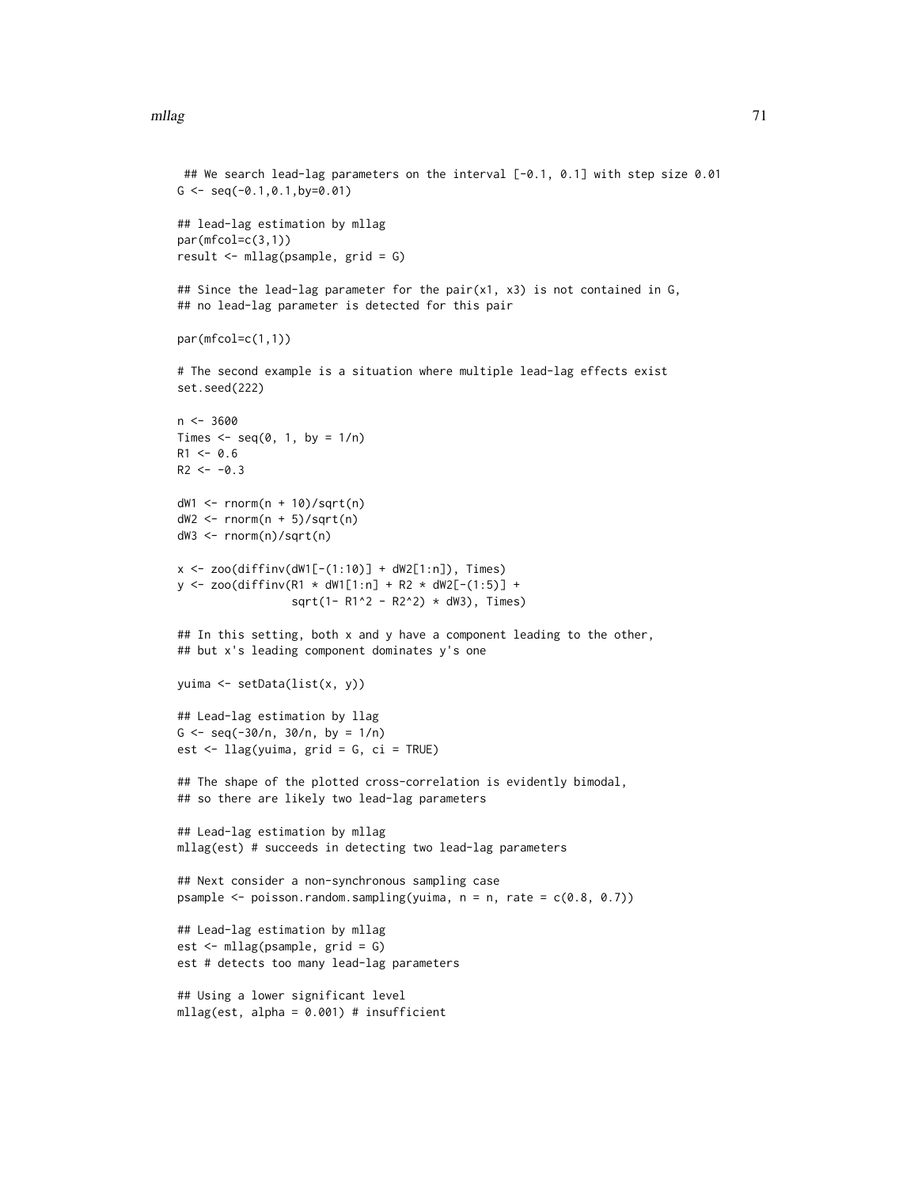```
 ## We search lead-lag parameters on the interval [-0.1, 0.1] with step size 0.01
G <- seq(-0.1,0.1,by=0.01)

## lead-lag estimation by mllag
par(mfcol=c(3,1))
result <- mllag(psample, grid = G)

## Since the lead-lag parameter for the pair(x1, x3) is not contained in G,
## no lead-lag parameter is detected for this pair

par(mfcol=c(1,1))

# The second example is a situation where multiple lead-lag effects exist
set.seed(222)

n <- 3600
Times <- seq(0, 1, by = 1/n)
R1 <- 0.6
R2 <- -0.3

dW1 <- rnorm(n + 10)/sqrt(n)
dW2 <- rnorm(n + 5)/sqrt(n)
dW3 <- rnorm(n)/sqrt(n)

x <- zoo(diffinv(dW1[-(1:10)] + dW2[1:n]), Times)
y <- zoo(diffinv(R1 * dW1[1:n] + R2 * dW2[-(1:5)] +
                 sqrt(1- R1^2 - R2^2) * dW3), Times)

## In this setting, both x and y have a component leading to the other,
## but x's leading component dominates y's one

yuima <- setData(list(x, y))

## Lead-lag estimation by llag
G <- seq(-30/n, 30/n, by = 1/n)
est <- llag(yuima, grid = G, ci = TRUE)

## The shape of the plotted cross-correlation is evidently bimodal,
## so there are likely two lead-lag parameters

## Lead-lag estimation by mllag
mllag(est) # succeeds in detecting two lead-lag parameters

## Next consider a non-synchronous sampling case
psample <- poisson.random.sampling(yuima, n = n, rate = c(0.8, 0.7))

## Lead-lag estimation by mllag
est <- mllag(psample, grid = G)
est # detects too many lead-lag parameters

## Using a lower significant level
mllag(est, alpha = 0.001) # insufficient
```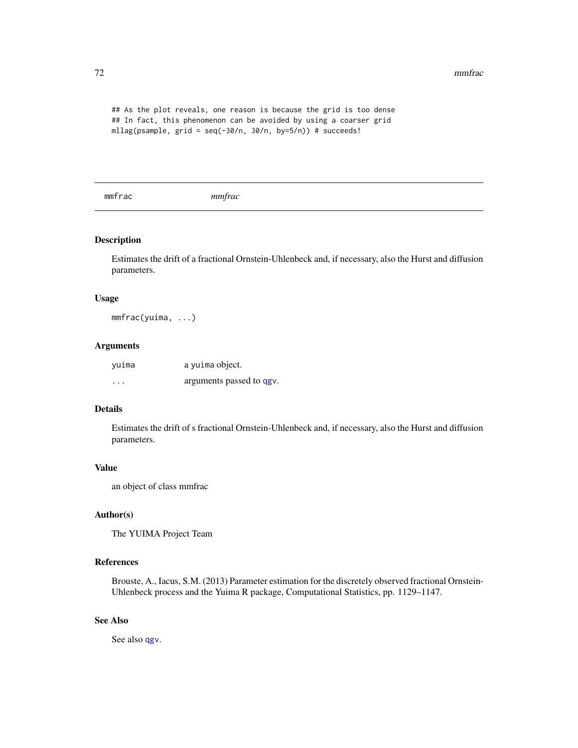```
## As the plot reveals, one reason is because the grid is too dense
## In fact, this phenomenon can be avoided by using a coarser grid
mllag(psample, grid = seq(-30/n, 30/n, by=5/n)) # succeeds!
```

---

mmfrac &nbsp;&nbsp;&nbsp;&nbsp;&nbsp;&nbsp;&nbsp;&nbsp; *mmfrac*

---

### Description

Estimates the drift of a fractional Ornstein-Uhlenbeck and, if necessary, also the Hurst and diffusion parameters.

### Usage

```
mmfrac(yuima, ...)
```

### Arguments

| | |
|---|---|
| yuima | a yuima object. |
| ... | arguments passed to qgv. |

### Details

Estimates the drift of s fractional Ornstein-Uhlenbeck and, if necessary, also the Hurst and diffusion parameters.

### Value

an object of class mmfrac

### Author(s)

The YUIMA Project Team

### References

Brouste, A., Iacus, S.M. (2013) Parameter estimation for the discretely observed fractional Ornstein-Uhlenbeck process and the Yuima R package, Computational Statistics, pp. 1129–1147.

### See Also

See also qgv.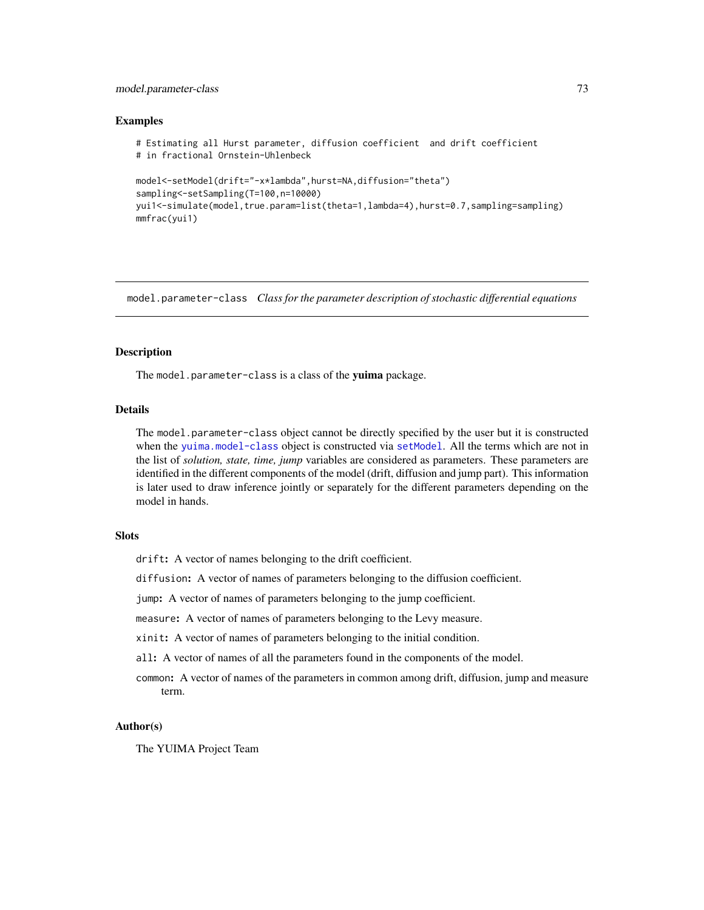## Examples

```
# Estimating all Hurst parameter, diffusion coefficient  and drift coefficient
# in fractional Ornstein-Uhlenbeck

model<-setModel(drift="-x*lambda",hurst=NA,diffusion="theta")
sampling<-setSampling(T=100,n=10000)
yui1<-simulate(model,true.param=list(theta=1,lambda=4),hurst=0.7,sampling=sampling)
mmfrac(yui1)
```

---

# model.parameter-class    *Class for the parameter description of stochastic differential equations*

---

## Description

The `model.parameter-class` is a class of the **yuima** package.

## Details

The `model.parameter-class` object cannot be directly specified by the user but it is constructed when the `yuima.model-class` object is constructed via `setModel`. All the terms which are not in the list of *solution, state, time, jump* variables are considered as parameters. These parameters are identified in the different components of the model (drift, diffusion and jump part). This information is later used to draw inference jointly or separately for the different parameters depending on the model in hands.

## Slots

`drift`**:** A vector of names belonging to the drift coefficient.

`diffusion`**:** A vector of names of parameters belonging to the diffusion coefficient.

`jump`**:** A vector of names of parameters belonging to the jump coefficient.

`measure`**:** A vector of names of parameters belonging to the Levy measure.

`xinit`**:** A vector of names of parameters belonging to the initial condition.

`all`**:** A vector of names of all the parameters found in the components of the model.

`common`**:** A vector of names of the parameters in common among drift, diffusion, jump and measure term.

## Author(s)

The YUIMA Project Team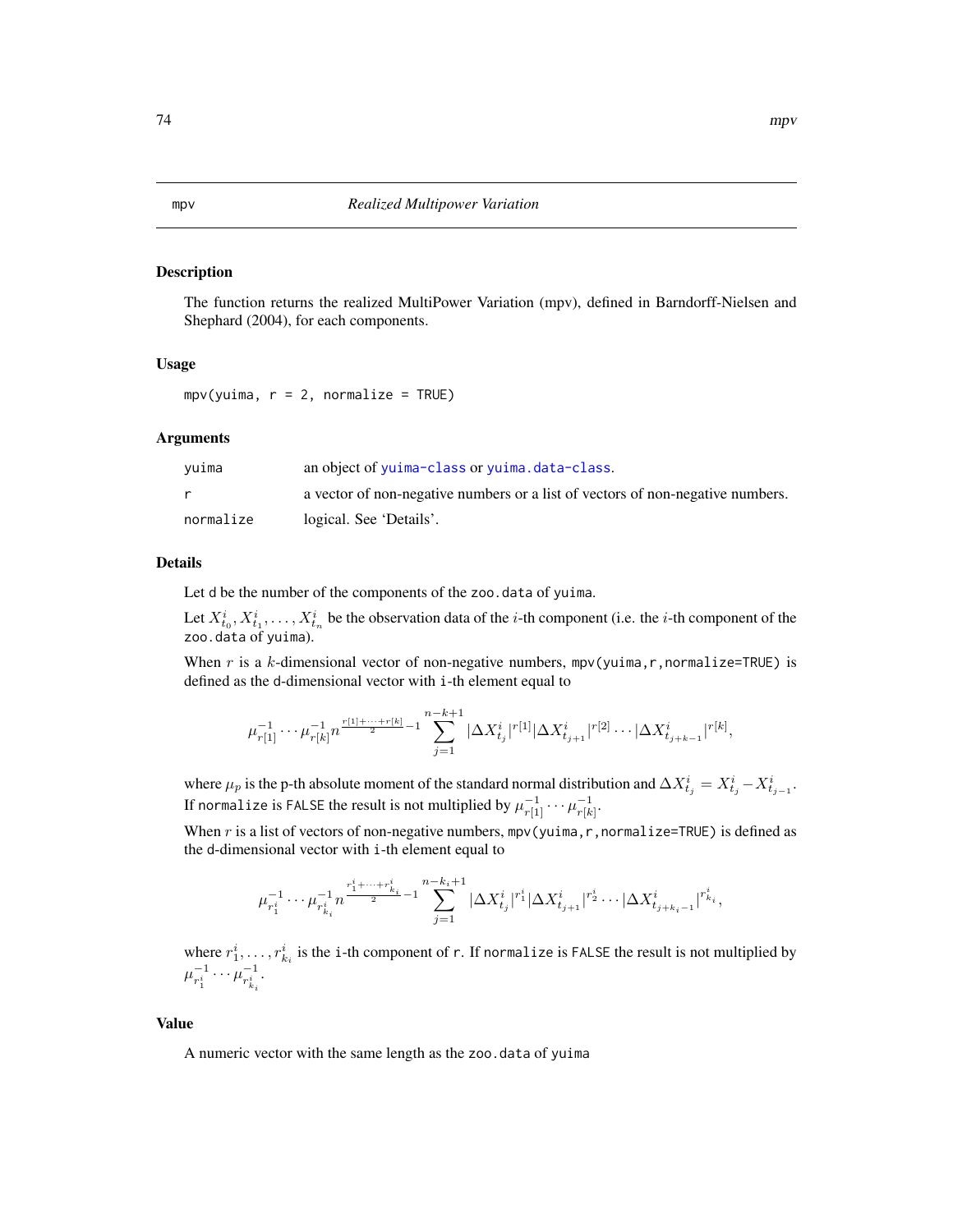mpv *Realized Multipower Variation*

## Description

The function returns the realized MultiPower Variation (mpv), defined in Barndorff-Nielsen and Shephard (2004), for each components.

## Usage

```
mpv(yuima, r = 2, normalize = TRUE)
```

## Arguments

| | |
|---|---|
| `yuima` | an object of `yuima-class` or `yuima.data-class`. |
| `r` | a vector of non-negative numbers or a list of vectors of non-negative numbers. |
| `normalize` | logical. See 'Details'. |

## Details

Let `d` be the number of the components of the `zoo.data` of `yuima`.

Let $X^i_{t_0}, X^i_{t_1}, \ldots, X^i_{t_n}$ be the observation data of the $i$-th component (i.e. the $i$-th component of the `zoo.data` of `yuima`).

When $r$ is a $k$-dimensional vector of non-negative numbers, `mpv(yuima,r,normalize=TRUE)` is defined as the `d`-dimensional vector with `i`-th element equal to

$$\mu_{r[1]}^{-1} \cdots \mu_{r[k]}^{-1} n^{\frac{r[1]+\cdots+r[k]}{2}-1} \sum_{j=1}^{n-k+1} |\Delta X^i_{t_j}|^{r[1]} |\Delta X^i_{t_{j+1}}|^{r[2]} \cdots |\Delta X^i_{t_{j+k-1}}|^{r[k]},$$

where $\mu_p$ is the p-th absolute moment of the standard normal distribution and $\Delta X^i_{t_j} = X^i_{t_j} - X^i_{t_{j-1}}$. If `normalize` is `FALSE` the result is not multiplied by $\mu_{r[1]}^{-1} \cdots \mu_{r[k]}^{-1}$.

When $r$ is a list of vectors of non-negative numbers, `mpv(yuima,r,normalize=TRUE)` is defined as the `d`-dimensional vector with `i`-th element equal to

$$\mu_{r_1^i}^{-1} \cdots \mu_{r_{k_i}^i}^{-1} n^{\frac{r_1^i+\cdots+r_{k_i}^i}{2}-1} \sum_{j=1}^{n-k_i+1} |\Delta X^i_{t_j}|^{r_1^i} |\Delta X^i_{t_{j+1}}|^{r_2^i} \cdots |\Delta X^i_{t_{j+k_i-1}}|^{r_{k_i}^i},$$

where $r_1^i, \ldots, r_{k_i}^i$ is the `i`-th component of `r`. If `normalize` is `FALSE` the result is not multiplied by $\mu_{r_1^i}^{-1} \cdots \mu_{r_{k_i}^i}^{-1}$.

## Value

A numeric vector with the same length as the `zoo.data` of `yuima`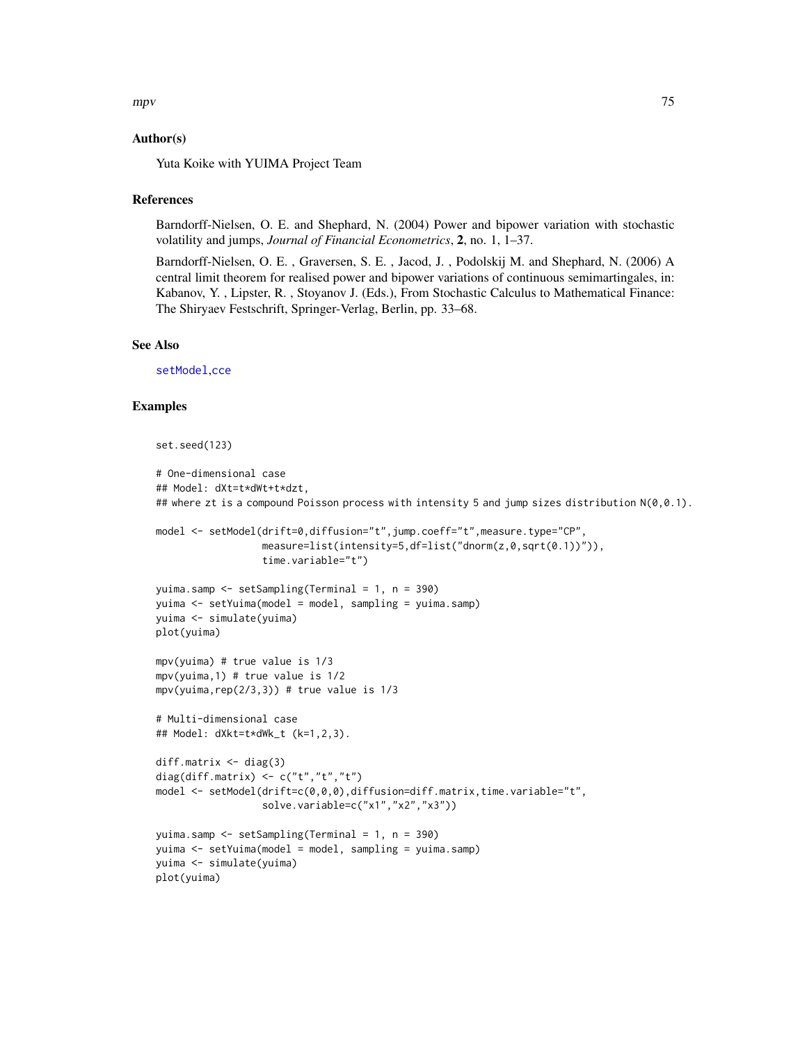### Author(s)

Yuta Koike with YUIMA Project Team

### References

Barndorff-Nielsen, O. E. and Shephard, N. (2004) Power and bipower variation with stochastic volatility and jumps, *Journal of Financial Econometrics*, **2**, no. 1, 1–37.

Barndorff-Nielsen, O. E. , Graversen, S. E. , Jacod, J. , Podolskij M. and Shephard, N. (2006) A central limit theorem for realised power and bipower variations of continuous semimartingales, in: Kabanov, Y. , Lipster, R. , Stoyanov J. (Eds.), From Stochastic Calculus to Mathematical Finance: The Shiryaev Festschrift, Springer-Verlag, Berlin, pp. 33–68.

### See Also

setModel,cce

### Examples

```
set.seed(123)

# One-dimensional case
## Model: dXt=t*dWt+t*dzt,
## where zt is a compound Poisson process with intensity 5 and jump sizes distribution N(0,0.1).

model <- setModel(drift=0,diffusion="t",jump.coeff="t",measure.type="CP",
                  measure=list(intensity=5,df=list("dnorm(z,0,sqrt(0.1))")),
                  time.variable="t")

yuima.samp <- setSampling(Terminal = 1, n = 390)
yuima <- setYuima(model = model, sampling = yuima.samp)
yuima <- simulate(yuima)
plot(yuima)

mpv(yuima) # true value is 1/3
mpv(yuima,1) # true value is 1/2
mpv(yuima,rep(2/3,3)) # true value is 1/3

# Multi-dimensional case
## Model: dXkt=t*dWk_t (k=1,2,3).

diff.matrix <- diag(3)
diag(diff.matrix) <- c("t","t","t")
model <- setModel(drift=c(0,0,0),diffusion=diff.matrix,time.variable="t",
                  solve.variable=c("x1","x2","x3"))

yuima.samp <- setSampling(Terminal = 1, n = 390)
yuima <- setYuima(model = model, sampling = yuima.samp)
yuima <- simulate(yuima)
plot(yuima)
```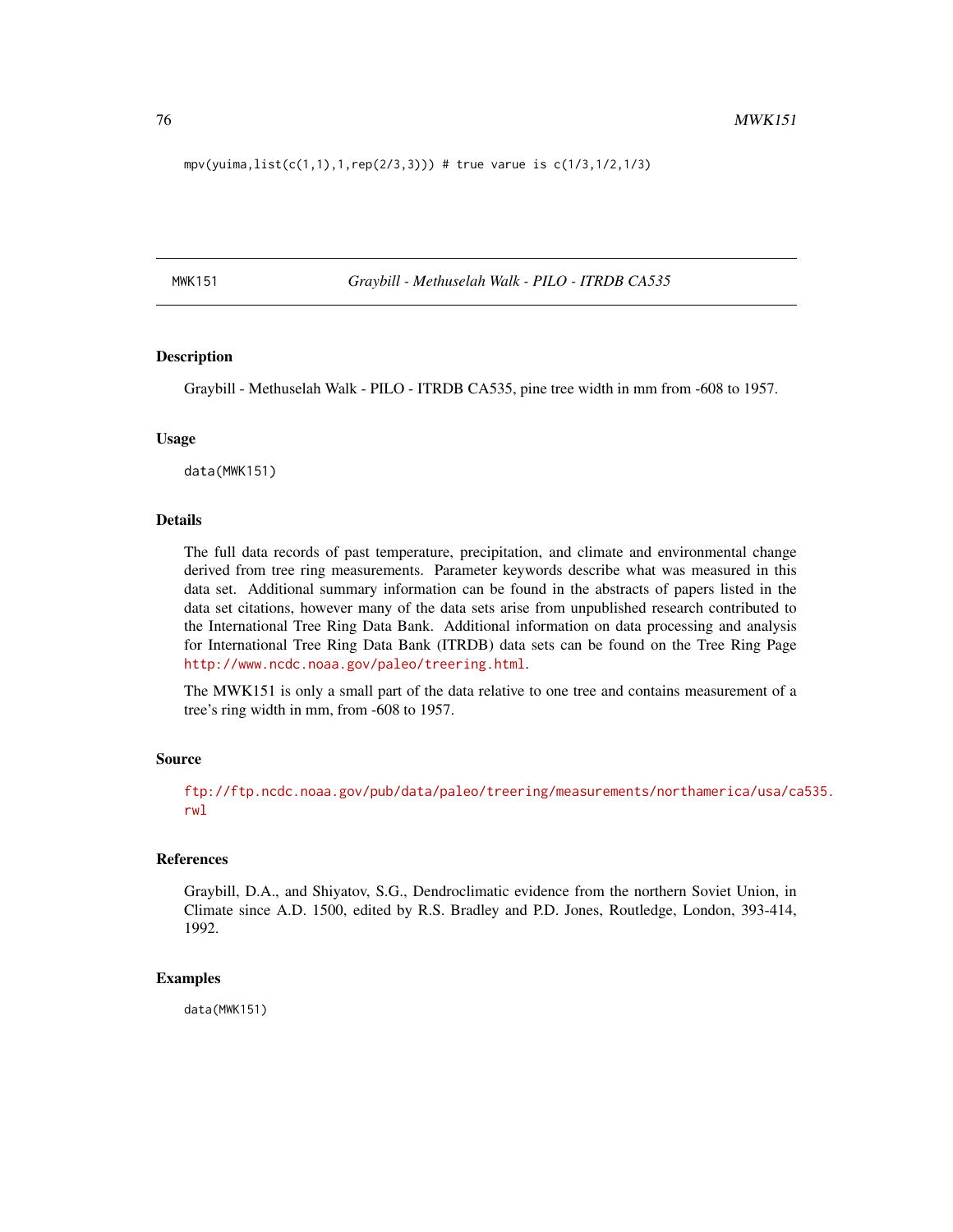```
mpv(yuima,list(c(1,1),1,rep(2/3,3))) # true vaue is c(1/3,1/2,1/3)
```

## MWK151 — *Graybill - Methuselah Walk - PILO - ITRDB CA535*

### Description

Graybill - Methuselah Walk - PILO - ITRDB CA535, pine tree width in mm from -608 to 1957.

### Usage

```
data(MWK151)
```

### Details

The full data records of past temperature, precipitation, and climate and environmental change derived from tree ring measurements. Parameter keywords describe what was measured in this data set. Additional summary information can be found in the abstracts of papers listed in the data set citations, however many of the data sets arise from unpublished research contributed to the International Tree Ring Data Bank. Additional information on data processing and analysis for International Tree Ring Data Bank (ITRDB) data sets can be found on the Tree Ring Page http://www.ncdc.noaa.gov/paleo/treering.html.

The MWK151 is only a small part of the data relative to one tree and contains measurement of a tree's ring width in mm, from -608 to 1957.

### Source

ftp://ftp.ncdc.noaa.gov/pub/data/paleo/treering/measurements/northamerica/usa/ca535.rwl

### References

Graybill, D.A., and Shiyatov, S.G., Dendroclimatic evidence from the northern Soviet Union, in Climate since A.D. 1500, edited by R.S. Bradley and P.D. Jones, Routledge, London, 393-414, 1992.

### Examples

```
data(MWK151)
```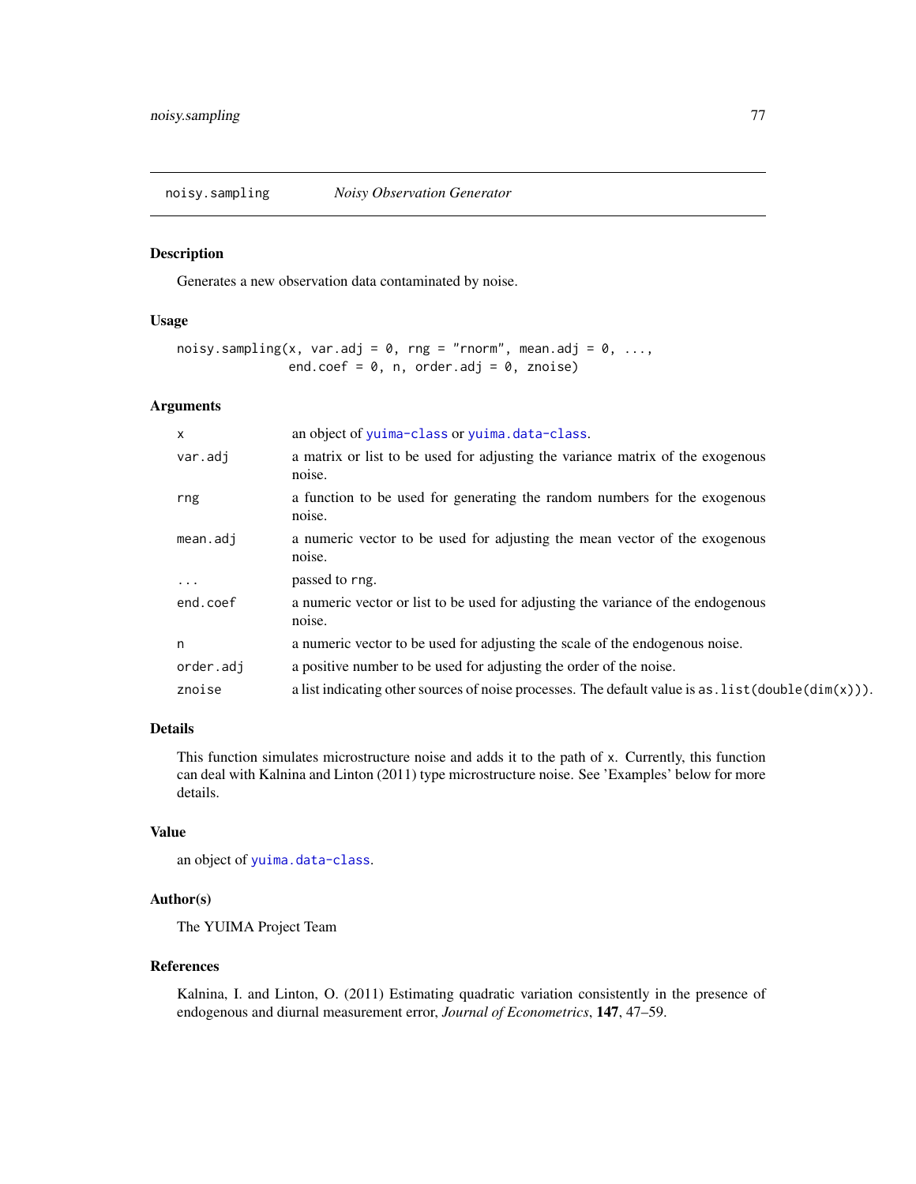# noisy.sampling *Noisy Observation Generator*

## Description

Generates a new observation data contaminated by noise.

## Usage

```
noisy.sampling(x, var.adj = 0, rng = "rnorm", mean.adj = 0, ...,
               end.coef = 0, n, order.adj = 0, znoise)
```

## Arguments

| | |
|---|---|
| `x` | an object of `yuima-class` or `yuima.data-class`. |
| `var.adj` | a matrix or list to be used for adjusting the variance matrix of the exogenous noise. |
| `rng` | a function to be used for generating the random numbers for the exogenous noise. |
| `mean.adj` | a numeric vector to be used for adjusting the mean vector of the exogenous noise. |
| `...` | passed to `rng`. |
| `end.coef` | a numeric vector or list to be used for adjusting the variance of the endogenous noise. |
| `n` | a numeric vector to be used for adjusting the scale of the endogenous noise. |
| `order.adj` | a positive number to be used for adjusting the order of the noise. |
| `znoise` | a list indicating other sources of noise processes. The default value is `as.list(double(dim(x)))`. |

## Details

This function simulates microstructure noise and adds it to the path of `x`. Currently, this function can deal with Kalnina and Linton (2011) type microstructure noise. See 'Examples' below for more details.

## Value

an object of `yuima.data-class`.

## Author(s)

The YUIMA Project Team

## References

Kalnina, I. and Linton, O. (2011) Estimating quadratic variation consistently in the presence of endogenous and diurnal measurement error, *Journal of Econometrics*, **147**, 47–59.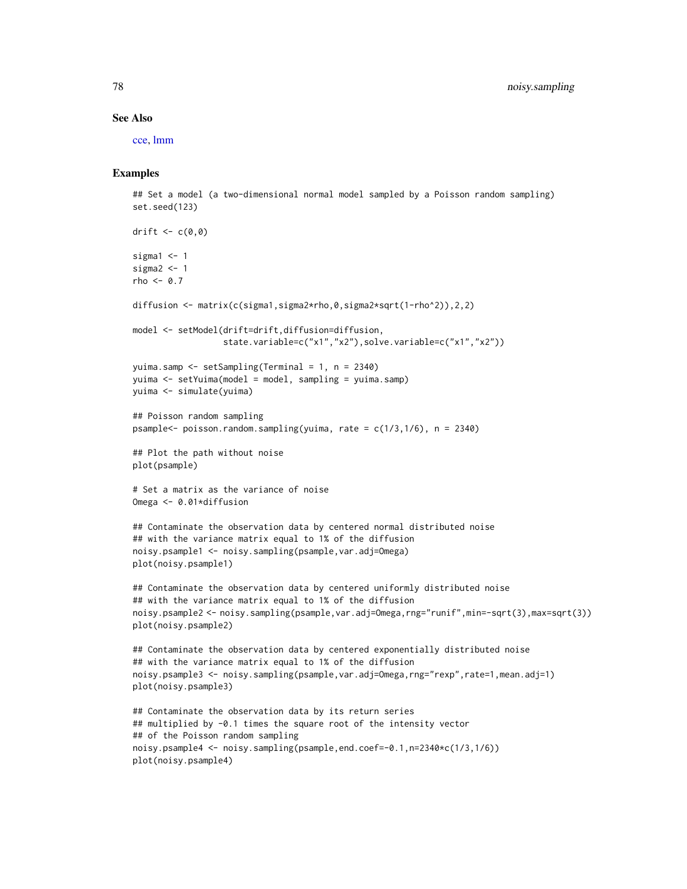## See Also

cce, lmm

## Examples

```
## Set a model (a two-dimensional normal model sampled by a Poisson random sampling)
set.seed(123)

drift <- c(0,0)

sigma1 <- 1
sigma2 <- 1
rho <- 0.7

diffusion <- matrix(c(sigma1,sigma2*rho,0,sigma2*sqrt(1-rho^2)),2,2)

model <- setModel(drift=drift,diffusion=diffusion,
                  state.variable=c("x1","x2"),solve.variable=c("x1","x2"))

yuima.samp <- setSampling(Terminal = 1, n = 2340)
yuima <- setYuima(model = model, sampling = yuima.samp)
yuima <- simulate(yuima)

## Poisson random sampling
psample<- poisson.random.sampling(yuima, rate = c(1/3,1/6), n = 2340)

## Plot the path without noise
plot(psample)

# Set a matrix as the variance of noise
Omega <- 0.01*diffusion

## Contaminate the observation data by centered normal distributed noise
## with the variance matrix equal to 1% of the diffusion
noisy.psample1 <- noisy.sampling(psample,var.adj=Omega)
plot(noisy.psample1)

## Contaminate the observation data by centered uniformly distributed noise
## with the variance matrix equal to 1% of the diffusion
noisy.psample2 <- noisy.sampling(psample,var.adj=Omega,rng="runif",min=-sqrt(3),max=sqrt(3))
plot(noisy.psample2)

## Contaminate the observation data by centered exponentially distributed noise
## with the variance matrix equal to 1% of the diffusion
noisy.psample3 <- noisy.sampling(psample,var.adj=Omega,rng="rexp",rate=1,mean.adj=1)
plot(noisy.psample3)

## Contaminate the observation data by its return series
## multiplied by -0.1 times the square root of the intensity vector
## of the Poisson random sampling
noisy.psample4 <- noisy.sampling(psample,end.coef=-0.1,n=2340*c(1/3,1/6))
plot(noisy.psample4)
```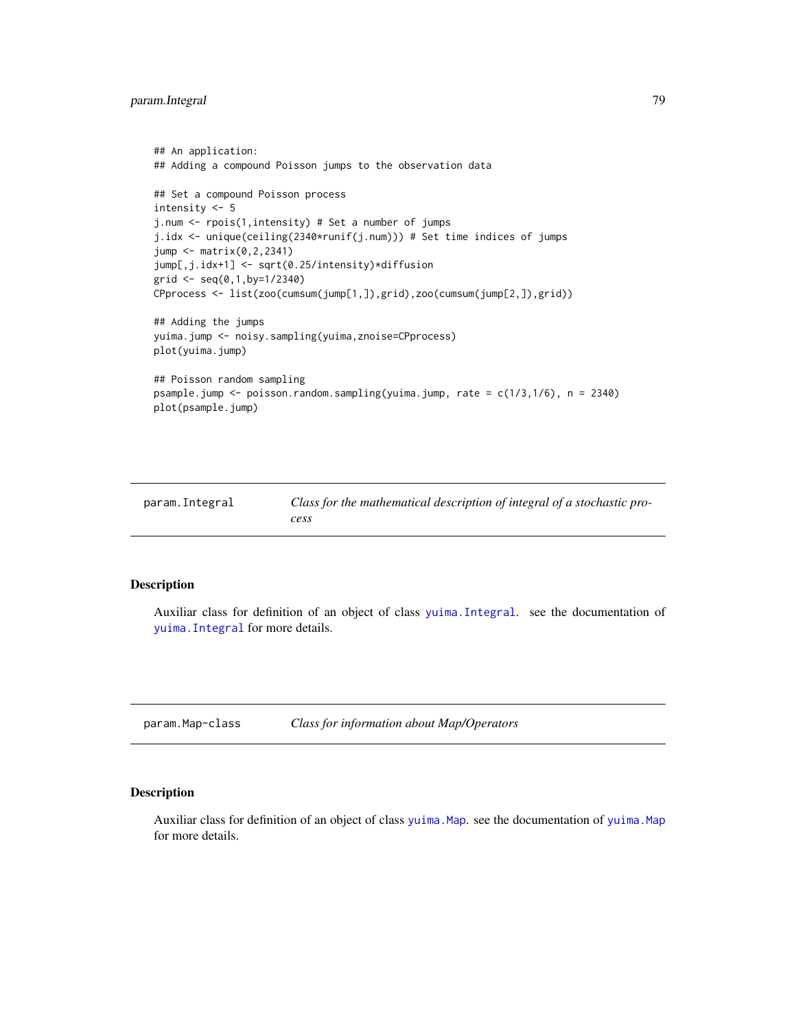```
## An application:
## Adding a compound Poisson jumps to the observation data

## Set a compound Poisson process
intensity <- 5
j.num <- rpois(1,intensity) # Set a number of jumps
j.idx <- unique(ceiling(2340*runif(j.num))) # Set time indices of jumps
jump <- matrix(0,2,2341)
jump[,j.idx+1] <- sqrt(0.25/intensity)*diffusion
grid <- seq(0,1,by=1/2340)
CPprocess <- list(zoo(cumsum(jump[1,]),grid),zoo(cumsum(jump[2,]),grid))

## Adding the jumps
yuima.jump <- noisy.sampling(yuima,znoise=CPprocess)
plot(yuima.jump)

## Poisson random sampling
psample.jump <- poisson.random.sampling(yuima.jump, rate = c(1/3,1/6), n = 2340)
plot(psample.jump)
```

---

`param.Integral` *Class for the mathematical description of integral of a stochastic process*

---

## Description

Auxiliar class for definition of an object of class `yuima.Integral`. see the documentation of `yuima.Integral` for more details.

---

`param.Map-class` *Class for information about Map/Operators*

---

## Description

Auxiliar class for definition of an object of class `yuima.Map`. see the documentation of `yuima.Map` for more details.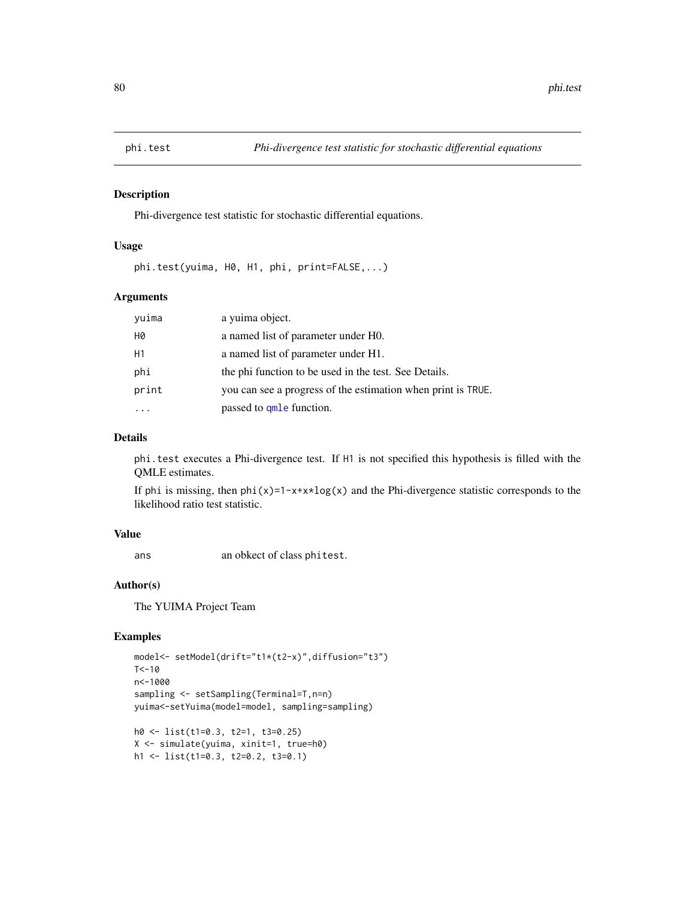# phi.test — *Phi-divergence test statistic for stochastic differential equations*

## Description

Phi-divergence test statistic for stochastic differential equations.

## Usage

```
phi.test(yuima, H0, H1, phi, print=FALSE,...)
```

## Arguments

| | |
|---|---|
| yuima | a yuima object. |
| H0 | a named list of parameter under H0. |
| H1 | a named list of parameter under H1. |
| phi | the phi function to be used in the test. See Details. |
| print | you can see a progress of the estimation when print is TRUE. |
| ... | passed to qmle function. |

## Details

phi.test executes a Phi-divergence test. If H1 is not specified this hypothesis is filled with the QMLE estimates.

If phi is missing, then phi(x)=1-x+x*log(x) and the Phi-divergence statistic corresponds to the likelihood ratio test statistic.

## Value

| | |
|---|---|
| ans | an obkect of class phitest. |

## Author(s)

The YUIMA Project Team

## Examples

```
model<- setModel(drift="t1*(t2-x)",diffusion="t3")
T<-10
n<-1000
sampling <- setSampling(Terminal=T,n=n)
yuima<-setYuima(model=model, sampling=sampling)

h0 <- list(t1=0.3, t2=1, t3=0.25)
X <- simulate(yuima, xinit=1, true=h0)
h1 <- list(t1=0.3, t2=0.2, t3=0.1)
```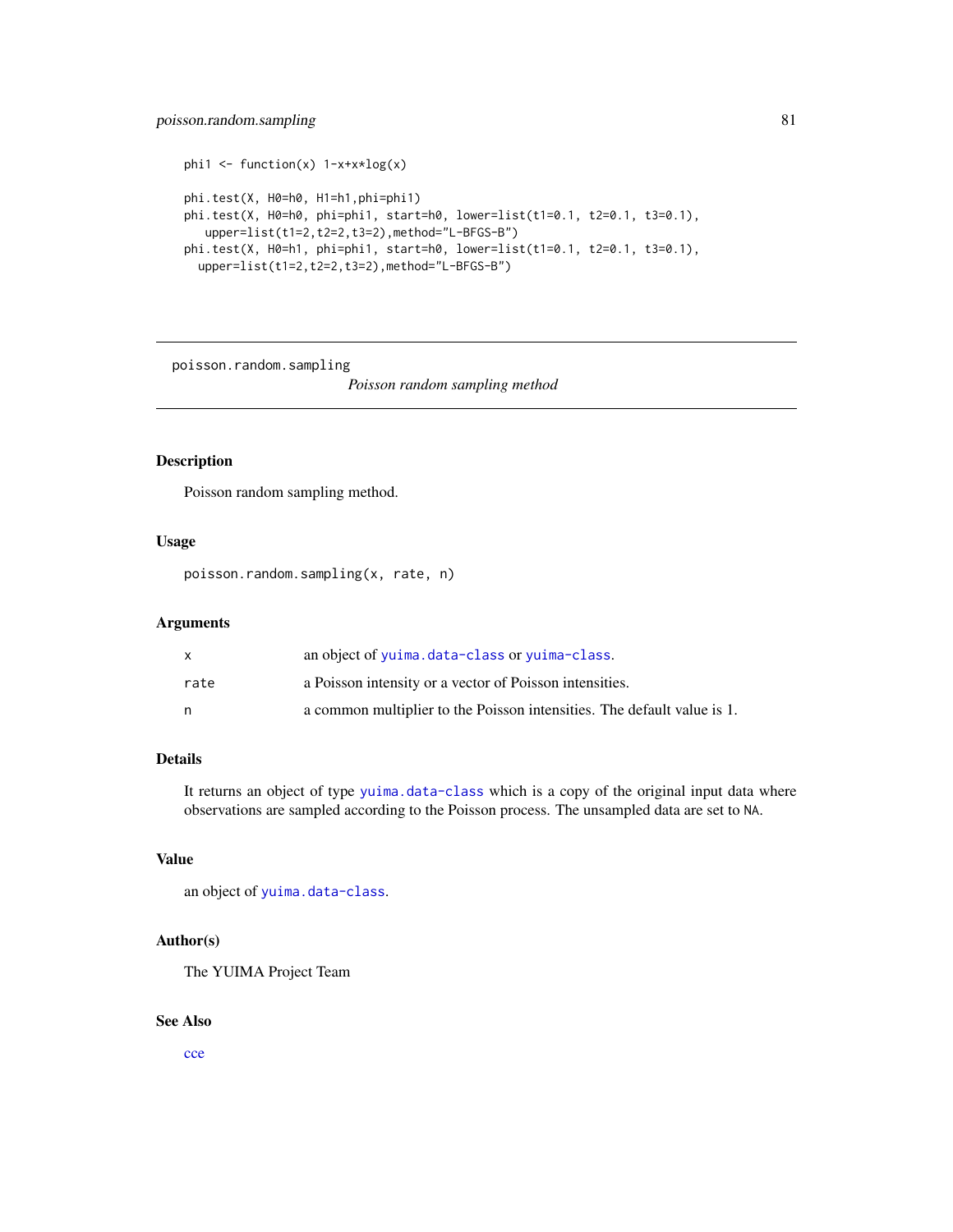```
phi1 <- function(x) 1-x+x*log(x)

phi.test(X, H0=h0, H1=h1,phi=phi1)
phi.test(X, H0=h0, phi=phi1, start=h0, lower=list(t1=0.1, t2=0.1, t3=0.1),
   upper=list(t1=2,t2=2,t3=2),method="L-BFGS-B")
phi.test(X, H0=h1, phi=phi1, start=h0, lower=list(t1=0.1, t2=0.1, t3=0.1),
  upper=list(t1=2,t2=2,t3=2),method="L-BFGS-B")
```

---

poisson.random.sampling

*Poisson random sampling method*

---

## Description

Poisson random sampling method.

## Usage

```
poisson.random.sampling(x, rate, n)
```

## Arguments

| | |
|---|---|
| x | an object of yuima.data-class or yuima-class. |
| rate | a Poisson intensity or a vector of Poisson intensities. |
| n | a common multiplier to the Poisson intensities. The default value is 1. |

## Details

It returns an object of type yuima.data-class which is a copy of the original input data where observations are sampled according to the Poisson process. The unsampled data are set to NA.

## Value

an object of yuima.data-class.

## Author(s)

The YUIMA Project Team

## See Also

cce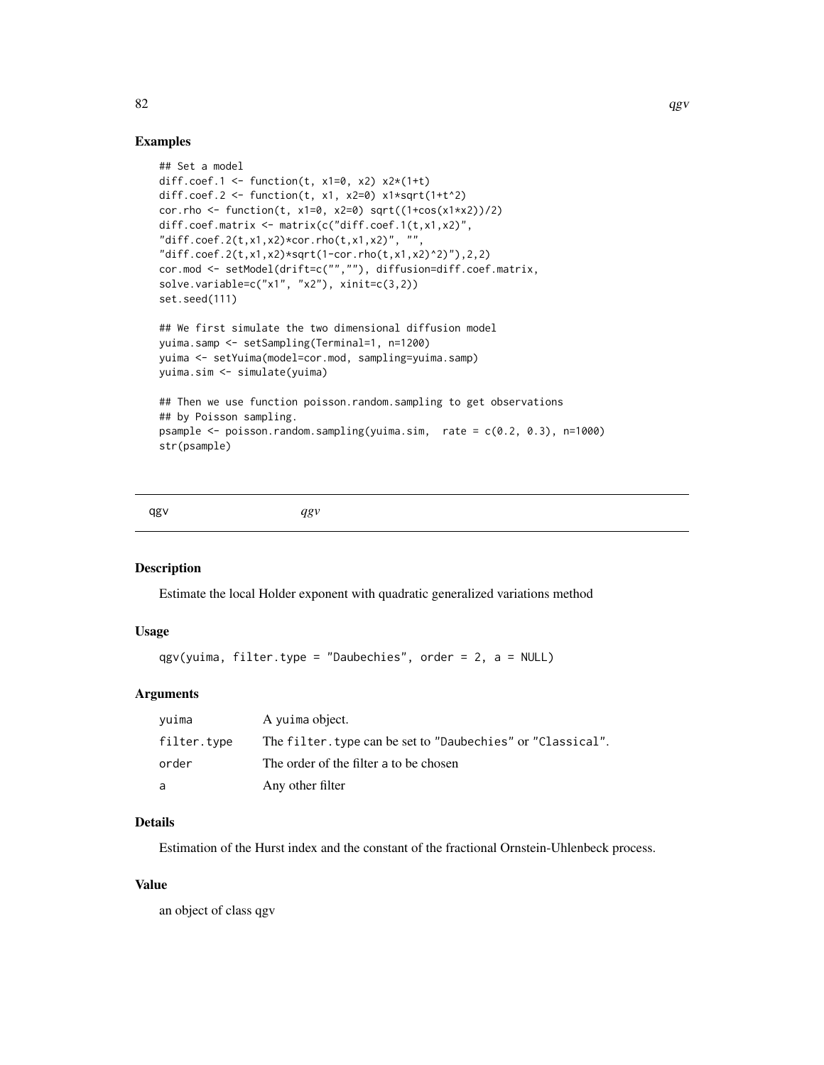## Examples

```
## Set a model
diff.coef.1 <- function(t, x1=0, x2) x2*(1+t)
diff.coef.2 <- function(t, x1, x2=0) x1*sqrt(1+t^2)
cor.rho <- function(t, x1=0, x2=0) sqrt((1+cos(x1*x2))/2)
diff.coef.matrix <- matrix(c("diff.coef.1(t,x1,x2)",
"diff.coef.2(t,x1,x2)*cor.rho(t,x1,x2)", "",
"diff.coef.2(t,x1,x2)*sqrt(1-cor.rho(t,x1,x2)^2)"),2,2)
cor.mod <- setModel(drift=c("",""), diffusion=diff.coef.matrix,
solve.variable=c("x1", "x2"), xinit=c(3,2))
set.seed(111)

## We first simulate the two dimensional diffusion model
yuima.samp <- setSampling(Terminal=1, n=1200)
yuima <- setYuima(model=cor.mod, sampling=yuima.samp)
yuima.sim <- simulate(yuima)

## Then we use function poisson.random.sampling to get observations
## by Poisson sampling.
psample <- poisson.random.sampling(yuima.sim,  rate = c(0.2, 0.3), n=1000)
str(psample)
```

---

# qgv — *qgv*

## Description

Estimate the local Holder exponent with quadratic generalized variations method

## Usage

```
qgv(yuima, filter.type = "Daubechies", order = 2, a = NULL)
```

## Arguments

| | |
|---|---|
| yuima | A yuima object. |
| filter.type | The filter.type can be set to "Daubechies" or "Classical". |
| order | The order of the filter a to be chosen |
| a | Any other filter |

## Details

Estimation of the Hurst index and the constant of the fractional Ornstein-Uhlenbeck process.

## Value

an object of class qgv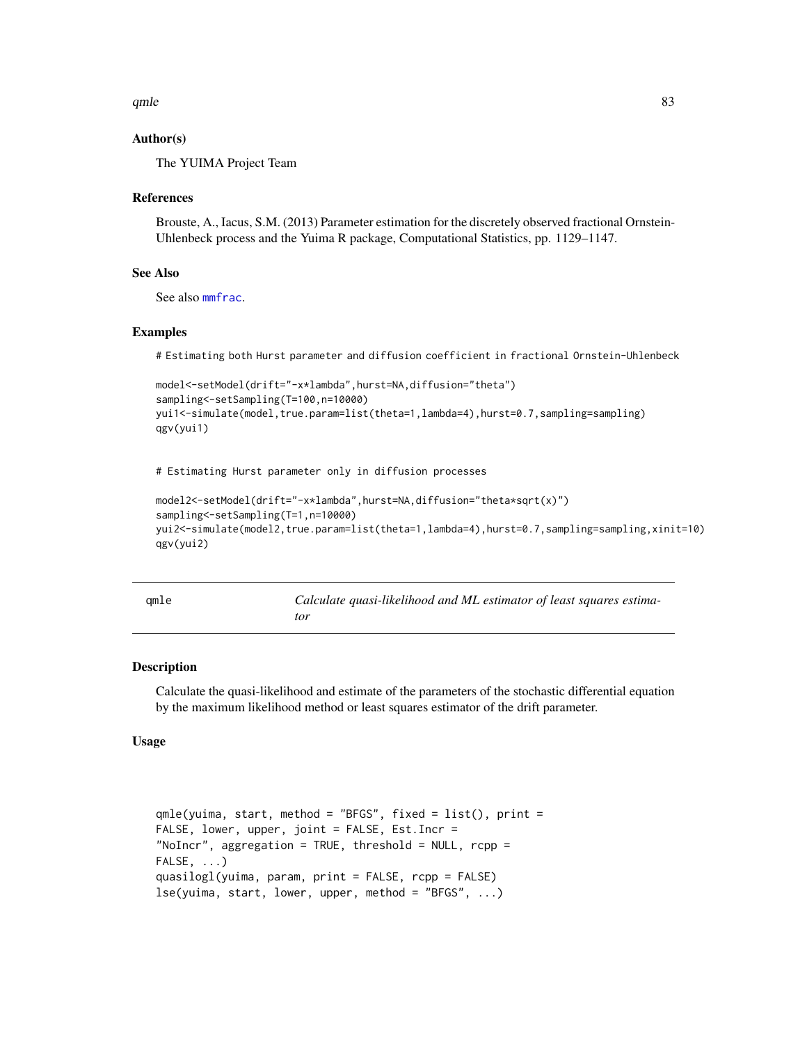### Author(s)

The YUIMA Project Team

### References

Brouste, A., Iacus, S.M. (2013) Parameter estimation for the discretely observed fractional Ornstein-Uhlenbeck process and the Yuima R package, Computational Statistics, pp. 1129–1147.

### See Also

See also mmfrac.

### Examples

```
# Estimating both Hurst parameter and diffusion coefficient in fractional Ornstein-Uhlenbeck

model<-setModel(drift="-x*lambda",hurst=NA,diffusion="theta")
sampling<-setSampling(T=100,n=10000)
yui1<-simulate(model,true.param=list(theta=1,lambda=4),hurst=0.7,sampling=sampling)
qgv(yui1)


# Estimating Hurst parameter only in diffusion processes

model2<-setModel(drift="-x*lambda",hurst=NA,diffusion="theta*sqrt(x)")
sampling<-setSampling(T=1,n=10000)
yui2<-simulate(model2,true.param=list(theta=1,lambda=4),hurst=0.7,sampling=sampling,xinit=10)
qgv(yui2)
```

---

## qmle — *Calculate quasi-likelihood and ML estimator of least squares estimator*

---

### Description

Calculate the quasi-likelihood and estimate of the parameters of the stochastic differential equation by the maximum likelihood method or least squares estimator of the drift parameter.

### Usage

```
qmle(yuima, start, method = "BFGS", fixed = list(), print =
FALSE, lower, upper, joint = FALSE, Est.Incr =
"NoIncr", aggregation = TRUE, threshold = NULL, rcpp =
FALSE, ...)
quasilogl(yuima, param, print = FALSE, rcpp = FALSE)
lse(yuima, start, lower, upper, method = "BFGS", ...)
```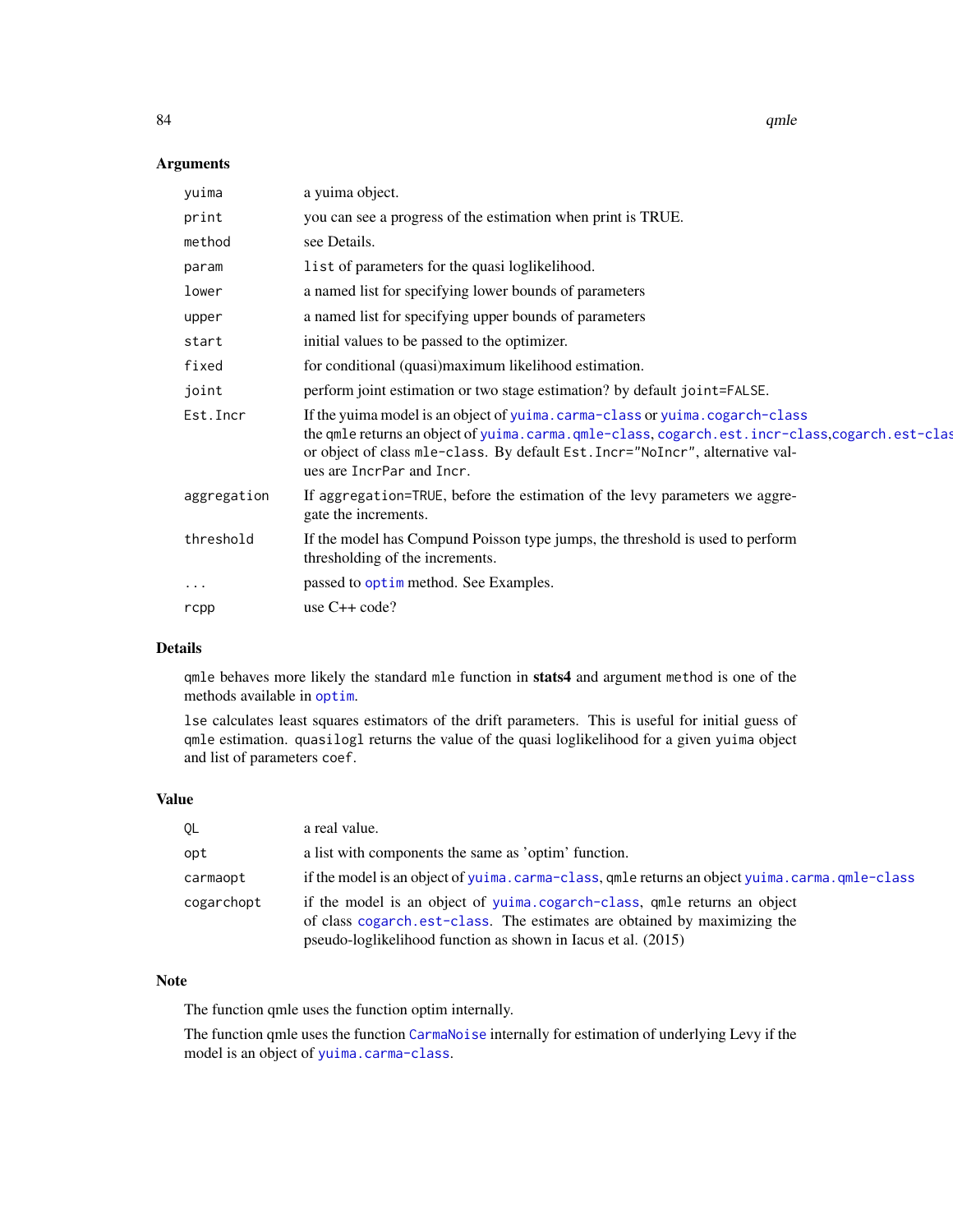### Arguments

| | |
|---|---|
| `yuima` | a yuima object. |
| `print` | you can see a progress of the estimation when print is TRUE. |
| `method` | see Details. |
| `param` | `list` of parameters for the quasi loglikelihood. |
| `lower` | a named list for specifying lower bounds of parameters |
| `upper` | a named list for specifying upper bounds of parameters |
| `start` | initial values to be passed to the optimizer. |
| `fixed` | for conditional (quasi)maximum likelihood estimation. |
| `joint` | perform joint estimation or two stage estimation? by default `joint=FALSE`. |
| `Est.Incr` | If the yuima model is an object of `yuima.carma-class` or `yuima.cogarch-class` the `qmle` returns an object of `yuima.carma.qmle-class`, `cogarch.est.incr-class`,`cogarch.est-class` or object of class `mle-class`. By default `Est.Incr="NoIncr"`, alternative values are `IncrPar` and `Incr`. |
| `aggregation` | If `aggregation=TRUE`, before the estimation of the levy parameters we aggregate the increments. |
| `threshold` | If the model has Compund Poisson type jumps, the threshold is used to perform thresholding of the increments. |
| `...` | passed to `optim` method. See Examples. |
| `rcpp` | use C++ code? |

### Details

`qmle` behaves more likely the standard `mle` function in **stats4** and argument `method` is one of the methods available in `optim`.

`lse` calculates least squares estimators of the drift parameters. This is useful for initial guess of `qmle` estimation. `quasilogl` returns the value of the quasi loglikelihood for a given `yuima` object and list of parameters `coef`.

### Value

| | |
|---|---|
| `QL` | a real value. |
| `opt` | a list with components the same as 'optim' function. |
| `carmaopt` | if the model is an object of `yuima.carma-class`, `qmle` returns an object `yuima.carma.qmle-class` |
| `cogarchopt` | if the model is an object of `yuima.cogarch-class`, `qmle` returns an object of class `cogarch.est-class`. The estimates are obtained by maximizing the pseudo-loglikelihood function as shown in Iacus et al. (2015) |

### Note

The function qmle uses the function optim internally.

The function qmle uses the function `CarmaNoise` internally for estimation of underlying Levy if the model is an object of `yuima.carma-class`.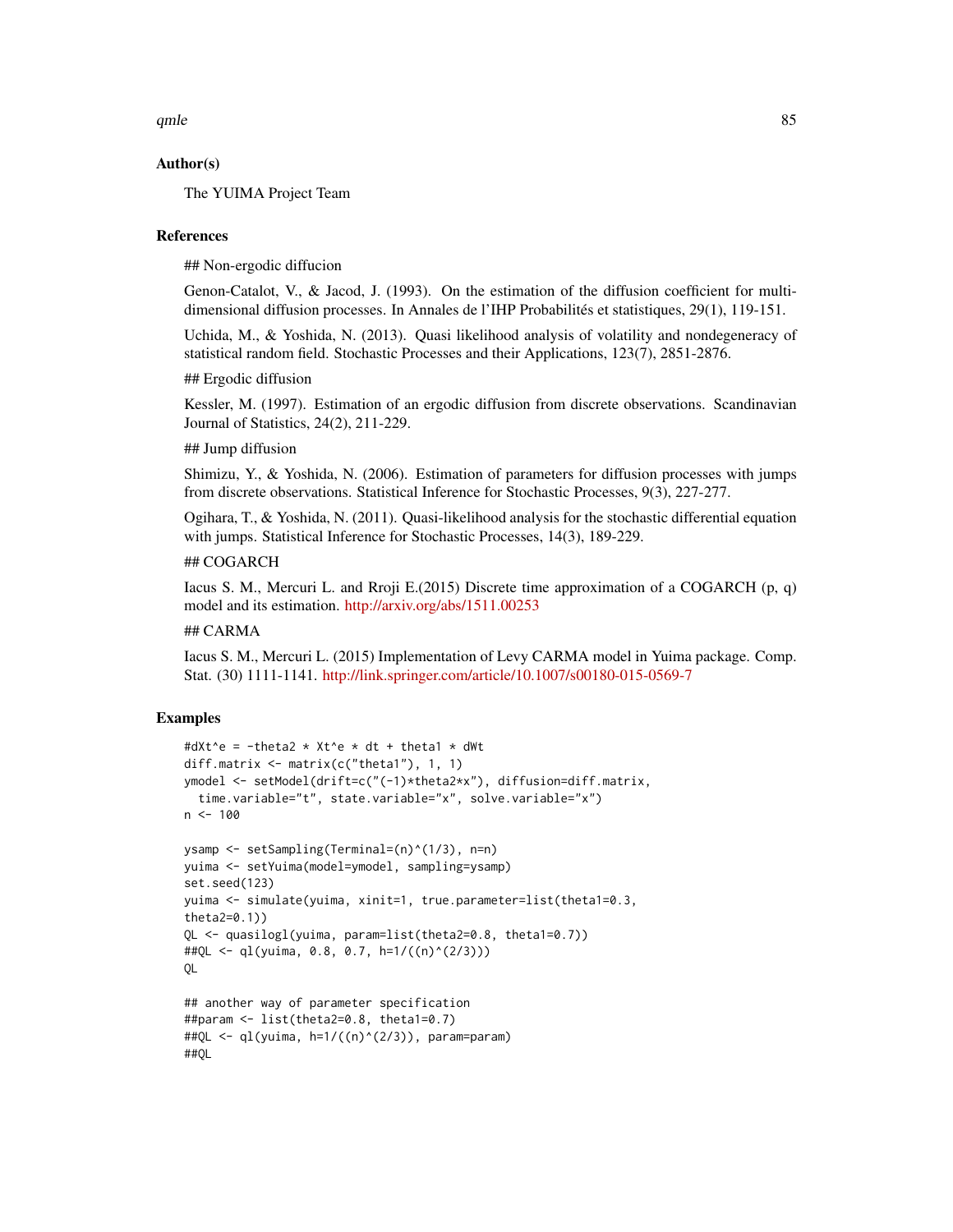### Author(s)

The YUIMA Project Team

### References

## Non-ergodic diffucion

Genon-Catalot, V., & Jacod, J. (1993). On the estimation of the diffusion coefficient for multi-dimensional diffusion processes. In Annales de l'IHP Probabilités et statistiques, 29(1), 119-151.

Uchida, M., & Yoshida, N. (2013). Quasi likelihood analysis of volatility and nondegeneracy of statistical random field. Stochastic Processes and their Applications, 123(7), 2851-2876.

## Ergodic diffusion

Kessler, M. (1997). Estimation of an ergodic diffusion from discrete observations. Scandinavian Journal of Statistics, 24(2), 211-229.

## Jump diffusion

Shimizu, Y., & Yoshida, N. (2006). Estimation of parameters for diffusion processes with jumps from discrete observations. Statistical Inference for Stochastic Processes, 9(3), 227-277.

Ogihara, T., & Yoshida, N. (2011). Quasi-likelihood analysis for the stochastic differential equation with jumps. Statistical Inference for Stochastic Processes, 14(3), 189-229.

## COGARCH

Iacus S. M., Mercuri L. and Rroji E.(2015) Discrete time approximation of a COGARCH (p, q) model and its estimation. http://arxiv.org/abs/1511.00253

## CARMA

Iacus S. M., Mercuri L. (2015) Implementation of Levy CARMA model in Yuima package. Comp. Stat. (30) 1111-1141. http://link.springer.com/article/10.1007/s00180-015-0569-7

### Examples

```
#dXt^e = -theta2 * Xt^e * dt + theta1 * dWt
diff.matrix <- matrix(c("theta1"), 1, 1)
ymodel <- setModel(drift=c("(-1)*theta2*x"), diffusion=diff.matrix,
  time.variable="t", state.variable="x", solve.variable="x")
n <- 100

ysamp <- setSampling(Terminal=(n)^(1/3), n=n)
yuima <- setYuima(model=ymodel, sampling=ysamp)
set.seed(123)
yuima <- simulate(yuima, xinit=1, true.parameter=list(theta1=0.3,
theta2=0.1))
QL <- quasilogl(yuima, param=list(theta2=0.8, theta1=0.7))
##QL <- ql(yuima, 0.8, 0.7, h=1/((n)^(2/3)))
QL

## another way of parameter specification
##param <- list(theta2=0.8, theta1=0.7)
##QL <- ql(yuima, h=1/((n)^(2/3)), param=param)
##QL
```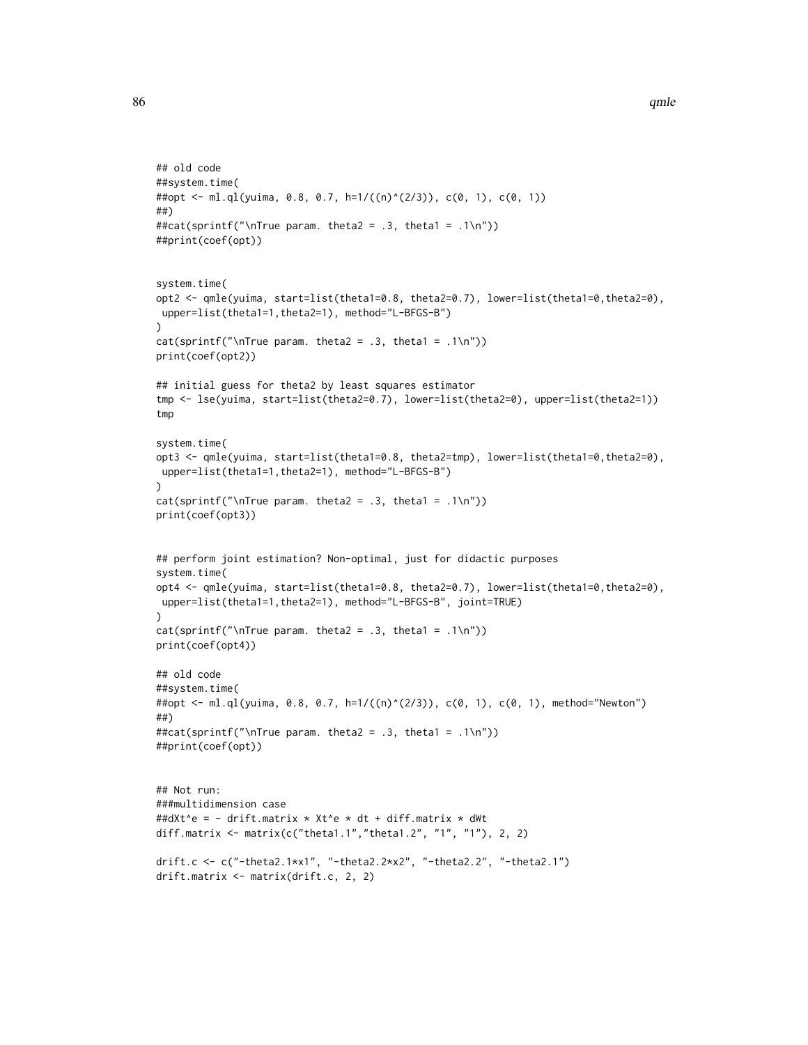```
## old code
##system.time(
##opt <- ml.ql(yuima, 0.8, 0.7, h=1/((n)^(2/3)), c(0, 1), c(0, 1))
##)
##cat(sprintf("\nTrue param. theta2 = .3, theta1 = .1\n"))
##print(coef(opt))


system.time(
opt2 <- qmle(yuima, start=list(theta1=0.8, theta2=0.7), lower=list(theta1=0,theta2=0),
 upper=list(theta1=1,theta2=1), method="L-BFGS-B")
)
cat(sprintf("\nTrue param. theta2 = .3, theta1 = .1\n"))
print(coef(opt2))

## initial guess for theta2 by least squares estimator
tmp <- lse(yuima, start=list(theta2=0.7), lower=list(theta2=0), upper=list(theta2=1))
tmp

system.time(
opt3 <- qmle(yuima, start=list(theta1=0.8, theta2=tmp), lower=list(theta1=0,theta2=0),
 upper=list(theta1=1,theta2=1), method="L-BFGS-B")
)
cat(sprintf("\nTrue param. theta2 = .3, theta1 = .1\n"))
print(coef(opt3))


## perform joint estimation? Non-optimal, just for didactic purposes
system.time(
opt4 <- qmle(yuima, start=list(theta1=0.8, theta2=0.7), lower=list(theta1=0,theta2=0),
 upper=list(theta1=1,theta2=1), method="L-BFGS-B", joint=TRUE)
)
cat(sprintf("\nTrue param. theta2 = .3, theta1 = .1\n"))
print(coef(opt4))

## old code
##system.time(
##opt <- ml.ql(yuima, 0.8, 0.7, h=1/((n)^(2/3)), c(0, 1), c(0, 1), method="Newton")
##)
##cat(sprintf("\nTrue param. theta2 = .3, theta1 = .1\n"))
##print(coef(opt))


## Not run:
###multidimension case
##dXt^e = - drift.matrix * Xt^e * dt + diff.matrix * dWt
diff.matrix <- matrix(c("theta1.1","theta1.2", "1", "1"), 2, 2)

drift.c <- c("-theta2.1*x1", "-theta2.2*x2", "-theta2.2", "-theta2.1")
drift.matrix <- matrix(drift.c, 2, 2)
```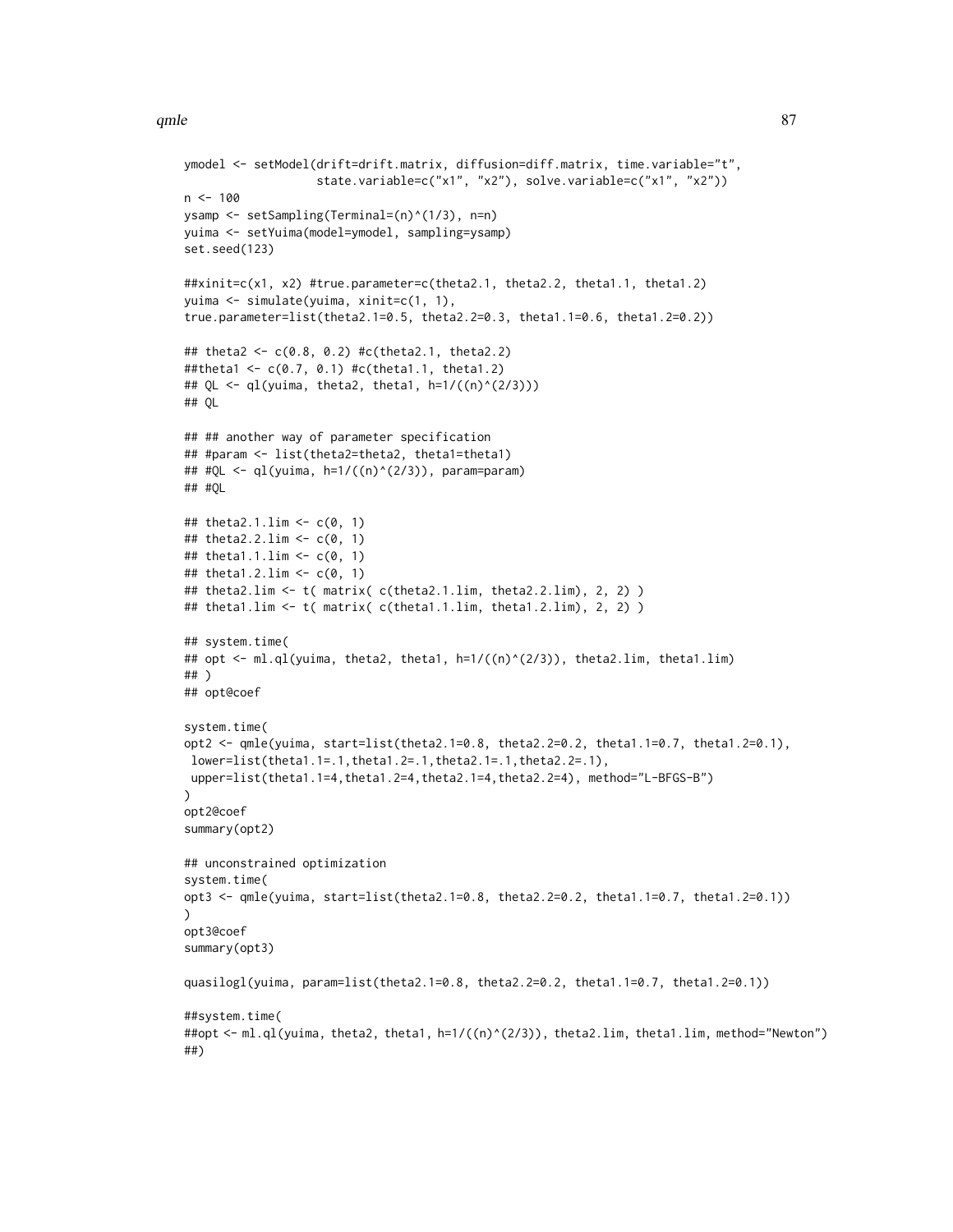```
ymodel <- setModel(drift=drift.matrix, diffusion=diff.matrix, time.variable="t",
                   state.variable=c("x1", "x2"), solve.variable=c("x1", "x2"))
n <- 100
ysamp <- setSampling(Terminal=(n)^(1/3), n=n)
yuima <- setYuima(model=ymodel, sampling=ysamp)
set.seed(123)

##xinit=c(x1, x2) #true.parameter=c(theta2.1, theta2.2, theta1.1, theta1.2)
yuima <- simulate(yuima, xinit=c(1, 1),
true.parameter=list(theta2.1=0.5, theta2.2=0.3, theta1.1=0.6, theta1.2=0.2))

## theta2 <- c(0.8, 0.2) #c(theta2.1, theta2.2)
##theta1 <- c(0.7, 0.1) #c(theta1.1, theta1.2)
## QL <- ql(yuima, theta2, theta1, h=1/((n)^(2/3)))
## QL

## ## another way of parameter specification
## #param <- list(theta2=theta2, theta1=theta1)
## #QL <- ql(yuima, h=1/((n)^(2/3)), param=param)
## #QL

## theta2.1.lim <- c(0, 1)
## theta2.2.lim <- c(0, 1)
## theta1.1.lim <- c(0, 1)
## theta1.2.lim <- c(0, 1)
## theta2.lim <- t( matrix( c(theta2.1.lim, theta2.2.lim), 2, 2) )
## theta1.lim <- t( matrix( c(theta1.1.lim, theta1.2.lim), 2, 2) )

## system.time(
## opt <- ml.ql(yuima, theta2, theta1, h=1/((n)^(2/3)), theta2.lim, theta1.lim)
## )
## opt@coef

system.time(
opt2 <- qmle(yuima, start=list(theta2.1=0.8, theta2.2=0.2, theta1.1=0.7, theta1.2=0.1),
 lower=list(theta1.1=.1,theta1.2=.1,theta2.1=.1,theta2.2=.1),
 upper=list(theta1.1=4,theta1.2=4,theta2.1=4,theta2.2=4), method="L-BFGS-B")
)
opt2@coef
summary(opt2)

## unconstrained optimization
system.time(
opt3 <- qmle(yuima, start=list(theta2.1=0.8, theta2.2=0.2, theta1.1=0.7, theta1.2=0.1))
)
opt3@coef
summary(opt3)

quasilogl(yuima, param=list(theta2.1=0.8, theta2.2=0.2, theta1.1=0.7, theta1.2=0.1))

##system.time(
##opt <- ml.ql(yuima, theta2, theta1, h=1/((n)^(2/3)), theta2.lim, theta1.lim, method="Newton")
##)
```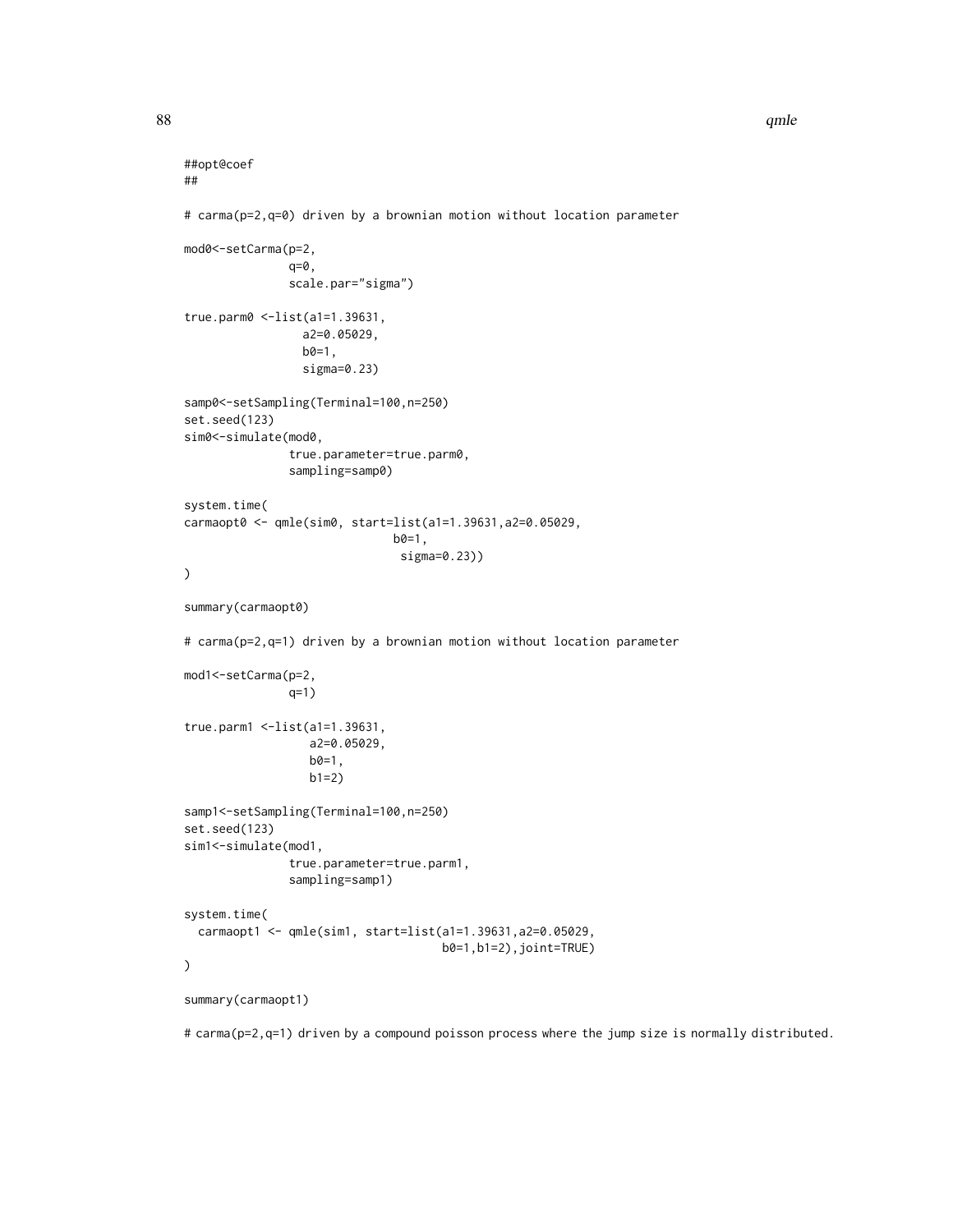```
##opt@coef
##

# carma(p=2,q=0) driven by a brownian motion without location parameter

mod0<-setCarma(p=2,
               q=0,
               scale.par="sigma")

true.parm0 <-list(a1=1.39631,
                 a2=0.05029,
                 b0=1,
                 sigma=0.23)

samp0<-setSampling(Terminal=100,n=250)
set.seed(123)
sim0<-simulate(mod0,
               true.parameter=true.parm0,
               sampling=samp0)

system.time(
carmaopt0 <- qmle(sim0, start=list(a1=1.39631,a2=0.05029,
                              b0=1,
                               sigma=0.23))
)

summary(carmaopt0)

# carma(p=2,q=1) driven by a brownian motion without location parameter

mod1<-setCarma(p=2,
               q=1)

true.parm1 <-list(a1=1.39631,
                  a2=0.05029,
                  b0=1,
                  b1=2)

samp1<-setSampling(Terminal=100,n=250)
set.seed(123)
sim1<-simulate(mod1,
               true.parameter=true.parm1,
               sampling=samp1)

system.time(
  carmaopt1 <- qmle(sim1, start=list(a1=1.39631,a2=0.05029,
                                     b0=1,b1=2),joint=TRUE)
)

summary(carmaopt1)

# carma(p=2,q=1) driven by a compound poisson process where the jump size is normally distributed.
```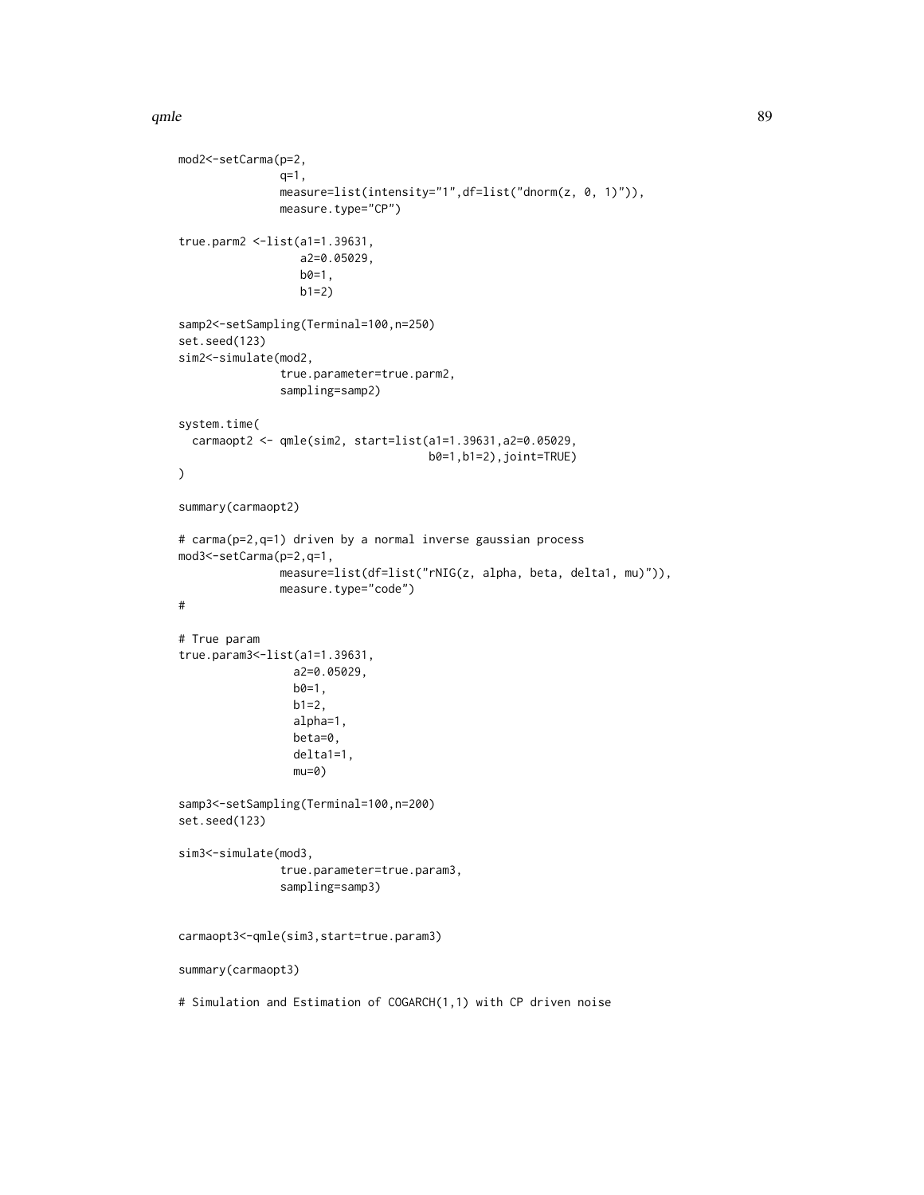```
mod2<-setCarma(p=2,
               q=1,
               measure=list(intensity="1",df=list("dnorm(z, 0, 1)")),
               measure.type="CP")

true.parm2 <-list(a1=1.39631,
                  a2=0.05029,
                  b0=1,
                  b1=2)

samp2<-setSampling(Terminal=100,n=250)
set.seed(123)
sim2<-simulate(mod2,
               true.parameter=true.parm2,
               sampling=samp2)

system.time(
  carmaopt2 <- qmle(sim2, start=list(a1=1.39631,a2=0.05029,
                                     b0=1,b1=2),joint=TRUE)
)

summary(carmaopt2)

# carma(p=2,q=1) driven by a normal inverse gaussian process
mod3<-setCarma(p=2,q=1,
               measure=list(df=list("rNIG(z, alpha, beta, delta1, mu)")),
               measure.type="code")
#

# True param
true.param3<-list(a1=1.39631,
                 a2=0.05029,
                 b0=1,
                 b1=2,
                 alpha=1,
                 beta=0,
                 delta1=1,
                 mu=0)

samp3<-setSampling(Terminal=100,n=200)
set.seed(123)

sim3<-simulate(mod3,
               true.parameter=true.param3,
               sampling=samp3)


carmaopt3<-qmle(sim3,start=true.param3)

summary(carmaopt3)

# Simulation and Estimation of COGARCH(1,1) with CP driven noise
```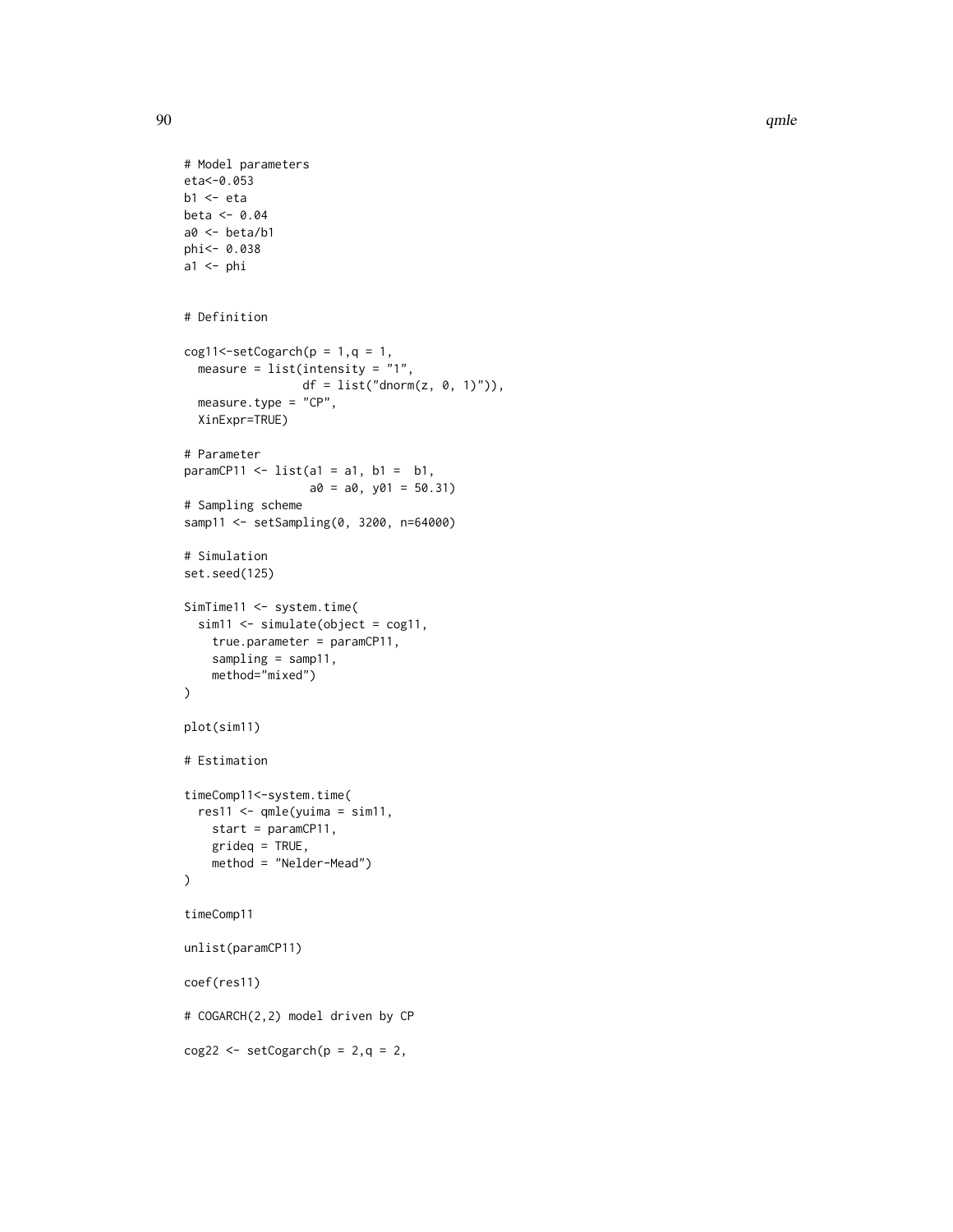```
# Model parameters
eta<-0.053
b1 <- eta
beta <- 0.04
a0 <- beta/b1
phi<- 0.038
a1 <- phi


# Definition

cog11<-setCogarch(p = 1,q = 1,
  measure = list(intensity = "1",
                 df = list("dnorm(z, 0, 1)")),
  measure.type = "CP",
  XinExpr=TRUE)

# Parameter
paramCP11 <- list(a1 = a1, b1 =  b1,
                  a0 = a0, y01 = 50.31)
# Sampling scheme
samp11 <- setSampling(0, 3200, n=64000)

# Simulation
set.seed(125)

SimTime11 <- system.time(
  sim11 <- simulate(object = cog11,
    true.parameter = paramCP11,
    sampling = samp11,
    method="mixed")
)

plot(sim11)

# Estimation

timeComp11<-system.time(
  res11 <- qmle(yuima = sim11,
    start = paramCP11,
    grideq = TRUE,
    method = "Nelder-Mead")
)

timeComp11

unlist(paramCP11)

coef(res11)

# COGARCH(2,2) model driven by CP

cog22 <- setCogarch(p = 2,q = 2,
```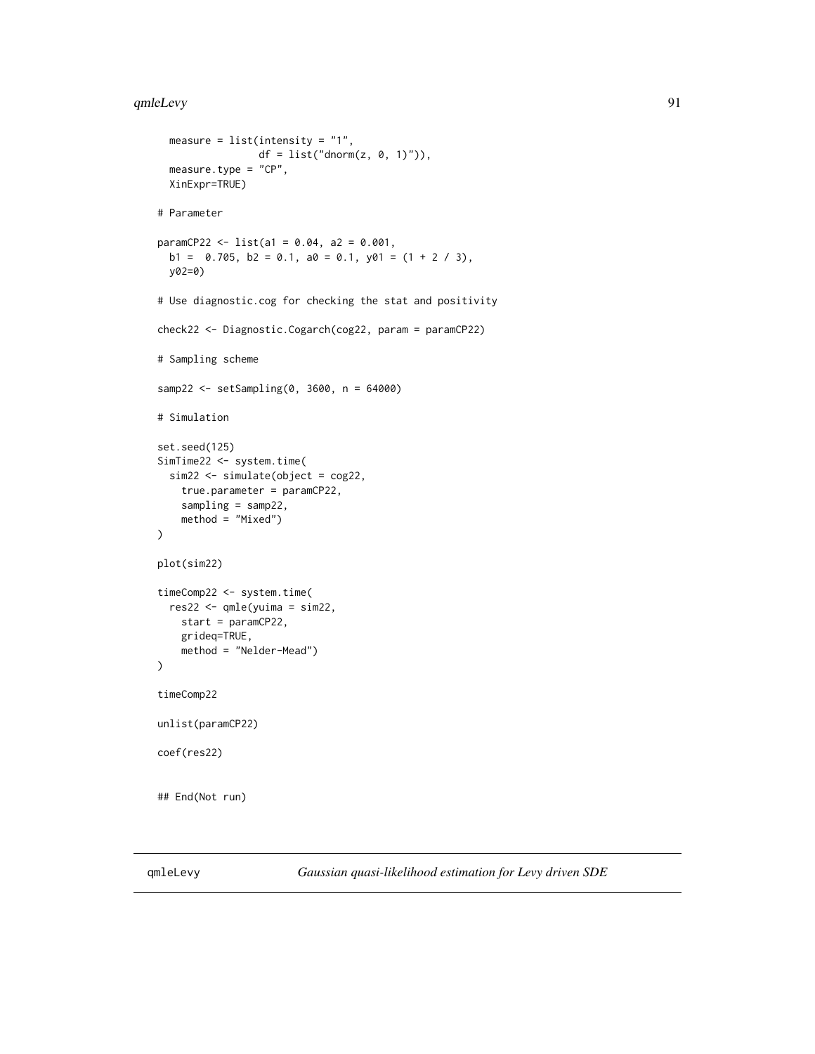```
  measure = list(intensity = "1",
                 df = list("dnorm(z, 0, 1)")),
  measure.type = "CP",
  XinExpr=TRUE)

# Parameter

paramCP22 <- list(a1 = 0.04, a2 = 0.001,
  b1 =  0.705, b2 = 0.1, a0 = 0.1, y01 = (1 + 2 / 3),
  y02=0)

# Use diagnostic.cog for checking the stat and positivity

check22 <- Diagnostic.Cogarch(cog22, param = paramCP22)

# Sampling scheme

samp22 <- setSampling(0, 3600, n = 64000)

# Simulation

set.seed(125)
SimTime22 <- system.time(
  sim22 <- simulate(object = cog22,
    true.parameter = paramCP22,
    sampling = samp22,
    method = "Mixed")
)

plot(sim22)

timeComp22 <- system.time(
  res22 <- qmle(yuima = sim22,
    start = paramCP22,
    grideq=TRUE,
    method = "Nelder-Mead")
)

timeComp22

unlist(paramCP22)

coef(res22)


## End(Not run)
```

---

qmleLevy &nbsp;&nbsp;&nbsp;&nbsp; *Gaussian quasi-likelihood estimation for Levy driven SDE*

---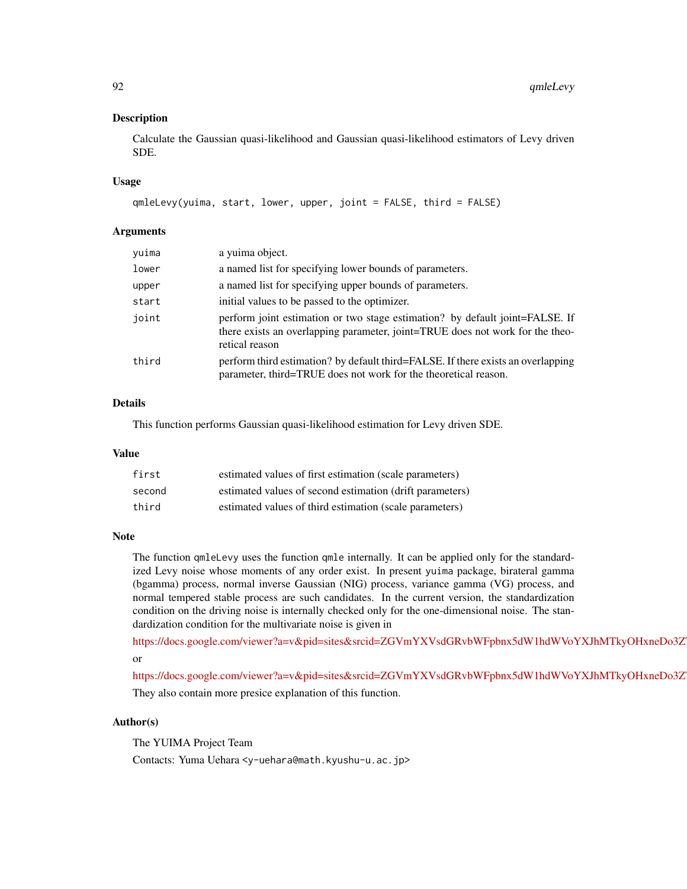## Description

Calculate the Gaussian quasi-likelihood and Gaussian quasi-likelihood estimators of Levy driven SDE.

## Usage

```
qmleLevy(yuima, start, lower, upper, joint = FALSE, third = FALSE)
```

## Arguments

| | |
|---|---|
| yuima | a yuima object. |
| lower | a named list for specifying lower bounds of parameters. |
| upper | a named list for specifying upper bounds of parameters. |
| start | initial values to be passed to the optimizer. |
| joint | perform joint estimation or two stage estimation? by default joint=FALSE. If there exists an overlapping parameter, joint=TRUE does not work for the theoretical reason |
| third | perform third estimation? by default third=FALSE. If there exists an overlapping parameter, third=TRUE does not work for the theoretical reason. |

## Details

This function performs Gaussian quasi-likelihood estimation for Levy driven SDE.

## Value

| | |
|---|---|
| first | estimated values of first estimation (scale parameters) |
| second | estimated values of second estimation (drift parameters) |
| third | estimated values of third estimation (scale parameters) |

## Note

The function qmleLevy uses the function qmle internally. It can be applied only for the standardized Levy noise whose moments of any order exist. In present yuima package, birateral gamma (bgamma) process, normal inverse Gaussian (NIG) process, variance gamma (VG) process, and normal tempered stable process are such candidates. In the current version, the standardization condition on the driving noise is internally checked only for the one-dimensional noise. The standardization condition for the multivariate noise is given in

https://docs.google.com/viewer?a=v&pid=sites&srcid=ZGVmYXVsdGRvbWFpbnx5dW1hdWVoYXJhMTkyOHxneDo3Z

or

https://docs.google.com/viewer?a=v&pid=sites&srcid=ZGVmYXVsdGRvbWFpbnx5dW1hdWVoYXJhMTkyOHxneDo3Z

They also contain more presice explanation of this function.

## Author(s)

The YUIMA Project Team

Contacts: Yuma Uehara <y-uehara@math.kyushu-u.ac.jp>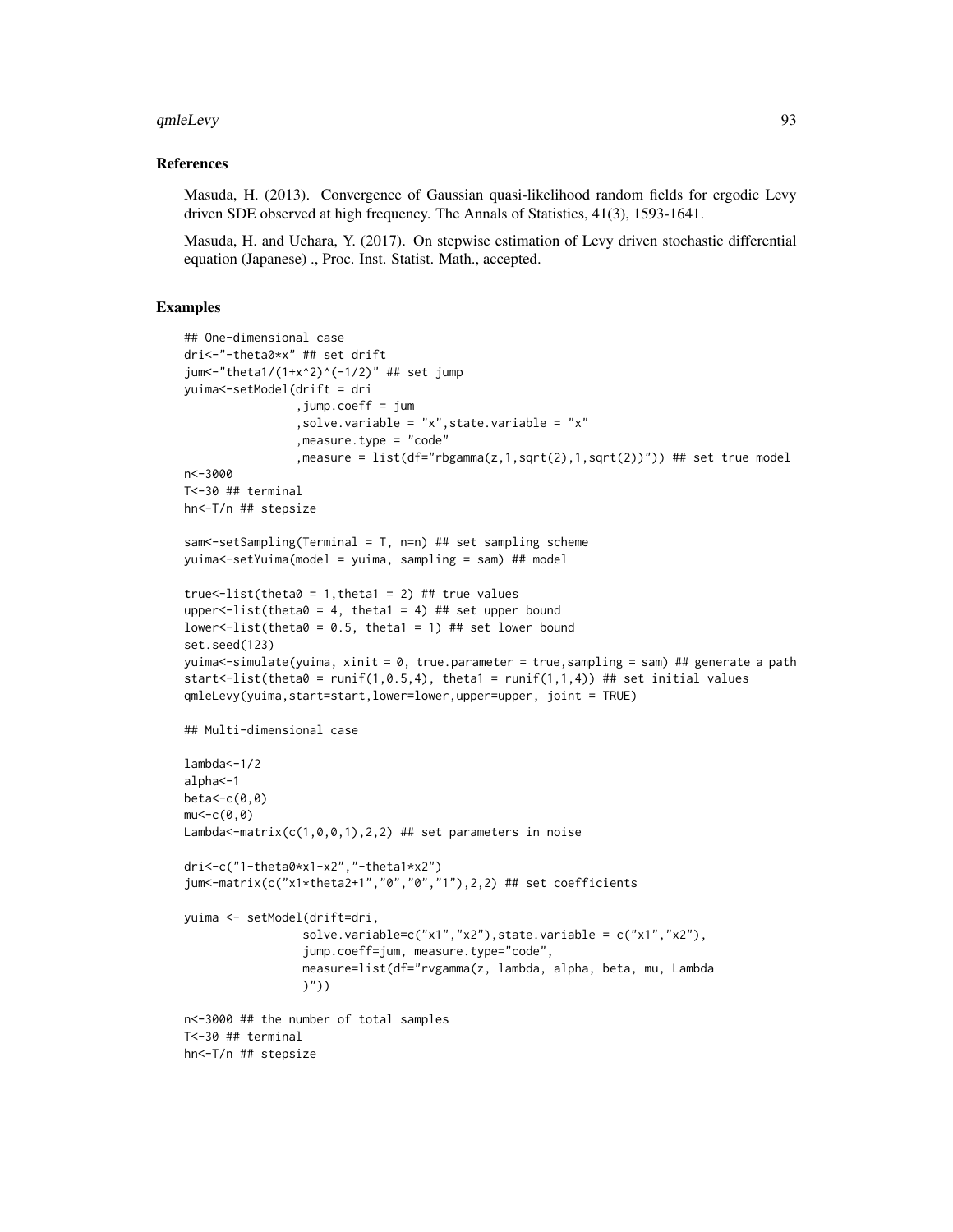## References

Masuda, H. (2013). Convergence of Gaussian quasi-likelihood random fields for ergodic Levy driven SDE observed at high frequency. The Annals of Statistics, 41(3), 1593-1641.

Masuda, H. and Uehara, Y. (2017). On stepwise estimation of Levy driven stochastic differential equation (Japanese) ., Proc. Inst. Statist. Math., accepted.

## Examples

```
## One-dimensional case
dri<-"-theta0*x" ## set drift
jum<-"theta1/(1+x^2)^(-1/2)" ## set jump
yuima<-setModel(drift = dri
                ,jump.coeff = jum
                ,solve.variable = "x",state.variable = "x"
                ,measure.type = "code"
                ,measure = list(df="rbgamma(z,1,sqrt(2),1,sqrt(2))")) ## set true model
n<-3000
T<-30 ## terminal
hn<-T/n ## stepsize

sam<-setSampling(Terminal = T, n=n) ## set sampling scheme
yuima<-setYuima(model = yuima, sampling = sam) ## model

true<-list(theta0 = 1,theta1 = 2) ## true values
upper<-list(theta0 = 4, theta1 = 4) ## set upper bound
lower<-list(theta0 = 0.5, theta1 = 1) ## set lower bound
set.seed(123)
yuima<-simulate(yuima, xinit = 0, true.parameter = true,sampling = sam) ## generate a path
start<-list(theta0 = runif(1,0.5,4), theta1 = runif(1,1,4)) ## set initial values
qmleLevy(yuima,start=start,lower=lower,upper=upper, joint = TRUE)

## Multi-dimensional case

lambda<-1/2
alpha<-1
beta<-c(0,0)
mu<-c(0,0)
Lambda<-matrix(c(1,0,0,1),2,2) ## set parameters in noise

dri<-c("1-theta0*x1-x2","-theta1*x2")
jum<-matrix(c("x1*theta2+1","0","0","1"),2,2) ## set coefficients

yuima <- setModel(drift=dri,
                 solve.variable=c("x1","x2"),state.variable = c("x1","x2"),
                 jump.coeff=jum, measure.type="code",
                 measure=list(df="rvgamma(z, lambda, alpha, beta, mu, Lambda
                 )"))

n<-3000 ## the number of total samples
T<-30 ## terminal
hn<-T/n ## stepsize
```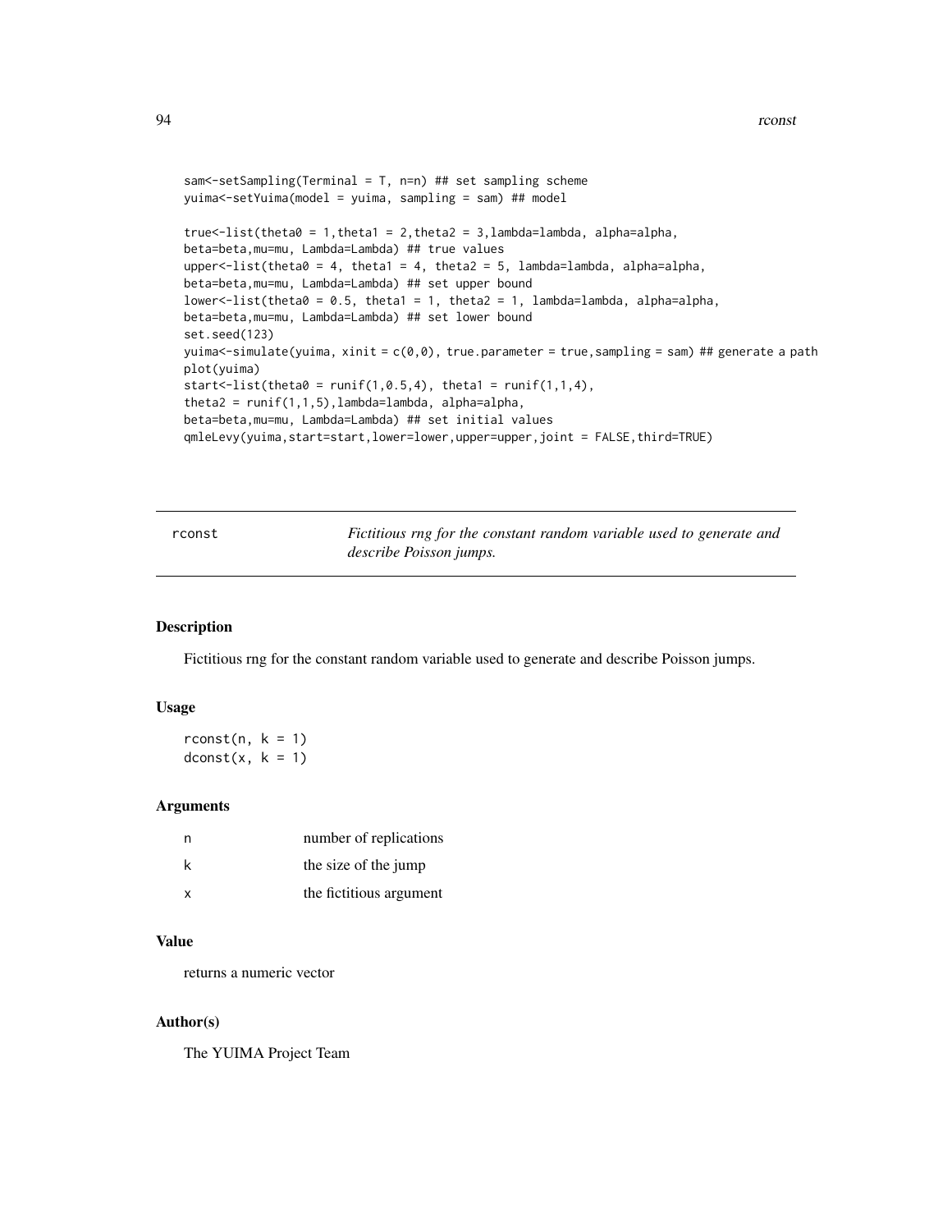```
sam<-setSampling(Terminal = T, n=n) ## set sampling scheme
yuima<-setYuima(model = yuima, sampling = sam) ## model

true<-list(theta0 = 1,theta1 = 2,theta2 = 3,lambda=lambda, alpha=alpha,
beta=beta,mu=mu, Lambda=Lambda) ## true values
upper<-list(theta0 = 4, theta1 = 4, theta2 = 5, lambda=lambda, alpha=alpha,
beta=beta,mu=mu, Lambda=Lambda) ## set upper bound
lower<-list(theta0 = 0.5, theta1 = 1, theta2 = 1, lambda=lambda, alpha=alpha,
beta=beta,mu=mu, Lambda=Lambda) ## set lower bound
set.seed(123)
yuima<-simulate(yuima, xinit = c(0,0), true.parameter = true,sampling = sam) ## generate a path
plot(yuima)
start<-list(theta0 = runif(1,0.5,4), theta1 = runif(1,1,4),
theta2 = runif(1,1,5),lambda=lambda, alpha=alpha,
beta=beta,mu=mu, Lambda=Lambda) ## set initial values
qmleLevy(yuima,start=start,lower=lower,upper=upper,joint = FALSE,third=TRUE)
```

## rconst — *Fictitious rng for the constant random variable used to generate and describe Poisson jumps.*

### Description

Fictitious rng for the constant random variable used to generate and describe Poisson jumps.

### Usage

```
rconst(n, k = 1)
dconst(x, k = 1)
```

### Arguments

| | |
|---|---|
| n | number of replications |
| k | the size of the jump |
| x | the fictitious argument |

### Value

returns a numeric vector

### Author(s)

The YUIMA Project Team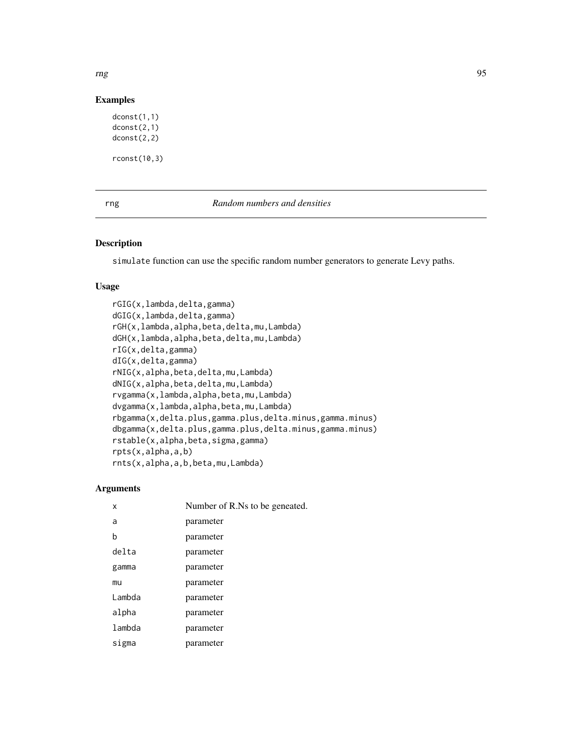## Examples

```
dconst(1,1)
dconst(2,1)
dconst(2,2)

rconst(10,3)
```

---

# rng — *Random numbers and densities*

---

### Description

simulate function can use the specific random number generators to generate Levy paths.

### Usage

```
rGIG(x,lambda,delta,gamma)
dGIG(x,lambda,delta,gamma)
rGH(x,lambda,alpha,beta,delta,mu,Lambda)
dGH(x,lambda,alpha,beta,delta,mu,Lambda)
rIG(x,delta,gamma)
dIG(x,delta,gamma)
rNIG(x,alpha,beta,delta,mu,Lambda)
dNIG(x,alpha,beta,delta,mu,Lambda)
rvgamma(x,lambda,alpha,beta,mu,Lambda)
dvgamma(x,lambda,alpha,beta,mu,Lambda)
rbgamma(x,delta.plus,gamma.plus,delta.minus,gamma.minus)
dbgamma(x,delta.plus,gamma.plus,delta.minus,gamma.minus)
rstable(x,alpha,beta,sigma,gamma)
rpts(x,alpha,a,b)
rnts(x,alpha,a,b,beta,mu,Lambda)
```

### Arguments

| | |
|---|---|
| x | Number of R.Ns to be geneated. |
| a | parameter |
| b | parameter |
| delta | parameter |
| gamma | parameter |
| mu | parameter |
| Lambda | parameter |
| alpha | parameter |
| lambda | parameter |
| sigma | parameter |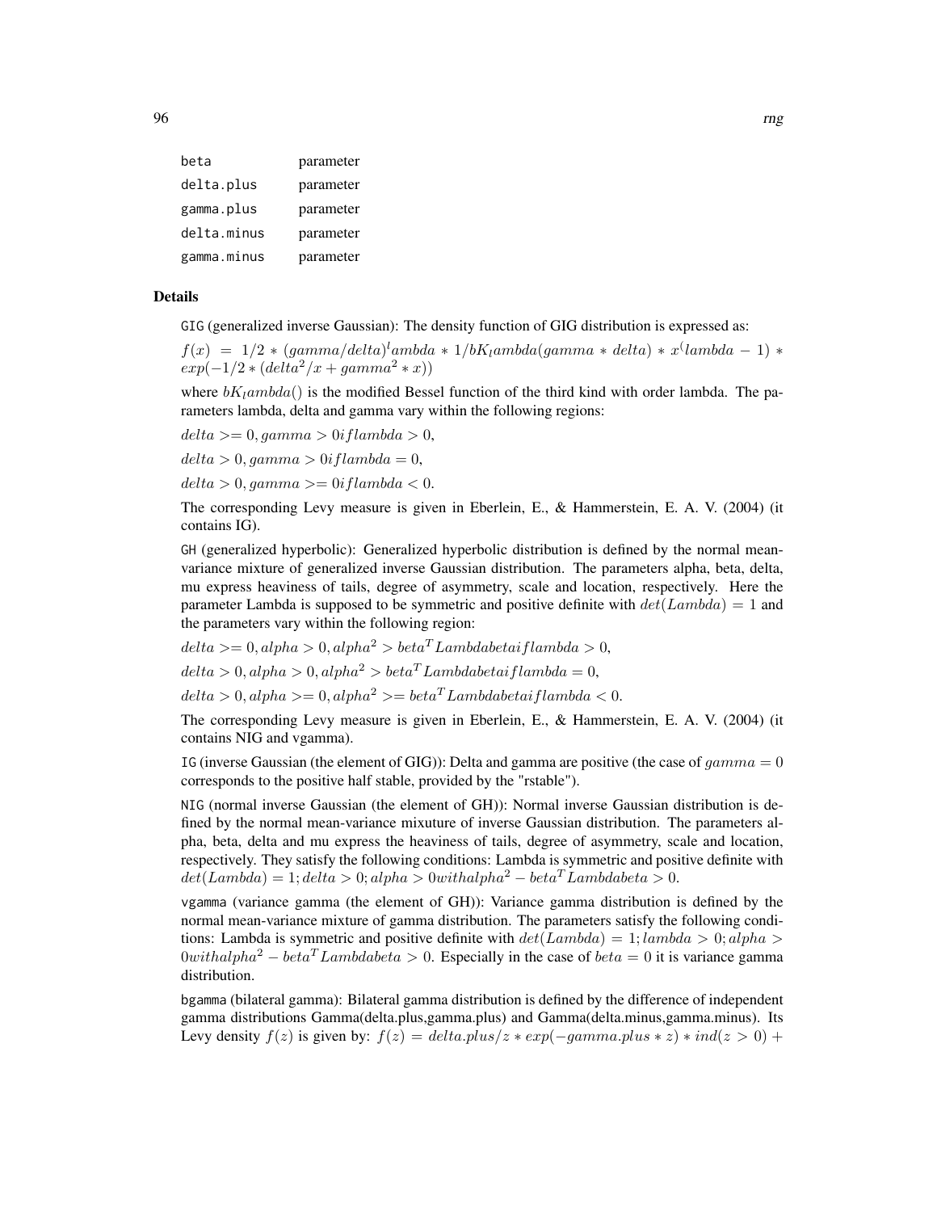| | |
|---|---|
| beta | parameter |
| delta.plus | parameter |
| gamma.plus | parameter |
| delta.minus | parameter |
| gamma.minus | parameter |

### Details

GIG (generalized inverse Gaussian): The density function of GIG distribution is expressed as:

$f(x) = 1/2 * (gamma/delta)^lambda * 1/bK_lambda(gamma * delta) * x^(lambda - 1) * exp(-1/2 * (delta^2/x + gamma^2 * x))$

where $bK_lambda()$ is the modified Bessel function of the third kind with order lambda. The parameters lambda, delta and gamma vary within the following regions:

$delta >= 0, gamma > 0 if lambda > 0,$

$delta > 0, gamma > 0 if lambda = 0,$

$delta > 0, gamma >= 0 if lambda < 0.$

The corresponding Levy measure is given in Eberlein, E., & Hammerstein, E. A. V. (2004) (it contains IG).

GH (generalized hyperbolic): Generalized hyperbolic distribution is defined by the normal mean-variance mixture of generalized inverse Gaussian distribution. The parameters alpha, beta, delta, mu express heaviness of tails, degree of asymmetry, scale and location, respectively. Here the parameter Lambda is supposed to be symmetric and positive definite with $det(Lambda) = 1$ and the parameters vary within the following region:

$delta >= 0, alpha > 0, alpha^2 > beta^T Lambda beta if lambda > 0,$

$delta > 0, alpha > 0, alpha^2 > beta^T Lambda beta if lambda = 0,$

$delta > 0, alpha >= 0, alpha^2 >= beta^T Lambda beta if lambda < 0.$

The corresponding Levy measure is given in Eberlein, E., & Hammerstein, E. A. V. (2004) (it contains NIG and vgamma).

IG (inverse Gaussian (the element of GIG)): Delta and gamma are positive (the case of $gamma = 0$ corresponds to the positive half stable, provided by the "rstable").

NIG (normal inverse Gaussian (the element of GH)): Normal inverse Gaussian distribution is defined by the normal mean-variance mixuture of inverse Gaussian distribution. The parameters alpha, beta, delta and mu express the heaviness of tails, degree of asymmetry, scale and location, respectively. They satisfy the following conditions: Lambda is symmetric and positive definite with $det(Lambda) = 1; delta > 0; alpha > 0 with alpha^2 - beta^T Lambda beta > 0.$

vgamma (variance gamma (the element of GH)): Variance gamma distribution is defined by the normal mean-variance mixture of gamma distribution. The parameters satisfy the following conditions: Lambda is symmetric and positive definite with $det(Lambda) = 1; lambda > 0; alpha > 0 with alpha^2 - beta^T Lambda beta > 0.$ Especially in the case of $beta = 0$ it is variance gamma distribution.

bgamma (bilateral gamma): Bilateral gamma distribution is defined by the difference of independent gamma distributions Gamma(delta.plus,gamma.plus) and Gamma(delta.minus,gamma.minus). Its Levy density $f(z)$ is given by: $f(z) = delta.plus/z * exp(-gamma.plus * z) * ind(z > 0) +$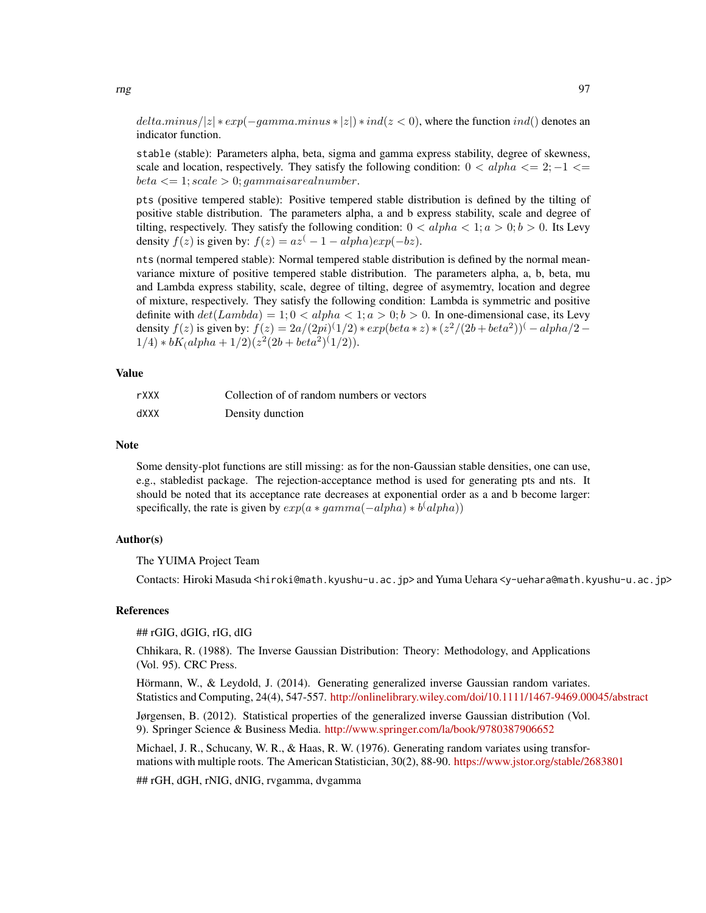$delta.minus/|z| * exp(-gamma.minus * |z|) * ind(z < 0)$, where the function $ind()$ denotes an indicator function.

stable (stable): Parameters alpha, beta, sigma and gamma express stability, degree of skewness, scale and location, respectively. They satisfy the following condition: $0 < alpha <= 2; -1 <= beta <= 1; scale > 0; gamma is a real number$.

pts (positive tempered stable): Positive tempered stable distribution is defined by the tilting of positive stable distribution. The parameters alpha, a and b express stability, scale and degree of tilting, respectively. They satisfy the following condition: $0 < alpha < 1; a > 0; b > 0$. Its Levy density $f(z)$ is given by: $f(z) = az^(-1 - alpha)exp(-bz)$.

nts (normal tempered stable): Normal tempered stable distribution is defined by the normal mean-variance mixture of positive tempered stable distribution. The parameters alpha, a, b, beta, mu and Lambda express stability, scale, degree of tilting, degree of asymemtry, location and degree of mixture, respectively. They satisfy the following condition: Lambda is symmetric and positive definite with $det(Lambda) = 1; 0 < alpha < 1; a > 0; b > 0$. In one-dimensional case, its Levy density $f(z)$ is given by: $f(z) = 2a/(2pi)^(1/2) * exp(beta * z) * (z^2/(2b + beta^2))^(-alpha/2 - 1/4) * bK_(alpha + 1/2)(z^2(2b + beta^2)^(1/2))$.

## Value

| | |
|---|---|
| rXXX | Collection of of random numbers or vectors |
| dXXX | Density dunction |

## Note

Some density-plot functions are still missing: as for the non-Gaussian stable densities, one can use, e.g., stabledist package. The rejection-acceptance method is used for generating pts and nts. It should be noted that its acceptance rate decreases at exponential order as a and b become larger: specifically, the rate is given by $exp(a * gamma(-alpha) * b^(alpha))$

## Author(s)

The YUIMA Project Team

Contacts: Hiroki Masuda <hiroki@math.kyushu-u.ac.jp> and Yuma Uehara <y-uehara@math.kyushu-u.ac.jp>

## References

## rGIG, dGIG, rIG, dIG

Chhikara, R. (1988). The Inverse Gaussian Distribution: Theory: Methodology, and Applications (Vol. 95). CRC Press.

Hörmann, W., & Leydold, J. (2014). Generating generalized inverse Gaussian random variates. Statistics and Computing, 24(4), 547-557. http://onlinelibrary.wiley.com/doi/10.1111/1467-9469.00045/abstract

Jørgensen, B. (2012). Statistical properties of the generalized inverse Gaussian distribution (Vol. 9). Springer Science & Business Media. http://www.springer.com/la/book/9780387906652

Michael, J. R., Schucany, W. R., & Haas, R. W. (1976). Generating random variates using transformations with multiple roots. The American Statistician, 30(2), 88-90. https://www.jstor.org/stable/2683801

## rGH, dGH, rNIG, dNIG, rvgamma, dvgamma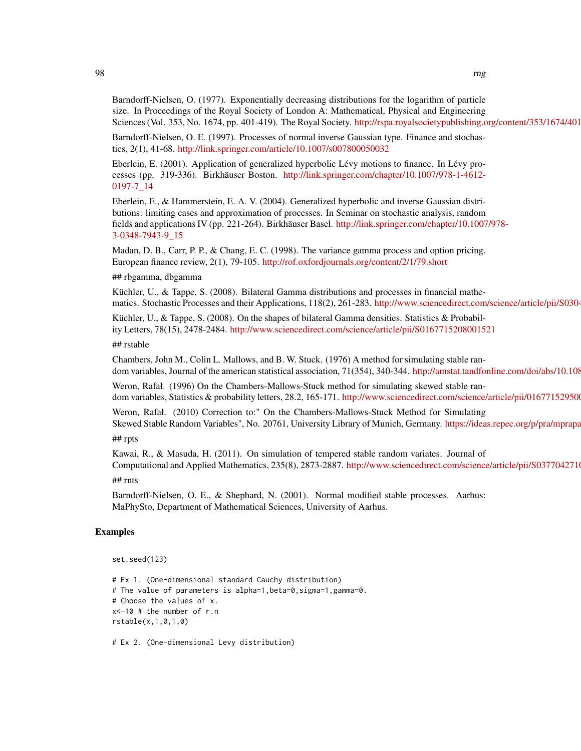Barndorff-Nielsen, O. (1977). Exponentially decreasing distributions for the logarithm of particle size. In Proceedings of the Royal Society of London A: Mathematical, Physical and Engineering Sciences (Vol. 353, No. 1674, pp. 401-419). The Royal Society. http://rspa.royalsocietypublishing.org/content/353/1674/401

Barndorff-Nielsen, O. E. (1997). Processes of normal inverse Gaussian type. Finance and stochastics, 2(1), 41-68. http://link.springer.com/article/10.1007/s007800050032

Eberlein, E. (2001). Application of generalized hyperbolic Lévy motions to finance. In Lévy processes (pp. 319-336). Birkhäuser Boston. http://link.springer.com/chapter/10.1007/978-1-4612-0197-7_14

Eberlein, E., & Hammerstein, E. A. V. (2004). Generalized hyperbolic and inverse Gaussian distributions: limiting cases and approximation of processes. In Seminar on stochastic analysis, random fields and applications IV (pp. 221-264). Birkhäuser Basel. http://link.springer.com/chapter/10.1007/978-3-0348-7943-9_15

Madan, D. B., Carr, P. P., & Chang, E. C. (1998). The variance gamma process and option pricing. European finance review, 2(1), 79-105. http://rof.oxfordjournals.org/content/2/1/79.short

## rbgamma, dbgamma

Küchler, U., & Tappe, S. (2008). Bilateral Gamma distributions and processes in financial mathematics. Stochastic Processes and their Applications, 118(2), 261-283. http://www.sciencedirect.com/science/article/pii/S0304

Küchler, U., & Tappe, S. (2008). On the shapes of bilateral Gamma densities. Statistics & Probability Letters, 78(15), 2478-2484. http://www.sciencedirect.com/science/article/pii/S0167715208001521

## rstable

Chambers, John M., Colin L. Mallows, and B. W. Stuck. (1976) A method for simulating stable random variables, Journal of the american statistical association, 71(354), 340-344. http://amstat.tandfonline.com/doi/abs/10.108

Weron, Rafał. (1996) On the Chambers-Mallows-Stuck method for simulating skewed stable random variables, Statistics & probability letters, 28.2, 165-171. http://www.sciencedirect.com/science/article/pii/016771529500

Weron, Rafał. (2010) Correction to:" On the Chambers-Mallows-Stuck Method for Simulating Skewed Stable Random Variables", No. 20761, University Library of Munich, Germany. https://ideas.repec.org/p/pra/mprapa

## rpts

Kawai, R., & Masuda, H. (2011). On simulation of tempered stable random variates. Journal of Computational and Applied Mathematics, 235(8), 2873-2887. http://www.sciencedirect.com/science/article/pii/S037704271

## rnts

Barndorff-Nielsen, O. E., & Shephard, N. (2001). Normal modified stable processes. Aarhus: MaPhySto, Department of Mathematical Sciences, University of Aarhus.

### Examples

```
set.seed(123)

# Ex 1. (One-dimensional standard Cauchy distribution)
# The value of parameters is alpha=1,beta=0,sigma=1,gamma=0.
# Choose the values of x.
x<-10 # the number of r.n
rstable(x,1,0,1,0)

# Ex 2. (One-dimensional Levy distribution)
```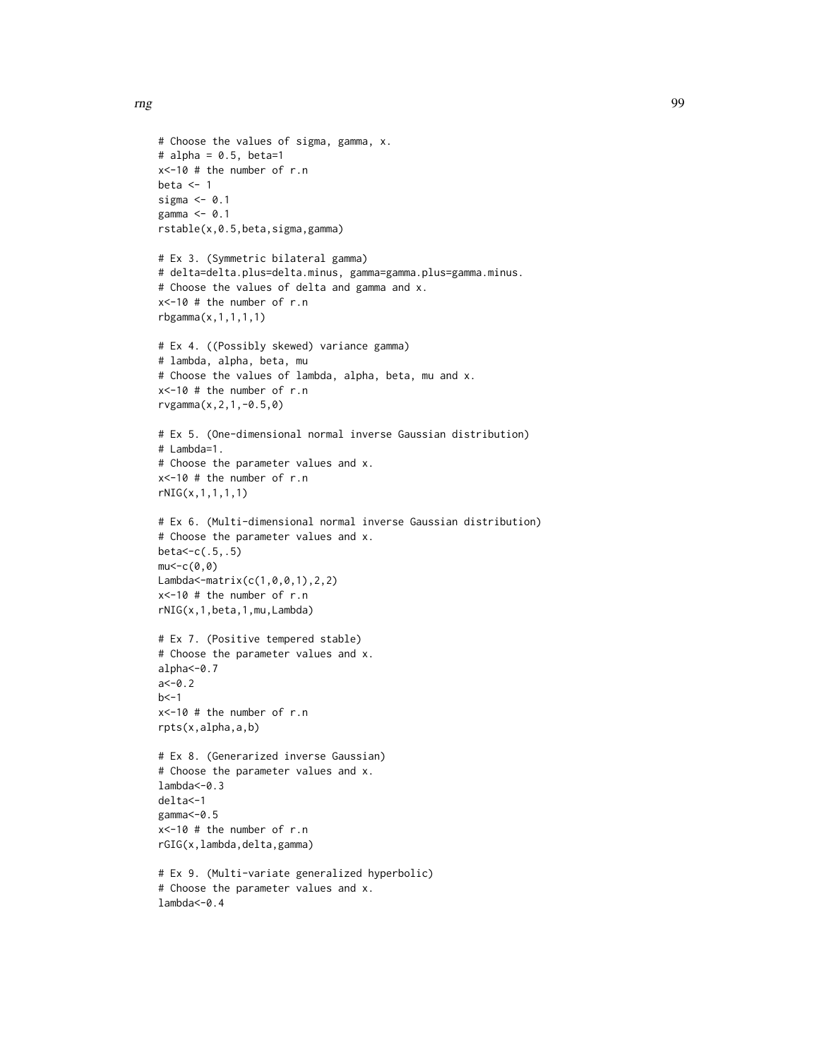```
# Choose the values of sigma, gamma, x.
# alpha = 0.5, beta=1
x<-10 # the number of r.n
beta <- 1
sigma <- 0.1
gamma <- 0.1
rstable(x,0.5,beta,sigma,gamma)

# Ex 3. (Symmetric bilateral gamma)
# delta=delta.plus=delta.minus, gamma=gamma.plus=gamma.minus.
# Choose the values of delta and gamma and x.
x<-10 # the number of r.n
rbgamma(x,1,1,1,1)

# Ex 4. ((Possibly skewed) variance gamma)
# lambda, alpha, beta, mu
# Choose the values of lambda, alpha, beta, mu and x.
x<-10 # the number of r.n
rvgamma(x,2,1,-0.5,0)

# Ex 5. (One-dimensional normal inverse Gaussian distribution)
# Lambda=1.
# Choose the parameter values and x.
x<-10 # the number of r.n
rNIG(x,1,1,1,1)

# Ex 6. (Multi-dimensional normal inverse Gaussian distribution)
# Choose the parameter values and x.
beta<-c(.5,.5)
mu<-c(0,0)
Lambda<-matrix(c(1,0,0,1),2,2)
x<-10 # the number of r.n
rNIG(x,1,beta,1,mu,Lambda)

# Ex 7. (Positive tempered stable)
# Choose the parameter values and x.
alpha<-0.7
a<-0.2
b<-1
x<-10 # the number of r.n
rpts(x,alpha,a,b)

# Ex 8. (Generarized inverse Gaussian)
# Choose the parameter values and x.
lambda<-0.3
delta<-1
gamma<-0.5
x<-10 # the number of r.n
rGIG(x,lambda,delta,gamma)

# Ex 9. (Multi-variate generalized hyperbolic)
# Choose the parameter values and x.
lambda<-0.4
```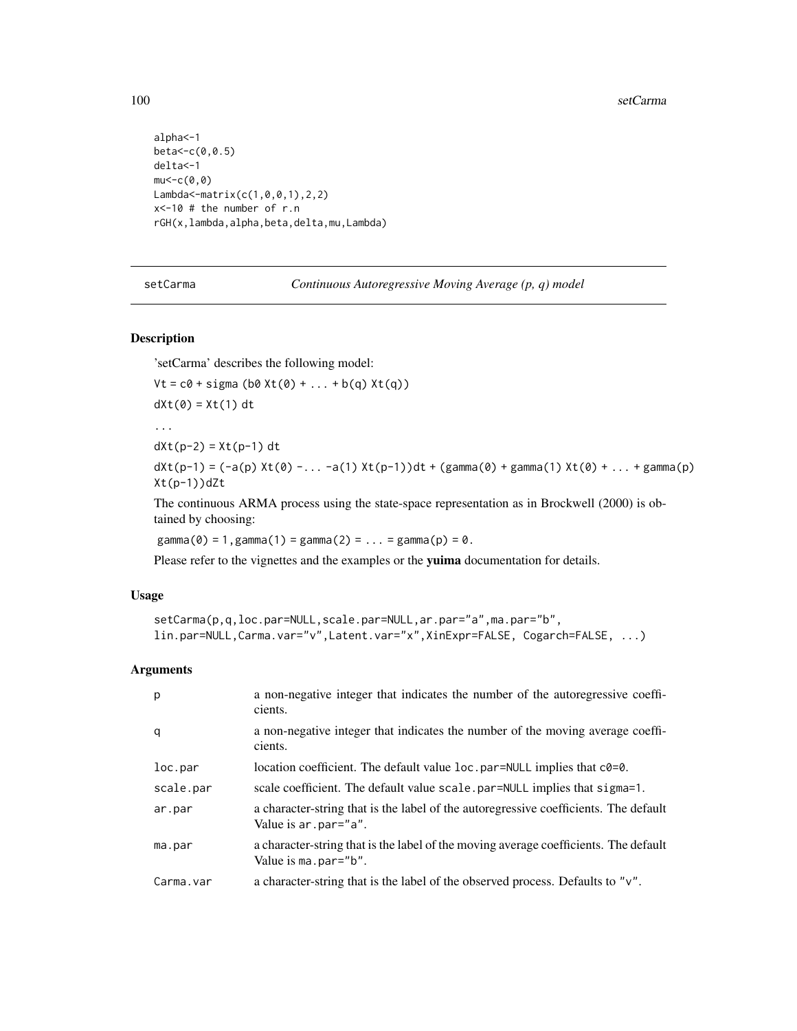```
alpha<-1
beta<-c(0,0.5)
delta<-1
mu<-c(0,0)
Lambda<-matrix(c(1,0,0,1),2,2)
x<-10 # the number of r.n
rGH(x,lambda,alpha,beta,delta,mu,Lambda)
```

---

## setCarma — *Continuous Autoregressive Moving Average (p, q) model*

### Description

'setCarma' describes the following model:

`Vt = c0 + sigma (b0 Xt(0) + ... + b(q) Xt(q))`

`dXt(0) = Xt(1) dt`

`...`

`dXt(p-2) = Xt(p-1) dt`

`dXt(p-1) = (-a(p) Xt(0) -... -a(1) Xt(p-1))dt + (gamma(0) + gamma(1) Xt(0) + ... + gamma(p) Xt(p-1))dZt`

The continuous ARMA process using the state-space representation as in Brockwell (2000) is obtained by choosing:

`gamma(0) = 1,gamma(1) = gamma(2) = ... = gamma(p) = 0.`

Please refer to the vignettes and the examples or the **yuima** documentation for details.

### Usage

```
setCarma(p,q,loc.par=NULL,scale.par=NULL,ar.par="a",ma.par="b",
lin.par=NULL,Carma.var="v",Latent.var="x",XinExpr=FALSE, Cogarch=FALSE, ...)
```

### Arguments

| | |
|---|---|
| p | a non-negative integer that indicates the number of the autoregressive coefficients. |
| q | a non-negative integer that indicates the number of the moving average coefficients. |
| loc.par | location coefficient. The default value `loc.par=NULL` implies that `c0=0`. |
| scale.par | scale coefficient. The default value `scale.par=NULL` implies that `sigma=1`. |
| ar.par | a character-string that is the label of the autoregressive coefficients. The default Value is `ar.par="a"`. |
| ma.par | a character-string that is the label of the moving average coefficients. The default Value is `ma.par="b"`. |
| Carma.var | a character-string that is the label of the observed process. Defaults to `"v"`. |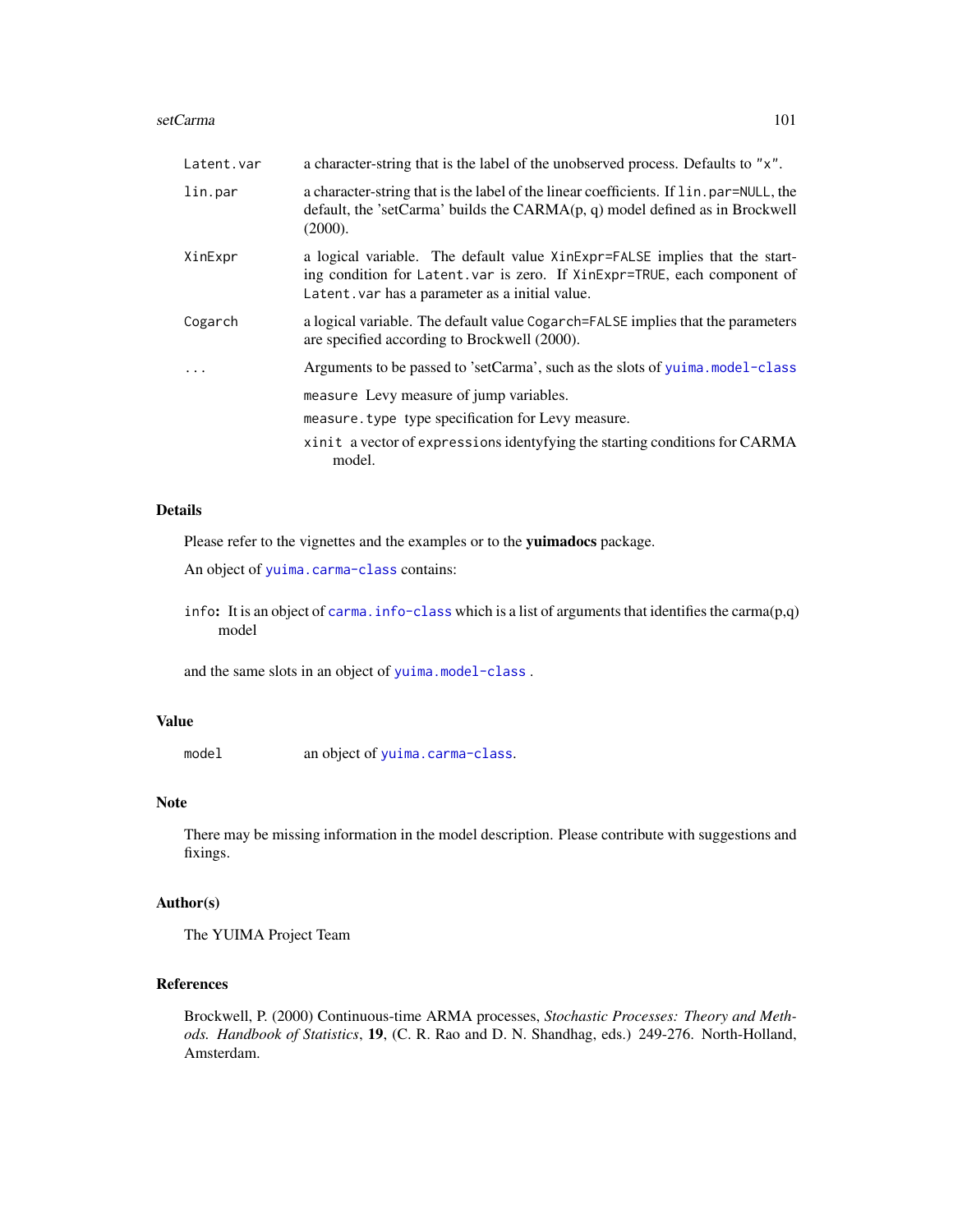| | |
|---|---|
| `Latent.var` | a character-string that is the label of the unobserved process. Defaults to `"x"`. |
| `lin.par` | a character-string that is the label of the linear coefficients. If `lin.par=NULL`, the default, the 'setCarma' builds the CARMA(p, q) model defined as in Brockwell (2000). |
| `XinExpr` | a logical variable. The default value `XinExpr=FALSE` implies that the starting condition for `Latent.var` is zero. If `XinExpr=TRUE`, each component of `Latent.var` has a parameter as a initial value. |
| `Cogarch` | a logical variable. The default value `Cogarch=FALSE` implies that the parameters are specified according to Brockwell (2000). |
| `...` | Arguments to be passed to 'setCarma', such as the slots of `yuima.model-class` |

- `measure` Levy measure of jump variables.
- `measure.type` type specification for Levy measure.
- `xinit` a vector of `expressions` identyfying the starting conditions for CARMA model.

## Details

Please refer to the vignettes and the examples or to the **yuimadocs** package.

An object of `yuima.carma-class` contains:

`info`: It is an object of `carma.info-class` which is a list of arguments that identifies the carma(p,q) model

and the same slots in an object of `yuima.model-class` .

## Value

| | |
|---|---|
| `model` | an object of `yuima.carma-class`. |

## Note

There may be missing information in the model description. Please contribute with suggestions and fixings.

## Author(s)

The YUIMA Project Team

## References

Brockwell, P. (2000) Continuous-time ARMA processes, *Stochastic Processes: Theory and Methods. Handbook of Statistics*, **19**, (C. R. Rao and D. N. Shandhag, eds.) 249-276. North-Holland, Amsterdam.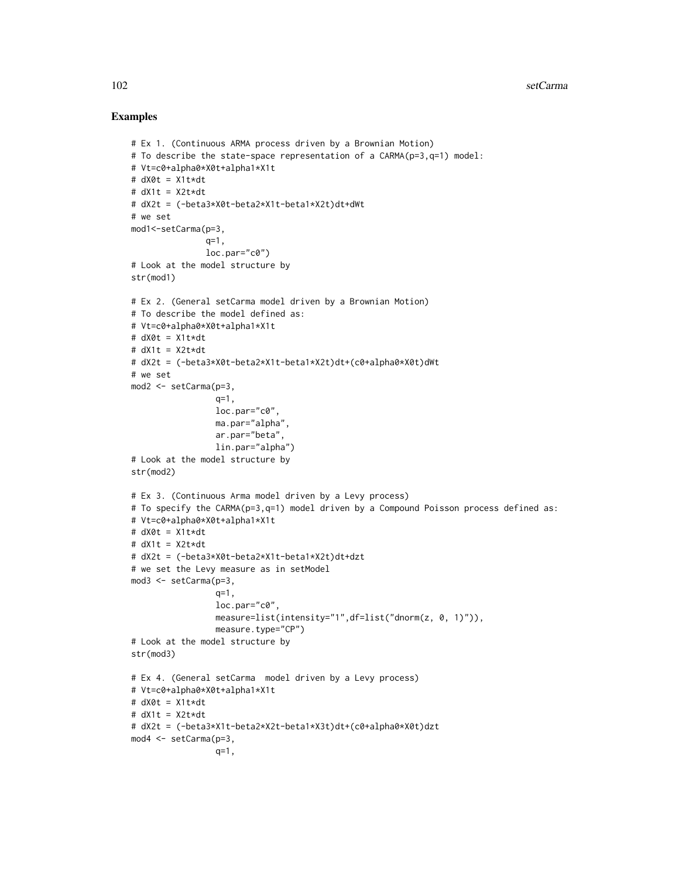## Examples

```
# Ex 1. (Continuous ARMA process driven by a Brownian Motion)
# To describe the state-space representation of a CARMA(p=3,q=1) model:
# Vt=c0+alpha0*X0t+alpha1*X1t
# dX0t = X1t*dt
# dX1t = X2t*dt
# dX2t = (-beta3*X0t-beta2*X1t-beta1*X2t)dt+dWt
# we set
mod1<-setCarma(p=3,
               q=1,
               loc.par="c0")
# Look at the model structure by
str(mod1)

# Ex 2. (General setCarma model driven by a Brownian Motion)
# To describe the model defined as:
# Vt=c0+alpha0*X0t+alpha1*X1t
# dX0t = X1t*dt
# dX1t = X2t*dt
# dX2t = (-beta3*X0t-beta2*X1t-beta1*X2t)dt+(c0+alpha0*X0t)dWt
# we set
mod2 <- setCarma(p=3,
                 q=1,
                 loc.par="c0",
                 ma.par="alpha",
                 ar.par="beta",
                 lin.par="alpha")
# Look at the model structure by
str(mod2)

# Ex 3. (Continuous Arma model driven by a Levy process)
# To specify the CARMA(p=3,q=1) model driven by a Compound Poisson process defined as:
# Vt=c0+alpha0*X0t+alpha1*X1t
# dX0t = X1t*dt
# dX1t = X2t*dt
# dX2t = (-beta3*X0t-beta2*X1t-beta1*X2t)dt+dzt
# we set the Levy measure as in setModel
mod3 <- setCarma(p=3,
                 q=1,
                 loc.par="c0",
                 measure=list(intensity="1",df=list("dnorm(z, 0, 1)")),
                 measure.type="CP")
# Look at the model structure by
str(mod3)

# Ex 4. (General setCarma  model driven by a Levy process)
# Vt=c0+alpha0*X0t+alpha1*X1t
# dX0t = X1t*dt
# dX1t = X2t*dt
# dX2t = (-beta3*X1t-beta2*X2t-beta1*X3t)dt+(c0+alpha0*X0t)dzt
mod4 <- setCarma(p=3,
                 q=1,
```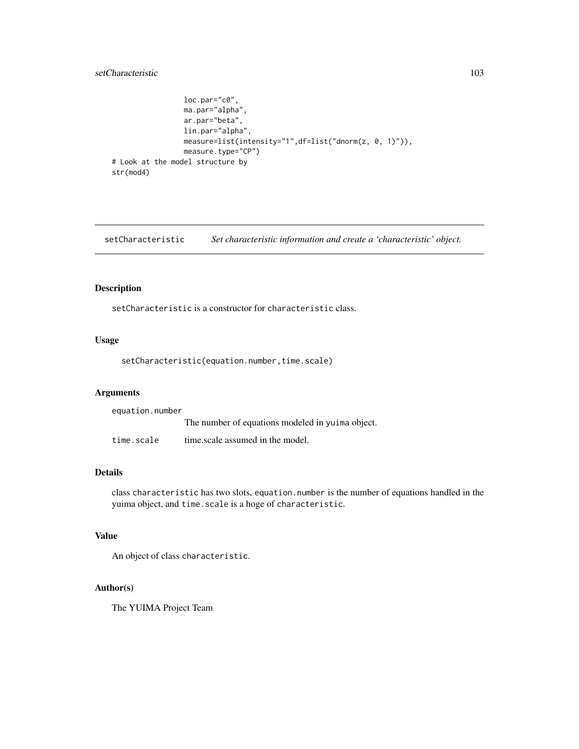```
                loc.par="c0",
                ma.par="alpha",
                ar.par="beta",
                lin.par="alpha",
                measure=list(intensity="1",df=list("dnorm(z, 0, 1)")),
                measure.type="CP")
# Look at the model structure by
str(mod4)
```

---

## setCharacteristic    *Set characteristic information and create a 'characteristic' object.*

---

### Description

setCharacteristic is a constructor for characteristic class.

### Usage

```
setCharacteristic(equation.number,time.scale)
```

### Arguments

| | |
|---|---|
| equation.number | The number of equations modeled in yuima object. |
| time.scale | time.scale assumed in the model. |

### Details

class characteristic has two slots, equation.number is the number of equations handled in the yuima object, and time.scale is a hoge of characteristic.

### Value

An object of class characteristic.

### Author(s)

The YUIMA Project Team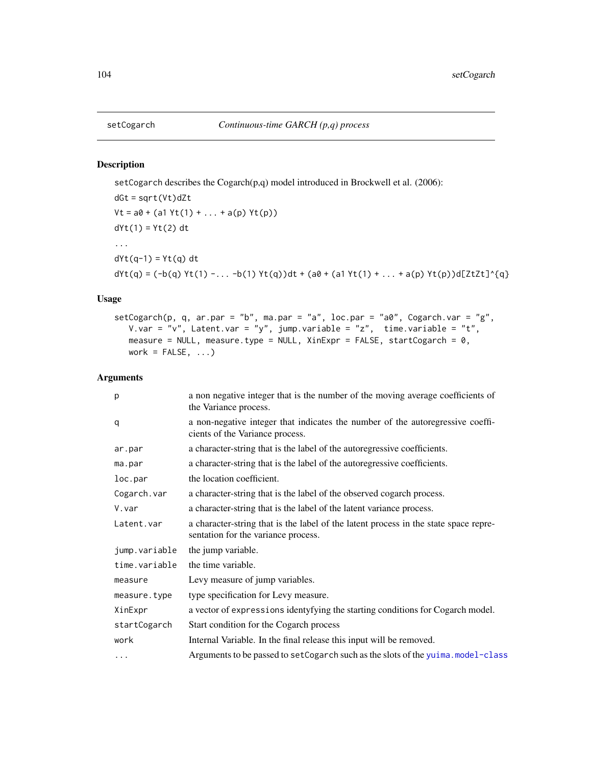## setCogarch — *Continuous-time GARCH (p,q) process*

### Description

`setCogarch` describes the Cogarch(p,q) model introduced in Brockwell et al. (2006):

```
dGt = sqrt(Vt)dZt
Vt = a0 + (a1 Yt(1) + ... + a(p) Yt(p))
dYt(1) = Yt(2) dt
...
dYt(q-1) = Yt(q) dt
dYt(q) = (-b(q) Yt(1) -... -b(1) Yt(q))dt + (a0 + (a1 Yt(1) + ... + a(p) Yt(p))d[ZtZt]^{q}
```

### Usage

```
setCogarch(p, q, ar.par = "b", ma.par = "a", loc.par = "a0", Cogarch.var = "g",
   V.var = "v", Latent.var = "y", jump.variable = "z",  time.variable = "t",
   measure = NULL, measure.type = NULL, XinExpr = FALSE, startCogarch = 0,
   work = FALSE, ...)
```

### Arguments

| | |
|---|---|
| `p` | a non negative integer that is the number of the moving average coefficients of the Variance process. |
| `q` | a non-negative integer that indicates the number of the autoregressive coefficients of the Variance process. |
| `ar.par` | a character-string that is the label of the autoregressive coefficients. |
| `ma.par` | a character-string that is the label of the autoregressive coefficients. |
| `loc.par` | the location coefficient. |
| `Cogarch.var` | a character-string that is the label of the observed cogarch process. |
| `V.var` | a character-string that is the label of the latent variance process. |
| `Latent.var` | a character-string that is the label of the latent process in the state space representation for the variance process. |
| `jump.variable` | the jump variable. |
| `time.variable` | the time variable. |
| `measure` | Levy measure of jump variables. |
| `measure.type` | type specification for Levy measure. |
| `XinExpr` | a vector of `expressions` identyfying the starting conditions for Cogarch model. |
| `startCogarch` | Start condition for the Cogarch process |
| `work` | Internal Variable. In the final release this input will be removed. |
| `...` | Arguments to be passed to `setCogarch` such as the slots of the `yuima.model-class` |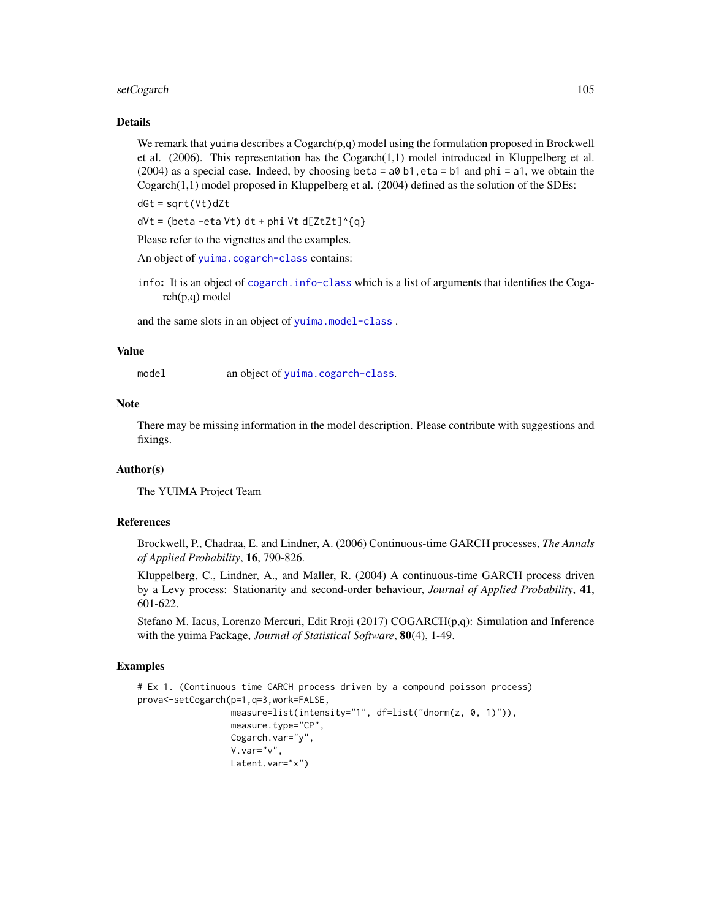## Details

We remark that `yuima` describes a Cogarch(p,q) model using the formulation proposed in Brockwell et al. (2006). This representation has the Cogarch(1,1) model introduced in Kluppelberg et al. (2004) as a special case. Indeed, by choosing `beta = a0 b1`, `eta = b1` and `phi = a1`, we obtain the Cogarch(1,1) model proposed in Kluppelberg et al. (2004) defined as the solution of the SDEs:

`dGt = sqrt(Vt)dZt`

`dVt = (beta -eta Vt) dt + phi Vt d[ZtZt]^{q}`

Please refer to the vignettes and the examples.

An object of `yuima.cogarch-class` contains:

`info`: It is an object of `cogarch.info-class` which is a list of arguments that identifies the Cogarch(p,q) model

and the same slots in an object of `yuima.model-class` .

## Value

`model` an object of `yuima.cogarch-class`.

## Note

There may be missing information in the model description. Please contribute with suggestions and fixings.

## Author(s)

The YUIMA Project Team

## References

Brockwell, P., Chadraa, E. and Lindner, A. (2006) Continuous-time GARCH processes, *The Annals of Applied Probability*, **16**, 790-826.

Kluppelberg, C., Lindner, A., and Maller, R. (2004) A continuous-time GARCH process driven by a Levy process: Stationarity and second-order behaviour, *Journal of Applied Probability*, **41**, 601-622.

Stefano M. Iacus, Lorenzo Mercuri, Edit Rroji (2017) COGARCH(p,q): Simulation and Inference with the yuima Package, *Journal of Statistical Software*, **80**(4), 1-49.

## Examples

```
# Ex 1. (Continuous time GARCH process driven by a compound poisson process)
prova<-setCogarch(p=1,q=3,work=FALSE,
                  measure=list(intensity="1", df=list("dnorm(z, 0, 1)")),
                  measure.type="CP",
                  Cogarch.var="y",
                  V.var="v",
                  Latent.var="x")
```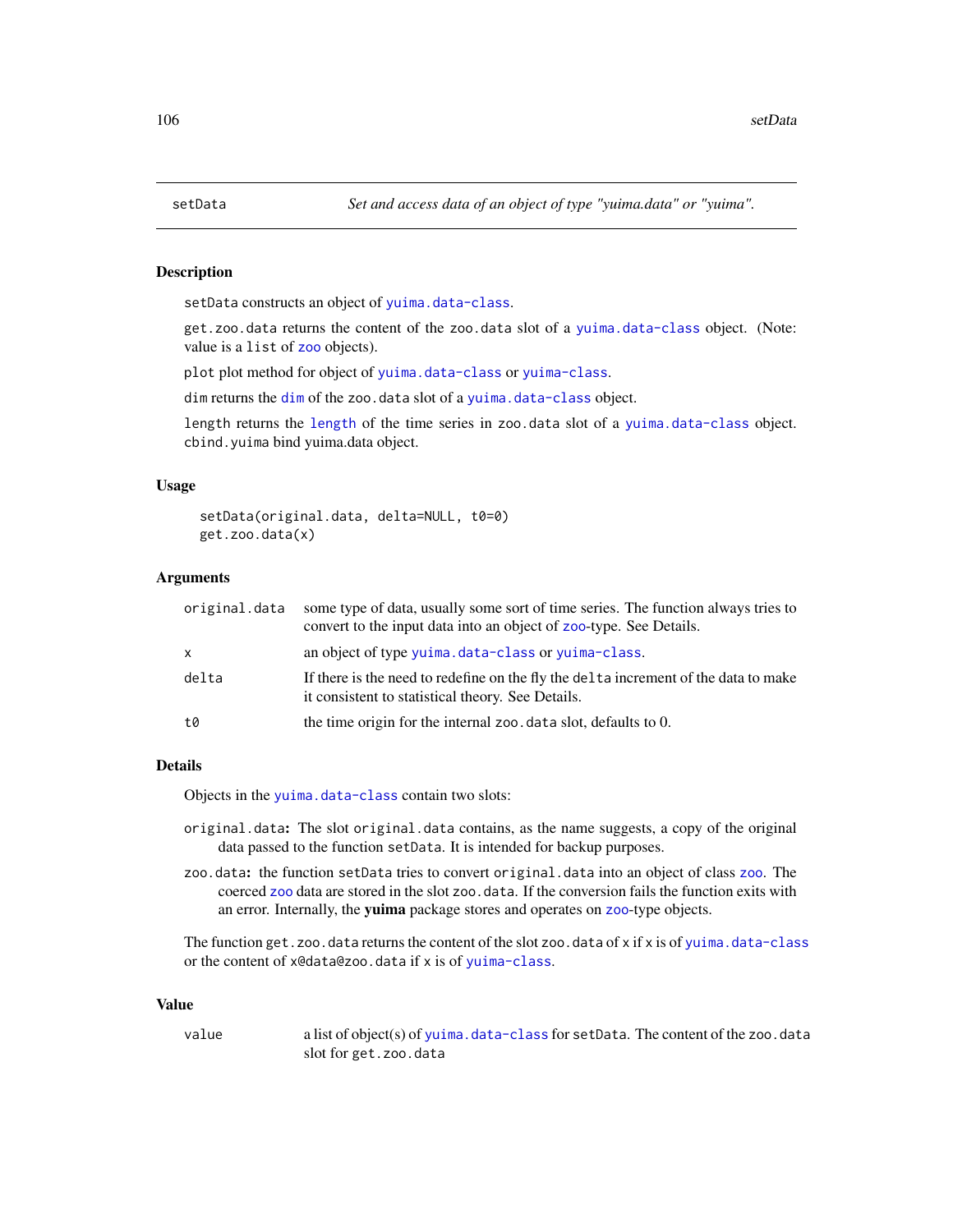# setData — *Set and access data of an object of type "yuima.data" or "yuima".*

## Description

setData constructs an object of yuima.data-class.

get.zoo.data returns the content of the zoo.data slot of a yuima.data-class object. (Note: value is a list of zoo objects).

plot plot method for object of yuima.data-class or yuima-class.

dim returns the dim of the zoo.data slot of a yuima.data-class object.

length returns the length of the time series in zoo.data slot of a yuima.data-class object. cbind.yuima bind yuima.data object.

## Usage

```
setData(original.data, delta=NULL, t0=0)
get.zoo.data(x)
```

## Arguments

| | |
|---|---|
| original.data | some type of data, usually some sort of time series. The function always tries to convert to the input data into an object of zoo-type. See Details. |
| x | an object of type yuima.data-class or yuima-class. |
| delta | If there is the need to redefine on the fly the delta increment of the data to make it consistent to statistical theory. See Details. |
| t0 | the time origin for the internal zoo.data slot, defaults to 0. |

## Details

Objects in the yuima.data-class contain two slots:

**original.data:** The slot original.data contains, as the name suggests, a copy of the original data passed to the function setData. It is intended for backup purposes.

**zoo.data:** the function setData tries to convert original.data into an object of class zoo. The coerced zoo data are stored in the slot zoo.data. If the conversion fails the function exits with an error. Internally, the **yuima** package stores and operates on zoo-type objects.

The function get.zoo.data returns the content of the slot zoo.data of x if x is of yuima.data-class or the content of x@data@zoo.data if x is of yuima-class.

## Value

| | |
|---|---|
| value | a list of object(s) of yuima.data-class for setData. The content of the zoo.data slot for get.zoo.data |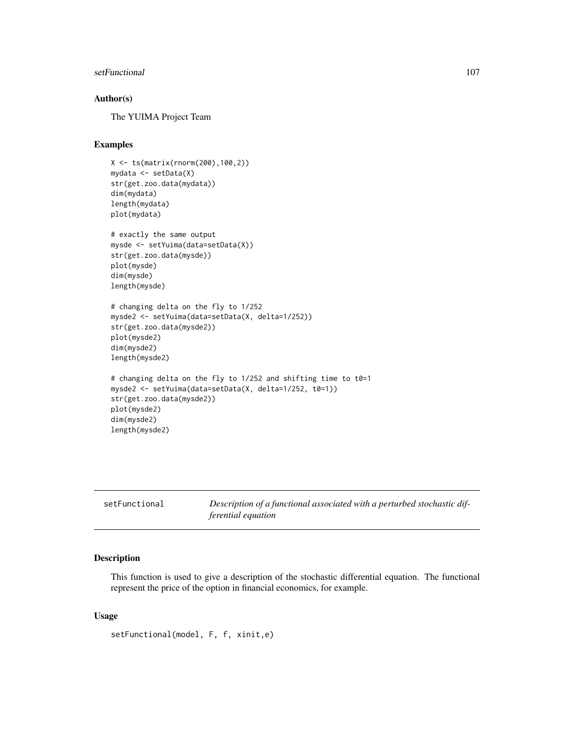## Author(s)

The YUIMA Project Team

## Examples

```
X <- ts(matrix(rnorm(200),100,2))
mydata <- setData(X)
str(get.zoo.data(mydata))
dim(mydata)
length(mydata)
plot(mydata)

# exactly the same output
mysde <- setYuima(data=setData(X))
str(get.zoo.data(mysde))
plot(mysde)
dim(mysde)
length(mysde)

# changing delta on the fly to 1/252
mysde2 <- setYuima(data=setData(X, delta=1/252))
str(get.zoo.data(mysde2))
plot(mysde2)
dim(mysde2)
length(mysde2)

# changing delta on the fly to 1/252 and shifting time to t0=1
mysde2 <- setYuima(data=setData(X, delta=1/252, t0=1))
str(get.zoo.data(mysde2))
plot(mysde2)
dim(mysde2)
length(mysde2)
```

---

# setFunctional — *Description of a functional associated with a perturbed stochastic differential equation*

## Description

This function is used to give a description of the stochastic differential equation. The functional represent the price of the option in financial economics, for example.

## Usage

```
setFunctional(model, F, f, xinit,e)
```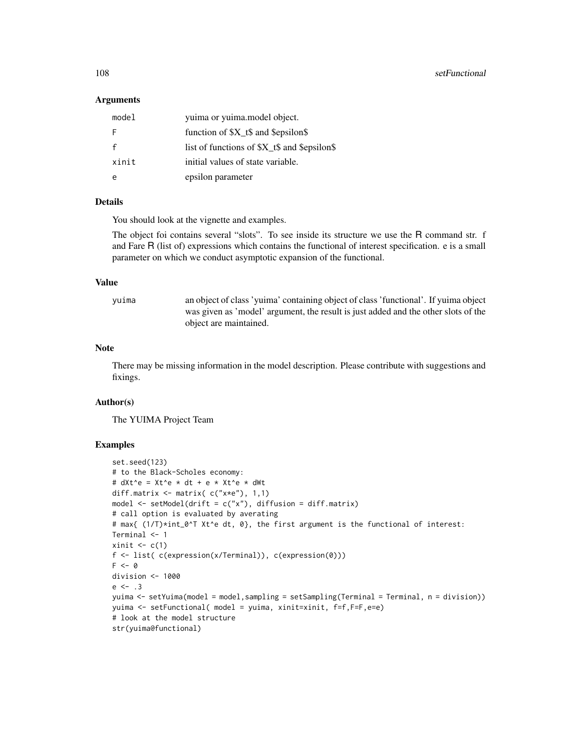## Arguments

| | |
|---|---|
| model | yuima or yuima.model object. |
| F | function of $X_t$ and $epsilon$ |
| f | list of functions of $X_t$ and $epsilon$ |
| xinit | initial values of state variable. |
| e | epsilon parameter |

## Details

You should look at the vignette and examples.

The object foi contains several "slots". To see inside its structure we use the R command str. f and Fare R (list of) expressions which contains the functional of interest specification. e is a small parameter on which we conduct asymptotic expansion of the functional.

## Value

| | |
|---|---|
| yuima | an object of class 'yuima' containing object of class 'functional'. If yuima object was given as 'model' argument, the result is just added and the other slots of the object are maintained. |

## Note

There may be missing information in the model description. Please contribute with suggestions and fixings.

## Author(s)

The YUIMA Project Team

## Examples

```
set.seed(123)
# to the Black-Scholes economy:
# dXt^e = Xt^e * dt + e * Xt^e * dWt
diff.matrix <- matrix( c("x*e"), 1,1)
model <- setModel(drift = c("x"), diffusion = diff.matrix)
# call option is evaluated by averating
# max{ (1/T)*int_0^T Xt^e dt, 0}, the first argument is the functional of interest:
Terminal <- 1
xinit <- c(1)
f <- list( c(expression(x/Terminal)), c(expression(0)))
F <- 0
division <- 1000
e <- .3
yuima <- setYuima(model = model,sampling = setSampling(Terminal = Terminal, n = division))
yuima <- setFunctional( model = yuima, xinit=xinit, f=f,F=F,e=e)
# look at the model structure
str(yuima@functional)
```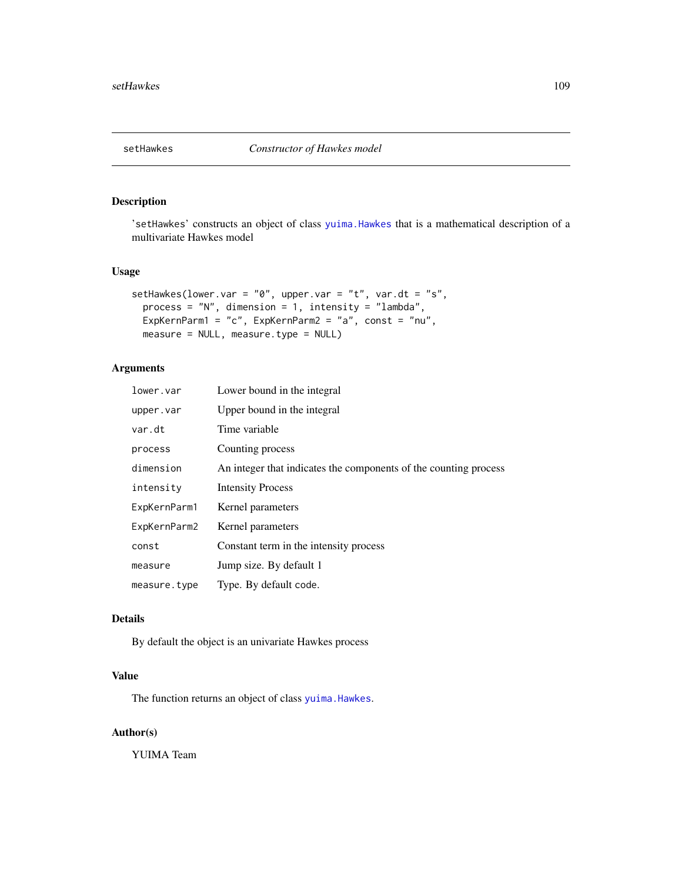## setHawkes — *Constructor of Hawkes model*

### Description

'setHawkes' constructs an object of class yuima.Hawkes that is a mathematical description of a multivariate Hawkes model

### Usage

```
setHawkes(lower.var = "0", upper.var = "t", var.dt = "s",
  process = "N", dimension = 1, intensity = "lambda",
  ExpKernParm1 = "c", ExpKernParm2 = "a", const = "nu",
  measure = NULL, measure.type = NULL)
```

### Arguments

| | |
|---|---|
| lower.var | Lower bound in the integral |
| upper.var | Upper bound in the integral |
| var.dt | Time variable |
| process | Counting process |
| dimension | An integer that indicates the components of the counting process |
| intensity | Intensity Process |
| ExpKernParm1 | Kernel parameters |
| ExpKernParm2 | Kernel parameters |
| const | Constant term in the intensity process |
| measure | Jump size. By default 1 |
| measure.type | Type. By default code. |

### Details

By default the object is an univariate Hawkes process

### Value

The function returns an object of class yuima.Hawkes.

### Author(s)

YUIMA Team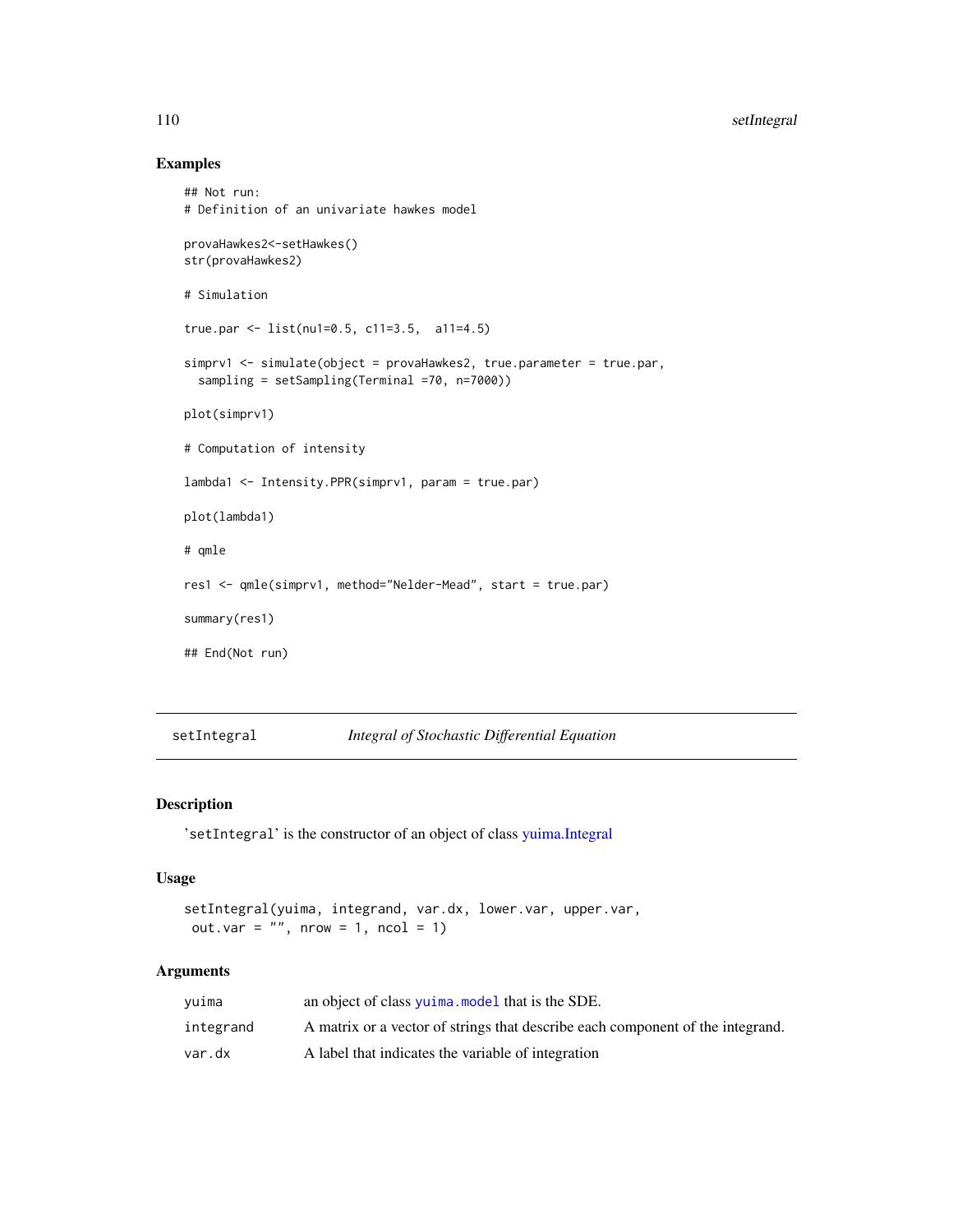## Examples

```
## Not run:
# Definition of an univariate hawkes model

provaHawkes2<-setHawkes()
str(provaHawkes2)

# Simulation

true.par <- list(nu1=0.5, c11=3.5,  a11=4.5)

simprv1 <- simulate(object = provaHawkes2, true.parameter = true.par,
  sampling = setSampling(Terminal =70, n=7000))

plot(simprv1)

# Computation of intensity

lambda1 <- Intensity.PPR(simprv1, param = true.par)

plot(lambda1)

# qmle

res1 <- qmle(simprv1, method="Nelder-Mead", start = true.par)

summary(res1)

## End(Not run)
```

---

# setIntegral *Integral of Stochastic Differential Equation*

## Description

'setIntegral' is the constructor of an object of class yuima.Integral

## Usage

```
setIntegral(yuima, integrand, var.dx, lower.var, upper.var,
 out.var = "", nrow = 1, ncol = 1)
```

## Arguments

| | |
|---|---|
| `yuima` | an object of class `yuima.model` that is the SDE. |
| `integrand` | A matrix or a vector of strings that describe each component of the integrand. |
| `var.dx` | A label that indicates the variable of integration |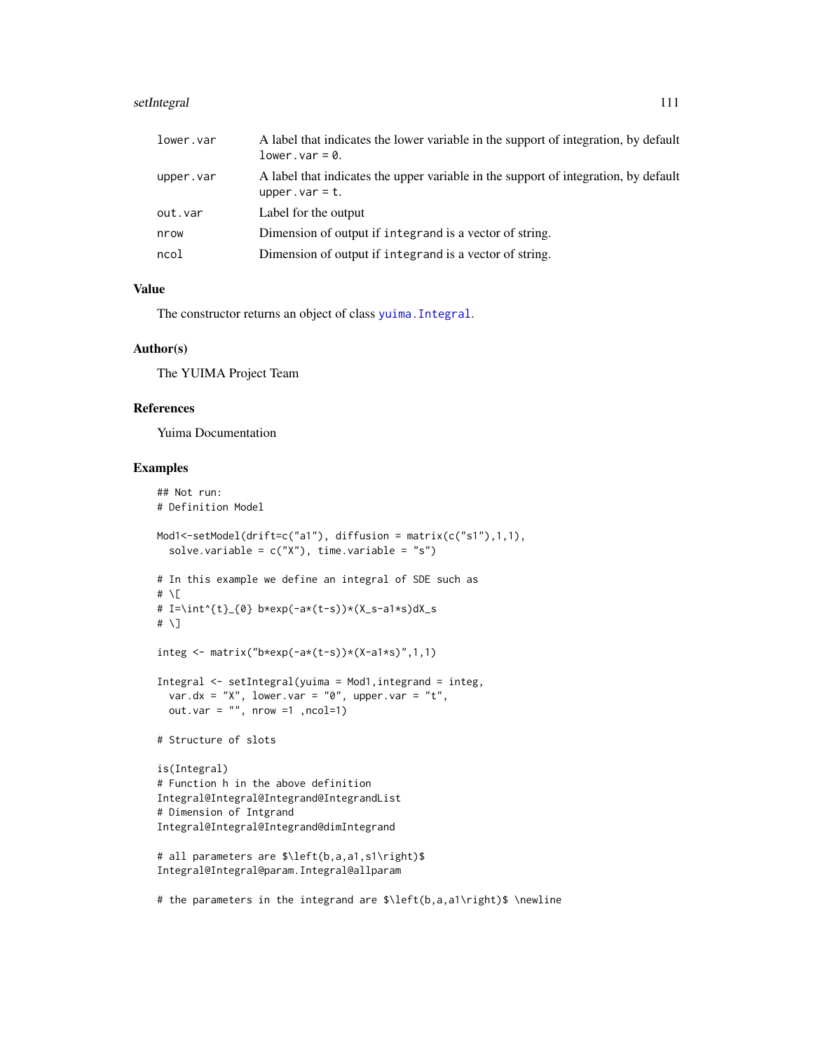| | |
|---|---|
| lower.var | A label that indicates the lower variable in the support of integration, by default `lower.var = 0`. |
| upper.var | A label that indicates the upper variable in the support of integration, by default `upper.var = t`. |
| out.var | Label for the output |
| nrow | Dimension of output if `integrand` is a vector of string. |
| ncol | Dimension of output if `integrand` is a vector of string. |

### Value

The constructor returns an object of class `yuima.Integral`.

### Author(s)

The YUIMA Project Team

### References

Yuima Documentation

### Examples

```
## Not run:
# Definition Model

Mod1<-setModel(drift=c("a1"), diffusion = matrix(c("s1"),1,1),
  solve.variable = c("X"), time.variable = "s")

# In this example we define an integral of SDE such as
# \[
# I=\int^{t}_{0} b*exp(-a*(t-s))*(X_s-a1*s)dX_s
# \]

integ <- matrix("b*exp(-a*(t-s))*(X-a1*s)",1,1)

Integral <- setIntegral(yuima = Mod1,integrand = integ,
  var.dx = "X", lower.var = "0", upper.var = "t",
  out.var = "", nrow =1 ,ncol=1)

# Structure of slots

is(Integral)
# Function h in the above definition
Integral@Integral@Integrand@IntegrandList
# Dimension of Intgrand
Integral@Integral@Integrand@dimIntegrand

# all parameters are $\left(b,a,a1,s1\right)$
Integral@Integral@param.Integral@allparam

# the parameters in the integrand are $\left(b,a,a1\right)$ \newline
```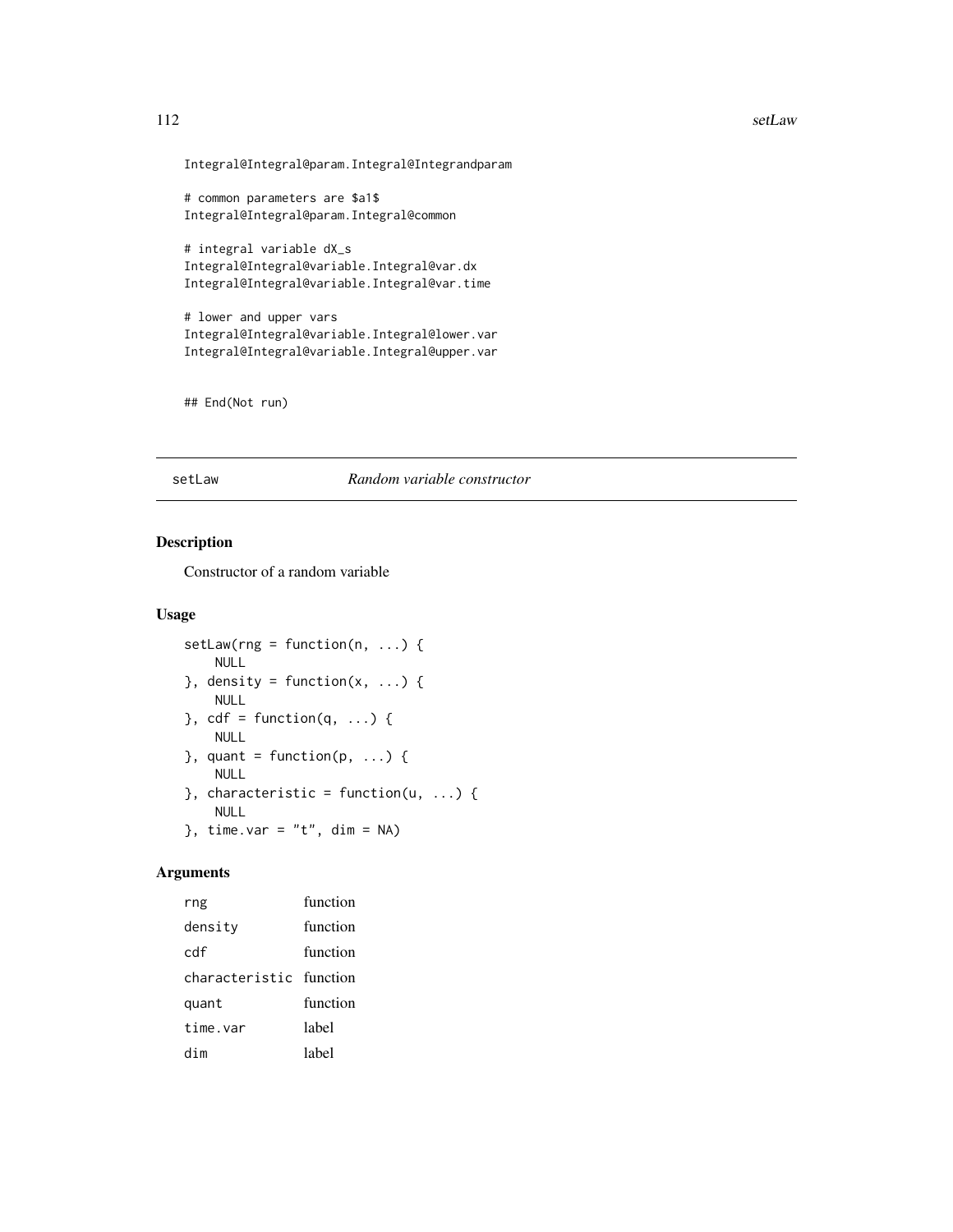```
Integral@Integral@param.Integral@Integrandparam

# common parameters are $a1$
Integral@Integral@param.Integral@common

# integral variable dX_s
Integral@Integral@variable.Integral@var.dx
Integral@Integral@variable.Integral@var.time

# lower and upper vars
Integral@Integral@variable.Integral@lower.var
Integral@Integral@variable.Integral@upper.var


## End(Not run)
```

---

## setLaw — *Random variable constructor*

### Description

Constructor of a random variable

### Usage

```
setLaw(rng = function(n, ...) {
    NULL
}, density = function(x, ...) {
    NULL
}, cdf = function(q, ...) {
    NULL
}, quant = function(p, ...) {
    NULL
}, characteristic = function(u, ...) {
    NULL
}, time.var = "t", dim = NA)
```

### Arguments

| | |
|---|---|
| `rng` | function |
| `density` | function |
| `cdf` | function |
| `characteristic` | function |
| `quant` | function |
| `time.var` | label |
| `dim` | label |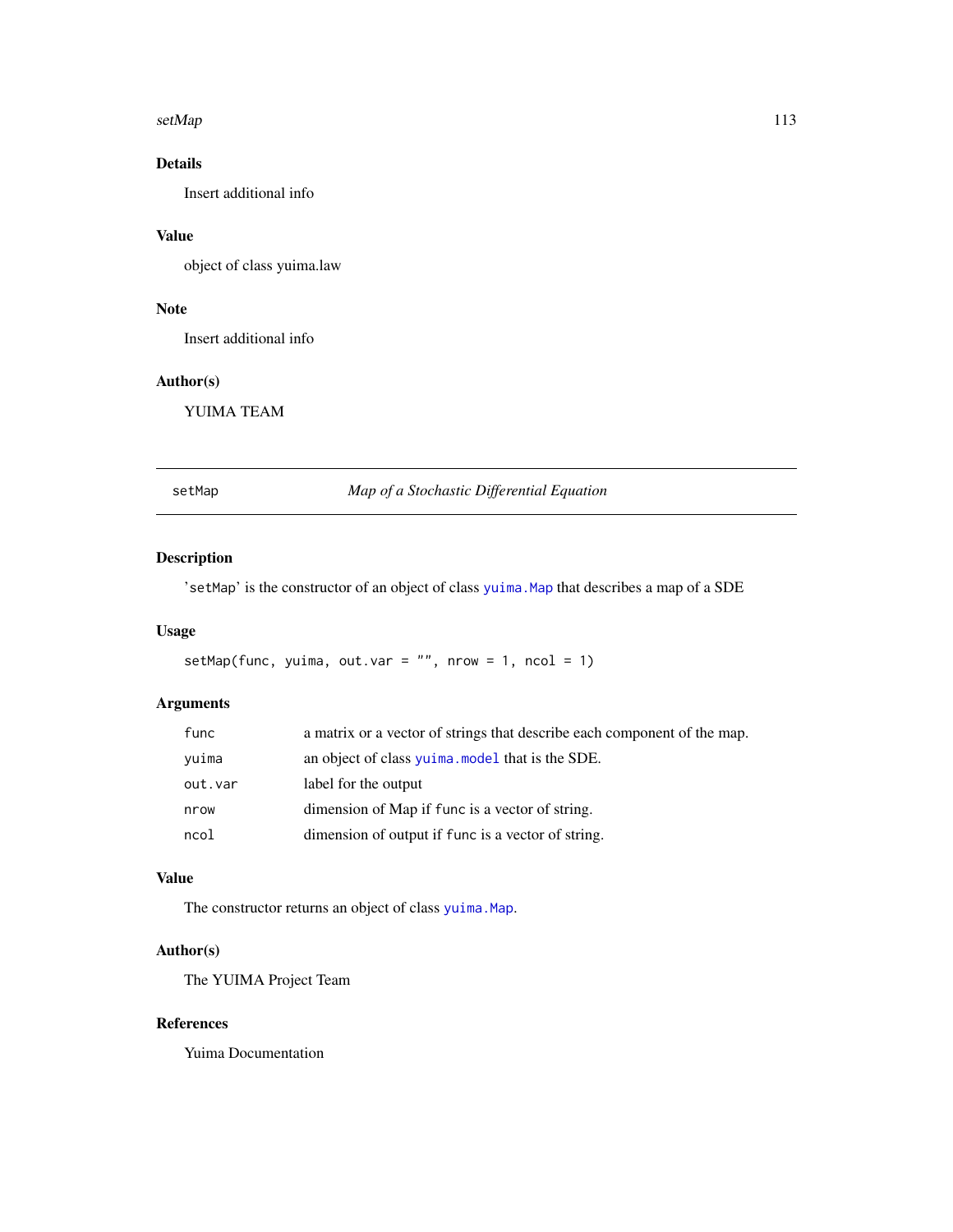### Details

Insert additional info

### Value

object of class yuima.law

### Note

Insert additional info

### Author(s)

YUIMA TEAM

---

## setMap — *Map of a Stochastic Differential Equation*

---

### Description

'setMap' is the constructor of an object of class `yuima.Map` that describes a map of a SDE

### Usage

```
setMap(func, yuima, out.var = "", nrow = 1, ncol = 1)
```

### Arguments

| | |
|---|---|
| `func` | a matrix or a vector of strings that describe each component of the map. |
| `yuima` | an object of class `yuima.model` that is the SDE. |
| `out.var` | label for the output |
| `nrow` | dimension of Map if `func` is a vector of string. |
| `ncol` | dimension of output if `func` is a vector of string. |

### Value

The constructor returns an object of class `yuima.Map`.

### Author(s)

The YUIMA Project Team

### References

Yuima Documentation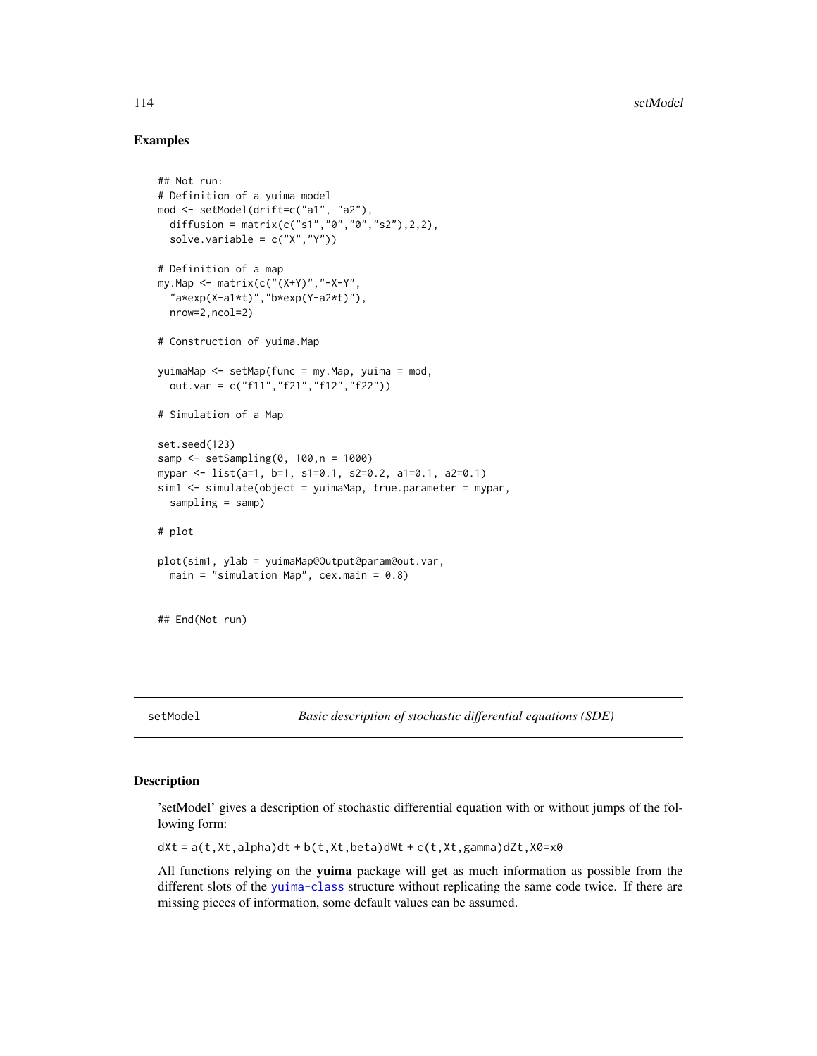## Examples

```
## Not run:
# Definition of a yuima model
mod <- setModel(drift=c("a1", "a2"),
  diffusion = matrix(c("s1","0","0","s2"),2,2),
  solve.variable = c("X","Y"))

# Definition of a map
my.Map <- matrix(c("(X+Y)","-X-Y",
  "a*exp(X-a1*t)","b*exp(Y-a2*t)"),
  nrow=2,ncol=2)

# Construction of yuima.Map

yuimaMap <- setMap(func = my.Map, yuima = mod,
  out.var = c("f11","f21","f12","f22"))

# Simulation of a Map

set.seed(123)
samp <- setSampling(0, 100,n = 1000)
mypar <- list(a=1, b=1, s1=0.1, s2=0.2, a1=0.1, a2=0.1)
sim1 <- simulate(object = yuimaMap, true.parameter = mypar,
  sampling = samp)

# plot

plot(sim1, ylab = yuimaMap@Output@param@out.var,
  main = "simulation Map", cex.main = 0.8)


## End(Not run)
```

---

setModel — *Basic description of stochastic differential equations (SDE)*

---

## Description

'setModel' gives a description of stochastic differential equation with or without jumps of the following form:

`dXt = a(t,Xt,alpha)dt + b(t,Xt,beta)dWt + c(t,Xt,gamma)dZt,X0=x0`

All functions relying on the **yuima** package will get as much information as possible from the different slots of the yuima-class structure without replicating the same code twice. If there are missing pieces of information, some default values can be assumed.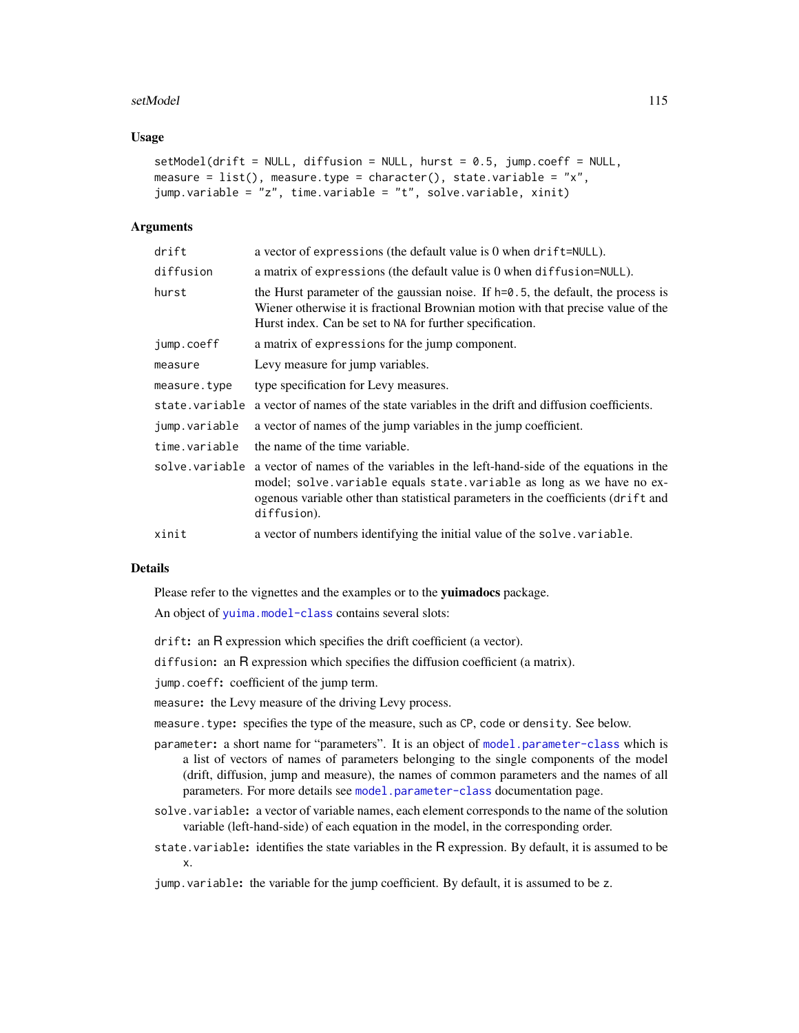## Usage

```
setModel(drift = NULL, diffusion = NULL, hurst = 0.5, jump.coeff = NULL,
measure = list(), measure.type = character(), state.variable = "x",
jump.variable = "z", time.variable = "t", solve.variable, xinit)
```

## Arguments

| | |
|---|---|
| `drift` | a vector of `expression`s (the default value is 0 when `drift=NULL`). |
| `diffusion` | a matrix of `expression`s (the default value is 0 when `diffusion=NULL`). |
| `hurst` | the Hurst parameter of the gaussian noise. If `h=0.5`, the default, the process is Wiener otherwise it is fractional Brownian motion with that precise value of the Hurst index. Can be set to `NA` for further specification. |
| `jump.coeff` | a matrix of `expression`s for the jump component. |
| `measure` | Levy measure for jump variables. |
| `measure.type` | type specification for Levy measures. |
| `state.variable` | a vector of names of the state variables in the drift and diffusion coefficients. |
| `jump.variable` | a vector of names of the jump variables in the jump coefficient. |
| `time.variable` | the name of the time variable. |
| `solve.variable` | a vector of names of the variables in the left-hand-side of the equations in the model; `solve.variable` equals `state.variable` as long as we have no exogenous variable other than statistical parameters in the coefficients (`drift` and `diffusion`). |
| `xinit` | a vector of numbers identifying the initial value of the `solve.variable`. |

## Details

Please refer to the vignettes and the examples or to the **yuimadocs** package.

An object of `yuima.model-class` contains several slots:

`drift`**:** an R expression which specifies the drift coefficient (a vector).

`diffusion`**:** an R expression which specifies the diffusion coefficient (a matrix).

`jump.coeff`**:** coefficient of the jump term.

`measure`**:** the Levy measure of the driving Levy process.

`measure.type`**:** specifies the type of the measure, such as `CP`, `code` or `density`. See below.

`parameter`**:** a short name for "parameters". It is an object of `model.parameter-class` which is a list of vectors of names of parameters belonging to the single components of the model (drift, diffusion, jump and measure), the names of common parameters and the names of all parameters. For more details see `model.parameter-class` documentation page.

`solve.variable`**:** a vector of variable names, each element corresponds to the name of the solution variable (left-hand-side) of each equation in the model, in the corresponding order.

`state.variable`**:** identifies the state variables in the R expression. By default, it is assumed to be `x`.

`jump.variable`**:** the variable for the jump coefficient. By default, it is assumed to be `z`.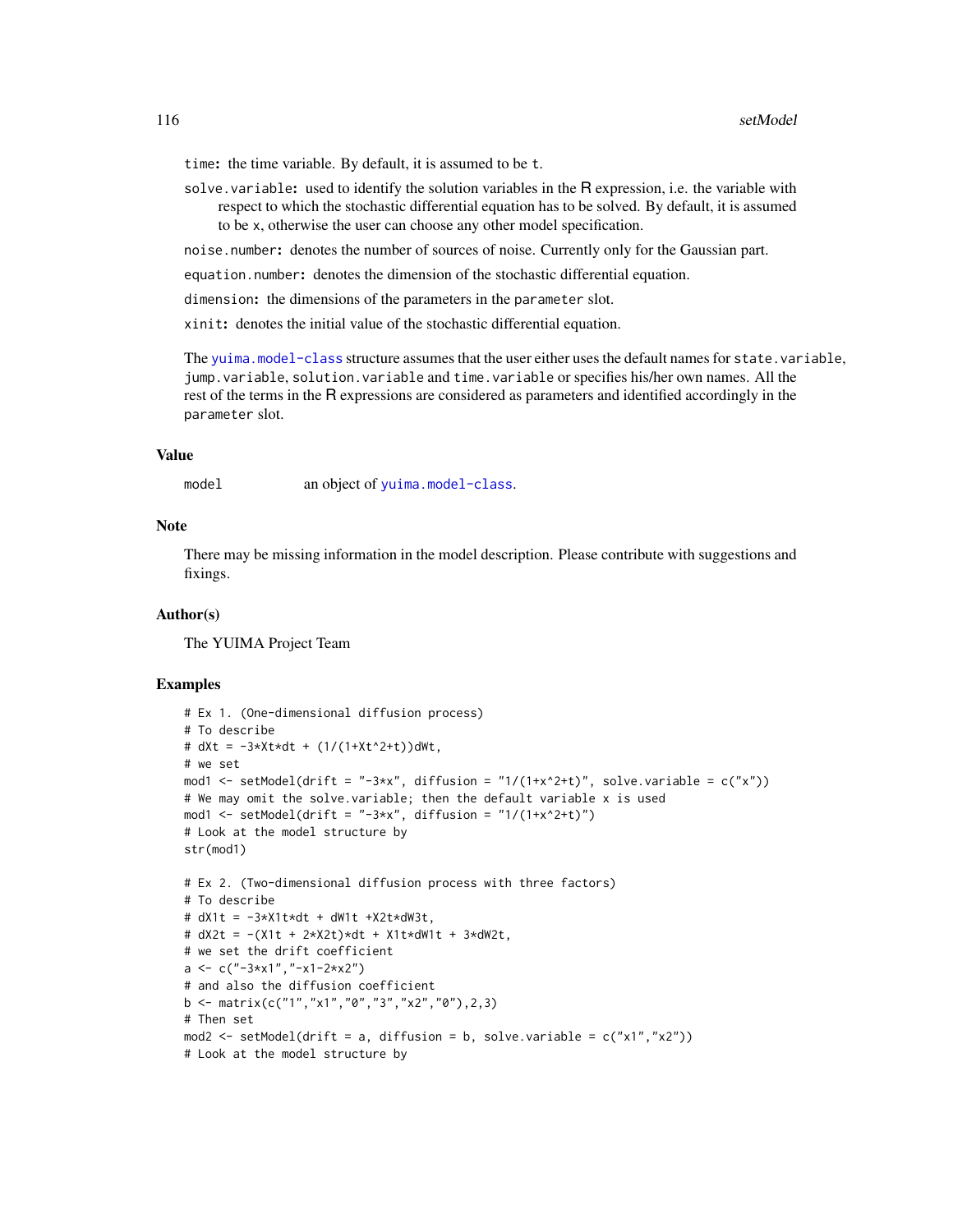`time`: the time variable. By default, it is assumed to be `t`.

`solve.variable`: used to identify the solution variables in the R expression, i.e. the variable with respect to which the stochastic differential equation has to be solved. By default, it is assumed to be `x`, otherwise the user can choose any other model specification.

`noise.number`: denotes the number of sources of noise. Currently only for the Gaussian part.

`equation.number`: denotes the dimension of the stochastic differential equation.

`dimension`: the dimensions of the parameters in the `parameter` slot.

`xinit`: denotes the initial value of the stochastic differential equation.

The `yuima.model-class` structure assumes that the user either uses the default names for `state.variable`, `jump.variable`, `solution.variable` and `time.variable` or specifies his/her own names. All the rest of the terms in the R expressions are considered as parameters and identified accordingly in the `parameter` slot.

## Value

`model` an object of `yuima.model-class`.

## Note

There may be missing information in the model description. Please contribute with suggestions and fixings.

## Author(s)

The YUIMA Project Team

## Examples

```
# Ex 1. (One-dimensional diffusion process)
# To describe
# dXt = -3*Xt*dt + (1/(1+Xt^2+t))dWt,
# we set
mod1 <- setModel(drift = "-3*x", diffusion = "1/(1+x^2+t)", solve.variable = c("x"))
# We may omit the solve.variable; then the default variable x is used
mod1 <- setModel(drift = "-3*x", diffusion = "1/(1+x^2+t)")
# Look at the model structure by
str(mod1)

# Ex 2. (Two-dimensional diffusion process with three factors)
# To describe
# dX1t = -3*X1t*dt + dW1t +X2t*dW3t,
# dX2t = -(X1t + 2*X2t)*dt + X1t*dW1t + 3*dW2t,
# we set the drift coefficient
a <- c("-3*x1","-x1-2*x2")
# and also the diffusion coefficient
b <- matrix(c("1","x1","0","3","x2","0"),2,3)
# Then set
mod2 <- setModel(drift = a, diffusion = b, solve.variable = c("x1","x2"))
# Look at the model structure by
```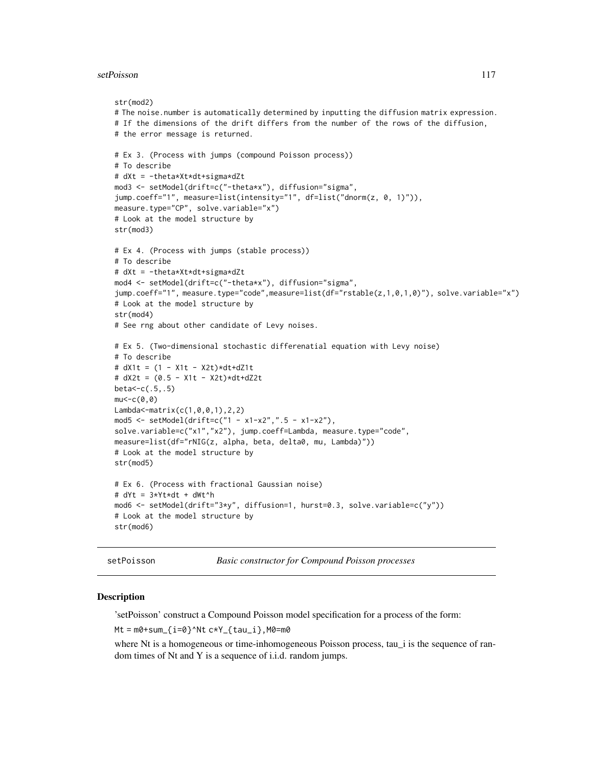```
str(mod2)
# The noise.number is automatically determined by inputting the diffusion matrix expression.
# If the dimensions of the drift differs from the number of the rows of the diffusion,
# the error message is returned.

# Ex 3. (Process with jumps (compound Poisson process))
# To describe
# dXt = -theta*Xt*dt+sigma*dZt
mod3 <- setModel(drift=c("-theta*x"), diffusion="sigma",
jump.coeff="1", measure=list(intensity="1", df=list("dnorm(z, 0, 1)")),
measure.type="CP", solve.variable="x")
# Look at the model structure by
str(mod3)

# Ex 4. (Process with jumps (stable process))
# To describe
# dXt = -theta*Xt*dt+sigma*dZt
mod4 <- setModel(drift=c("-theta*x"), diffusion="sigma",
jump.coeff="1", measure.type="code",measure=list(df="rstable(z,1,0,1,0)"), solve.variable="x")
# Look at the model structure by
str(mod4)
# See rng about other candidate of Levy noises.

# Ex 5. (Two-dimensional stochastic differenatial equation with Levy noise)
# To describe
# dX1t = (1 - X1t - X2t)*dt+dZ1t
# dX2t = (0.5 - X1t - X2t)*dt+dZ2t
beta<-c(.5,.5)
mu<-c(0,0)
Lambda<-matrix(c(1,0,0,1),2,2)
mod5 <- setModel(drift=c("1 - x1-x2",".5 - x1-x2"),
solve.variable=c("x1","x2"), jump.coeff=Lambda, measure.type="code",
measure=list(df="rNIG(z, alpha, beta, delta0, mu, Lambda)"))
# Look at the model structure by
str(mod5)

# Ex 6. (Process with fractional Gaussian noise)
# dYt = 3*Yt*dt + dWt^h
mod6 <- setModel(drift="3*y", diffusion=1, hurst=0.3, solve.variable=c("y"))
# Look at the model structure by
str(mod6)
```

---

## setPoisson — *Basic constructor for Compound Poisson processes*

### Description

'setPoisson' construct a Compound Poisson model specification for a process of the form:

`Mt = m0+sum_{i=0}^Nt c*Y_{tau_i},M0=m0`

where Nt is a homogeneous or time-inhomogeneous Poisson process, tau_i is the sequence of random times of Nt and Y is a sequence of i.i.d. random jumps.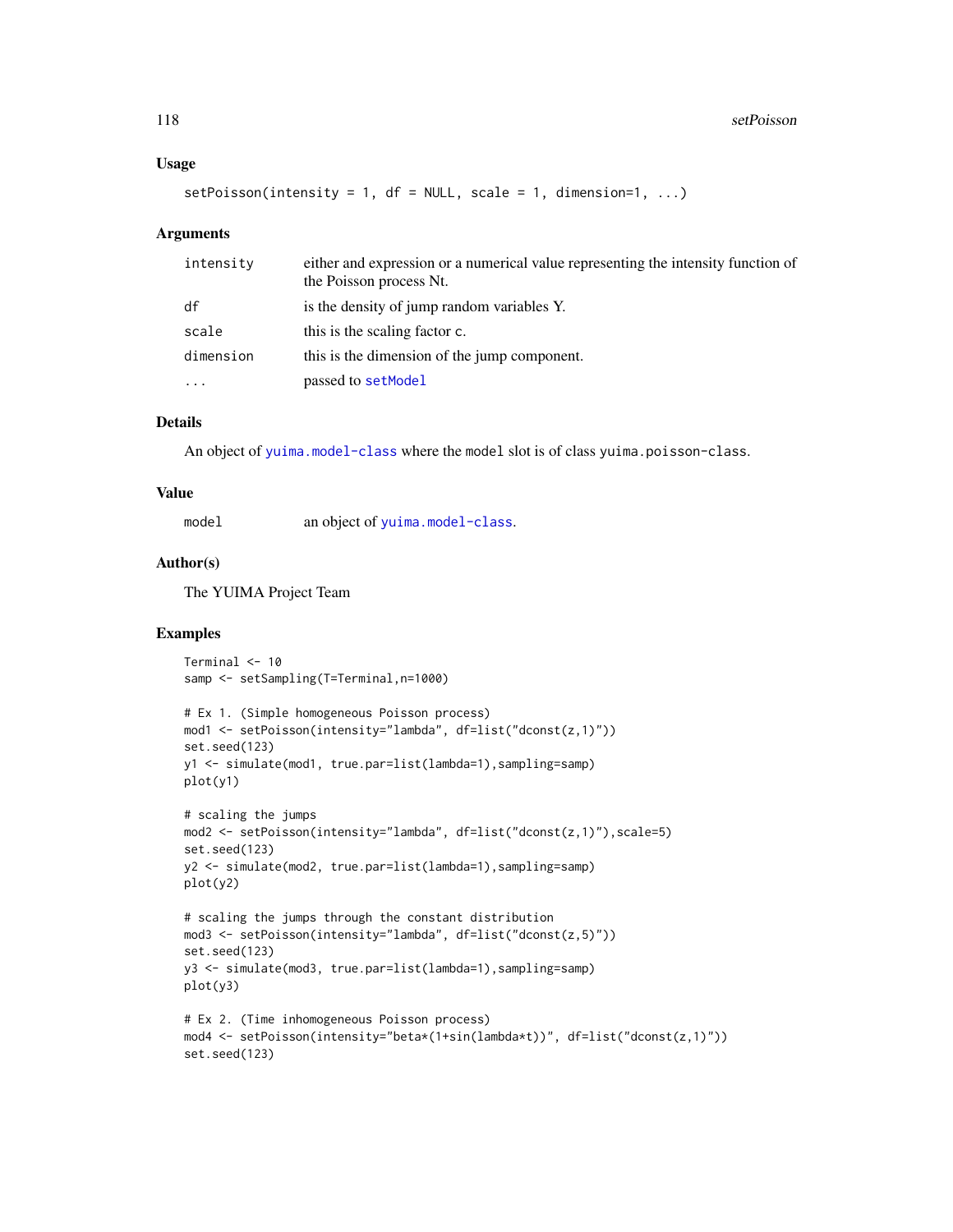## Usage

```
setPoisson(intensity = 1, df = NULL, scale = 1, dimension=1, ...)
```

## Arguments

| | |
|---|---|
| `intensity` | either and expression or a numerical value representing the intensity function of the Poisson process Nt. |
| `df` | is the density of jump random variables Y. |
| `scale` | this is the scaling factor c. |
| `dimension` | this is the dimension of the jump component. |
| `...` | passed to `setModel` |

## Details

An object of `yuima.model-class` where the `model` slot is of class `yuima.poisson-class`.

## Value

| | |
|---|---|
| `model` | an object of `yuima.model-class`. |

## Author(s)

The YUIMA Project Team

## Examples

```
Terminal <- 10
samp <- setSampling(T=Terminal,n=1000)

# Ex 1. (Simple homogeneous Poisson process)
mod1 <- setPoisson(intensity="lambda", df=list("dconst(z,1)"))
set.seed(123)
y1 <- simulate(mod1, true.par=list(lambda=1),sampling=samp)
plot(y1)

# scaling the jumps
mod2 <- setPoisson(intensity="lambda", df=list("dconst(z,1)"),scale=5)
set.seed(123)
y2 <- simulate(mod2, true.par=list(lambda=1),sampling=samp)
plot(y2)

# scaling the jumps through the constant distribution
mod3 <- setPoisson(intensity="lambda", df=list("dconst(z,5)"))
set.seed(123)
y3 <- simulate(mod3, true.par=list(lambda=1),sampling=samp)
plot(y3)

# Ex 2. (Time inhomogeneous Poisson process)
mod4 <- setPoisson(intensity="beta*(1+sin(lambda*t))", df=list("dconst(z,1)"))
set.seed(123)
```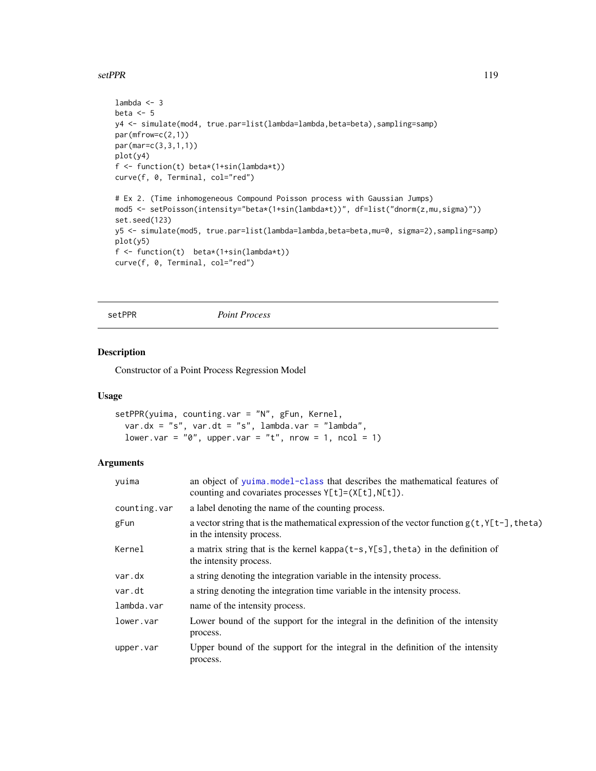```
lambda <- 3
beta <- 5
y4 <- simulate(mod4, true.par=list(lambda=lambda,beta=beta),sampling=samp)
par(mfrow=c(2,1))
par(mar=c(3,3,1,1))
plot(y4)
f <- function(t) beta*(1+sin(lambda*t))
curve(f, 0, Terminal, col="red")

# Ex 2. (Time inhomogeneous Compound Poisson process with Gaussian Jumps)
mod5 <- setPoisson(intensity="beta*(1+sin(lambda*t))", df=list("dnorm(z,mu,sigma)"))
set.seed(123)
y5 <- simulate(mod5, true.par=list(lambda=lambda,beta=beta,mu=0, sigma=2),sampling=samp)
plot(y5)
f <- function(t)  beta*(1+sin(lambda*t))
curve(f, 0, Terminal, col="red")
```

---

setPPR *Point Process*

---

## Description

Constructor of a Point Process Regression Model

## Usage

```
setPPR(yuima, counting.var = "N", gFun, Kernel,
  var.dx = "s", var.dt = "s", lambda.var = "lambda",
  lower.var = "0", upper.var = "t", nrow = 1, ncol = 1)
```

## Arguments

| | |
|---|---|
| `yuima` | an object of `yuima.model-class` that describes the mathematical features of counting and covariates processes `Y[t]=(X[t],N[t])`. |
| `counting.var` | a label denoting the name of the counting process. |
| `gFun` | a vector string that is the mathematical expression of the vector function `g(t,Y[t-],theta)` in the intensity process. |
| `Kernel` | a matrix string that is the kernel `kappa(t-s,Y[s],theta)` in the definition of the intensity process. |
| `var.dx` | a string denoting the integration variable in the intensity process. |
| `var.dt` | a string denoting the integration time variable in the intensity process. |
| `lambda.var` | name of the intensity process. |
| `lower.var` | Lower bound of the support for the integral in the definition of the intensity process. |
| `upper.var` | Upper bound of the support for the integral in the definition of the intensity process. |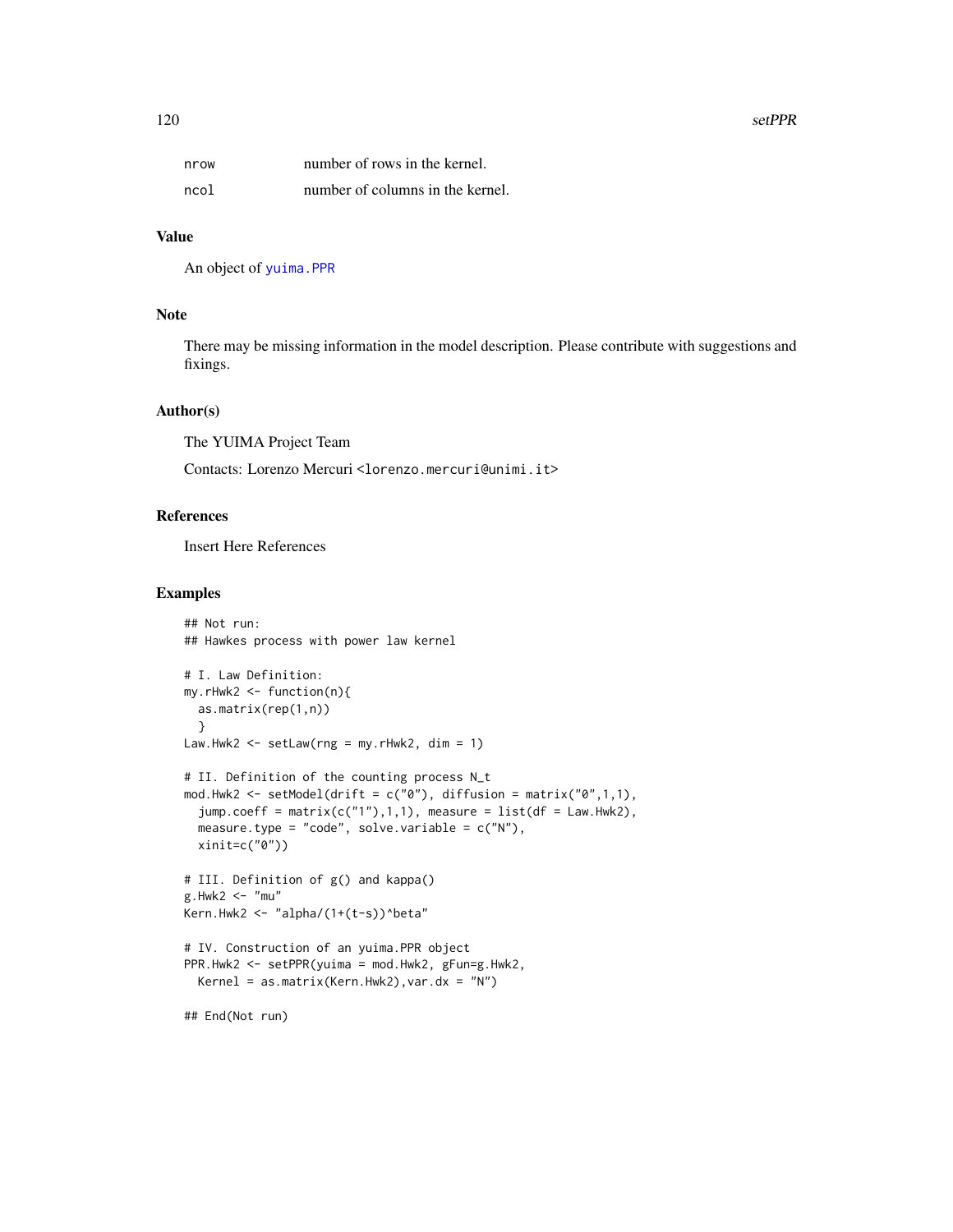| | |
|---|---|
| nrow | number of rows in the kernel. |
| ncol | number of columns in the kernel. |

## Value

An object of yuima.PPR

## Note

There may be missing information in the model description. Please contribute with suggestions and fixings.

## Author(s)

The YUIMA Project Team

Contacts: Lorenzo Mercuri <lorenzo.mercuri@unimi.it>

## References

Insert Here References

## Examples

```
## Not run:
## Hawkes process with power law kernel

# I. Law Definition:
my.rHwk2 <- function(n){
  as.matrix(rep(1,n))
  }
Law.Hwk2 <- setLaw(rng = my.rHwk2, dim = 1)

# II. Definition of the counting process N_t
mod.Hwk2 <- setModel(drift = c("0"), diffusion = matrix("0",1,1),
  jump.coeff = matrix(c("1"),1,1), measure = list(df = Law.Hwk2),
  measure.type = "code", solve.variable = c("N"),
  xinit=c("0"))

# III. Definition of g() and kappa()
g.Hwk2 <- "mu"
Kern.Hwk2 <- "alpha/(1+(t-s))^beta"

# IV. Construction of an yuima.PPR object
PPR.Hwk2 <- setPPR(yuima = mod.Hwk2, gFun=g.Hwk2,
  Kernel = as.matrix(Kern.Hwk2),var.dx = "N")

## End(Not run)
```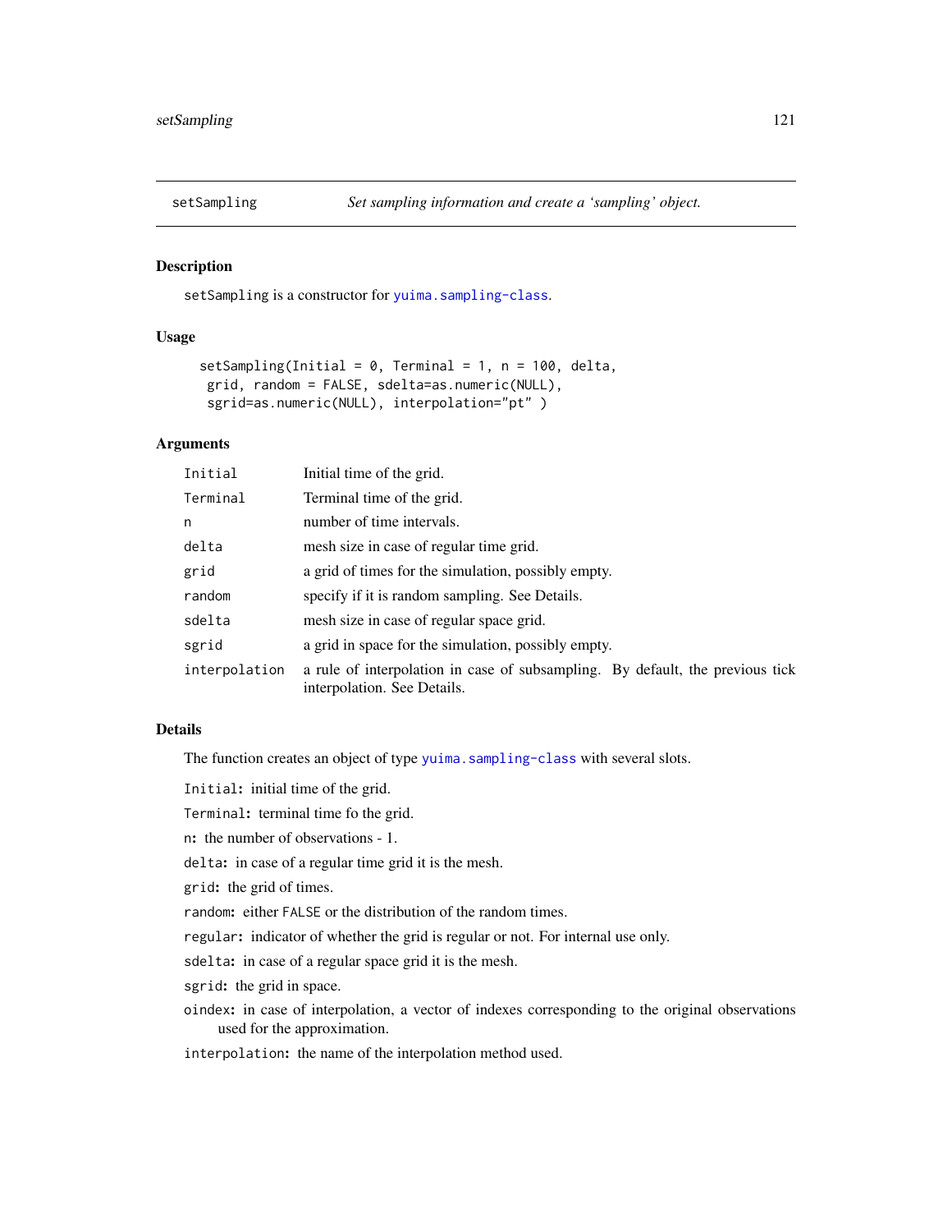## setSampling — *Set sampling information and create a 'sampling' object.*

### Description

setSampling is a constructor for yuima.sampling-class.

### Usage

```
setSampling(Initial = 0, Terminal = 1, n = 100, delta,
 grid, random = FALSE, sdelta=as.numeric(NULL),
 sgrid=as.numeric(NULL), interpolation="pt" )
```

### Arguments

| | |
|---|---|
| Initial | Initial time of the grid. |
| Terminal | Terminal time of the grid. |
| n | number of time intervals. |
| delta | mesh size in case of regular time grid. |
| grid | a grid of times for the simulation, possibly empty. |
| random | specify if it is random sampling. See Details. |
| sdelta | mesh size in case of regular space grid. |
| sgrid | a grid in space for the simulation, possibly empty. |
| interpolation | a rule of interpolation in case of subsampling. By default, the previous tick interpolation. See Details. |

### Details

The function creates an object of type yuima.sampling-class with several slots.

`Initial`: initial time of the grid.

`Terminal`: terminal time fo the grid.

`n`: the number of observations - 1.

`delta`: in case of a regular time grid it is the mesh.

`grid`: the grid of times.

`random`: either FALSE or the distribution of the random times.

`regular`: indicator of whether the grid is regular or not. For internal use only.

`sdelta`: in case of a regular space grid it is the mesh.

`sgrid`: the grid in space.

`oindex`: in case of interpolation, a vector of indexes corresponding to the original observations used for the approximation.

`interpolation`: the name of the interpolation method used.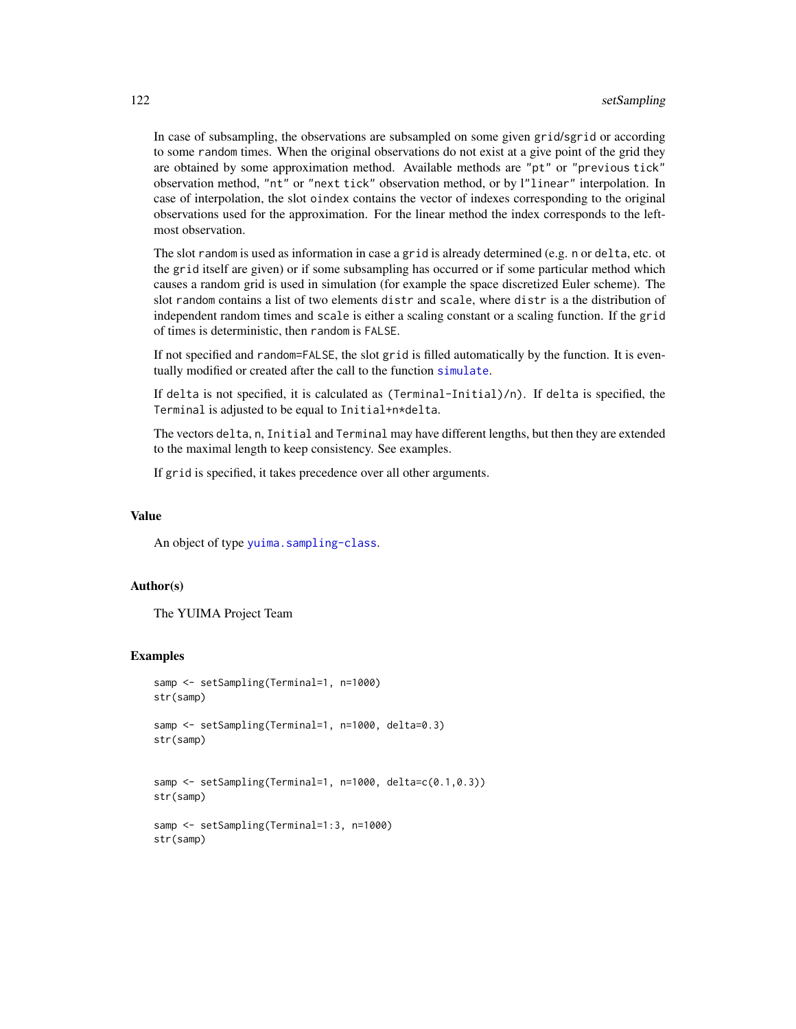In case of subsampling, the observations are subsampled on some given `grid`/`sgrid` or according to some `random` times. When the original observations do not exist at a give point of the grid they are obtained by some approximation method. Available methods are `"pt"` or `"previous tick"` observation method, `"nt"` or `"next tick"` observation method, or by l`"linear"` interpolation. In case of interpolation, the slot `oindex` contains the vector of indexes corresponding to the original observations used for the approximation. For the linear method the index corresponds to the left-most observation.

The slot `random` is used as information in case a `grid` is already determined (e.g. `n` or `delta`, etc. ot the `grid` itself are given) or if some subsampling has occurred or if some particular method which causes a random grid is used in simulation (for example the space discretized Euler scheme). The slot `random` contains a list of two elements `distr` and `scale`, where `distr` is a the distribution of independent random times and `scale` is either a scaling constant or a scaling function. If the `grid` of times is deterministic, then `random` is `FALSE`.

If not specified and `random=FALSE`, the slot `grid` is filled automatically by the function. It is eventually modified or created after the call to the function `simulate`.

If `delta` is not specified, it is calculated as `(Terminal-Initial)/n)`. If `delta` is specified, the `Terminal` is adjusted to be equal to `Initial+n*delta`.

The vectors `delta`, `n`, `Initial` and `Terminal` may have different lengths, but then they are extended to the maximal length to keep consistency. See examples.

If `grid` is specified, it takes precedence over all other arguments.

## Value

An object of type `yuima.sampling-class`.

## Author(s)

The YUIMA Project Team

## Examples

```
samp <- setSampling(Terminal=1, n=1000)
str(samp)

samp <- setSampling(Terminal=1, n=1000, delta=0.3)
str(samp)


samp <- setSampling(Terminal=1, n=1000, delta=c(0.1,0.3))
str(samp)

samp <- setSampling(Terminal=1:3, n=1000)
str(samp)
```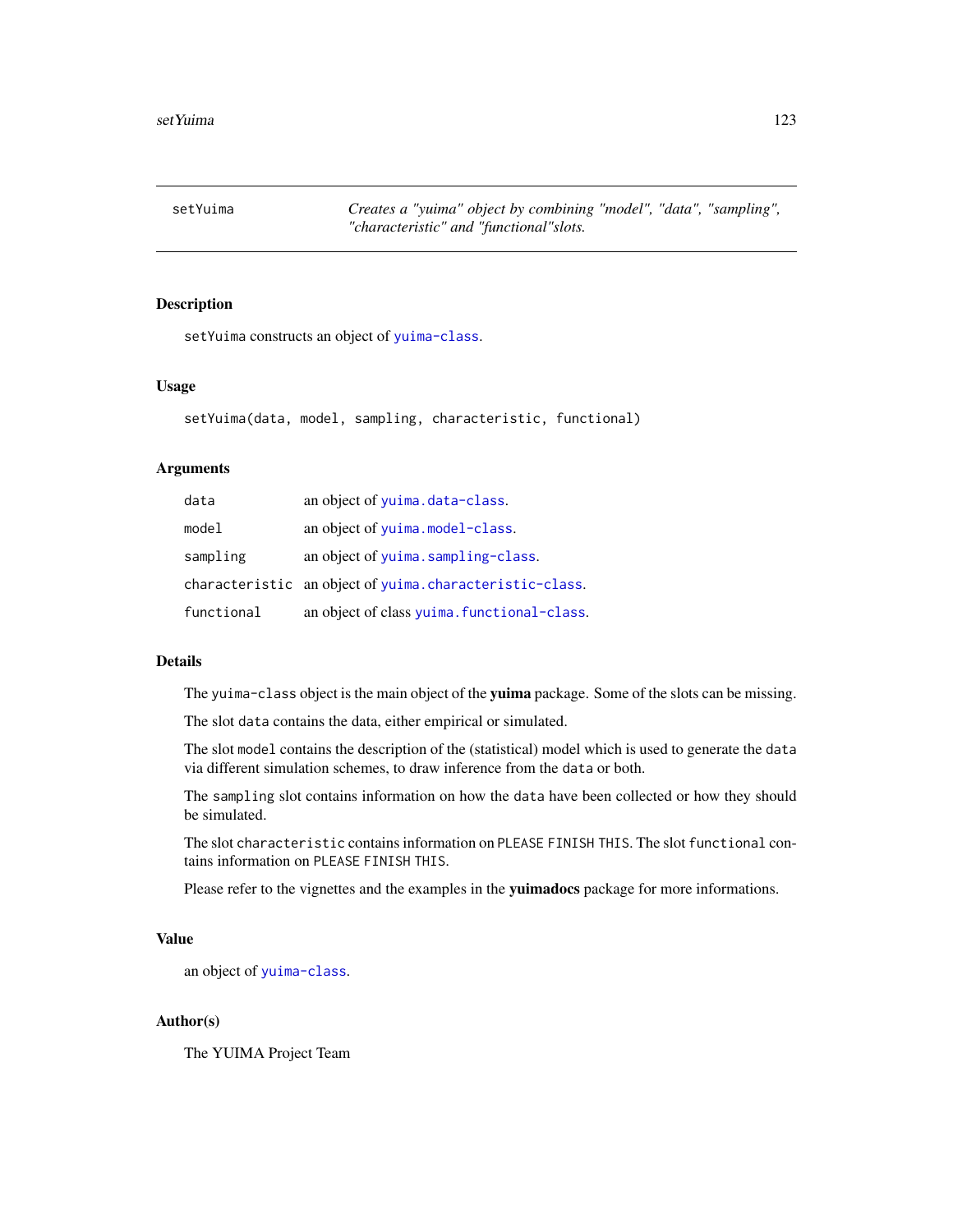## setYuima

*Creates a "yuima" object by combining "model", "data", "sampling", "characteristic" and "functional"slots.*

### Description

`setYuima` constructs an object of `yuima-class`.

### Usage

```
setYuima(data, model, sampling, characteristic, functional)
```

### Arguments

| | |
|---|---|
| `data` | an object of `yuima.data-class`. |
| `model` | an object of `yuima.model-class`. |
| `sampling` | an object of `yuima.sampling-class`. |
| `characteristic` | an object of `yuima.characteristic-class`. |
| `functional` | an object of class `yuima.functional-class`. |

### Details

The `yuima-class` object is the main object of the **yuima** package. Some of the slots can be missing.

The slot `data` contains the data, either empirical or simulated.

The slot `model` contains the description of the (statistical) model which is used to generate the `data` via different simulation schemes, to draw inference from the `data` or both.

The `sampling` slot contains information on how the `data` have been collected or how they should be simulated.

The slot `characteristic` contains information on `PLEASE FINISH THIS`. The slot `functional` contains information on `PLEASE FINISH THIS`.

Please refer to the vignettes and the examples in the **yuimadocs** package for more informations.

### Value

an object of `yuima-class`.

### Author(s)

The YUIMA Project Team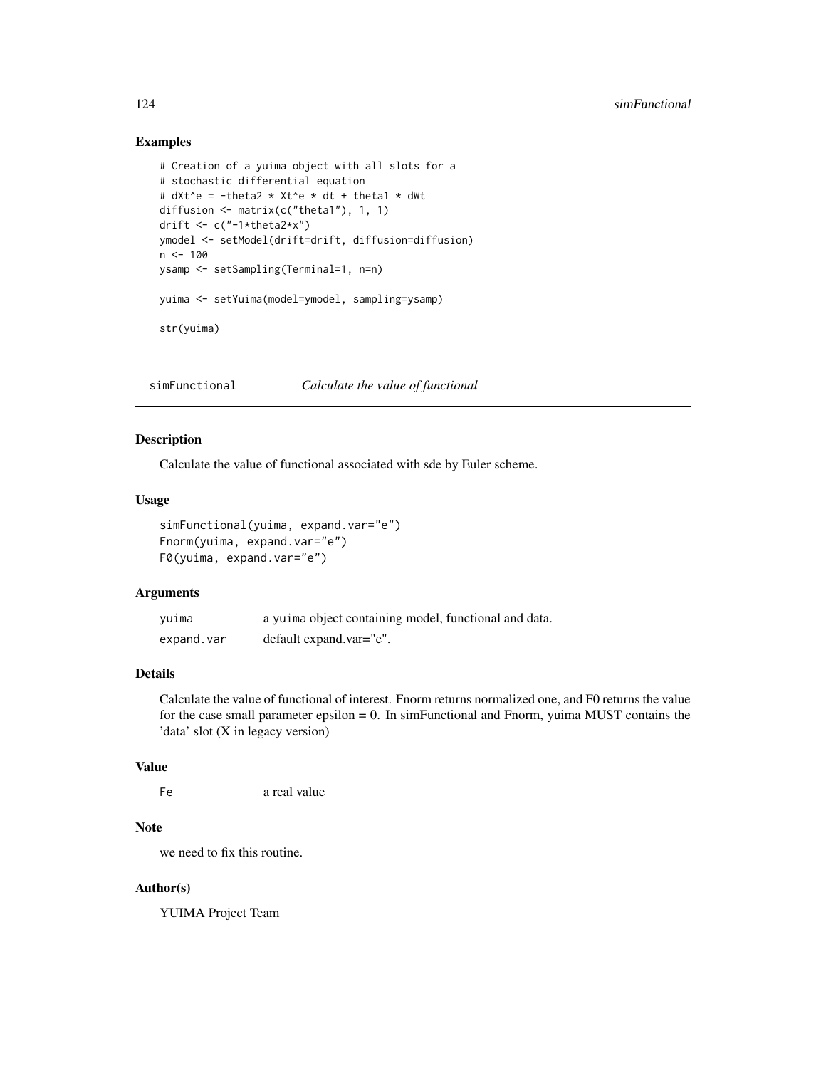### Examples

```
# Creation of a yuima object with all slots for a
# stochastic differential equation
# dXt^e = -theta2 * Xt^e * dt + theta1 * dWt
diffusion <- matrix(c("theta1"), 1, 1)
drift <- c("-1*theta2*x")
ymodel <- setModel(drift=drift, diffusion=diffusion)
n <- 100
ysamp <- setSampling(Terminal=1, n=n)

yuima <- setYuima(model=ymodel, sampling=ysamp)

str(yuima)
```

---

## simFunctional — *Calculate the value of functional*

### Description

Calculate the value of functional associated with sde by Euler scheme.

### Usage

```
simFunctional(yuima, expand.var="e")
Fnorm(yuima, expand.var="e")
F0(yuima, expand.var="e")
```

### Arguments

| | |
|---|---|
| `yuima` | a `yuima` object containing model, functional and data. |
| `expand.var` | default expand.var="e". |

### Details

Calculate the value of functional of interest. Fnorm returns normalized one, and F0 returns the value for the case small parameter epsilon = 0. In simFunctional and Fnorm, yuima MUST contains the 'data' slot (X in legacy version)

### Value

| | |
|---|---|
| `Fe` | a real value |

### Note

we need to fix this routine.

### Author(s)

YUIMA Project Team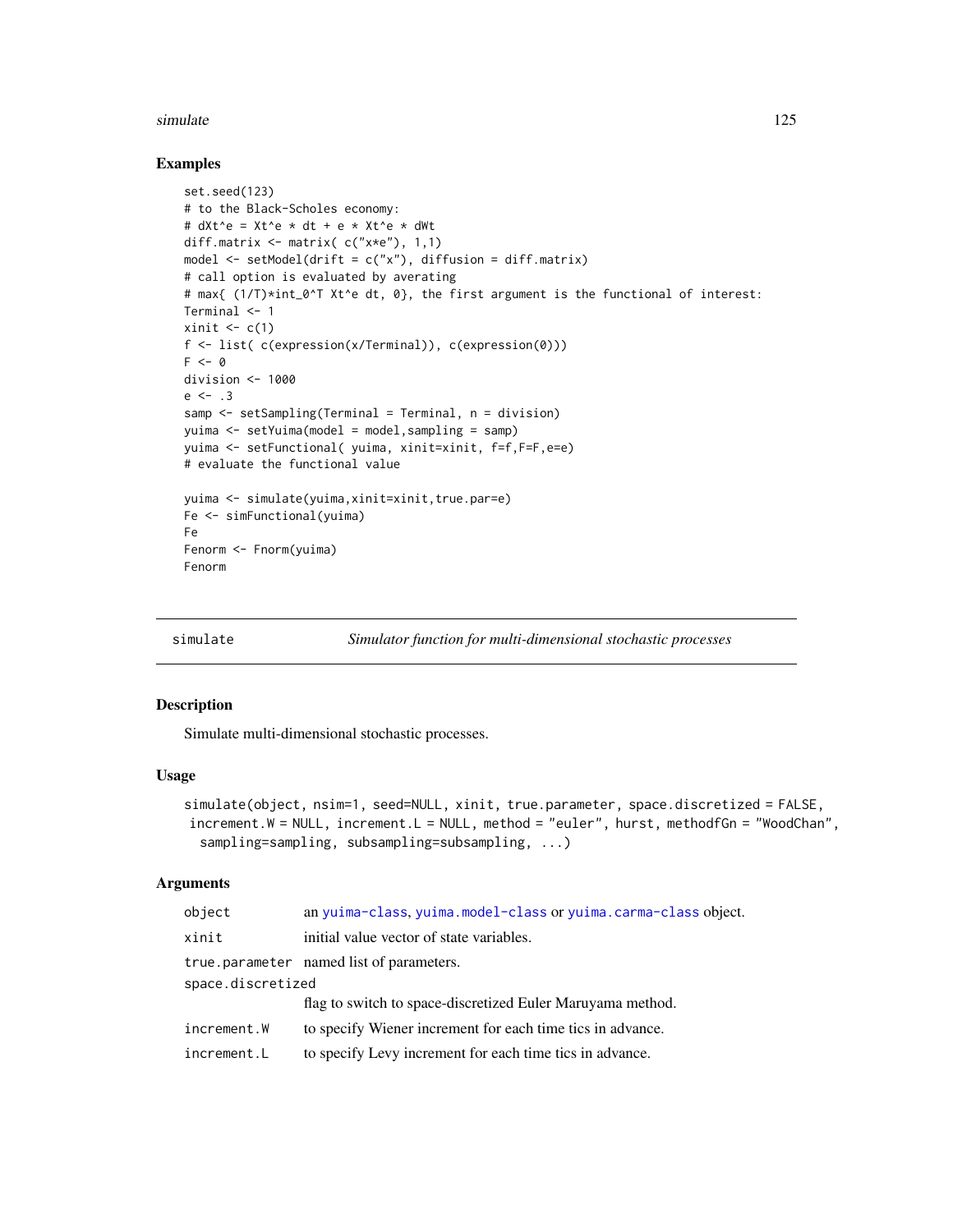## Examples

```
set.seed(123)
# to the Black-Scholes economy:
# dXt^e = Xt^e * dt + e * Xt^e * dWt
diff.matrix <- matrix( c("x*e"), 1,1)
model <- setModel(drift = c("x"), diffusion = diff.matrix)
# call option is evaluated by averating
# max{ (1/T)*int_0^T Xt^e dt, 0}, the first argument is the functional of interest:
Terminal <- 1
xinit <- c(1)
f <- list( c(expression(x/Terminal)), c(expression(0)))
F <- 0
division <- 1000
e <- .3
samp <- setSampling(Terminal = Terminal, n = division)
yuima <- setYuima(model = model,sampling = samp)
yuima <- setFunctional( yuima, xinit=xinit, f=f,F=F,e=e)
# evaluate the functional value

yuima <- simulate(yuima,xinit=xinit,true.par=e)
Fe <- simFunctional(yuima)
Fe
Fenorm <- Fnorm(yuima)
Fenorm
```

---

# simulate — *Simulator function for multi-dimensional stochastic processes*

---

## Description

Simulate multi-dimensional stochastic processes.

## Usage

```
simulate(object, nsim=1, seed=NULL, xinit, true.parameter, space.discretized = FALSE,
 increment.W = NULL, increment.L = NULL, method = "euler", hurst, methodfGn = "WoodChan",
  sampling=sampling, subsampling=subsampling, ...)
```

## Arguments

| | |
|---|---|
| `object` | an `yuima-class`, `yuima.model-class` or `yuima.carma-class` object. |
| `xinit` | initial value vector of state variables. |
| `true.parameter` | named list of parameters. |
| `space.discretized` | flag to switch to space-discretized Euler Maruyama method. |
| `increment.W` | to specify Wiener increment for each time tics in advance. |
| `increment.L` | to specify Levy increment for each time tics in advance. |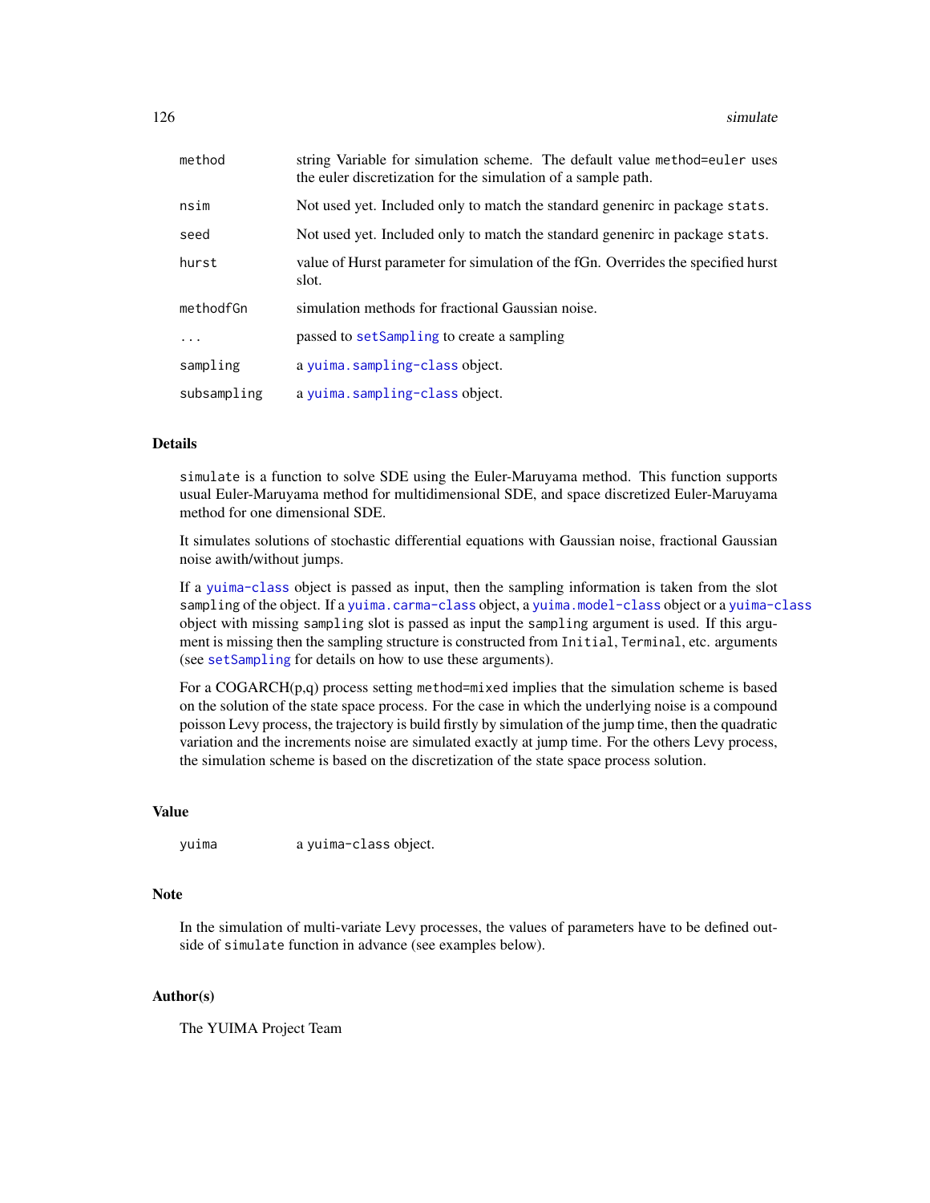| | |
|---|---|
| `method` | string Variable for simulation scheme. The default value `method=euler` uses the euler discretization for the simulation of a sample path. |
| `nsim` | Not used yet. Included only to match the standard genenirc in package `stats`. |
| `seed` | Not used yet. Included only to match the standard genenirc in package `stats`. |
| `hurst` | value of Hurst parameter for simulation of the fGn. Overrides the specified hurst slot. |
| `methodfGn` | simulation methods for fractional Gaussian noise. |
| `...` | passed to `setSampling` to create a sampling |
| `sampling` | a `yuima.sampling-class` object. |
| `subsampling` | a `yuima.sampling-class` object. |

## Details

`simulate` is a function to solve SDE using the Euler-Maruyama method. This function supports usual Euler-Maruyama method for multidimensional SDE, and space discretized Euler-Maruyama method for one dimensional SDE.

It simulates solutions of stochastic differential equations with Gaussian noise, fractional Gaussian noise awith/without jumps.

If a `yuima-class` object is passed as input, then the sampling information is taken from the slot `sampling` of the object. If a `yuima.carma-class` object, a `yuima.model-class` object or a `yuima-class` object with missing `sampling` slot is passed as input the `sampling` argument is used. If this argument is missing then the sampling structure is constructed from `Initial`, `Terminal`, etc. arguments (see `setSampling` for details on how to use these arguments).

For a COGARCH(p,q) process setting `method=mixed` implies that the simulation scheme is based on the solution of the state space process. For the case in which the underlying noise is a compound poisson Levy process, the trajectory is build firstly by simulation of the jump time, then the quadratic variation and the increments noise are simulated exactly at jump time. For the others Levy process, the simulation scheme is based on the discretization of the state space process solution.

## Value

| | |
|---|---|
| `yuima` | a `yuima-class` object. |

## Note

In the simulation of multi-variate Levy processes, the values of parameters have to be defined outside of `simulate` function in advance (see examples below).

## Author(s)

The YUIMA Project Team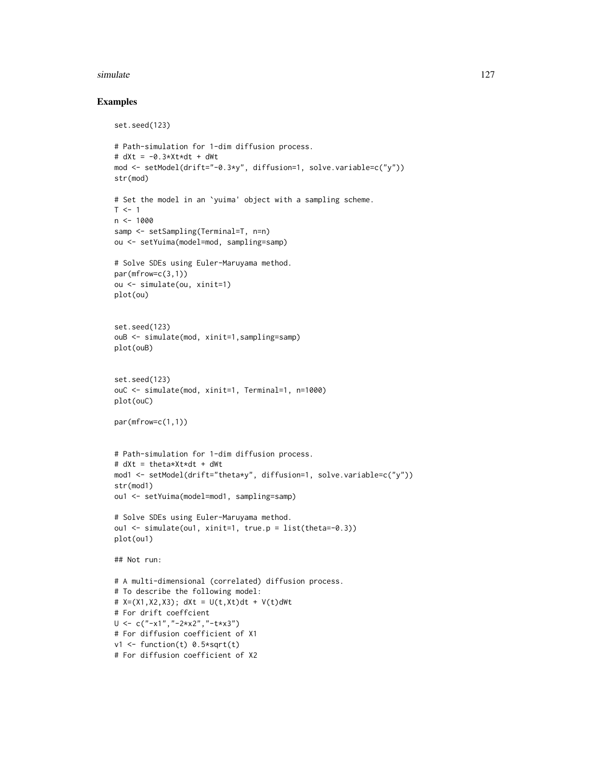## Examples

```
set.seed(123)

# Path-simulation for 1-dim diffusion process.
# dXt = -0.3*Xt*dt + dWt
mod <- setModel(drift="-0.3*y", diffusion=1, solve.variable=c("y"))
str(mod)

# Set the model in an `yuima' object with a sampling scheme.
T <- 1
n <- 1000
samp <- setSampling(Terminal=T, n=n)
ou <- setYuima(model=mod, sampling=samp)

# Solve SDEs using Euler-Maruyama method.
par(mfrow=c(3,1))
ou <- simulate(ou, xinit=1)
plot(ou)


set.seed(123)
ouB <- simulate(mod, xinit=1,sampling=samp)
plot(ouB)


set.seed(123)
ouC <- simulate(mod, xinit=1, Terminal=1, n=1000)
plot(ouC)

par(mfrow=c(1,1))


# Path-simulation for 1-dim diffusion process.
# dXt = theta*Xt*dt + dWt
mod1 <- setModel(drift="theta*y", diffusion=1, solve.variable=c("y"))
str(mod1)
ou1 <- setYuima(model=mod1, sampling=samp)

# Solve SDEs using Euler-Maruyama method.
ou1 <- simulate(ou1, xinit=1, true.p = list(theta=-0.3))
plot(ou1)

## Not run:

# A multi-dimensional (correlated) diffusion process.
# To describe the following model:
# X=(X1,X2,X3); dXt = U(t,Xt)dt + V(t)dWt
# For drift coeffcient
U <- c("-x1","-2*x2","-t*x3")
# For diffusion coefficient of X1
v1 <- function(t) 0.5*sqrt(t)
# For diffusion coefficient of X2
```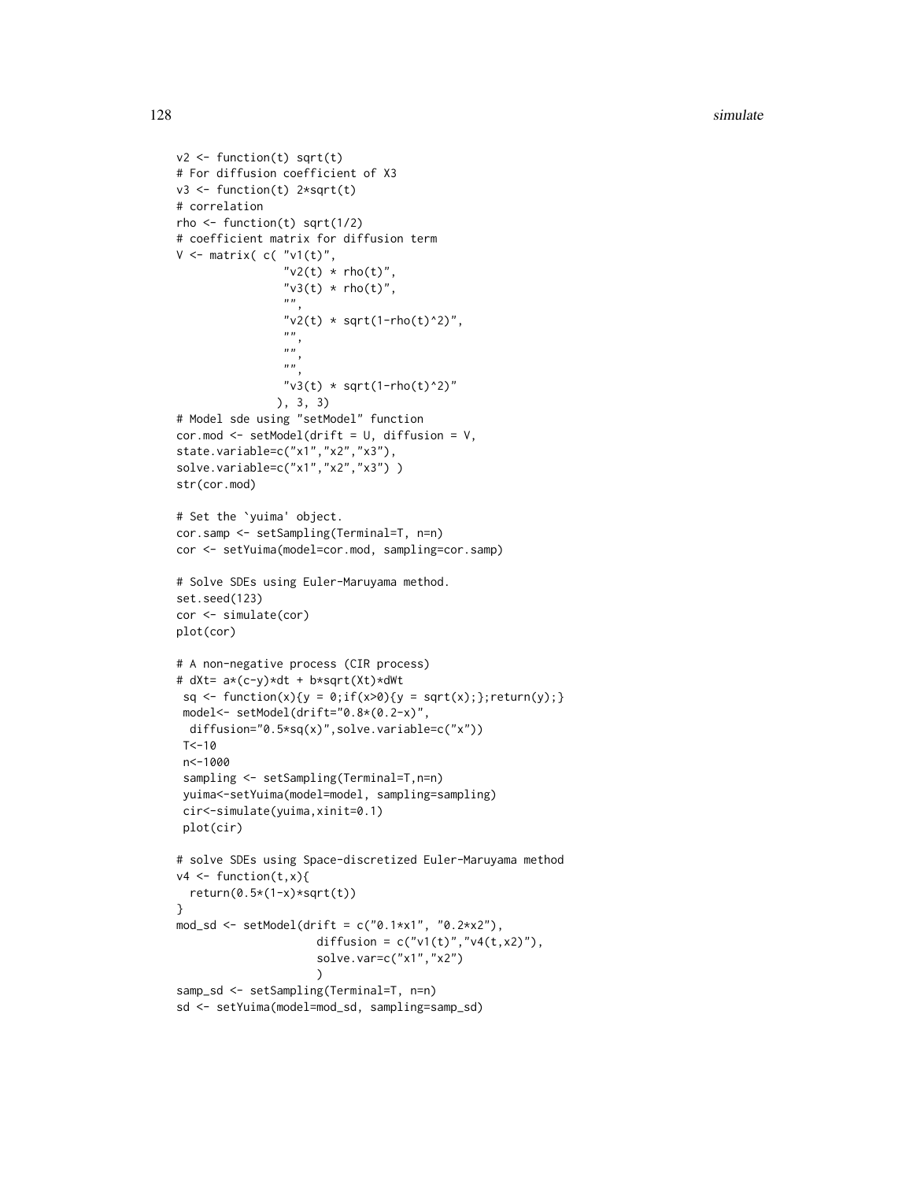```
v2 <- function(t) sqrt(t)
# For diffusion coefficient of X3
v3 <- function(t) 2*sqrt(t)
# correlation
rho <- function(t) sqrt(1/2)
# coefficient matrix for diffusion term
V <- matrix( c( "v1(t)",
                "v2(t) * rho(t)",
                "v3(t) * rho(t)",
                "",
                "v2(t) * sqrt(1-rho(t)^2)",
                "",
                "",
                "",
                "v3(t) * sqrt(1-rho(t)^2)"
               ), 3, 3)
# Model sde using "setModel" function
cor.mod <- setModel(drift = U, diffusion = V,
state.variable=c("x1","x2","x3"),
solve.variable=c("x1","x2","x3") )
str(cor.mod)

# Set the `yuima' object.
cor.samp <- setSampling(Terminal=T, n=n)
cor <- setYuima(model=cor.mod, sampling=cor.samp)

# Solve SDEs using Euler-Maruyama method.
set.seed(123)
cor <- simulate(cor)
plot(cor)

# A non-negative process (CIR process)
# dXt= a*(c-y)*dt + b*sqrt(Xt)*dWt
 sq <- function(x){y = 0;if(x>0){y = sqrt(x);};return(y);}
 model<- setModel(drift="0.8*(0.2-x)",
  diffusion="0.5*sq(x)",solve.variable=c("x"))
 T<-10
 n<-1000
 sampling <- setSampling(Terminal=T,n=n)
 yuima<-setYuima(model=model, sampling=sampling)
 cir<-simulate(yuima,xinit=0.1)
 plot(cir)

# solve SDEs using Space-discretized Euler-Maruyama method
v4 <- function(t,x){
  return(0.5*(1-x)*sqrt(t))
}
mod_sd <- setModel(drift = c("0.1*x1", "0.2*x2"),
                     diffusion = c("v1(t)","v4(t,x2)"),
                     solve.var=c("x1","x2")
                     )
samp_sd <- setSampling(Terminal=T, n=n)
sd <- setYuima(model=mod_sd, sampling=samp_sd)
```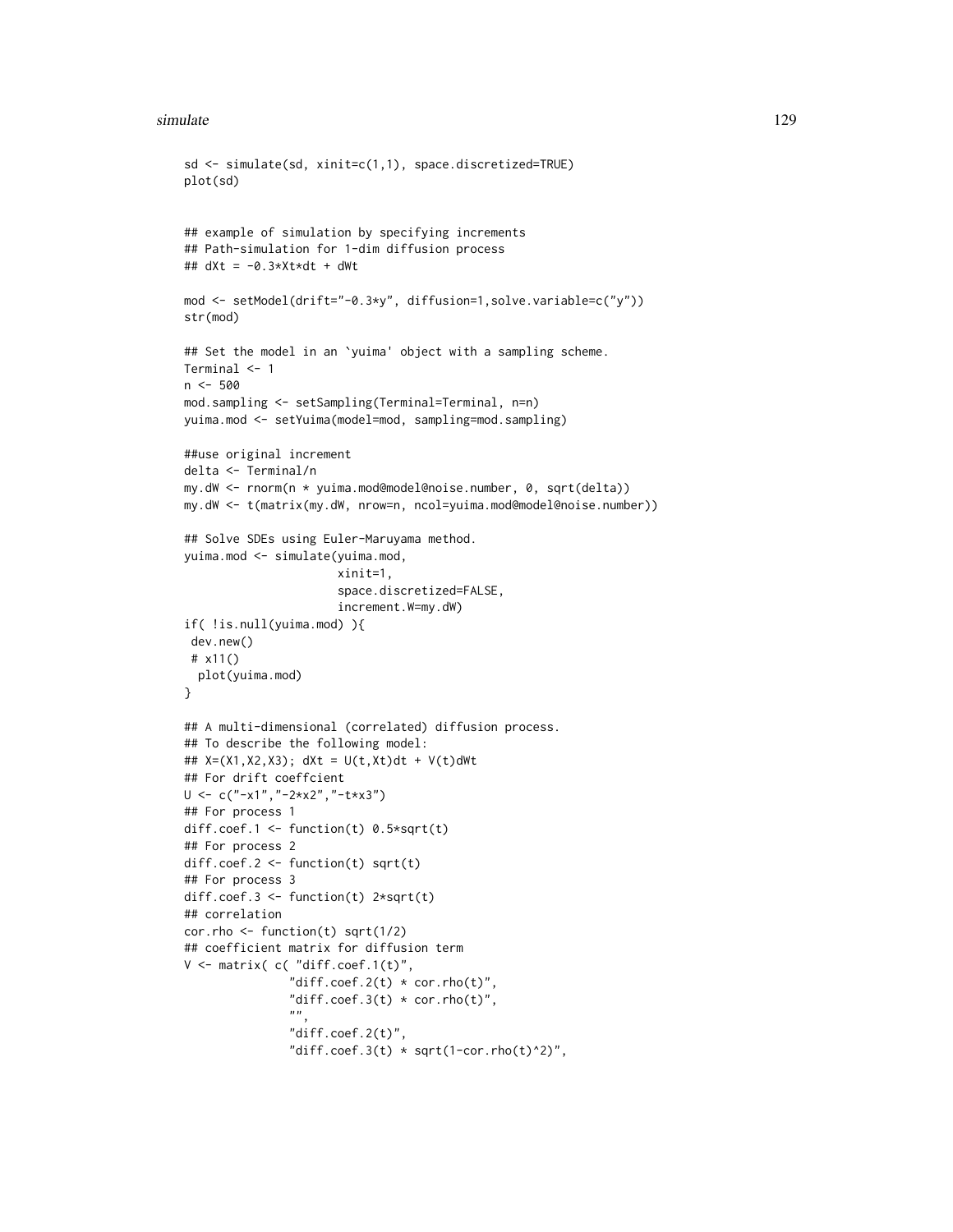```
sd <- simulate(sd, xinit=c(1,1), space.discretized=TRUE)
plot(sd)


## example of simulation by specifying increments
## Path-simulation for 1-dim diffusion process
## dXt = -0.3*Xt*dt + dWt

mod <- setModel(drift="-0.3*y", diffusion=1,solve.variable=c("y"))
str(mod)

## Set the model in an `yuima' object with a sampling scheme.
Terminal <- 1
n <- 500
mod.sampling <- setSampling(Terminal=Terminal, n=n)
yuima.mod <- setYuima(model=mod, sampling=mod.sampling)

##use original increment
delta <- Terminal/n
my.dW <- rnorm(n * yuima.mod@model@noise.number, 0, sqrt(delta))
my.dW <- t(matrix(my.dW, nrow=n, ncol=yuima.mod@model@noise.number))

## Solve SDEs using Euler-Maruyama method.
yuima.mod <- simulate(yuima.mod,
                      xinit=1,
                      space.discretized=FALSE,
                      increment.W=my.dW)
if( !is.null(yuima.mod) ){
 dev.new()
 # x11()
  plot(yuima.mod)
}

## A multi-dimensional (correlated) diffusion process.
## To describe the following model:
## X=(X1,X2,X3); dXt = U(t,Xt)dt + V(t)dWt
## For drift coeffcient
U <- c("-x1","-2*x2","-t*x3")
## For process 1
diff.coef.1 <- function(t) 0.5*sqrt(t)
## For process 2
diff.coef.2 <- function(t) sqrt(t)
## For process 3
diff.coef.3 <- function(t) 2*sqrt(t)
## correlation
cor.rho <- function(t) sqrt(1/2)
## coefficient matrix for diffusion term
V <- matrix( c( "diff.coef.1(t)",
               "diff.coef.2(t) * cor.rho(t)",
               "diff.coef.3(t) * cor.rho(t)",
               "",
               "diff.coef.2(t)",
               "diff.coef.3(t) * sqrt(1-cor.rho(t)^2)",
```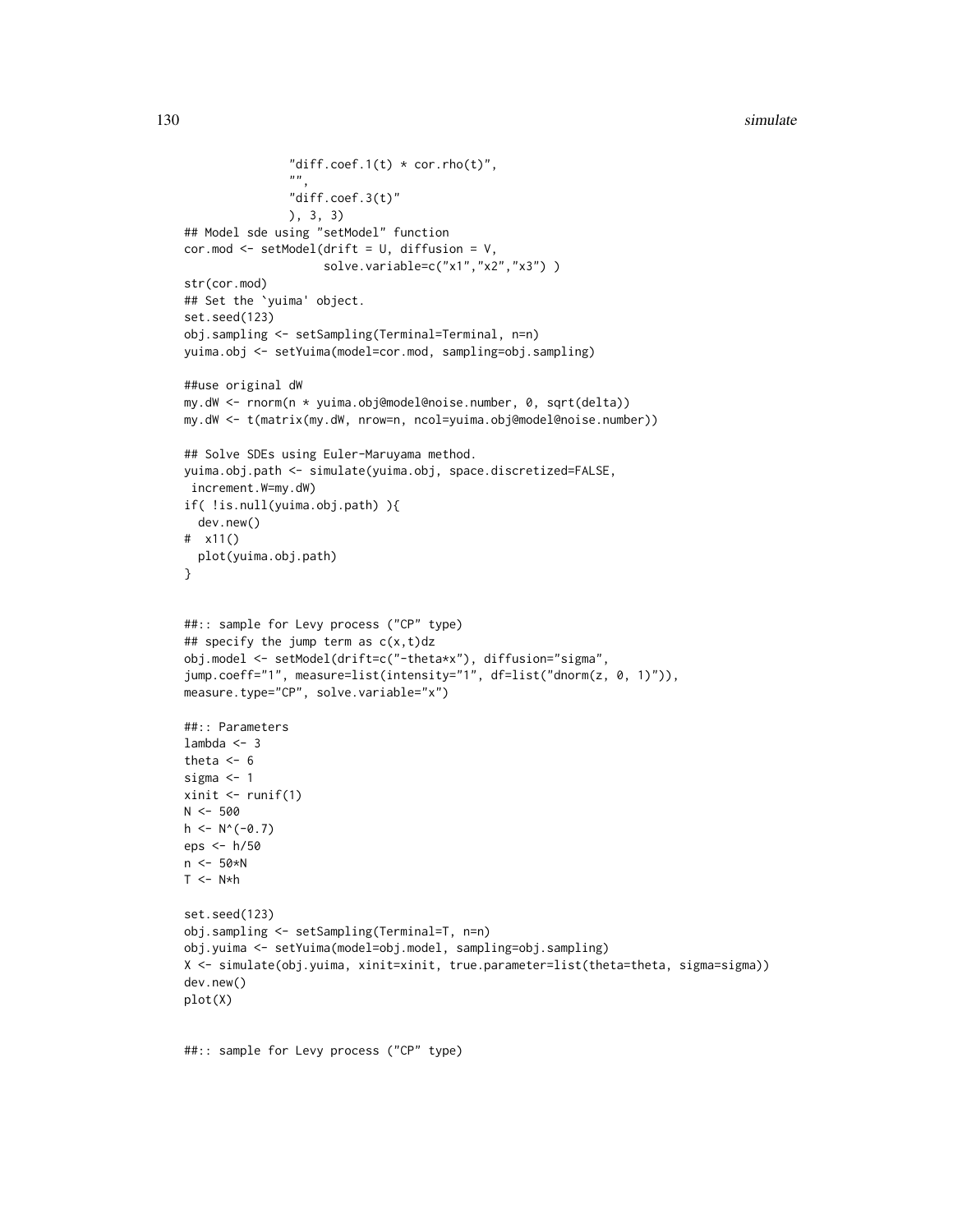```
                "diff.coef.1(t) * cor.rho(t)",
                "",
                "diff.coef.3(t)"
                ), 3, 3)
## Model sde using "setModel" function
cor.mod <- setModel(drift = U, diffusion = V,
                    solve.variable=c("x1","x2","x3") )
str(cor.mod)
## Set the `yuima' object.
set.seed(123)
obj.sampling <- setSampling(Terminal=Terminal, n=n)
yuima.obj <- setYuima(model=cor.mod, sampling=obj.sampling)

##use original dW
my.dW <- rnorm(n * yuima.obj@model@noise.number, 0, sqrt(delta))
my.dW <- t(matrix(my.dW, nrow=n, ncol=yuima.obj@model@noise.number))

## Solve SDEs using Euler-Maruyama method.
yuima.obj.path <- simulate(yuima.obj, space.discretized=FALSE,
 increment.W=my.dW)
if( !is.null(yuima.obj.path) ){
  dev.new()
#  x11()
  plot(yuima.obj.path)
}


##:: sample for Levy process ("CP" type)
## specify the jump term as c(x,t)dz
obj.model <- setModel(drift=c("-theta*x"), diffusion="sigma",
jump.coeff="1", measure=list(intensity="1", df=list("dnorm(z, 0, 1)")),
measure.type="CP", solve.variable="x")

##:: Parameters
lambda <- 3
theta <- 6
sigma <- 1
xinit <- runif(1)
N <- 500
h <- N^(-0.7)
eps <- h/50
n <- 50*N
T <- N*h

set.seed(123)
obj.sampling <- setSampling(Terminal=T, n=n)
obj.yuima <- setYuima(model=obj.model, sampling=obj.sampling)
X <- simulate(obj.yuima, xinit=xinit, true.parameter=list(theta=theta, sigma=sigma))
dev.new()
plot(X)


##:: sample for Levy process ("CP" type)
```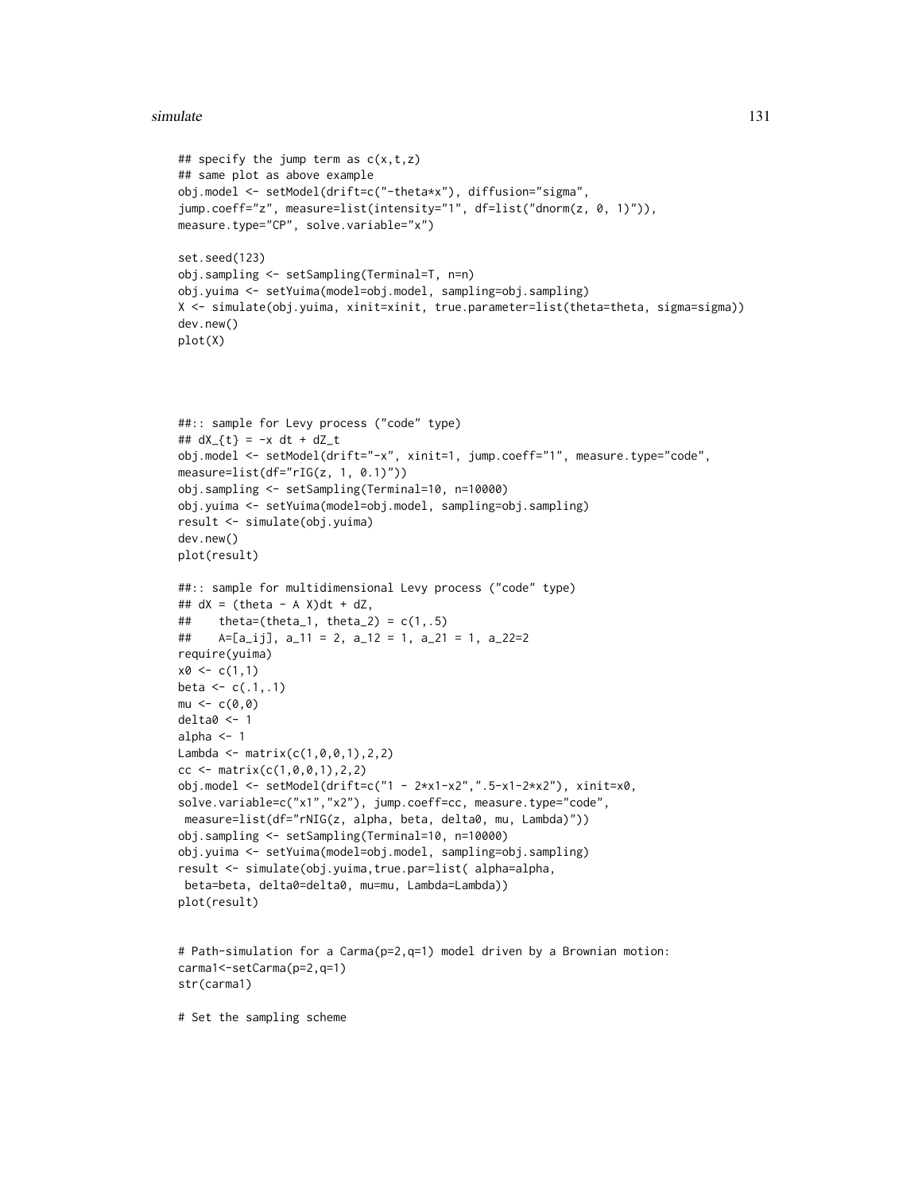```
## specify the jump term as c(x,t,z)
## same plot as above example
obj.model <- setModel(drift=c("-theta*x"), diffusion="sigma",
jump.coeff="z", measure=list(intensity="1", df=list("dnorm(z, 0, 1)")),
measure.type="CP", solve.variable="x")

set.seed(123)
obj.sampling <- setSampling(Terminal=T, n=n)
obj.yuima <- setYuima(model=obj.model, sampling=obj.sampling)
X <- simulate(obj.yuima, xinit=xinit, true.parameter=list(theta=theta, sigma=sigma))
dev.new()
plot(X)




##:: sample for Levy process ("code" type)
## dX_{t} = -x dt + dZ_t
obj.model <- setModel(drift="-x", xinit=1, jump.coeff="1", measure.type="code",
measure=list(df="rIG(z, 1, 0.1)"))
obj.sampling <- setSampling(Terminal=10, n=10000)
obj.yuima <- setYuima(model=obj.model, sampling=obj.sampling)
result <- simulate(obj.yuima)
dev.new()
plot(result)

##:: sample for multidimensional Levy process ("code" type)
## dX = (theta - A X)dt + dZ,
##    theta=(theta_1, theta_2) = c(1,.5)
##    A=[a_ij], a_11 = 2, a_12 = 1, a_21 = 1, a_22=2
require(yuima)
x0 <- c(1,1)
beta <- c(.1,.1)
mu <- c(0,0)
delta0 <- 1
alpha <- 1
Lambda <- matrix(c(1,0,0,1),2,2)
cc <- matrix(c(1,0,0,1),2,2)
obj.model <- setModel(drift=c("1 - 2*x1-x2",".5-x1-2*x2"), xinit=x0,
solve.variable=c("x1","x2"), jump.coeff=cc, measure.type="code",
 measure=list(df="rNIG(z, alpha, beta, delta0, mu, Lambda)"))
obj.sampling <- setSampling(Terminal=10, n=10000)
obj.yuima <- setYuima(model=obj.model, sampling=obj.sampling)
result <- simulate(obj.yuima,true.par=list( alpha=alpha,
 beta=beta, delta0=delta0, mu=mu, Lambda=Lambda))
plot(result)


# Path-simulation for a Carma(p=2,q=1) model driven by a Brownian motion:
carma1<-setCarma(p=2,q=1)
str(carma1)

# Set the sampling scheme
```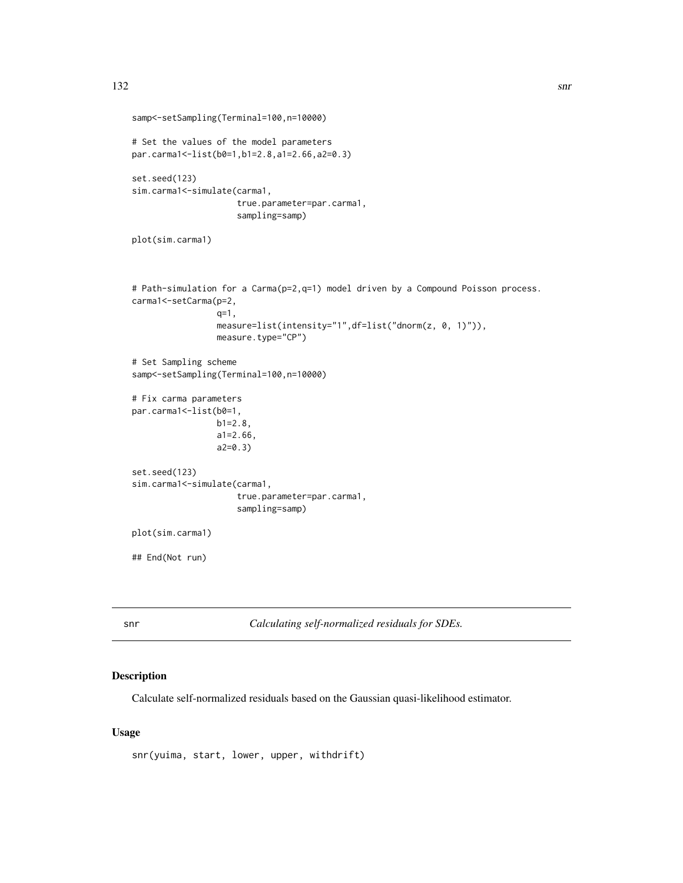```
samp<-setSampling(Terminal=100,n=10000)

# Set the values of the model parameters
par.carma1<-list(b0=1,b1=2.8,a1=2.66,a2=0.3)

set.seed(123)
sim.carma1<-simulate(carma1,
                     true.parameter=par.carma1,
                     sampling=samp)

plot(sim.carma1)



# Path-simulation for a Carma(p=2,q=1) model driven by a Compound Poisson process.
carma1<-setCarma(p=2,
                 q=1,
                 measure=list(intensity="1",df=list("dnorm(z, 0, 1)")),
                 measure.type="CP")

# Set Sampling scheme
samp<-setSampling(Terminal=100,n=10000)

# Fix carma parameters
par.carma1<-list(b0=1,
                 b1=2.8,
                 a1=2.66,
                 a2=0.3)

set.seed(123)
sim.carma1<-simulate(carma1,
                     true.parameter=par.carma1,
                     sampling=samp)

plot(sim.carma1)

## End(Not run)
```

---

snr *Calculating self-normalized residuals for SDEs.*

---

## Description

Calculate self-normalized residuals based on the Gaussian quasi-likelihood estimator.

## Usage

```
snr(yuima, start, lower, upper, withdrift)
```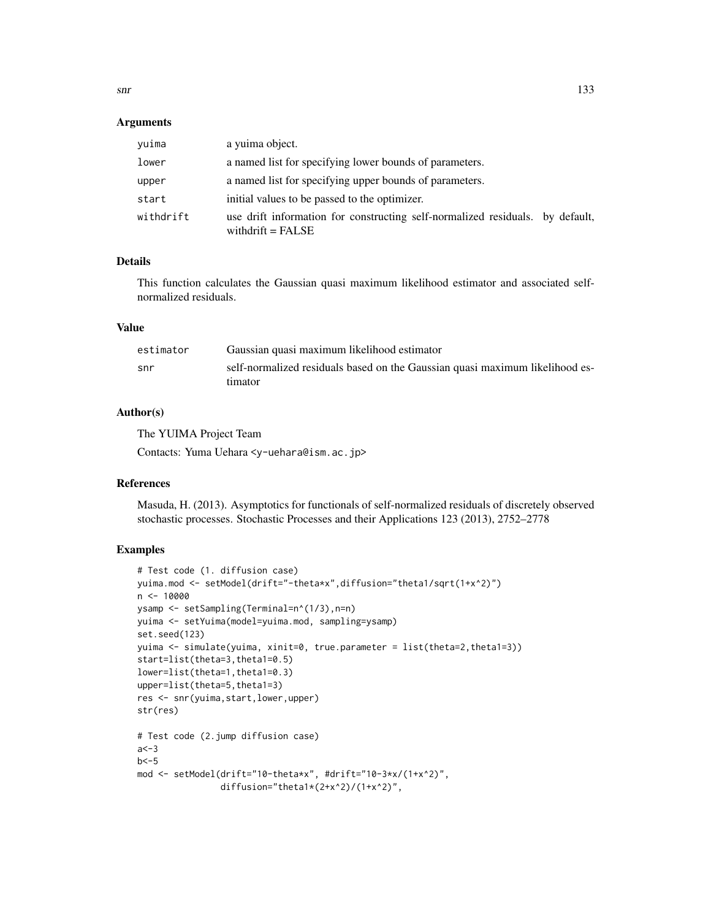### Arguments

| | |
|---|---|
| yuima | a yuima object. |
| lower | a named list for specifying lower bounds of parameters. |
| upper | a named list for specifying upper bounds of parameters. |
| start | initial values to be passed to the optimizer. |
| withdrift | use drift information for constructing self-normalized residuals. by default, withdrift = FALSE |

### Details

This function calculates the Gaussian quasi maximum likelihood estimator and associated self-normalized residuals.

### Value

| | |
|---|---|
| estimator | Gaussian quasi maximum likelihood estimator |
| snr | self-normalized residuals based on the Gaussian quasi maximum likelihood estimator |

### Author(s)

The YUIMA Project Team

Contacts: Yuma Uehara <y-uehara@ism.ac.jp>

### References

Masuda, H. (2013). Asymptotics for functionals of self-normalized residuals of discretely observed stochastic processes. Stochastic Processes and their Applications 123 (2013), 2752–2778

### Examples

```
# Test code (1. diffusion case)
yuima.mod <- setModel(drift="-theta*x",diffusion="theta1/sqrt(1+x^2)")
n <- 10000
ysamp <- setSampling(Terminal=n^(1/3),n=n)
yuima <- setYuima(model=yuima.mod, sampling=ysamp)
set.seed(123)
yuima <- simulate(yuima, xinit=0, true.parameter = list(theta=2,theta1=3))
start=list(theta=3,theta1=0.5)
lower=list(theta=1,theta1=0.3)
upper=list(theta=5,theta1=3)
res <- snr(yuima,start,lower,upper)
str(res)

# Test code (2.jump diffusion case)
a<-3
b<-5
mod <- setModel(drift="10-theta*x", #drift="10-3*x/(1+x^2)",
                diffusion="theta1*(2+x^2)/(1+x^2)",
```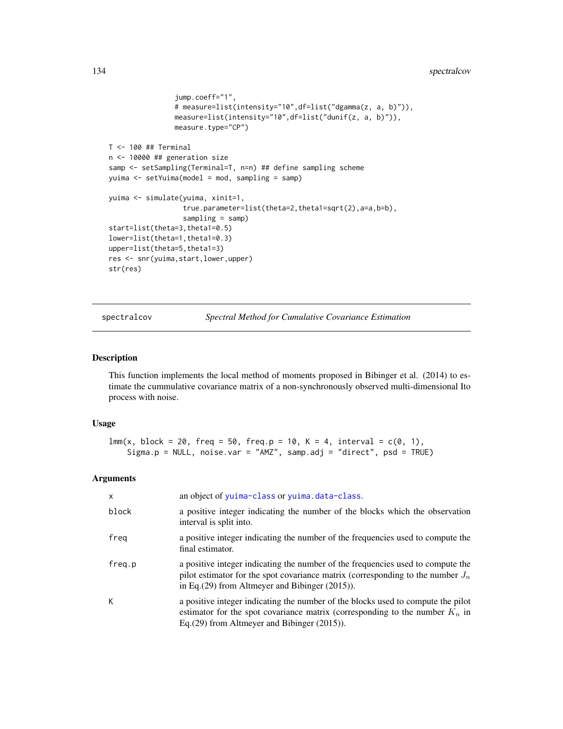```
                jump.coeff="1",
                # measure=list(intensity="10",df=list("dgamma(z, a, b)")),
                measure=list(intensity="10",df=list("dunif(z, a, b)")),
                measure.type="CP")

T <- 100 ## Terminal
n <- 10000 ## generation size
samp <- setSampling(Terminal=T, n=n) ## define sampling scheme
yuima <- setYuima(model = mod, sampling = samp)

yuima <- simulate(yuima, xinit=1,
                  true.parameter=list(theta=2,theta1=sqrt(2),a=a,b=b),
                  sampling = samp)
start=list(theta=3,theta1=0.5)
lower=list(theta=1,theta1=0.3)
upper=list(theta=5,theta1=3)
res <- snr(yuima,start,lower,upper)
str(res)
```

## spectralcov — *Spectral Method for Cumulative Covariance Estimation*

### Description

This function implements the local method of moments proposed in Bibinger et al. (2014) to estimate the cummulative covariance matrix of a non-synchronously observed multi-dimensional Ito process with noise.

### Usage

```
lmm(x, block = 20, freq = 50, freq.p = 10, K = 4, interval = c(0, 1),
    Sigma.p = NULL, noise.var = "AMZ", samp.adj = "direct", psd = TRUE)
```

### Arguments

| | |
|---|---|
| x | an object of yuima-class or yuima.data-class. |
| block | a positive integer indicating the number of the blocks which the observation interval is split into. |
| freq | a positive integer indicating the number of the frequencies used to compute the final estimator. |
| freq.p | a positive integer indicating the number of the frequencies used to compute the pilot estimator for the spot covariance matrix (corresponding to the number $J_n$ in Eq.(29) from Altmeyer and Bibinger (2015)). |
| K | a positive integer indicating the number of the blocks used to compute the pilot estimator for the spot covariance matrix (corresponding to the number $K_n$ in Eq.(29) from Altmeyer and Bibinger (2015)). |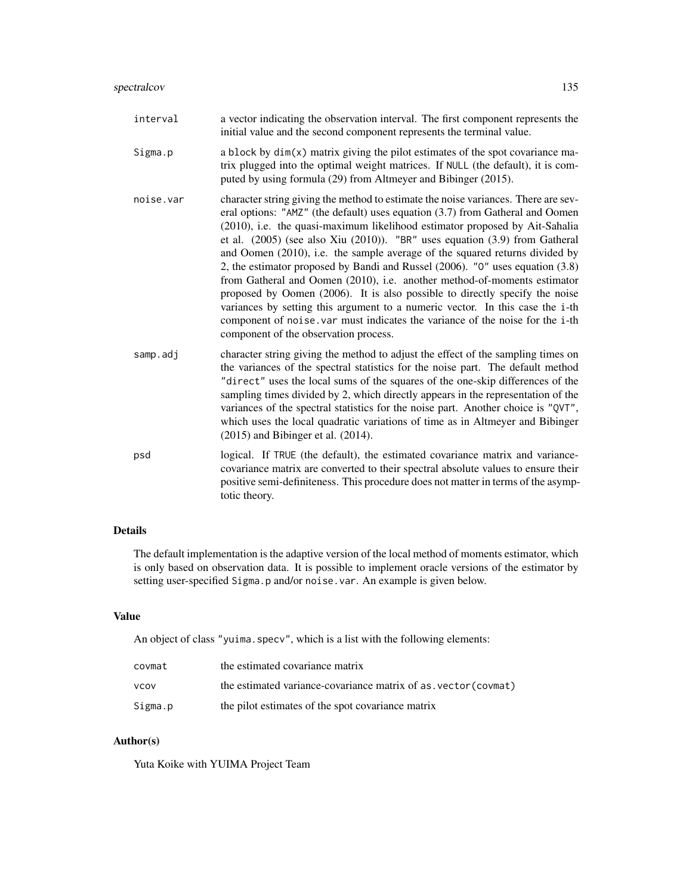| | |
|---|---|
| `interval` | a vector indicating the observation interval. The first component represents the initial value and the second component represents the terminal value. |
| `Sigma.p` | a `block` by `dim(x)` matrix giving the pilot estimates of the spot covariance matrix plugged into the optimal weight matrices. If `NULL` (the default), it is computed by using formula (29) from Altmeyer and Bibinger (2015). |
| `noise.var` | character string giving the method to estimate the noise variances. There are several options: `"AMZ"` (the default) uses equation (3.7) from Gatheral and Oomen (2010), i.e. the quasi-maximum likelihood estimator proposed by Ait-Sahalia et al. (2005) (see also Xiu (2010)). `"BR"` uses equation (3.9) from Gatheral and Oomen (2010), i.e. the sample average of the squared returns divided by 2, the estimator proposed by Bandi and Russel (2006). `"O"` uses equation (3.8) from Gatheral and Oomen (2010), i.e. another method-of-moments estimator proposed by Oomen (2006). It is also possible to directly specify the noise variances by setting this argument to a numeric vector. In this case the `i`-th component of `noise.var` must indicates the variance of the noise for the `i`-th component of the observation process. |
| `samp.adj` | character string giving the method to adjust the effect of the sampling times on the variances of the spectral statistics for the noise part. The default method `"direct"` uses the local sums of the squares of the one-skip differences of the sampling times divided by 2, which directly appears in the representation of the variances of the spectral statistics for the noise part. Another choice is `"QVT"`, which uses the local quadratic variations of time as in Altmeyer and Bibinger (2015) and Bibinger et al. (2014). |
| `psd` | logical. If `TRUE` (the default), the estimated covariance matrix and variance-covariance matrix are converted to their spectral absolute values to ensure their positive semi-definiteness. This procedure does not matter in terms of the asymptotic theory. |

## Details

The default implementation is the adaptive version of the local method of moments estimator, which is only based on observation data. It is possible to implement oracle versions of the estimator by setting user-specified `Sigma.p` and/or `noise.var`. An example is given below.

## Value

An object of class `"yuima.specv"`, which is a list with the following elements:

| | |
|---|---|
| `covmat` | the estimated covariance matrix |
| `vcov` | the estimated variance-covariance matrix of `as.vector(covmat)` |
| `Sigma.p` | the pilot estimates of the spot covariance matrix |

## Author(s)

Yuta Koike with YUIMA Project Team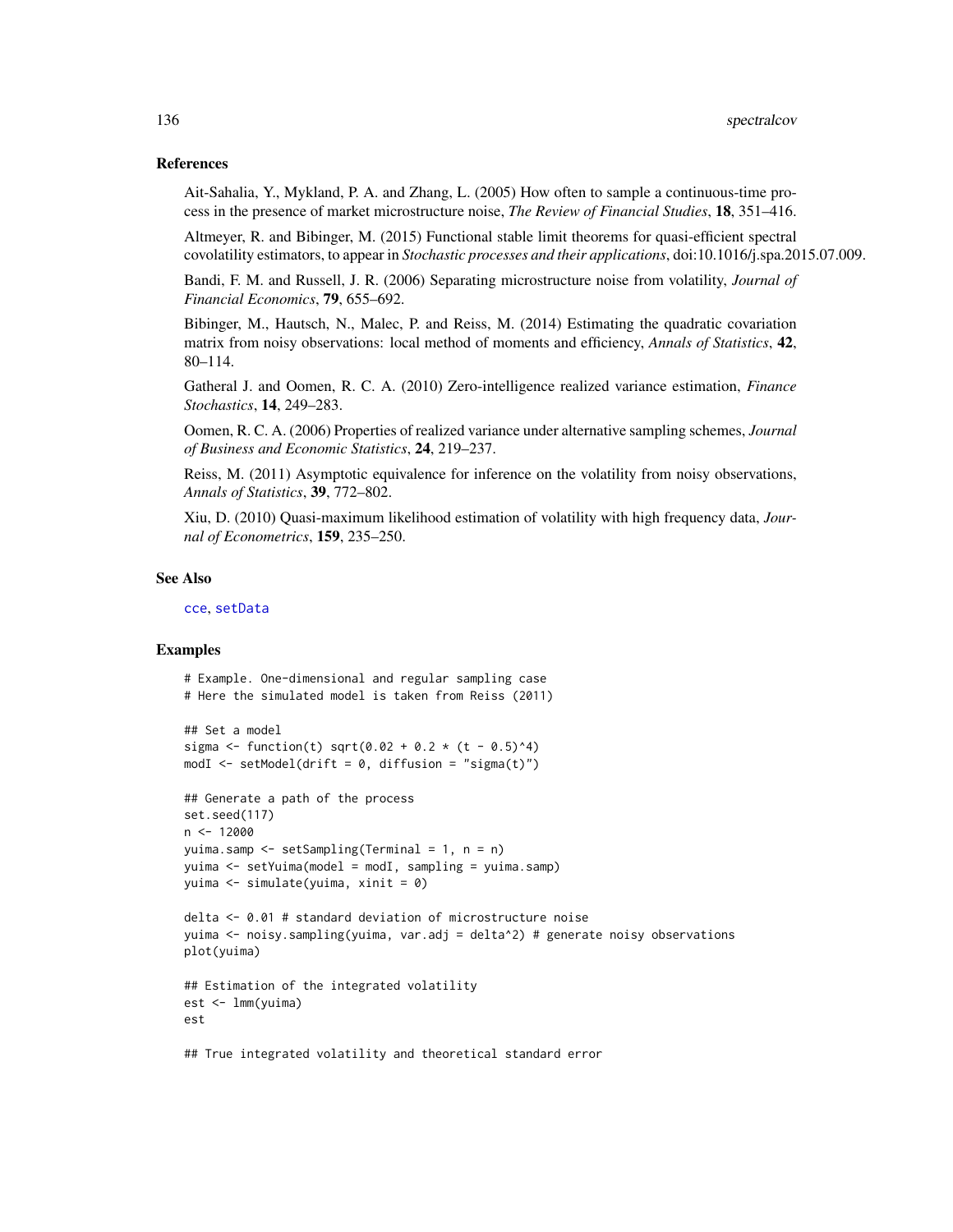## References

Ait-Sahalia, Y., Mykland, P. A. and Zhang, L. (2005) How often to sample a continuous-time process in the presence of market microstructure noise, *The Review of Financial Studies*, **18**, 351–416.

Altmeyer, R. and Bibinger, M. (2015) Functional stable limit theorems for quasi-efficient spectral covolatility estimators, to appear in *Stochastic processes and their applications*, doi:10.1016/j.spa.2015.07.009.

Bandi, F. M. and Russell, J. R. (2006) Separating microstructure noise from volatility, *Journal of Financial Economics*, **79**, 655–692.

Bibinger, M., Hautsch, N., Malec, P. and Reiss, M. (2014) Estimating the quadratic covariation matrix from noisy observations: local method of moments and efficiency, *Annals of Statistics*, **42**, 80–114.

Gatheral J. and Oomen, R. C. A. (2010) Zero-intelligence realized variance estimation, *Finance Stochastics*, **14**, 249–283.

Oomen, R. C. A. (2006) Properties of realized variance under alternative sampling schemes, *Journal of Business and Economic Statistics*, **24**, 219–237.

Reiss, M. (2011) Asymptotic equivalence for inference on the volatility from noisy observations, *Annals of Statistics*, **39**, 772–802.

Xiu, D. (2010) Quasi-maximum likelihood estimation of volatility with high frequency data, *Journal of Econometrics*, **159**, 235–250.

## See Also

cce, setData

## Examples

```
# Example. One-dimensional and regular sampling case
# Here the simulated model is taken from Reiss (2011)

## Set a model
sigma <- function(t) sqrt(0.02 + 0.2 * (t - 0.5)^4)
modI <- setModel(drift = 0, diffusion = "sigma(t)")

## Generate a path of the process
set.seed(117)
n <- 12000
yuima.samp <- setSampling(Terminal = 1, n = n)
yuima <- setYuima(model = modI, sampling = yuima.samp)
yuima <- simulate(yuima, xinit = 0)

delta <- 0.01 # standard deviation of microstructure noise
yuima <- noisy.sampling(yuima, var.adj = delta^2) # generate noisy observations
plot(yuima)

## Estimation of the integrated volatility
est <- lmm(yuima)
est

## True integrated volatility and theoretical standard error
```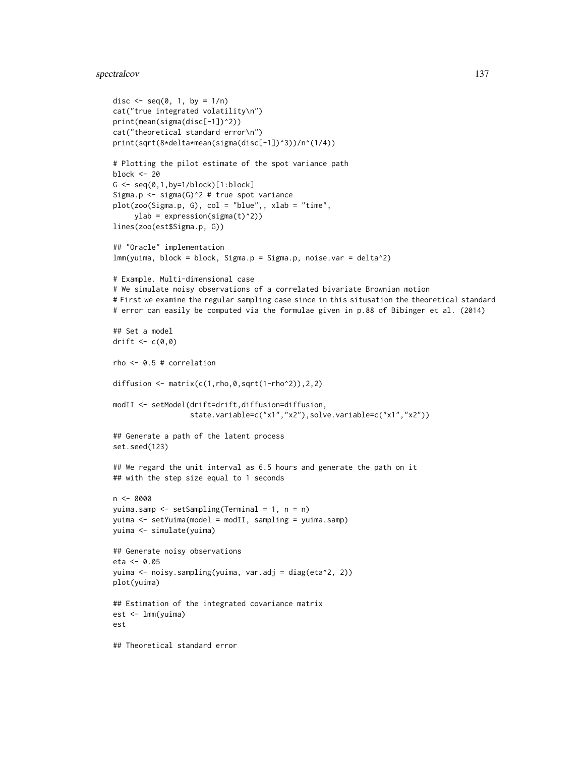```
disc <- seq(0, 1, by = 1/n)
cat("true integrated volatility\n")
print(mean(sigma(disc[-1])^2))
cat("theoretical standard error\n")
print(sqrt(8*delta*mean(sigma(disc[-1])^3))/n^(1/4))

# Plotting the pilot estimate of the spot variance path
block <- 20
G <- seq(0,1,by=1/block)[1:block]
Sigma.p <- sigma(G)^2 # true spot variance
plot(zoo(Sigma.p, G), col = "blue",, xlab = "time",
     ylab = expression(sigma(t)^2))
lines(zoo(est$Sigma.p, G))

## "Oracle" implementation
lmm(yuima, block = block, Sigma.p = Sigma.p, noise.var = delta^2)

# Example. Multi-dimensional case
# We simulate noisy observations of a correlated bivariate Brownian motion
# First we examine the regular sampling case since in this situsation the theoretical standard
# error can easily be computed via the formulae given in p.88 of Bibinger et al. (2014)

## Set a model
drift <- c(0,0)

rho <- 0.5 # correlation

diffusion <- matrix(c(1,rho,0,sqrt(1-rho^2)),2,2)

modII <- setModel(drift=drift,diffusion=diffusion,
                  state.variable=c("x1","x2"),solve.variable=c("x1","x2"))

## Generate a path of the latent process
set.seed(123)

## We regard the unit interval as 6.5 hours and generate the path on it
## with the step size equal to 1 seconds

n <- 8000
yuima.samp <- setSampling(Terminal = 1, n = n)
yuima <- setYuima(model = modII, sampling = yuima.samp)
yuima <- simulate(yuima)

## Generate noisy observations
eta <- 0.05
yuima <- noisy.sampling(yuima, var.adj = diag(eta^2, 2))
plot(yuima)

## Estimation of the integrated covariance matrix
est <- lmm(yuima)
est

## Theoretical standard error
```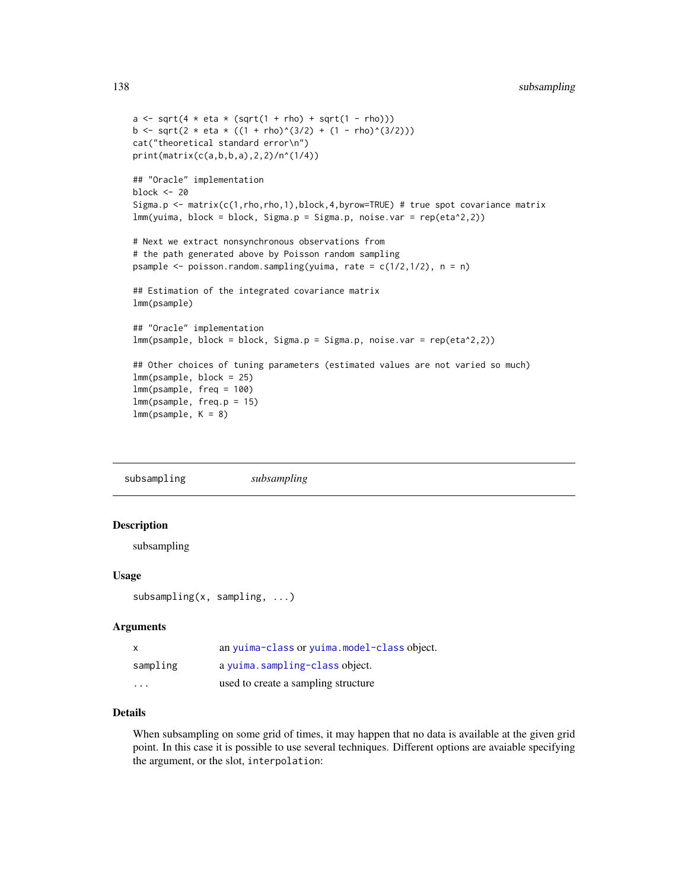```
a <- sqrt(4 * eta * (sqrt(1 + rho) + sqrt(1 - rho)))
b <- sqrt(2 * eta * ((1 + rho)^(3/2) + (1 - rho)^(3/2)))
cat("theoretical standard error\n")
print(matrix(c(a,b,b,a),2,2)/n^(1/4))

## "Oracle" implementation
block <- 20
Sigma.p <- matrix(c(1,rho,rho,1),block,4,byrow=TRUE) # true spot covariance matrix
lmm(yuima, block = block, Sigma.p = Sigma.p, noise.var = rep(eta^2,2))

# Next we extract nonsynchronous observations from
# the path generated above by Poisson random sampling
psample <- poisson.random.sampling(yuima, rate = c(1/2,1/2), n = n)

## Estimation of the integrated covariance matrix
lmm(psample)

## "Oracle" implementation
lmm(psample, block = block, Sigma.p = Sigma.p, noise.var = rep(eta^2,2))

## Other choices of tuning parameters (estimated values are not varied so much)
lmm(psample, block = 25)
lmm(psample, freq = 100)
lmm(psample, freq.p = 15)
lmm(psample, K = 8)
```

---

## subsampling — *subsampling*

### Description

subsampling

### Usage

```
subsampling(x, sampling, ...)
```

### Arguments

| | |
|---|---|
| `x` | an `yuima-class` or `yuima.model-class` object. |
| `sampling` | a `yuima.sampling-class` object. |
| `...` | used to create a sampling structure |

### Details

When subsampling on some grid of times, it may happen that no data is available at the given grid point. In this case it is possible to use several techniques. Different options are avaiable specifying the argument, or the slot, `interpolation`: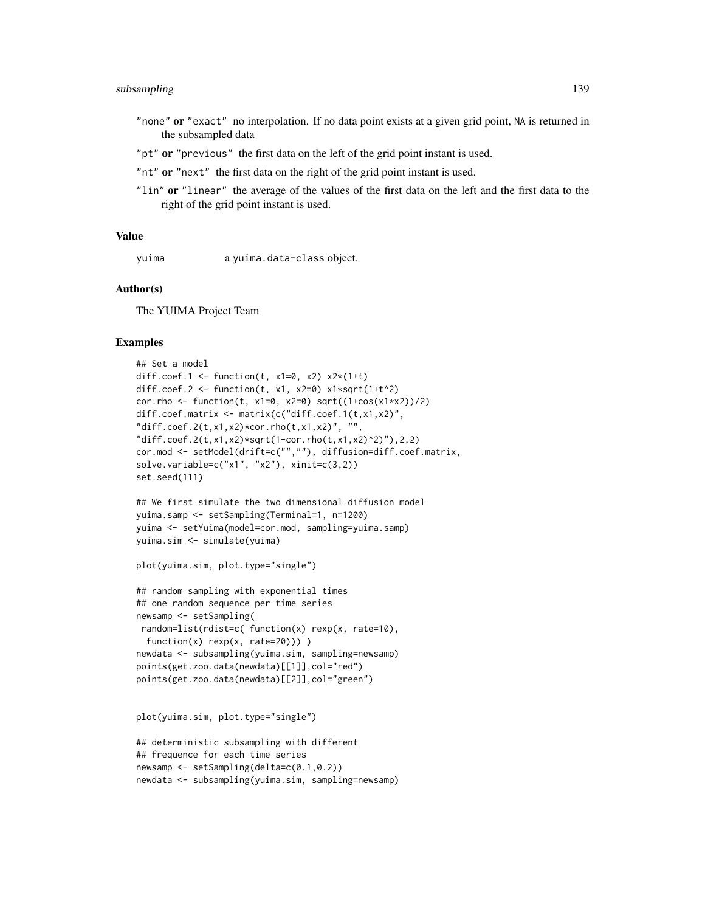"none" **or** "exact" no interpolation. If no data point exists at a given grid point, NA is returned in the subsampled data

"pt" **or** "previous" the first data on the left of the grid point instant is used.

"nt" **or** "next" the first data on the right of the grid point instant is used.

"lin" **or** "linear" the average of the values of the first data on the left and the first data to the right of the grid point instant is used.

## Value

yuima a yuima.data-class object.

## Author(s)

The YUIMA Project Team

## Examples

```
## Set a model
diff.coef.1 <- function(t, x1=0, x2) x2*(1+t)
diff.coef.2 <- function(t, x1, x2=0) x1*sqrt(1+t^2)
cor.rho <- function(t, x1=0, x2=0) sqrt((1+cos(x1*x2))/2)
diff.coef.matrix <- matrix(c("diff.coef.1(t,x1,x2)",
"diff.coef.2(t,x1,x2)*cor.rho(t,x1,x2)", "",
"diff.coef.2(t,x1,x2)*sqrt(1-cor.rho(t,x1,x2)^2)"),2,2)
cor.mod <- setModel(drift=c("",""), diffusion=diff.coef.matrix,
solve.variable=c("x1", "x2"), xinit=c(3,2))
set.seed(111)

## We first simulate the two dimensional diffusion model
yuima.samp <- setSampling(Terminal=1, n=1200)
yuima <- setYuima(model=cor.mod, sampling=yuima.samp)
yuima.sim <- simulate(yuima)

plot(yuima.sim, plot.type="single")

## random sampling with exponential times
## one random sequence per time series
newsamp <- setSampling(
 random=list(rdist=c( function(x) rexp(x, rate=10),
  function(x) rexp(x, rate=20))) )
newdata <- subsampling(yuima.sim, sampling=newsamp)
points(get.zoo.data(newdata)[[1]],col="red")
points(get.zoo.data(newdata)[[2]],col="green")


plot(yuima.sim, plot.type="single")

## deterministic subsampling with different
## frequence for each time series
newsamp <- setSampling(delta=c(0.1,0.2))
newdata <- subsampling(yuima.sim, sampling=newsamp)
```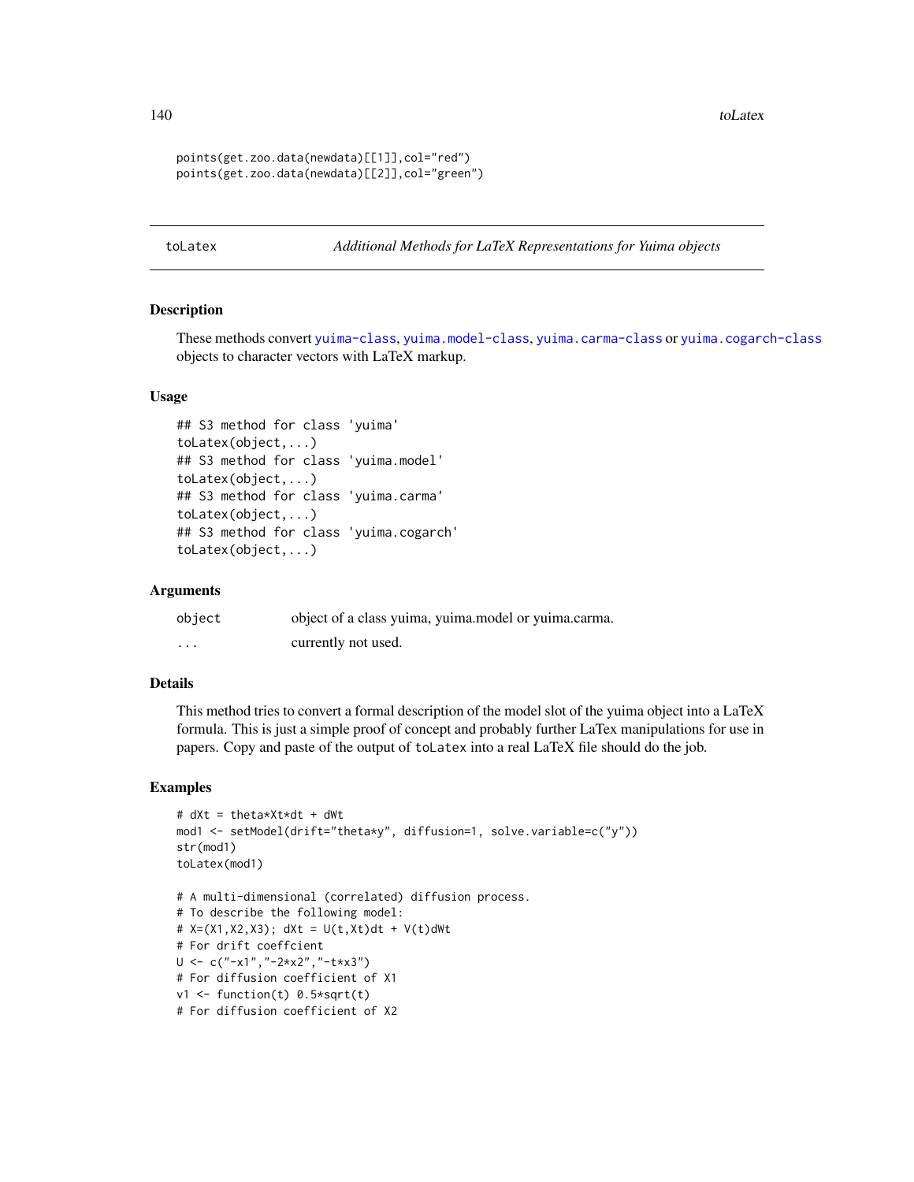```
points(get.zoo.data(newdata)[[1]],col="red")
points(get.zoo.data(newdata)[[2]],col="green")
```

## toLatex *Additional Methods for LaTeX Representations for Yuima objects*

### Description

These methods convert yuima-class, yuima.model-class, yuima.carma-class or yuima.cogarch-class objects to character vectors with LaTeX markup.

### Usage

```
## S3 method for class 'yuima'
toLatex(object,...)
## S3 method for class 'yuima.model'
toLatex(object,...)
## S3 method for class 'yuima.carma'
toLatex(object,...)
## S3 method for class 'yuima.cogarch'
toLatex(object,...)
```

### Arguments

| | |
|---|---|
| object | object of a class yuima, yuima.model or yuima.carma. |
| ... | currently not used. |

### Details

This method tries to convert a formal description of the model slot of the yuima object into a LaTeX formula. This is just a simple proof of concept and probably further LaTex manipulations for use in papers. Copy and paste of the output of `toLatex` into a real LaTeX file should do the job.

### Examples

```
# dXt = theta*Xt*dt + dWt
mod1 <- setModel(drift="theta*y", diffusion=1, solve.variable=c("y"))
str(mod1)
toLatex(mod1)

# A multi-dimensional (correlated) diffusion process.
# To describe the following model:
# X=(X1,X2,X3); dXt = U(t,Xt)dt + V(t)dWt
# For drift coeffcient
U <- c("-x1","-2*x2","-t*x3")
# For diffusion coefficient of X1
v1 <- function(t) 0.5*sqrt(t)
# For diffusion coefficient of X2
```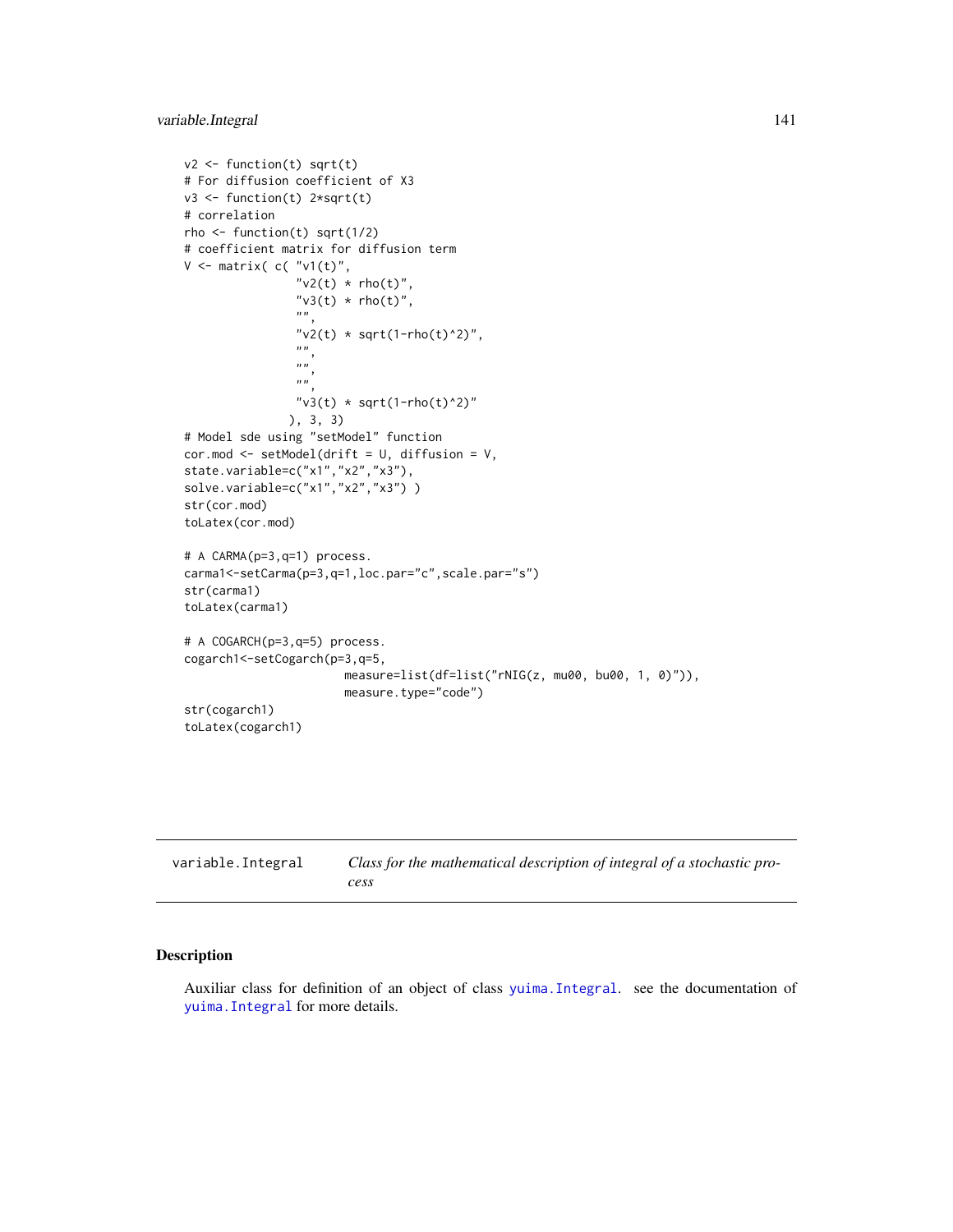```
v2 <- function(t) sqrt(t)
# For diffusion coefficient of X3
v3 <- function(t) 2*sqrt(t)
# correlation
rho <- function(t) sqrt(1/2)
# coefficient matrix for diffusion term
V <- matrix( c( "v1(t)",
                "v2(t) * rho(t)",
                "v3(t) * rho(t)",
                "",
                "v2(t) * sqrt(1-rho(t)^2)",
                "",
                "",
                "",
                "v3(t) * sqrt(1-rho(t)^2)"
               ), 3, 3)
# Model sde using "setModel" function
cor.mod <- setModel(drift = U, diffusion = V,
state.variable=c("x1","x2","x3"),
solve.variable=c("x1","x2","x3") )
str(cor.mod)
toLatex(cor.mod)

# A CARMA(p=3,q=1) process.
carma1<-setCarma(p=3,q=1,loc.par="c",scale.par="s")
str(carma1)
toLatex(carma1)

# A COGARCH(p=3,q=5) process.
cogarch1<-setCogarch(p=3,q=5,
                      measure=list(df=list("rNIG(z, mu00, bu00, 1, 0)")),
                      measure.type="code")
str(cogarch1)
toLatex(cogarch1)
```

---

| variable.Integral | *Class for the mathematical description of integral of a stochastic process* |
|---|---|

## Description

Auxiliar class for definition of an object of class yuima.Integral. see the documentation of yuima.Integral for more details.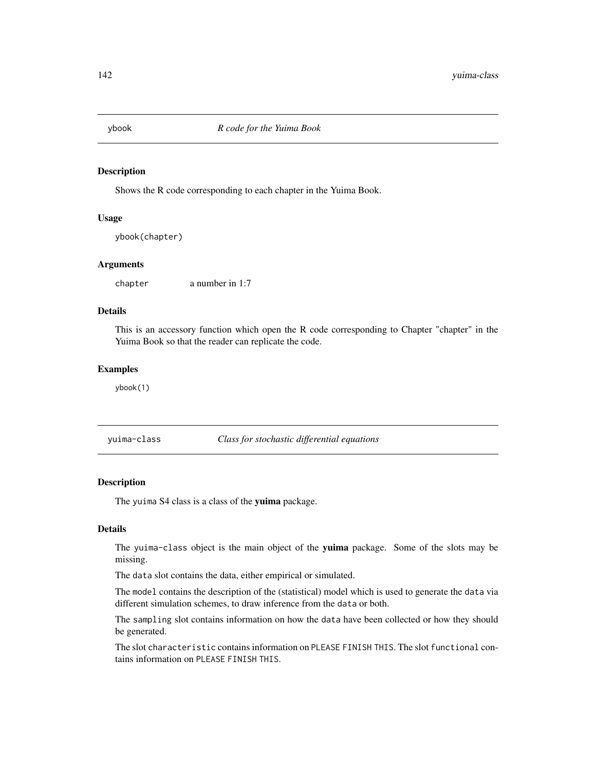## ybook *R code for the Yuima Book*

### Description

Shows the R code corresponding to each chapter in the Yuima Book.

### Usage

```
ybook(chapter)
```

### Arguments

| | |
|---|---|
| chapter | a number in 1:7 |

### Details

This is an accessory function which open the R code corresponding to Chapter "chapter" in the Yuima Book so that the reader can replicate the code.

### Examples

```
ybook(1)
```

## yuima-class *Class for stochastic differential equations*

### Description

The `yuima` S4 class is a class of the **yuima** package.

### Details

The `yuima-class` object is the main object of the **yuima** package. Some of the slots may be missing.

The `data` slot contains the data, either empirical or simulated.

The `model` contains the description of the (statistical) model which is used to generate the `data` via different simulation schemes, to draw inference from the `data` or both.

The `sampling` slot contains information on how the `data` have been collected or how they should be generated.

The slot `characteristic` contains information on `PLEASE FINISH THIS`. The slot `functional` contains information on `PLEASE FINISH THIS`.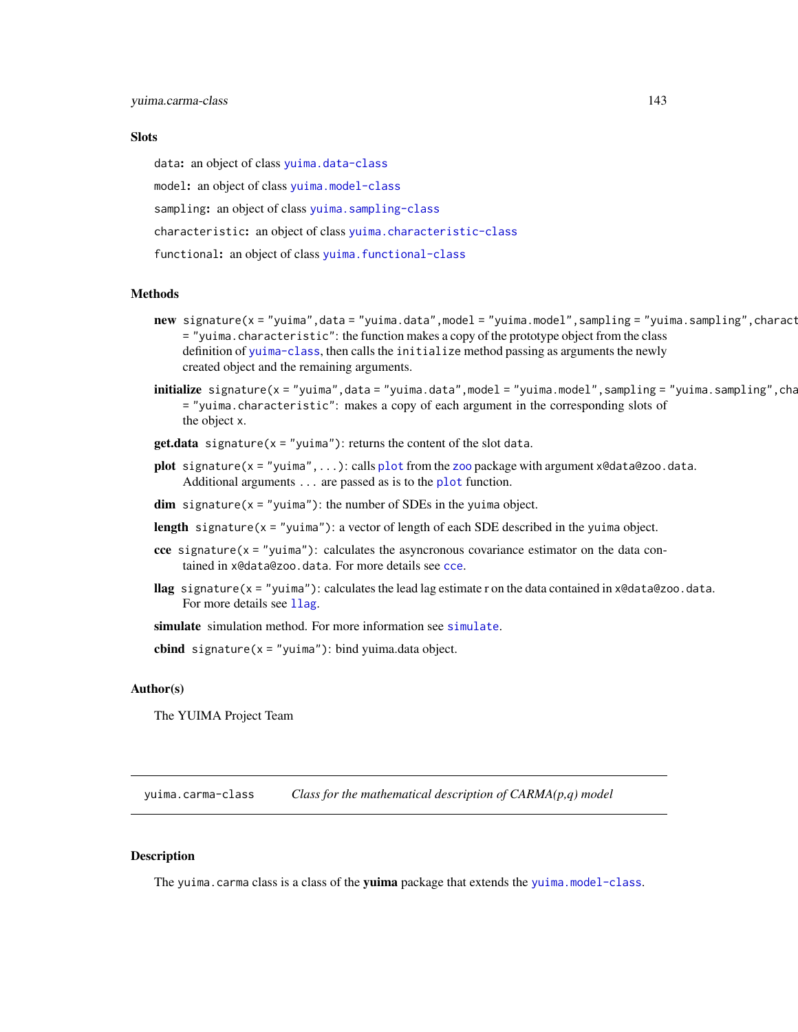### Slots

`data`: an object of class `yuima.data-class`

`model`: an object of class `yuima.model-class`

`sampling`: an object of class `yuima.sampling-class`

`characteristic`: an object of class `yuima.characteristic-class`

`functional`: an object of class `yuima.functional-class`

### Methods

**new** `signature(x = "yuima",data = "yuima.data",model = "yuima.model",sampling = "yuima.sampling",charact = "yuima.characteristic"`: the function makes a copy of the prototype object from the class definition of `yuima-class`, then calls the `initialize` method passing as arguments the newly created object and the remaining arguments.

**initialize** `signature(x = "yuima",data = "yuima.data",model = "yuima.model",sampling = "yuima.sampling",cha = "yuima.characteristic"`: makes a copy of each argument in the corresponding slots of the object `x`.

**get.data** `signature(x = "yuima")`: returns the content of the slot `data`.

**plot** `signature(x = "yuima",...)`: calls `plot` from the `zoo` package with argument `x@data@zoo.data`. Additional arguments `...` are passed as is to the `plot` function.

**dim** `signature(x = "yuima")`: the number of SDEs in the `yuima` object.

**length** `signature(x = "yuima")`: a vector of length of each SDE described in the `yuima` object.

**cce** `signature(x = "yuima")`: calculates the asyncronous covariance estimator on the data contained in `x@data@zoo.data`. For more details see `cce`.

**llag** `signature(x = "yuima")`: calculates the lead lag estimate r on the data contained in `x@data@zoo.data`. For more details see `llag`.

**simulate** simulation method. For more information see `simulate`.

**cbind** `signature(x = "yuima")`: bind yuima.data object.

### Author(s)

The YUIMA Project Team

---

## yuima.carma-class *Class for the mathematical description of CARMA(p,q) model*

### Description

The `yuima.carma` class is a class of the **yuima** package that extends the `yuima.model-class`.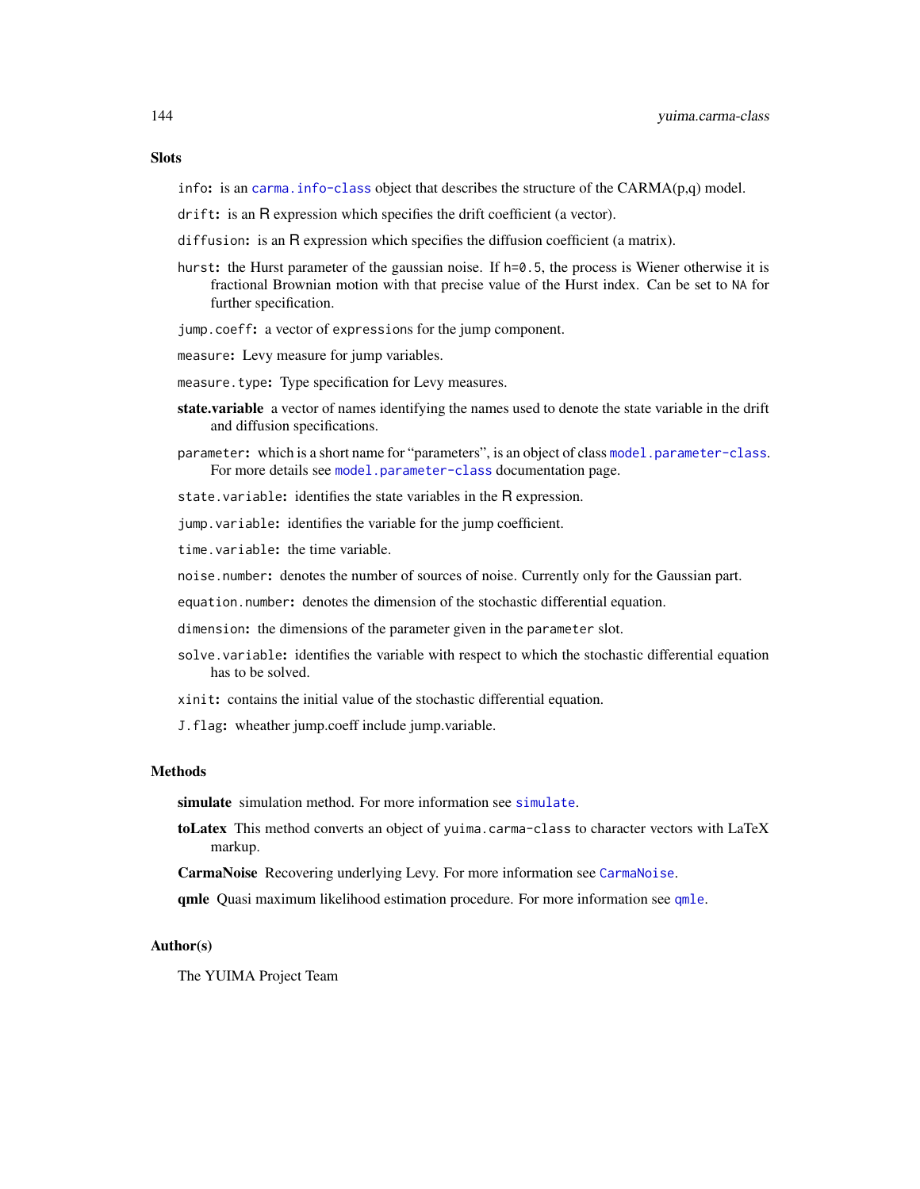## Slots

`info`: is an `carma.info-class` object that describes the structure of the CARMA(p,q) model.

`drift`: is an R expression which specifies the drift coefficient (a vector).

`diffusion`: is an R expression which specifies the diffusion coefficient (a matrix).

`hurst`: the Hurst parameter of the gaussian noise. If `h=0.5`, the process is Wiener otherwise it is fractional Brownian motion with that precise value of the Hurst index. Can be set to `NA` for further specification.

`jump.coeff`: a vector of `expressions` for the jump component.

`measure`: Levy measure for jump variables.

`measure.type`: Type specification for Levy measures.

**state.variable** a vector of names identifying the names used to denote the state variable in the drift and diffusion specifications.

`parameter`: which is a short name for "parameters", is an object of class `model.parameter-class`. For more details see `model.parameter-class` documentation page.

`state.variable`: identifies the state variables in the R expression.

`jump.variable`: identifies the variable for the jump coefficient.

`time.variable`: the time variable.

`noise.number`: denotes the number of sources of noise. Currently only for the Gaussian part.

`equation.number`: denotes the dimension of the stochastic differential equation.

`dimension`: the dimensions of the parameter given in the `parameter` slot.

`solve.variable`: identifies the variable with respect to which the stochastic differential equation has to be solved.

`xinit`: contains the initial value of the stochastic differential equation.

`J.flag`: wheather jump.coeff include jump.variable.

## Methods

**simulate** simulation method. For more information see `simulate`.

**toLatex** This method converts an object of `yuima.carma-class` to character vectors with LaTeX markup.

**CarmaNoise** Recovering underlying Levy. For more information see `CarmaNoise`.

**qmle** Quasi maximum likelihood estimation procedure. For more information see `qmle`.

## Author(s)

The YUIMA Project Team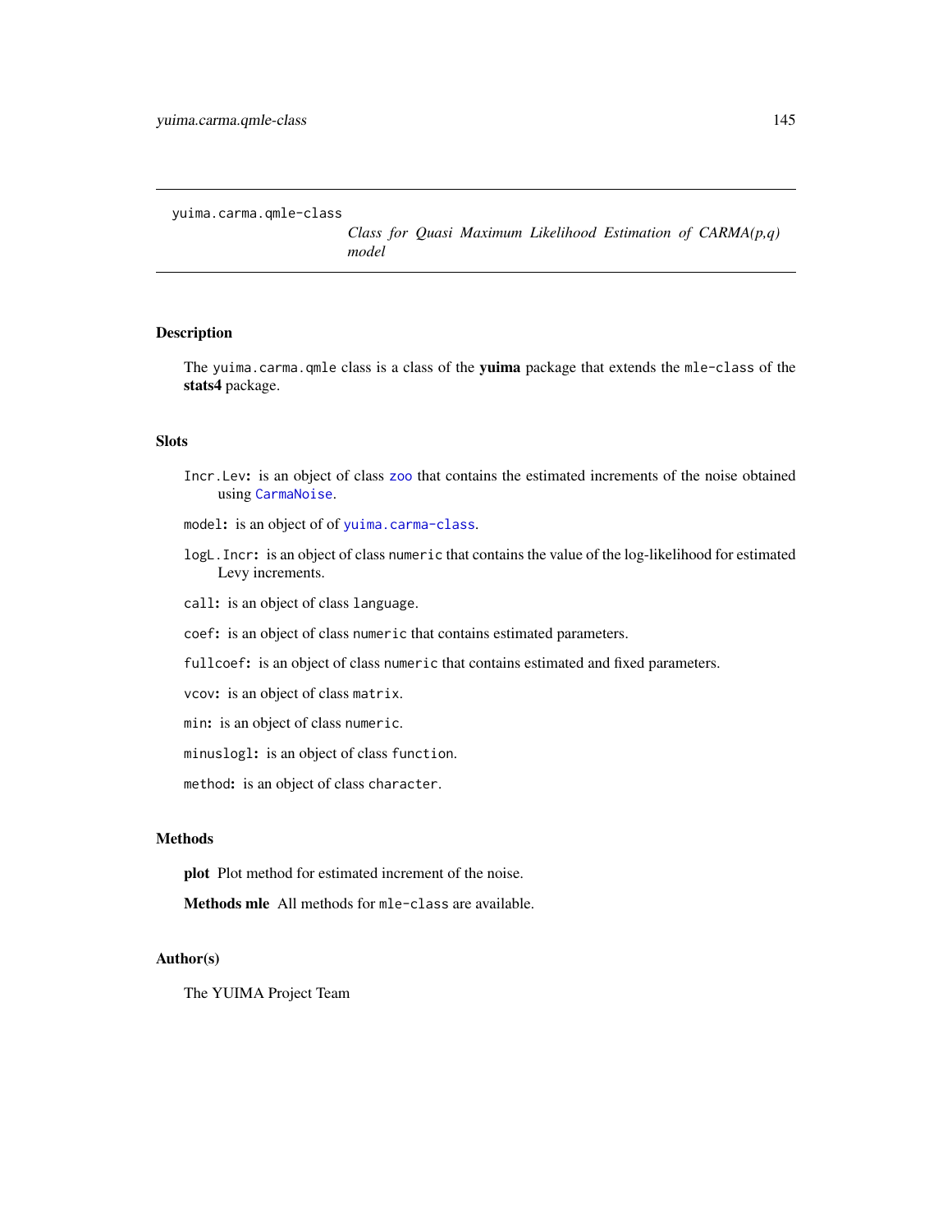`yuima.carma.qmle-class` *Class for Quasi Maximum Likelihood Estimation of CARMA(p,q) model*

## Description

The `yuima.carma.qmle` class is a class of the **yuima** package that extends the `mle-class` of the **stats4** package.

## Slots

`Incr.Lev`: is an object of class `zoo` that contains the estimated increments of the noise obtained using `CarmaNoise`.

`model`: is an object of of `yuima.carma-class`.

`logL.Incr`: is an object of class `numeric` that contains the value of the log-likelihood for estimated Levy increments.

`call`: is an object of class `language`.

`coef`: is an object of class `numeric` that contains estimated parameters.

`fullcoef`: is an object of class `numeric` that contains estimated and fixed parameters.

`vcov`: is an object of class `matrix`.

`min`: is an object of class `numeric`.

`minuslogl`: is an object of class `function`.

`method`: is an object of class `character`.

## Methods

**plot** Plot method for estimated increment of the noise.

**Methods mle** All methods for `mle-class` are available.

## Author(s)

The YUIMA Project Team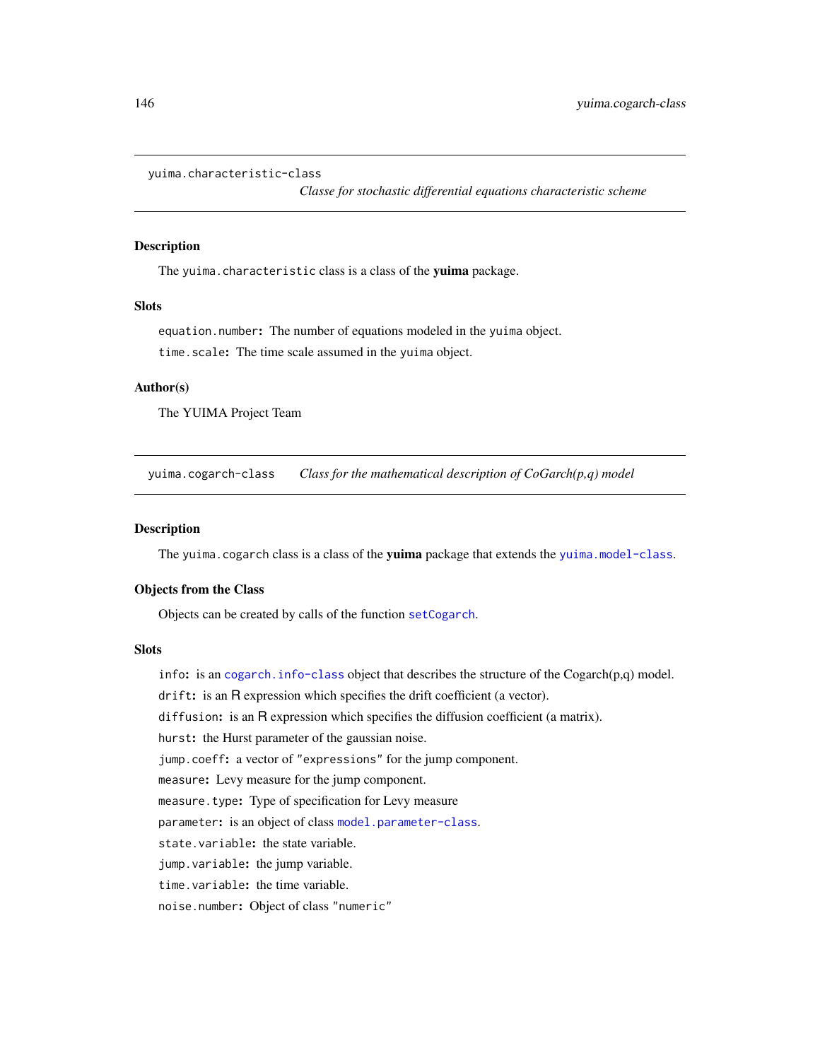## yuima.characteristic-class

*Classe for stochastic differential equations characteristic scheme*

### Description

The `yuima.characteristic` class is a class of the **yuima** package.

### Slots

`equation.number`: The number of equations modeled in the `yuima` object.

`time.scale`: The time scale assumed in the `yuima` object.

### Author(s)

The YUIMA Project Team

## yuima.cogarch-class

*Class for the mathematical description of CoGarch(p,q) model*

### Description

The `yuima.cogarch` class is a class of the **yuima** package that extends the `yuima.model-class`.

### Objects from the Class

Objects can be created by calls of the function `setCogarch`.

### Slots

`info`: is an `cogarch.info-class` object that describes the structure of the Cogarch(p,q) model.

`drift`: is an R expression which specifies the drift coefficient (a vector).

`diffusion`: is an R expression which specifies the diffusion coefficient (a matrix).

`hurst`: the Hurst parameter of the gaussian noise.

`jump.coeff`: a vector of `"expressions"` for the jump component.

`measure`: Levy measure for the jump component.

`measure.type`: Type of specification for Levy measure

`parameter`: is an object of class `model.parameter-class`.

`state.variable`: the state variable.

`jump.variable`: the jump variable.

`time.variable`: the time variable.

`noise.number`: Object of class `"numeric"`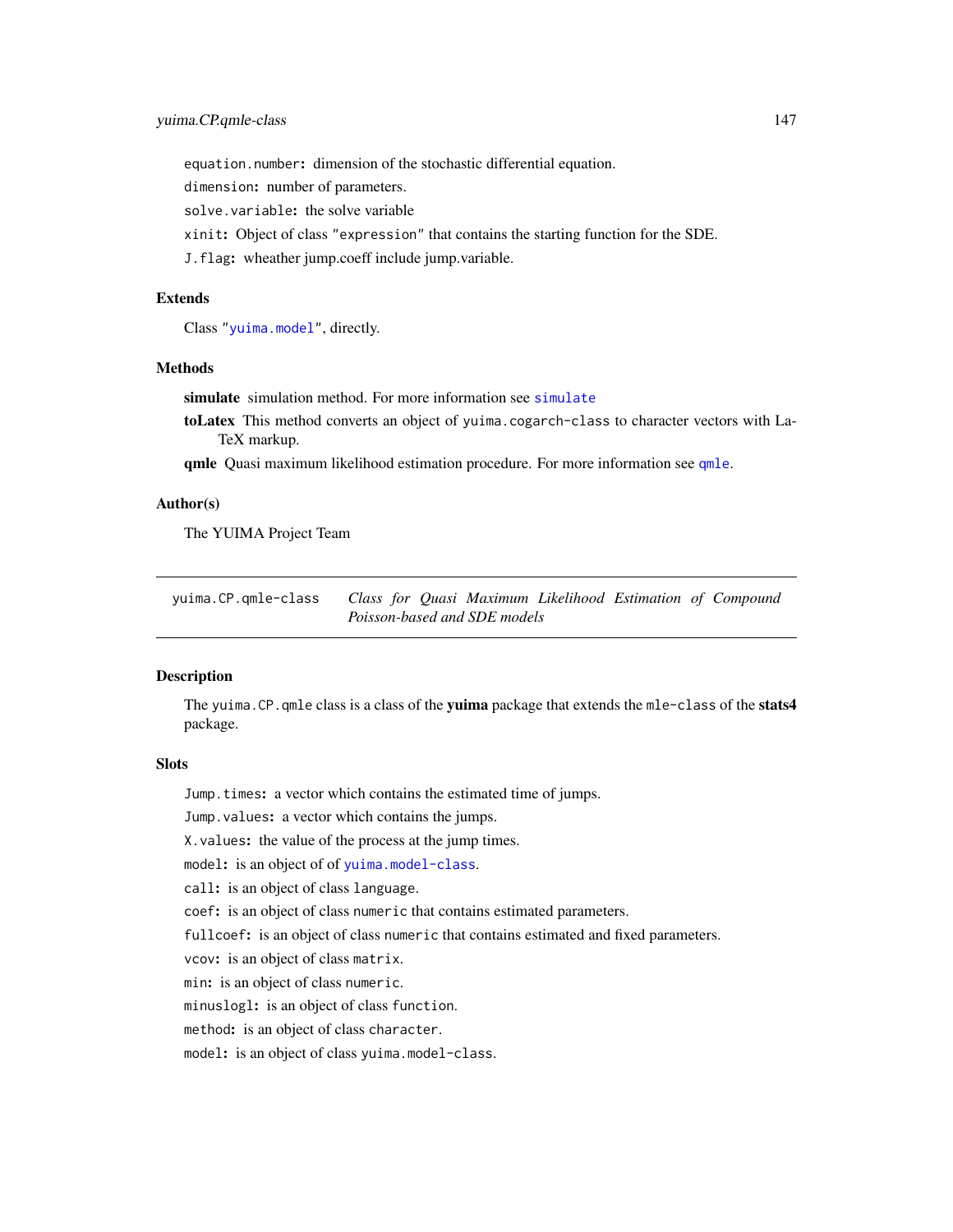`equation.number`: dimension of the stochastic differential equation.

`dimension`: number of parameters.

`solve.variable`: the solve variable

`xinit`: Object of class `"expression"` that contains the starting function for the SDE.

`J.flag`: wheather jump.coeff include jump.variable.

### Extends

Class `"yuima.model"`, directly.

### Methods

**simulate** simulation method. For more information see `simulate`

**toLatex** This method converts an object of `yuima.cogarch-class` to character vectors with LaTeX markup.

**qmle** Quasi maximum likelihood estimation procedure. For more information see `qmle`.

### Author(s)

The YUIMA Project Team

---

## yuima.CP.qmle-class — *Class for Quasi Maximum Likelihood Estimation of Compound Poisson-based and SDE models*

---

### Description

The `yuima.CP.qmle` class is a class of the **yuima** package that extends the `mle-class` of the **stats4** package.

### Slots

`Jump.times`: a vector which contains the estimated time of jumps.

`Jump.values`: a vector which contains the jumps.

`X.values`: the value of the process at the jump times.

`model`: is an object of of `yuima.model-class`.

`call`: is an object of class `language`.

`coef`: is an object of class `numeric` that contains estimated parameters.

`fullcoef`: is an object of class `numeric` that contains estimated and fixed parameters.

`vcov`: is an object of class `matrix`.

`min`: is an object of class `numeric`.

`minuslogl`: is an object of class `function`.

`method`: is an object of class `character`.

`model`: is an object of class `yuima.model-class`.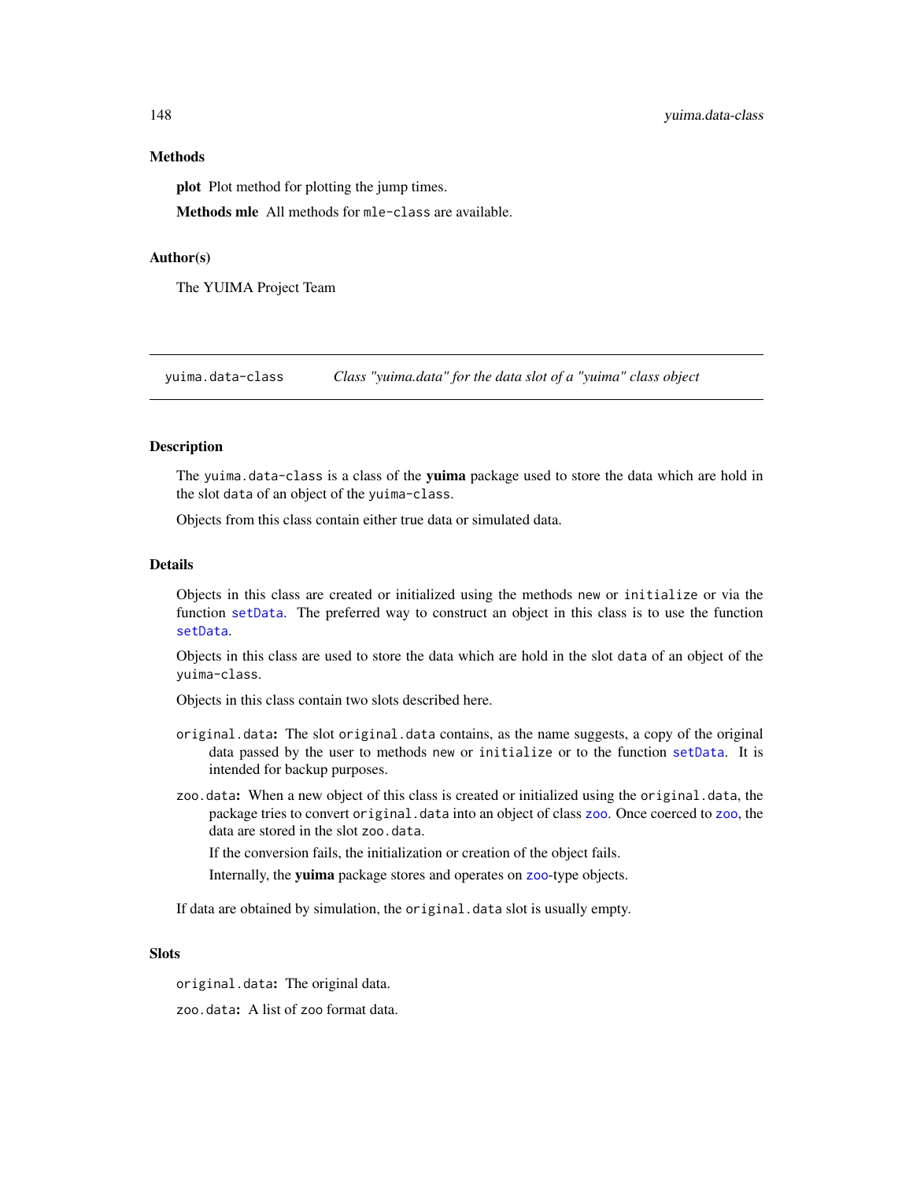## Methods

**plot** Plot method for plotting the jump times.

**Methods mle** All methods for `mle-class` are available.

## Author(s)

The YUIMA Project Team

---

# yuima.data-class — *Class "yuima.data" for the data slot of a "yuima" class object*

---

## Description

The `yuima.data-class` is a class of the **yuima** package used to store the data which are hold in the slot `data` of an object of the `yuima-class`.

Objects from this class contain either true data or simulated data.

## Details

Objects in this class are created or initialized using the methods `new` or `initialize` or via the function `setData`. The preferred way to construct an object in this class is to use the function `setData`.

Objects in this class are used to store the data which are hold in the slot `data` of an object of the `yuima-class`.

Objects in this class contain two slots described here.

`original.data`**:** The slot `original.data` contains, as the name suggests, a copy of the original data passed by the user to methods `new` or `initialize` or to the function `setData`. It is intended for backup purposes.

`zoo.data`**:** When a new object of this class is created or initialized using the `original.data`, the package tries to convert `original.data` into an object of class `zoo`. Once coerced to `zoo`, the data are stored in the slot `zoo.data`.

If the conversion fails, the initialization or creation of the object fails.

Internally, the **yuima** package stores and operates on `zoo`-type objects.

If data are obtained by simulation, the `original.data` slot is usually empty.

## Slots

`original.data`**:** The original data.

`zoo.data`**:** A list of `zoo` format data.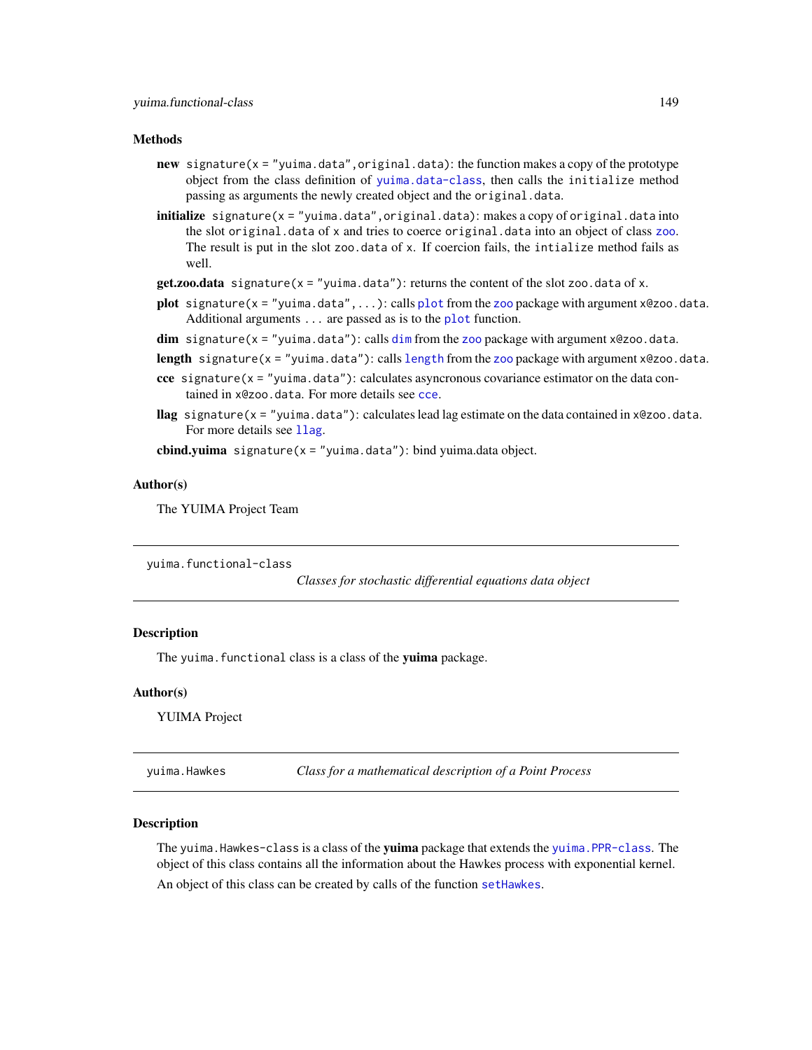### Methods

**new** `signature(x = "yuima.data",original.data)`: the function makes a copy of the prototype object from the class definition of `yuima.data-class`, then calls the `initialize` method passing as arguments the newly created object and the `original.data`.

**initialize** `signature(x = "yuima.data",original.data)`: makes a copy of `original.data` into the slot `original.data` of `x` and tries to coerce `original.data` into an object of class `zoo`. The result is put in the slot `zoo.data` of `x`. If coercion fails, the `intialize` method fails as well.

**get.zoo.data** `signature(x = "yuima.data")`: returns the content of the slot `zoo.data` of `x`.

**plot** `signature(x = "yuima.data",...)`: calls `plot` from the `zoo` package with argument `x@zoo.data`. Additional arguments `...` are passed as is to the `plot` function.

**dim** `signature(x = "yuima.data")`: calls `dim` from the `zoo` package with argument `x@zoo.data`.

**length** `signature(x = "yuima.data")`: calls `length` from the `zoo` package with argument `x@zoo.data`.

**cce** `signature(x = "yuima.data")`: calculates asyncronous covariance estimator on the data contained in `x@zoo.data`. For more details see `cce`.

**llag** `signature(x = "yuima.data")`: calculates lead lag estimate on the data contained in `x@zoo.data`. For more details see `llag`.

**cbind.yuima** `signature(x = "yuima.data")`: bind yuima.data object.

### Author(s)

The YUIMA Project Team

---

## yuima.functional-class — *Classes for stochastic differential equations data object*

### Description

The `yuima.functional` class is a class of the **yuima** package.

### Author(s)

YUIMA Project

---

## yuima.Hawkes — *Class for a mathematical description of a Point Process*

### Description

The `yuima.Hawkes-class` is a class of the **yuima** package that extends the `yuima.PPR-class`. The object of this class contains all the information about the Hawkes process with exponential kernel.

An object of this class can be created by calls of the function `setHawkes`.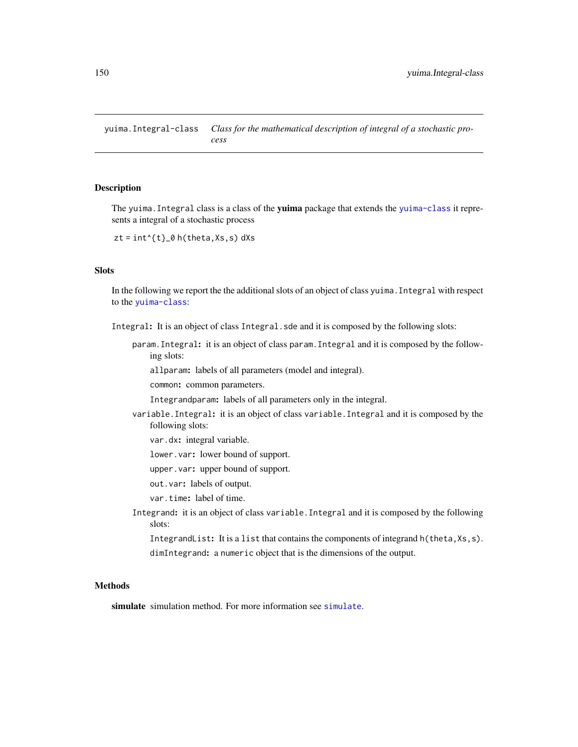## yuima.Integral-class — *Class for the mathematical description of integral of a stochastic process*

### Description

The `yuima.Integral` class is a class of the **yuima** package that extends the `yuima-class` it represents a integral of a stochastic process

`zt = int^{t}_0 h(theta,Xs,s) dXs`

### Slots

In the following we report the the additional slots of an object of class `yuima.Integral` with respect to the `yuima-class`:

`Integral`**:** It is an object of class `Integral.sde` and it is composed by the following slots:

- `param.Integral`**:** it is an object of class `param.Integral` and it is composed by the following slots:
  - `allparam`**:** labels of all parameters (model and integral).
  - `common`**:** common parameters.
  - `Integrandparam`**:** labels of all parameters only in the integral.
- `variable.Integral`**:** it is an object of class `variable.Integral` and it is composed by the following slots:
  - `var.dx`**:** integral variable.
  - `lower.var`**:** lower bound of support.
  - `upper.var`**:** upper bound of support.
  - `out.var`**:** labels of output.
  - `var.time`**:** label of time.
- `Integrand`**:** it is an object of class `variable.Integral` and it is composed by the following slots:
  - `IntegrandList`**:** It is a `list` that contains the components of integrand `h(theta,Xs,s)`.
  - `dimIntegrand`**:** a `numeric` object that is the dimensions of the output.

### Methods

**simulate** simulation method. For more information see `simulate`.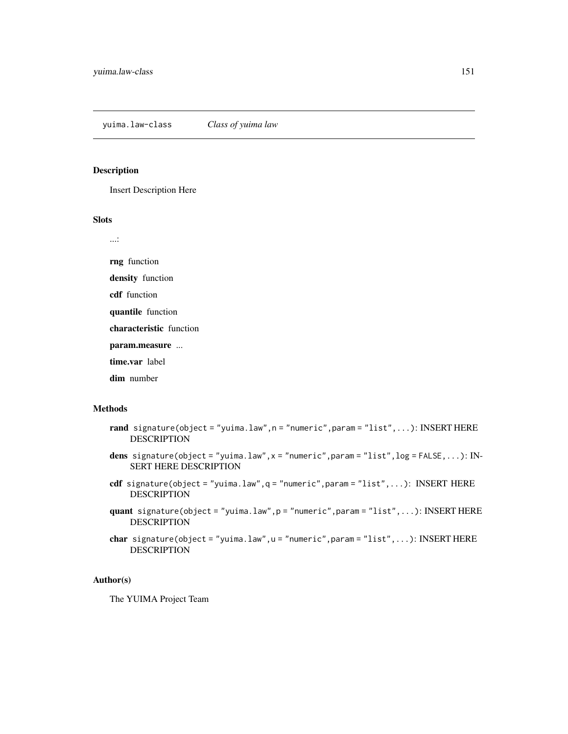yuima.law-class *Class of yuima law*

### Description

Insert Description Here

### Slots

...:

**rng** function

**density** function

**cdf** function

**quantile** function

**characteristic** function

**param.measure** ...

**time.var** label

**dim** number

### Methods

**rand** `signature(object = "yuima.law",n = "numeric",param = "list",...)`: INSERT HERE DESCRIPTION

**dens** `signature(object = "yuima.law",x = "numeric",param = "list",log = FALSE,...)`: INSERT HERE DESCRIPTION

**cdf** `signature(object = "yuima.law",q = "numeric",param = "list",...)`: INSERT HERE DESCRIPTION

**quant** `signature(object = "yuima.law",p = "numeric",param = "list",...)`: INSERT HERE DESCRIPTION

**char** `signature(object = "yuima.law",u = "numeric",param = "list",...)`: INSERT HERE DESCRIPTION

### Author(s)

The YUIMA Project Team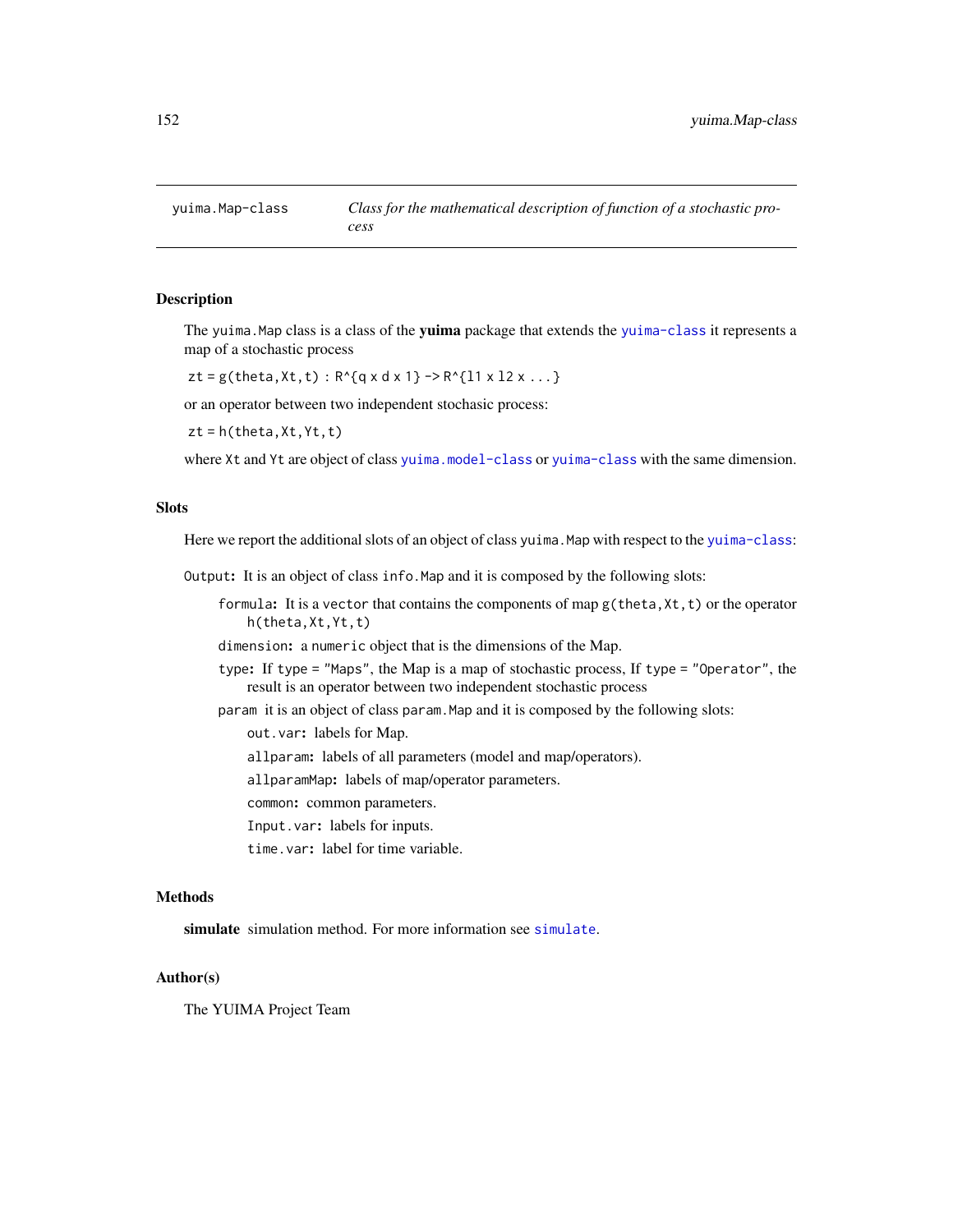# yuima.Map-class — *Class for the mathematical description of function of a stochastic process*

## Description

The `yuima.Map` class is a class of the **yuima** package that extends the `yuima-class` it represents a map of a stochastic process

`zt = g(theta,Xt,t) : R^{q x d x 1} -> R^{l1 x l2 x ...}`

or an operator between two independent stochasic process:

`zt = h(theta,Xt,Yt,t)`

where `Xt` and `Yt` are object of class `yuima.model-class` or `yuima-class` with the same dimension.

## Slots

Here we report the additional slots of an object of class `yuima.Map` with respect to the `yuima-class`:

`Output`: It is an object of class `info.Map` and it is composed by the following slots:

- `formula`: It is a `vector` that contains the components of map `g(theta,Xt,t)` or the operator `h(theta,Xt,Yt,t)`
- `dimension`: a `numeric` object that is the dimensions of the Map.
- `type`: If `type = "Maps"`, the Map is a map of stochastic process, If `type = "Operator"`, the result is an operator between two independent stochastic process
- `param` it is an object of class `param.Map` and it is composed by the following slots:
  - `out.var`: labels for Map.
  - `allparam`: labels of all parameters (model and map/operators).
  - `allparamMap`: labels of map/operator parameters.
  - `common`: common parameters.
  - `Input.var`: labels for inputs.
  - `time.var`: label for time variable.

## Methods

**simulate** simulation method. For more information see `simulate`.

## Author(s)

The YUIMA Project Team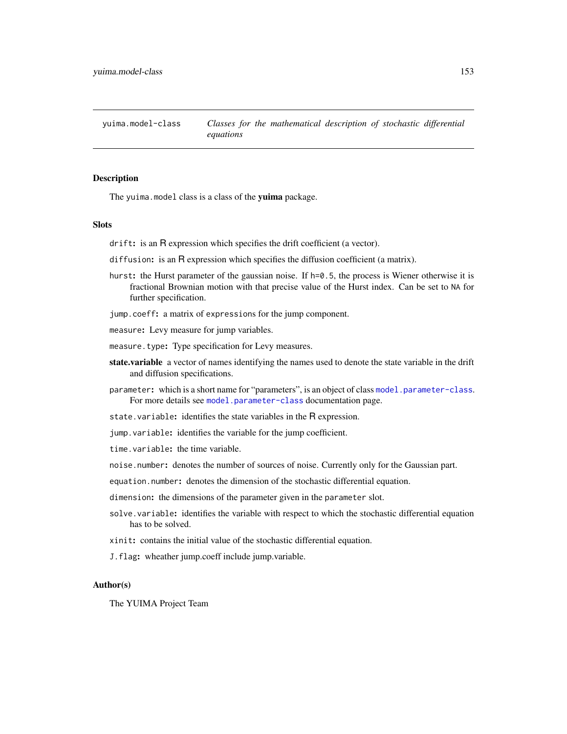yuima.model-class *Classes for the mathematical description of stochastic differential equations*

## Description

The `yuima.model` class is a class of the **yuima** package.

## Slots

`drift`: is an R expression which specifies the drift coefficient (a vector).

`diffusion`: is an R expression which specifies the diffusion coefficient (a matrix).

`hurst`: the Hurst parameter of the gaussian noise. If `h=0.5`, the process is Wiener otherwise it is fractional Brownian motion with that precise value of the Hurst index. Can be set to `NA` for further specification.

`jump.coeff`: a matrix of `expressions` for the jump component.

`measure`: Levy measure for jump variables.

`measure.type`: Type specification for Levy measures.

**state.variable** a vector of names identifying the names used to denote the state variable in the drift and diffusion specifications.

`parameter`: which is a short name for "parameters", is an object of class `model.parameter-class`. For more details see `model.parameter-class` documentation page.

`state.variable`: identifies the state variables in the R expression.

`jump.variable`: identifies the variable for the jump coefficient.

`time.variable`: the time variable.

`noise.number`: denotes the number of sources of noise. Currently only for the Gaussian part.

`equation.number`: denotes the dimension of the stochastic differential equation.

`dimension`: the dimensions of the parameter given in the `parameter` slot.

`solve.variable`: identifies the variable with respect to which the stochastic differential equation has to be solved.

`xinit`: contains the initial value of the stochastic differential equation.

`J.flag`: wheather jump.coeff include jump.variable.

## Author(s)

The YUIMA Project Team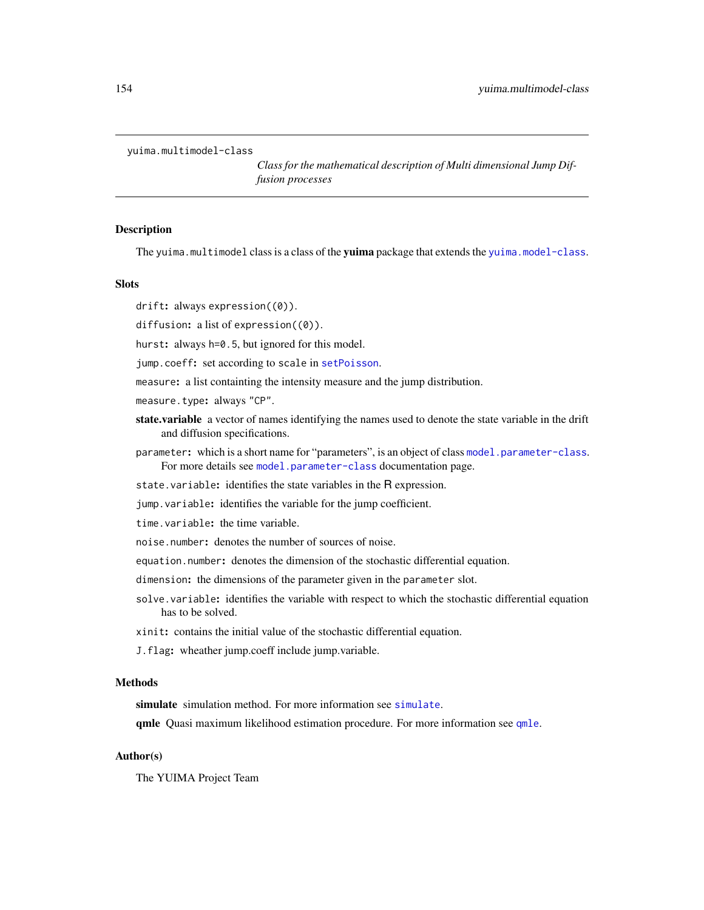`yuima.multimodel-class` *Class for the mathematical description of Multi dimensional Jump Diffusion processes*

## Description

The `yuima.multimodel` class is a class of the **yuima** package that extends the `yuima.model-class`.

## Slots

`drift`: always `expression((0))`.

`diffusion`: a list of `expression((0))`.

`hurst`: always `h=0.5`, but ignored for this model.

`jump.coeff`: set according to `scale` in `setPoisson`.

`measure`: a list containting the intensity measure and the jump distribution.

`measure.type`: always `"CP"`.

**state.variable** a vector of names identifying the names used to denote the state variable in the drift and diffusion specifications.

`parameter`: which is a short name for "parameters", is an object of class `model.parameter-class`. For more details see `model.parameter-class` documentation page.

`state.variable`: identifies the state variables in the R expression.

`jump.variable`: identifies the variable for the jump coefficient.

`time.variable`: the time variable.

`noise.number`: denotes the number of sources of noise.

`equation.number`: denotes the dimension of the stochastic differential equation.

`dimension`: the dimensions of the parameter given in the `parameter` slot.

`solve.variable`: identifies the variable with respect to which the stochastic differential equation has to be solved.

`xinit`: contains the initial value of the stochastic differential equation.

`J.flag`: wheather jump.coeff include jump.variable.

## Methods

**simulate** simulation method. For more information see `simulate`.

**qmle** Quasi maximum likelihood estimation procedure. For more information see `qmle`.

## Author(s)

The YUIMA Project Team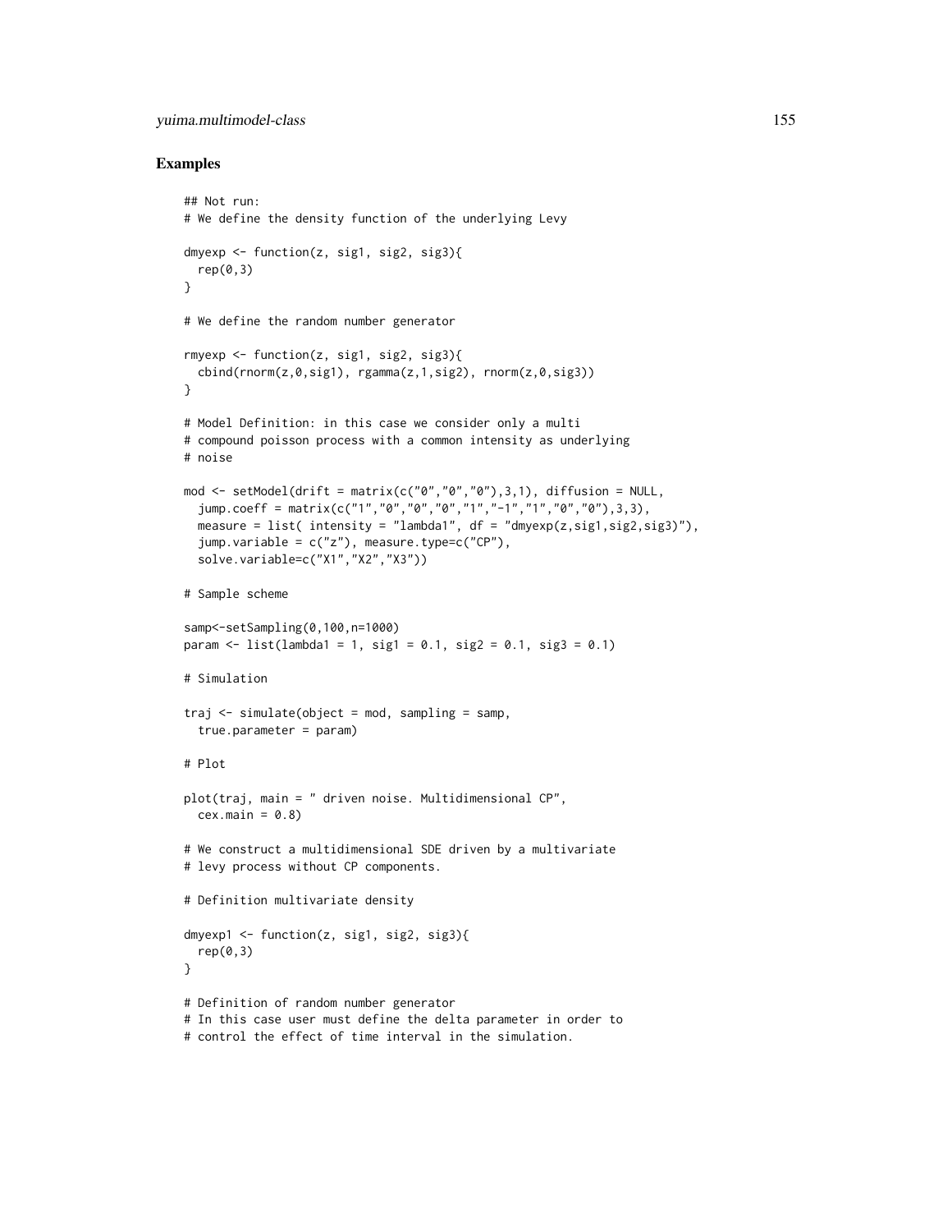## Examples

```
## Not run:
# We define the density function of the underlying Levy

dmyexp <- function(z, sig1, sig2, sig3){
  rep(0,3)
}

# We define the random number generator

rmyexp <- function(z, sig1, sig2, sig3){
  cbind(rnorm(z,0,sig1), rgamma(z,1,sig2), rnorm(z,0,sig3))
}

# Model Definition: in this case we consider only a multi
# compound poisson process with a common intensity as underlying
# noise

mod <- setModel(drift = matrix(c("0","0","0"),3,1), diffusion = NULL,
  jump.coeff = matrix(c("1","0","0","0","1","-1","1","0","0"),3,3),
  measure = list( intensity = "lambda1", df = "dmyexp(z,sig1,sig2,sig3)"),
  jump.variable = c("z"), measure.type=c("CP"),
  solve.variable=c("X1","X2","X3"))

# Sample scheme

samp<-setSampling(0,100,n=1000)
param <- list(lambda1 = 1, sig1 = 0.1, sig2 = 0.1, sig3 = 0.1)

# Simulation

traj <- simulate(object = mod, sampling = samp,
  true.parameter = param)

# Plot

plot(traj, main = " driven noise. Multidimensional CP",
  cex.main = 0.8)

# We construct a multidimensional SDE driven by a multivariate
# levy process without CP components.

# Definition multivariate density

dmyexp1 <- function(z, sig1, sig2, sig3){
  rep(0,3)
}

# Definition of random number generator
# In this case user must define the delta parameter in order to
# control the effect of time interval in the simulation.
```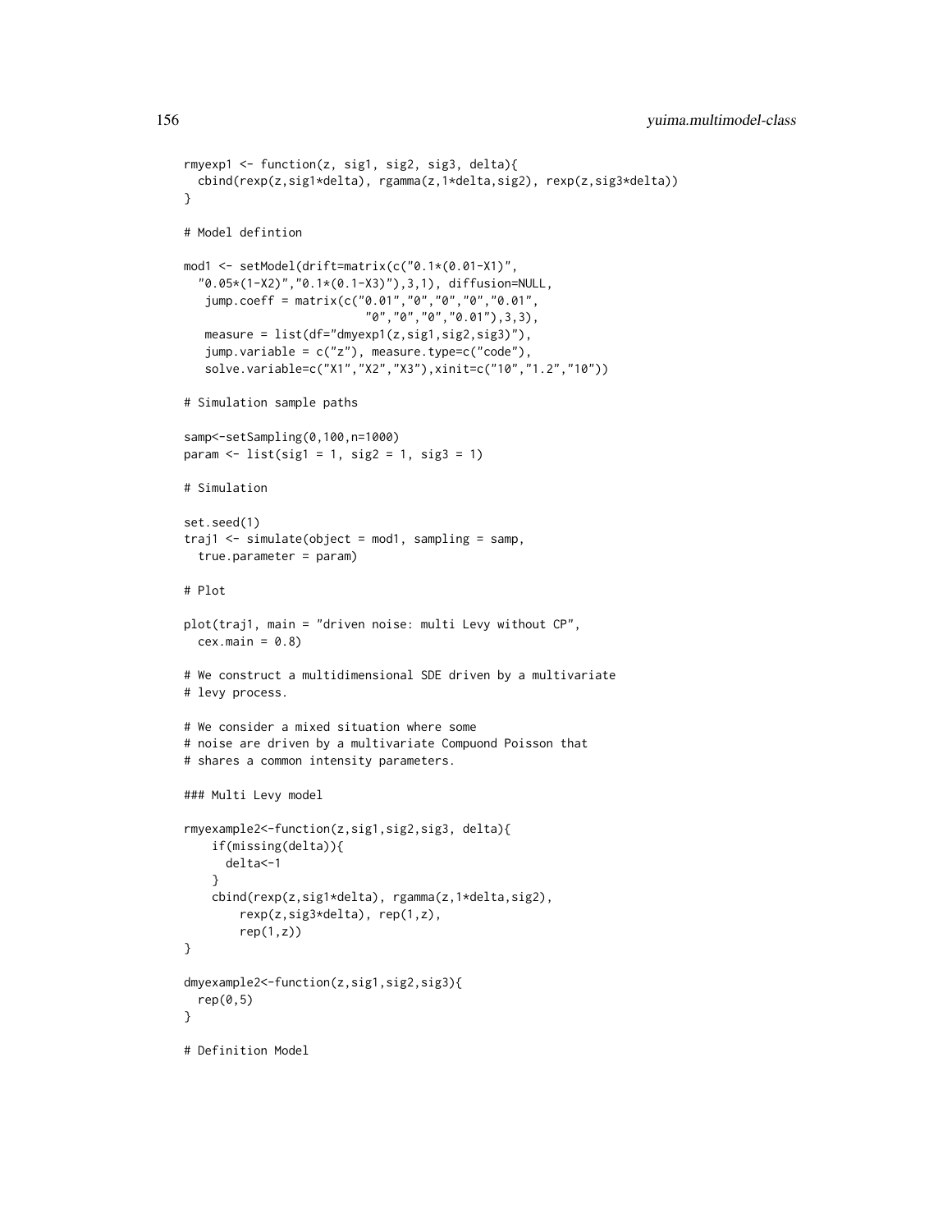```
rmyexp1 <- function(z, sig1, sig2, sig3, delta){
  cbind(rexp(z,sig1*delta), rgamma(z,1*delta,sig2), rexp(z,sig3*delta))
}

# Model defintion

mod1 <- setModel(drift=matrix(c("0.1*(0.01-X1)",
  "0.05*(1-X2)","0.1*(0.1-X3)"),3,1), diffusion=NULL,
   jump.coeff = matrix(c("0.01","0","0","0","0.01",
                          "0","0","0","0.01"),3,3),
   measure = list(df="dmyexp1(z,sig1,sig2,sig3)"),
   jump.variable = c("z"), measure.type=c("code"),
   solve.variable=c("X1","X2","X3"),xinit=c("10","1.2","10"))

# Simulation sample paths

samp<-setSampling(0,100,n=1000)
param <- list(sig1 = 1, sig2 = 1, sig3 = 1)

# Simulation

set.seed(1)
traj1 <- simulate(object = mod1, sampling = samp,
  true.parameter = param)

# Plot

plot(traj1, main = "driven noise: multi Levy without CP",
  cex.main = 0.8)

# We construct a multidimensional SDE driven by a multivariate
# levy process.

# We consider a mixed situation where some
# noise are driven by a multivariate Compuond Poisson that
# shares a common intensity parameters.

### Multi Levy model

rmyexample2<-function(z,sig1,sig2,sig3, delta){
    if(missing(delta)){
      delta<-1
    }
    cbind(rexp(z,sig1*delta), rgamma(z,1*delta,sig2),
        rexp(z,sig3*delta), rep(1,z),
        rep(1,z))
}

dmyexample2<-function(z,sig1,sig2,sig3){
  rep(0,5)
}

# Definition Model
```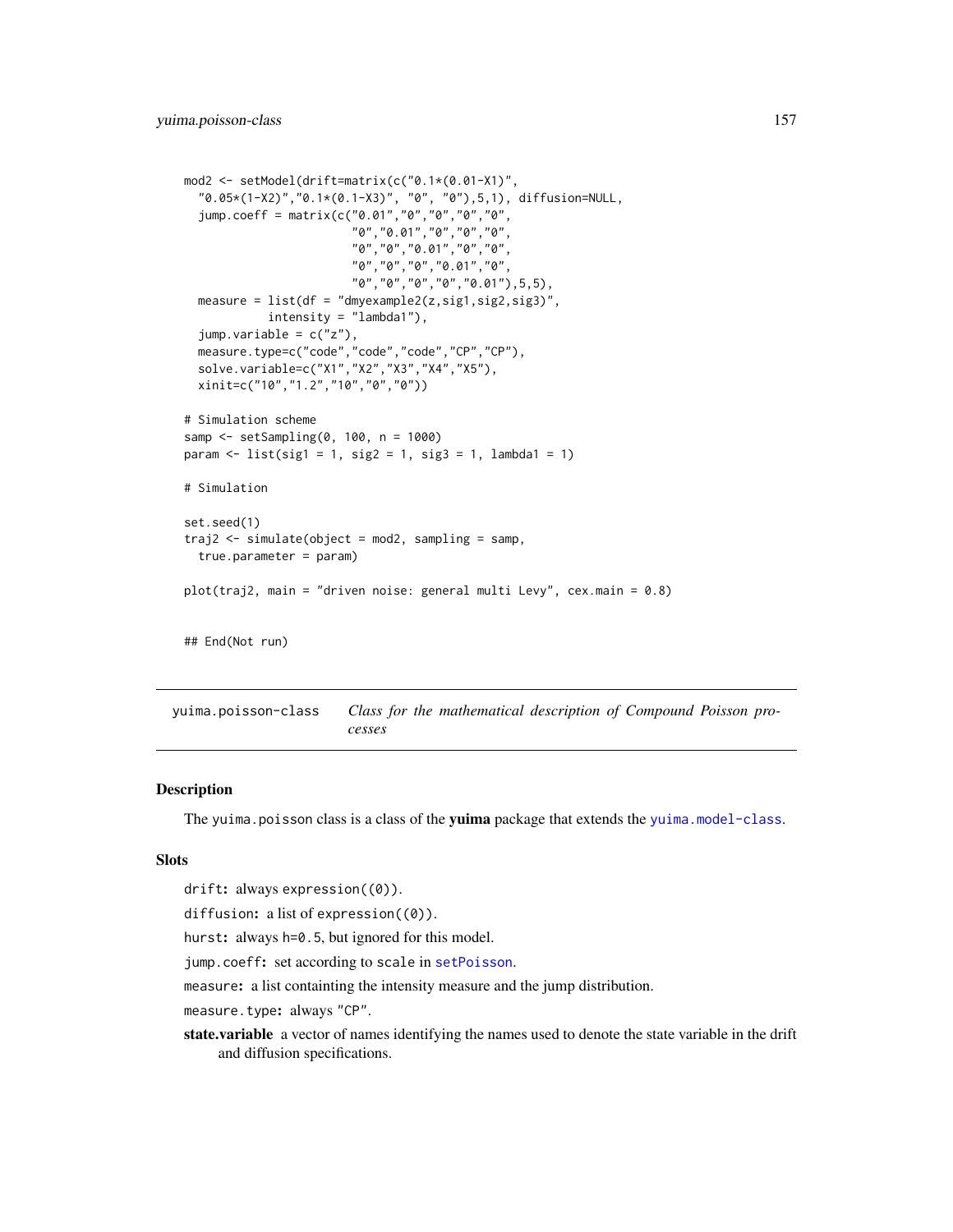```
mod2 <- setModel(drift=matrix(c("0.1*(0.01-X1)",
  "0.05*(1-X2)","0.1*(0.1-X3)", "0", "0"),5,1), diffusion=NULL,
  jump.coeff = matrix(c("0.01","0","0","0","0",
                        "0","0.01","0","0","0",
                        "0","0","0.01","0","0",
                        "0","0","0","0.01","0",
                        "0","0","0","0","0.01"),5,5),
  measure = list(df = "dmyexample2(z,sig1,sig2,sig3)",
            intensity = "lambda1"),
  jump.variable = c("z"),
  measure.type=c("code","code","code","CP","CP"),
  solve.variable=c("X1","X2","X3","X4","X5"),
  xinit=c("10","1.2","10","0","0"))

# Simulation scheme
samp <- setSampling(0, 100, n = 1000)
param <- list(sig1 = 1, sig2 = 1, sig3 = 1, lambda1 = 1)

# Simulation

set.seed(1)
traj2 <- simulate(object = mod2, sampling = samp,
  true.parameter = param)

plot(traj2, main = "driven noise: general multi Levy", cex.main = 0.8)

## End(Not run)
```

---

`yuima.poisson-class` *Class for the mathematical description of Compound Poisson processes*

---

## Description

The `yuima.poisson` class is a class of the **yuima** package that extends the `yuima.model-class`.

## Slots

`drift`: always `expression((0))`.

`diffusion`: a list of `expression((0))`.

`hurst`: always `h=0.5`, but ignored for this model.

`jump.coeff`: set according to `scale` in `setPoisson`.

`measure`: a list containting the intensity measure and the jump distribution.

`measure.type`: always `"CP"`.

**state.variable** a vector of names identifying the names used to denote the state variable in the drift and diffusion specifications.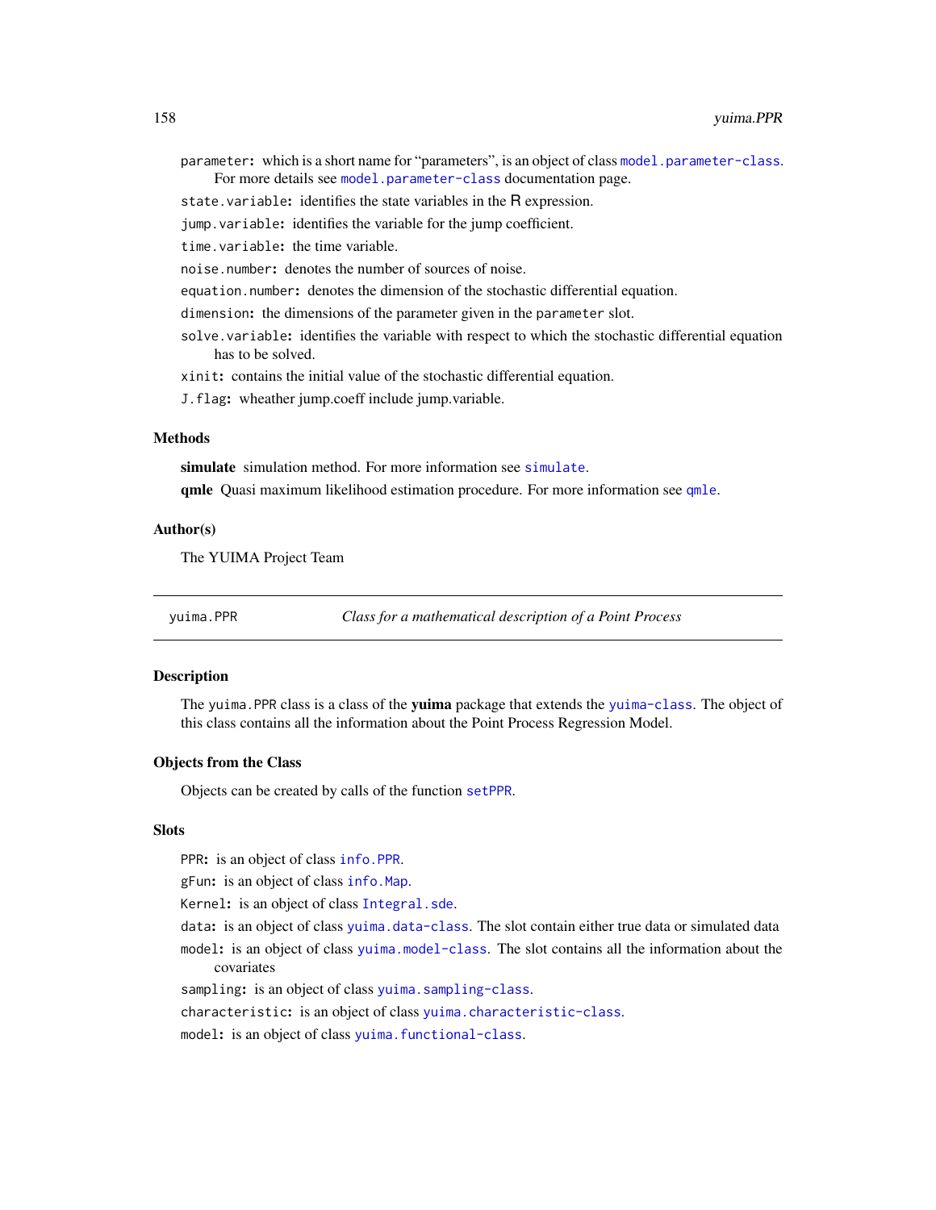`parameter`: which is a short name for “parameters”, is an object of class `model.parameter-class`. For more details see `model.parameter-class` documentation page.

`state.variable`: identifies the state variables in the R expression.

`jump.variable`: identifies the variable for the jump coefficient.

`time.variable`: the time variable.

`noise.number`: denotes the number of sources of noise.

`equation.number`: denotes the dimension of the stochastic differential equation.

`dimension`: the dimensions of the parameter given in the `parameter` slot.

`solve.variable`: identifies the variable with respect to which the stochastic differential equation has to be solved.

`xinit`: contains the initial value of the stochastic differential equation.

`J.flag`: wheather jump.coeff include jump.variable.

### Methods

**simulate** simulation method. For more information see `simulate`.

**qmle** Quasi maximum likelihood estimation procedure. For more information see `qmle`.

### Author(s)

The YUIMA Project Team

---

## yuima.PPR — *Class for a mathematical description of a Point Process*

### Description

The `yuima.PPR` class is a class of the **yuima** package that extends the `yuima-class`. The object of this class contains all the information about the Point Process Regression Model.

### Objects from the Class

Objects can be created by calls of the function `setPPR`.

### Slots

`PPR`: is an object of class `info.PPR`.

`gFun`: is an object of class `info.Map`.

`Kernel`: is an object of class `Integral.sde`.

`data`: is an object of class `yuima.data-class`. The slot contain either true data or simulated data

`model`: is an object of class `yuima.model-class`. The slot contains all the information about the covariates

`sampling`: is an object of class `yuima.sampling-class`.

`characteristic`: is an object of class `yuima.characteristic-class`.

`model`: is an object of class `yuima.functional-class`.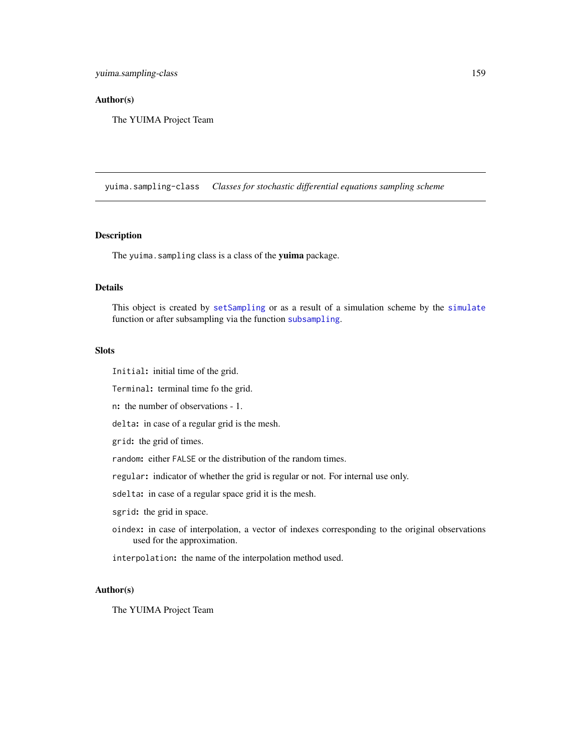## Author(s)

The YUIMA Project Team

---

# yuima.sampling-class — *Classes for stochastic differential equations sampling scheme*

---

## Description

The `yuima.sampling` class is a class of the **yuima** package.

## Details

This object is created by `setSampling` or as a result of a simulation scheme by the `simulate` function or after subsampling via the function `subsampling`.

## Slots

`Initial`**:** initial time of the grid.

`Terminal`**:** terminal time fo the grid.

`n`**:** the number of observations - 1.

`delta`**:** in case of a regular grid is the mesh.

`grid`**:** the grid of times.

`random`**:** either `FALSE` or the distribution of the random times.

`regular`**:** indicator of whether the grid is regular or not. For internal use only.

`sdelta`**:** in case of a regular space grid it is the mesh.

`sgrid`**:** the grid in space.

`oindex`**:** in case of interpolation, a vector of indexes corresponding to the original observations used for the approximation.

`interpolation`**:** the name of the interpolation method used.

## Author(s)

The YUIMA Project Team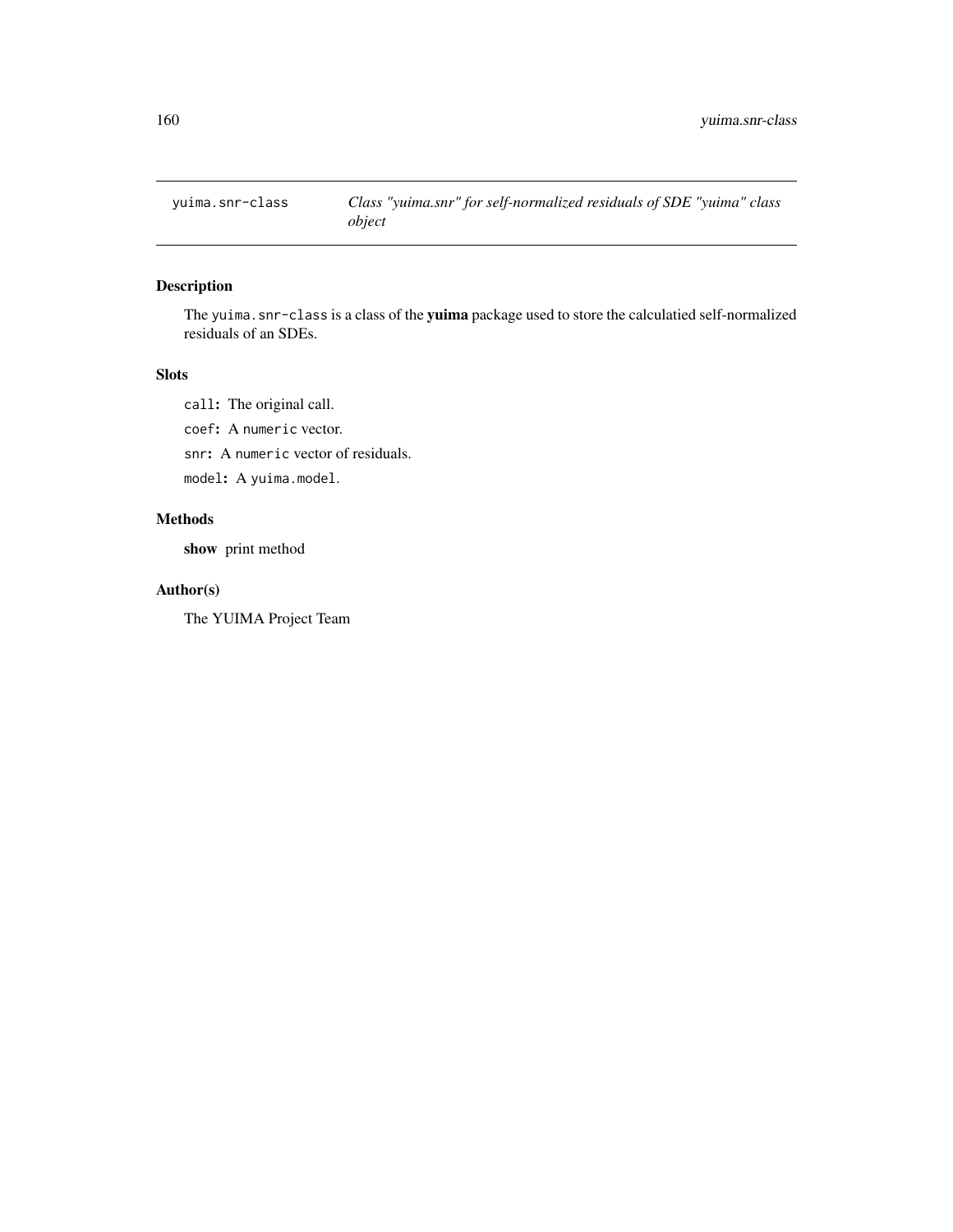yuima.snr-class *Class "yuima.snr" for self-normalized residuals of SDE "yuima" class object*

## Description

The `yuima.snr-class` is a class of the **yuima** package used to store the calculatied self-normalized residuals of an SDEs.

## Slots

`call`**:** The original call.

`coef`**:** A `numeric` vector.

`snr`**:** A `numeric` vector of residuals.

`model`**:** A `yuima.model`.

## Methods

**show** print method

## Author(s)

The YUIMA Project Team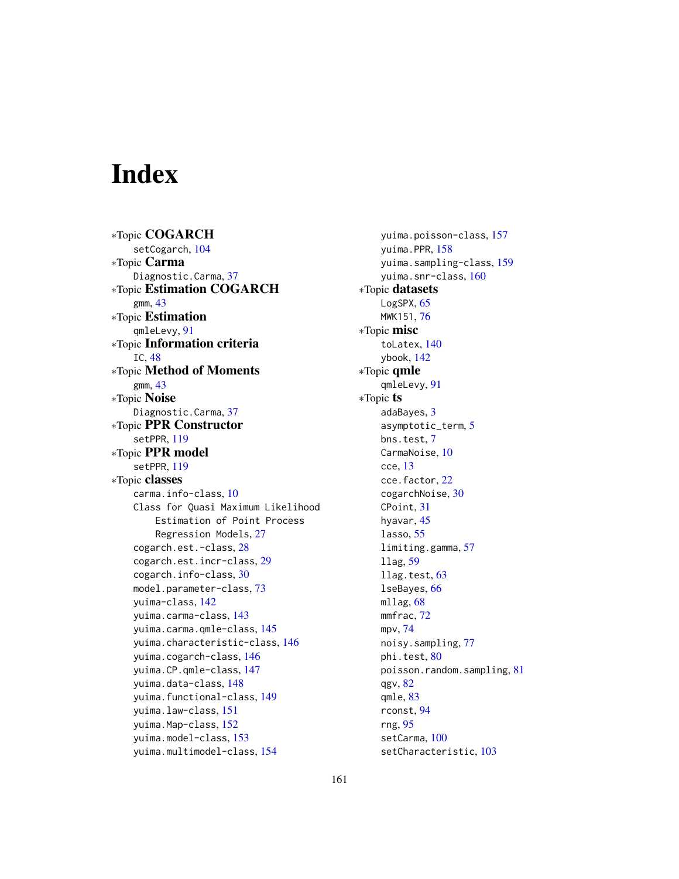# Index

*Topic **COGARCH**
  setCogarch, 104
*Topic **Carma**
  Diagnostic.Carma, 37
*Topic **Estimation COGARCH**
  gmm, 43
*Topic **Estimation**
  qmleLevy, 91
*Topic **Information criteria**
  IC, 48
*Topic **Method of Moments**
  gmm, 43
*Topic **Noise**
  Diagnostic.Carma, 37
*Topic **PPR Constructor**
  setPPR, 119
*Topic **PPR model**
  setPPR, 119
*Topic **classes**
  carma.info-class, 10
  Class for Quasi Maximum Likelihood Estimation of Point Process Regression Models, 27
  cogarch.est.-class, 28
  cogarch.est.incr-class, 29
  cogarch.info-class, 30
  model.parameter-class, 73
  yuima-class, 142
  yuima.carma-class, 143
  yuima.carma.qmle-class, 145
  yuima.characteristic-class, 146
  yuima.cogarch-class, 146
  yuima.CP.qmle-class, 147
  yuima.data-class, 148
  yuima.functional-class, 149
  yuima.law-class, 151
  yuima.Map-class, 152
  yuima.model-class, 153
  yuima.multimodel-class, 154
  yuima.poisson-class, 157
  yuima.PPR, 158
  yuima.sampling-class, 159
  yuima.snr-class, 160
*Topic **datasets**
  LogSPX, 65
  MWK151, 76
*Topic **misc**
  toLatex, 140
  ybook, 142
*Topic **qmle**
  qmleLevy, 91
*Topic **ts**
  adaBayes, 3
  asymptotic_term, 5
  bns.test, 7
  CarmaNoise, 10
  cce, 13
  cce.factor, 22
  cogarchNoise, 30
  CPoint, 31
  hyavar, 45
  lasso, 55
  limiting.gamma, 57
  llag, 59
  llag.test, 63
  lseBayes, 66
  mllag, 68
  mmfrac, 72
  mpv, 74
  noisy.sampling, 77
  phi.test, 80
  poisson.random.sampling, 81
  qgv, 82
  qmle, 83
  rconst, 94
  rng, 95
  setCarma, 100
  setCharacteristic, 103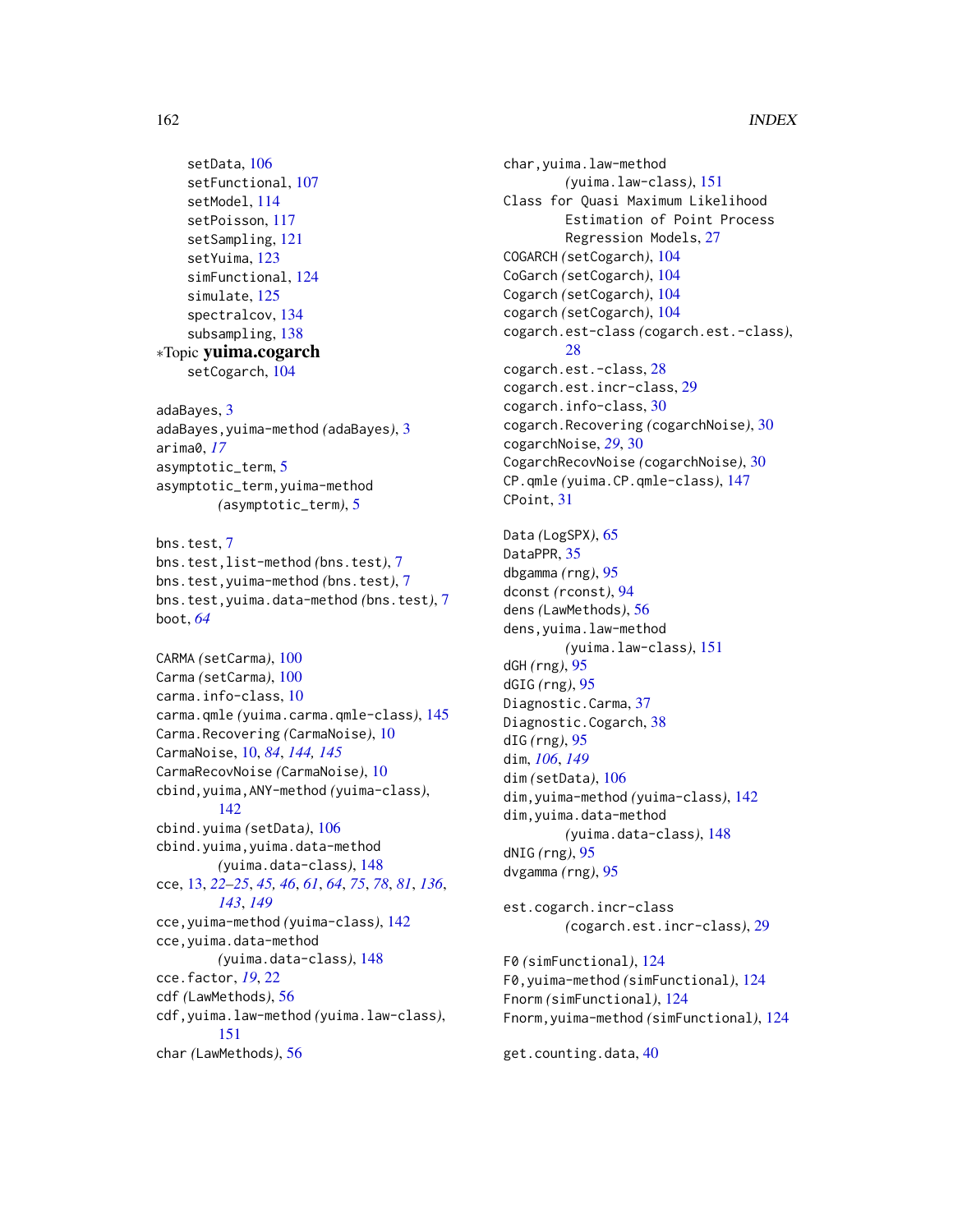setData, 106
setFunctional, 107
setModel, 114
setPoisson, 117
setSampling, 121
setYuima, 123
simFunctional, 124
simulate, 125
spectralcov, 134
subsampling, 138

*Topic **yuima.cogarch**
setCogarch, 104

adaBayes, 3
adaBayes,yuima-method *(*adaBayes*)*, 3
arima0, *17*
asymptotic_term, 5
asymptotic_term,yuima-method *(*asymptotic_term*)*, 5

bns.test, 7
bns.test,list-method *(*bns.test*)*, 7
bns.test,yuima-method *(*bns.test*)*, 7
bns.test,yuima.data-method *(*bns.test*)*, 7
boot, *64*

CARMA *(*setCarma*)*, 100
Carma *(*setCarma*)*, 100
carma.info-class, 10
carma.qmle *(*yuima.carma.qmle-class*)*, 145
Carma.Recovering *(*CarmaNoise*)*, 10
CarmaNoise, 10, *84*, *144, 145*
CarmaRecovNoise *(*CarmaNoise*)*, 10
cbind,yuima,ANY-method *(*yuima-class*)*, 142
cbind.yuima *(*setData*)*, 106
cbind.yuima,yuima.data-method *(*yuima.data-class*)*, 148
cce, 13, *22–25*, *45*, *46*, *61*, *64*, *75*, *78*, *81*, *136*, *143*, *149*
cce,yuima-method *(*yuima-class*)*, 142
cce,yuima.data-method *(*yuima.data-class*)*, 148
cce.factor, *19*, 22
cdf *(*LawMethods*)*, 56
cdf,yuima.law-method *(*yuima.law-class*)*, 151
char *(*LawMethods*)*, 56
char,yuima.law-method *(*yuima.law-class*)*, 151
Class for Quasi Maximum Likelihood Estimation of Point Process Regression Models, 27
COGARCH *(*setCogarch*)*, 104
CoGarch *(*setCogarch*)*, 104
Cogarch *(*setCogarch*)*, 104
cogarch *(*setCogarch*)*, 104
cogarch.est-class *(*cogarch.est.-class*)*, 28
cogarch.est.-class, 28
cogarch.est.incr-class, 29
cogarch.info-class, 30
cogarch.Recovering *(*cogarchNoise*)*, 30
cogarchNoise, *29*, 30
CogarchRecovNoise *(*cogarchNoise*)*, 30
CP.qmle *(*yuima.CP.qmle-class*)*, 147
CPoint, 31

Data *(*LogSPX*)*, 65
DataPPR, 35
dbgamma *(*rng*)*, 95
dconst *(*rconst*)*, 94
dens *(*LawMethods*)*, 56
dens,yuima.law-method *(*yuima.law-class*)*, 151
dGH *(*rng*)*, 95
dGIG *(*rng*)*, 95
Diagnostic.Carma, 37
Diagnostic.Cogarch, 38
dIG *(*rng*)*, 95
dim, *106*, *149*
dim *(*setData*)*, 106
dim,yuima-method *(*yuima-class*)*, 142
dim,yuima.data-method *(*yuima.data-class*)*, 148
dNIG *(*rng*)*, 95
dvgamma *(*rng*)*, 95

est.cogarch.incr-class *(*cogarch.est.incr-class*)*, 29

F0 *(*simFunctional*)*, 124
F0,yuima-method *(*simFunctional*)*, 124
Fnorm *(*simFunctional*)*, 124
Fnorm,yuima-method *(*simFunctional*)*, 124

get.counting.data, 40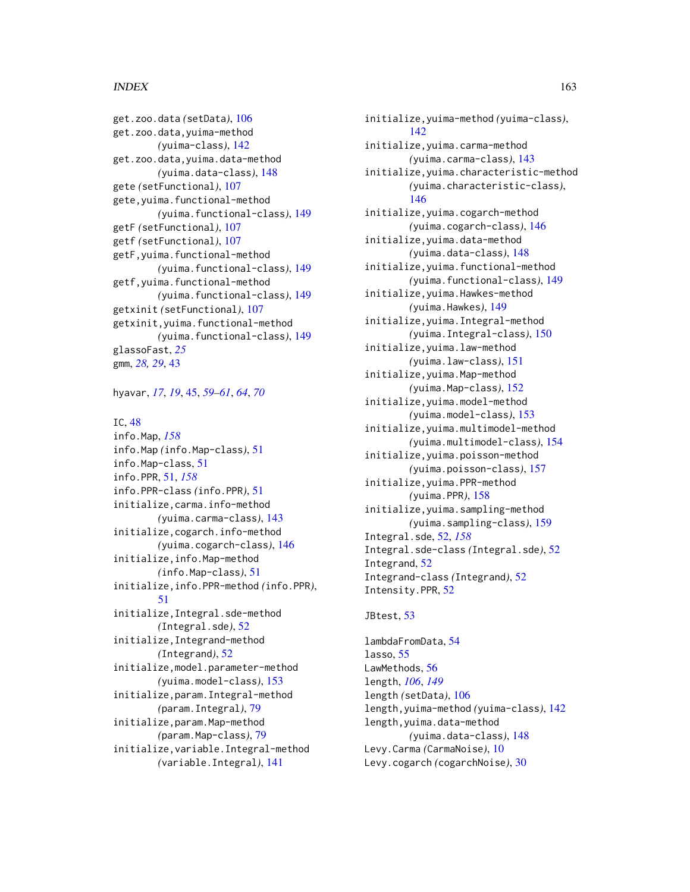get.zoo.data *(*setData*)*, 106
get.zoo.data,yuima-method
*(*yuima-class*)*, 142
get.zoo.data,yuima.data-method
*(*yuima.data-class*)*, 148
gete *(*setFunctional*)*, 107
gete,yuima.functional-method
*(*yuima.functional-class*)*, 149
getF *(*setFunctional*)*, 107
getf *(*setFunctional*)*, 107
getF,yuima.functional-method
*(*yuima.functional-class*)*, 149
getf,yuima.functional-method
*(*yuima.functional-class*)*, 149
getxinit *(*setFunctional*)*, 107
getxinit,yuima.functional-method
*(*yuima.functional-class*)*, 149
glassoFast, *25*
gmm, *28, 29*, 43

hyavar, *17*, *19*, 45, *59–61*, *64*, *70*

IC, 48
info.Map, *158*
info.Map *(*info.Map-class*)*, 51
info.Map-class, 51
info.PPR, 51, *158*
info.PPR-class *(*info.PPR*)*, 51
initialize,carma.info-method
*(*yuima.carma-class*)*, 143
initialize,cogarch.info-method
*(*yuima.cogarch-class*)*, 146
initialize,info.Map-method
*(*info.Map-class*)*, 51
initialize,info.PPR-method *(*info.PPR*)*,
51
initialize,Integral.sde-method
*(*Integral.sde*)*, 52
initialize,Integrand-method
*(*Integrand*)*, 52
initialize,model.parameter-method
*(*yuima.model-class*)*, 153
initialize,param.Integral-method
*(*param.Integral*)*, 79
initialize,param.Map-method
*(*param.Map-class*)*, 79
initialize,variable.Integral-method
*(*variable.Integral*)*, 141
initialize,yuima-method *(*yuima-class*)*,
142
initialize,yuima.carma-method
*(*yuima.carma-class*)*, 143
initialize,yuima.characteristic-method
*(*yuima.characteristic-class*)*,
146
initialize,yuima.cogarch-method
*(*yuima.cogarch-class*)*, 146
initialize,yuima.data-method
*(*yuima.data-class*)*, 148
initialize,yuima.functional-method
*(*yuima.functional-class*)*, 149
initialize,yuima.Hawkes-method
*(*yuima.Hawkes*)*, 149
initialize,yuima.Integral-method
*(*yuima.Integral-class*)*, 150
initialize,yuima.law-method
*(*yuima.law-class*)*, 151
initialize,yuima.Map-method
*(*yuima.Map-class*)*, 152
initialize,yuima.model-method
*(*yuima.model-class*)*, 153
initialize,yuima.multimodel-method
*(*yuima.multimodel-class*)*, 154
initialize,yuima.poisson-method
*(*yuima.poisson-class*)*, 157
initialize,yuima.PPR-method
*(*yuima.PPR*)*, 158
initialize,yuima.sampling-method
*(*yuima.sampling-class*)*, 159
Integral.sde, 52, *158*
Integral.sde-class *(*Integral.sde*)*, 52
Integrand, 52
Integrand-class *(*Integrand*)*, 52
Intensity.PPR, 52

JBtest, 53

lambdaFromData, 54
lasso, 55
LawMethods, 56
length, *106*, *149*
length *(*setData*)*, 106
length,yuima-method *(*yuima-class*)*, 142
length,yuima.data-method
*(*yuima.data-class*)*, 148
Levy.Carma *(*CarmaNoise*)*, 10
Levy.cogarch *(*cogarchNoise*)*, 30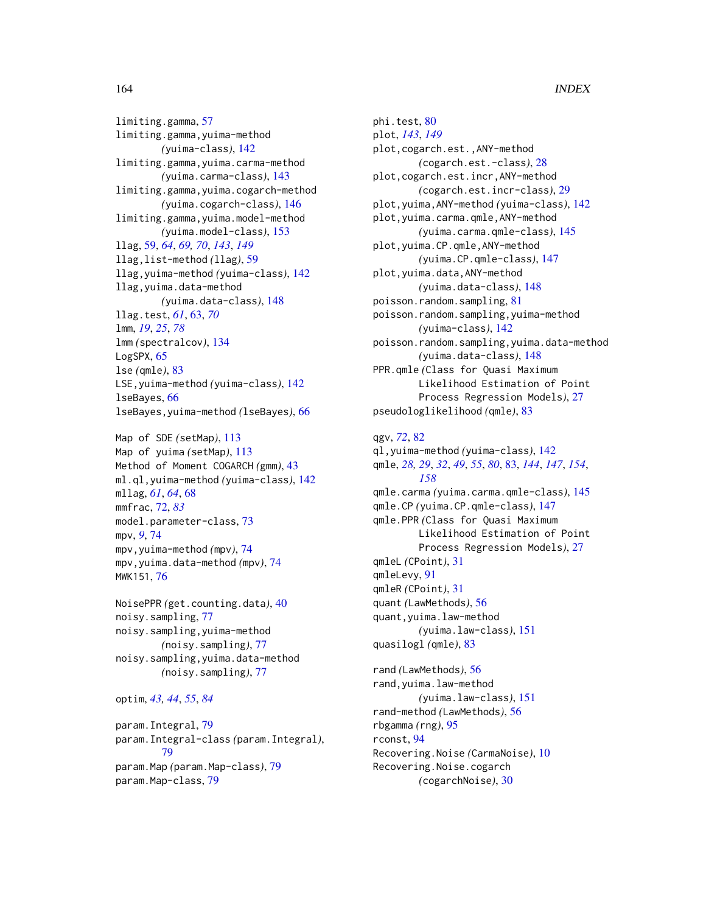limiting.gamma, 57
limiting.gamma,yuima-method (yuima-class), 142
limiting.gamma,yuima.carma-method (yuima.carma-class), 143
limiting.gamma,yuima.cogarch-method (yuima.cogarch-class), 146
limiting.gamma,yuima.model-method (yuima.model-class), 153
llag, 59, *64*, *69, 70*, *143*, *149*
llag,list-method (llag), 59
llag,yuima-method (yuima-class), 142
llag,yuima.data-method (yuima.data-class), 148
llag.test, *61*, 63, *70*
lmm, *19*, *25*, *78*
lmm (spectralcov), 134
LogSPX, 65
lse (qmle), 83
LSE,yuima-method (yuima-class), 142
lseBayes, 66
lseBayes,yuima-method (lseBayes), 66

Map of SDE (setMap), 113
Map of yuima (setMap), 113
Method of Moment COGARCH (gmm), 43
ml.ql,yuima-method (yuima-class), 142
mllag, *61*, *64*, 68
mmfrac, 72, *83*
model.parameter-class, 73
mpv, *9*, 74
mpv,yuima-method (mpv), 74
mpv,yuima.data-method (mpv), 74
MWK151, 76

NoisePPR (get.counting.data), 40
noisy.sampling, 77
noisy.sampling,yuima-method (noisy.sampling), 77
noisy.sampling,yuima.data-method (noisy.sampling), 77

optim, *43, 44*, *55*, *84*

param.Integral, 79
param.Integral-class (param.Integral), 79
param.Map (param.Map-class), 79
param.Map-class, 79

phi.test, 80
plot, *143*, *149*
plot,cogarch.est.,ANY-method (cogarch.est.-class), 28
plot,cogarch.est.incr,ANY-method (cogarch.est.incr-class), 29
plot,yuima,ANY-method (yuima-class), 142
plot,yuima.carma.qmle,ANY-method (yuima.carma.qmle-class), 145
plot,yuima.CP.qmle,ANY-method (yuima.CP.qmle-class), 147
plot,yuima.data,ANY-method (yuima.data-class), 148
poisson.random.sampling, 81
poisson.random.sampling,yuima-method (yuima-class), 142
poisson.random.sampling,yuima.data-method (yuima.data-class), 148
PPR.qmle (Class for Quasi Maximum Likelihood Estimation of Point Process Regression Models), 27
pseudologlikelihood (qmle), 83

qgv, *72*, 82
ql,yuima-method (yuima-class), 142
qmle, *28, 29*, *32*, *49*, *55*, *80*, 83, *144*, *147*, *154*, *158*
qmle.carma (yuima.carma.qmle-class), 145
qmle.CP (yuima.CP.qmle-class), 147
qmle.PPR (Class for Quasi Maximum Likelihood Estimation of Point Process Regression Models), 27
qmleL (CPoint), 31
qmleLevy, 91
qmleR (CPoint), 31
quant (LawMethods), 56
quant,yuima.law-method (yuima.law-class), 151
quasilogl (qmle), 83

rand (LawMethods), 56
rand,yuima.law-method (yuima.law-class), 151
rand-method (LawMethods), 56
rbgamma (rng), 95
rconst, 94
Recovering.Noise (CarmaNoise), 10
Recovering.Noise.cogarch (cogarchNoise), 30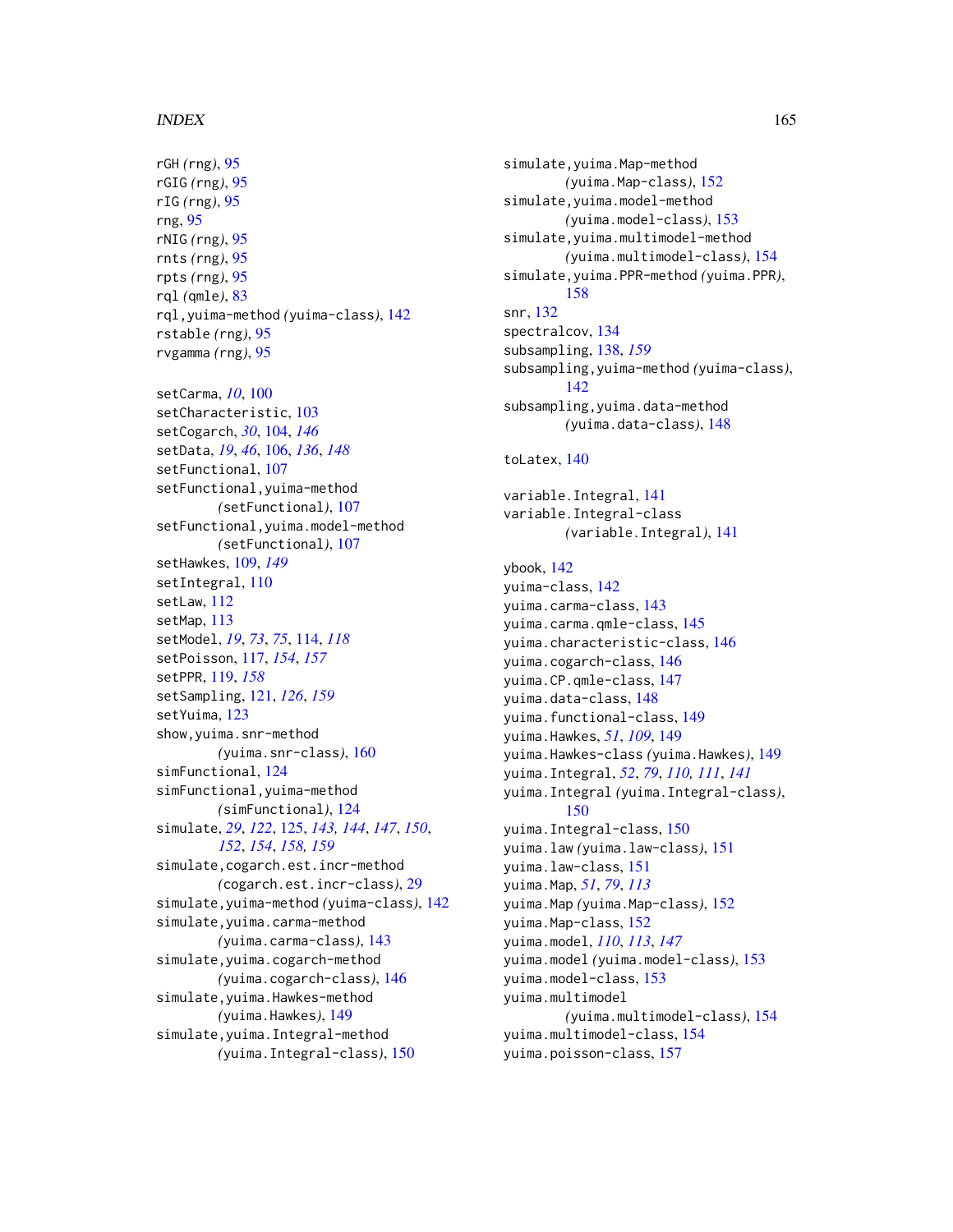rGH *(rng)*, 95
rGIG *(rng)*, 95
rIG *(rng)*, 95
rng, 95
rNIG *(rng)*, 95
rnts *(rng)*, 95
rpts *(rng)*, 95
rql *(qmle)*, 83
rql,yuima-method *(yuima-class)*, 142
rstable *(rng)*, 95
rvgamma *(rng)*, 95

setCarma, *10*, 100
setCharacteristic, 103
setCogarch, *30*, 104, *146*
setData, *19*, *46*, 106, *136*, *148*
setFunctional, 107
setFunctional,yuima-method
    *(setFunctional)*, 107
setFunctional,yuima.model-method
    *(setFunctional)*, 107
setHawkes, 109, *149*
setIntegral, 110
setLaw, 112
setMap, 113
setModel, *19*, *73*, *75*, 114, *118*
setPoisson, 117, *154*, *157*
setPPR, 119, *158*
setSampling, 121, *126*, *159*
setYuima, 123
show,yuima.snr-method
    *(yuima.snr-class)*, 160
simFunctional, 124
simFunctional,yuima-method
    *(simFunctional)*, 124
simulate, *29*, *122*, 125, *143*, *144*, *147*, *150*,
    *152*, *154*, *158*, *159*
simulate,cogarch.est.incr-method
    *(cogarch.est.incr-class)*, 29
simulate,yuima-method *(yuima-class)*, 142
simulate,yuima.carma-method
    *(yuima.carma-class)*, 143
simulate,yuima.cogarch-method
    *(yuima.cogarch-class)*, 146
simulate,yuima.Hawkes-method
    *(yuima.Hawkes)*, 149
simulate,yuima.Integral-method
    *(yuima.Integral-class)*, 150
simulate,yuima.Map-method
    *(yuima.Map-class)*, 152
simulate,yuima.model-method
    *(yuima.model-class)*, 153
simulate,yuima.multimodel-method
    *(yuima.multimodel-class)*, 154
simulate,yuima.PPR-method *(yuima.PPR)*,
    158
snr, 132
spectralcov, 134
subsampling, 138, *159*
subsampling,yuima-method *(yuima-class)*,
    142
subsampling,yuima.data-method
    *(yuima.data-class)*, 148

toLatex, 140

variable.Integral, 141
variable.Integral-class
    *(variable.Integral)*, 141

ybook, 142
yuima-class, 142
yuima.carma-class, 143
yuima.carma.qmle-class, 145
yuima.characteristic-class, 146
yuima.cogarch-class, 146
yuima.CP.qmle-class, 147
yuima.data-class, 148
yuima.functional-class, 149
yuima.Hawkes, *51*, *109*, 149
yuima.Hawkes-class *(yuima.Hawkes)*, 149
yuima.Integral, *52*, *79*, *110*, *111*, *141*
yuima.Integral *(yuima.Integral-class)*,
    150
yuima.Integral-class, 150
yuima.law *(yuima.law-class)*, 151
yuima.law-class, 151
yuima.Map, *51*, *79*, *113*
yuima.Map *(yuima.Map-class)*, 152
yuima.Map-class, 152
yuima.model, *110*, *113*, *147*
yuima.model *(yuima.model-class)*, 153
yuima.model-class, 153
yuima.multimodel
    *(yuima.multimodel-class)*, 154
yuima.multimodel-class, 154
yuima.poisson-class, 157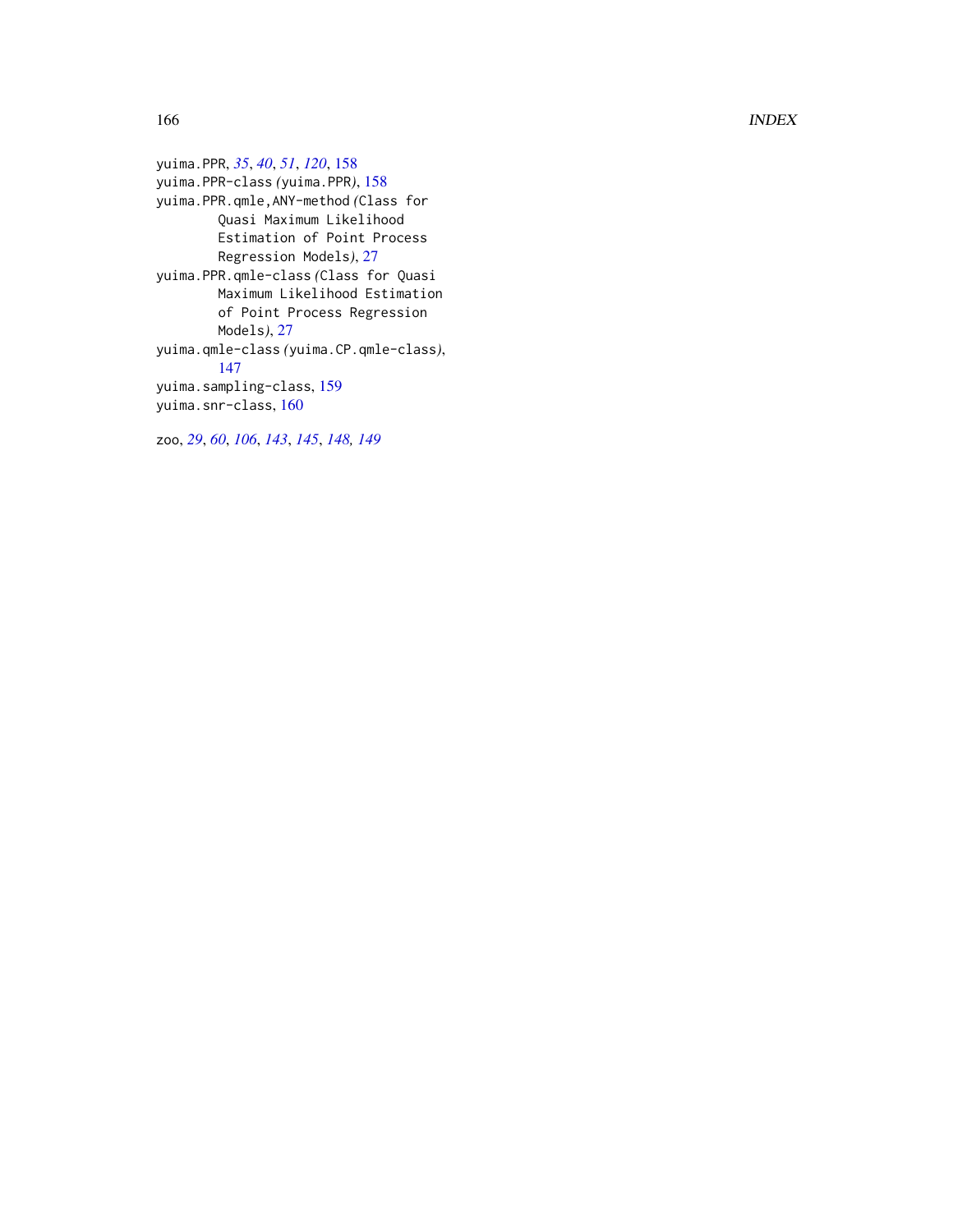yuima.PPR, *35*, *40*, *51*, *120*, 158
yuima.PPR-class *(*yuima.PPR*)*, 158
yuima.PPR.qmle,ANY-method *(*Class for Quasi Maximum Likelihood Estimation of Point Process Regression Models*)*, 27
yuima.PPR.qmle-class *(*Class for Quasi Maximum Likelihood Estimation of Point Process Regression Models*)*, 27
yuima.qmle-class *(*yuima.CP.qmle-class*)*, 147
yuima.sampling-class, 159
yuima.snr-class, 160

zoo, *29*, *60*, *106*, *143*, *145*, *148, 149*